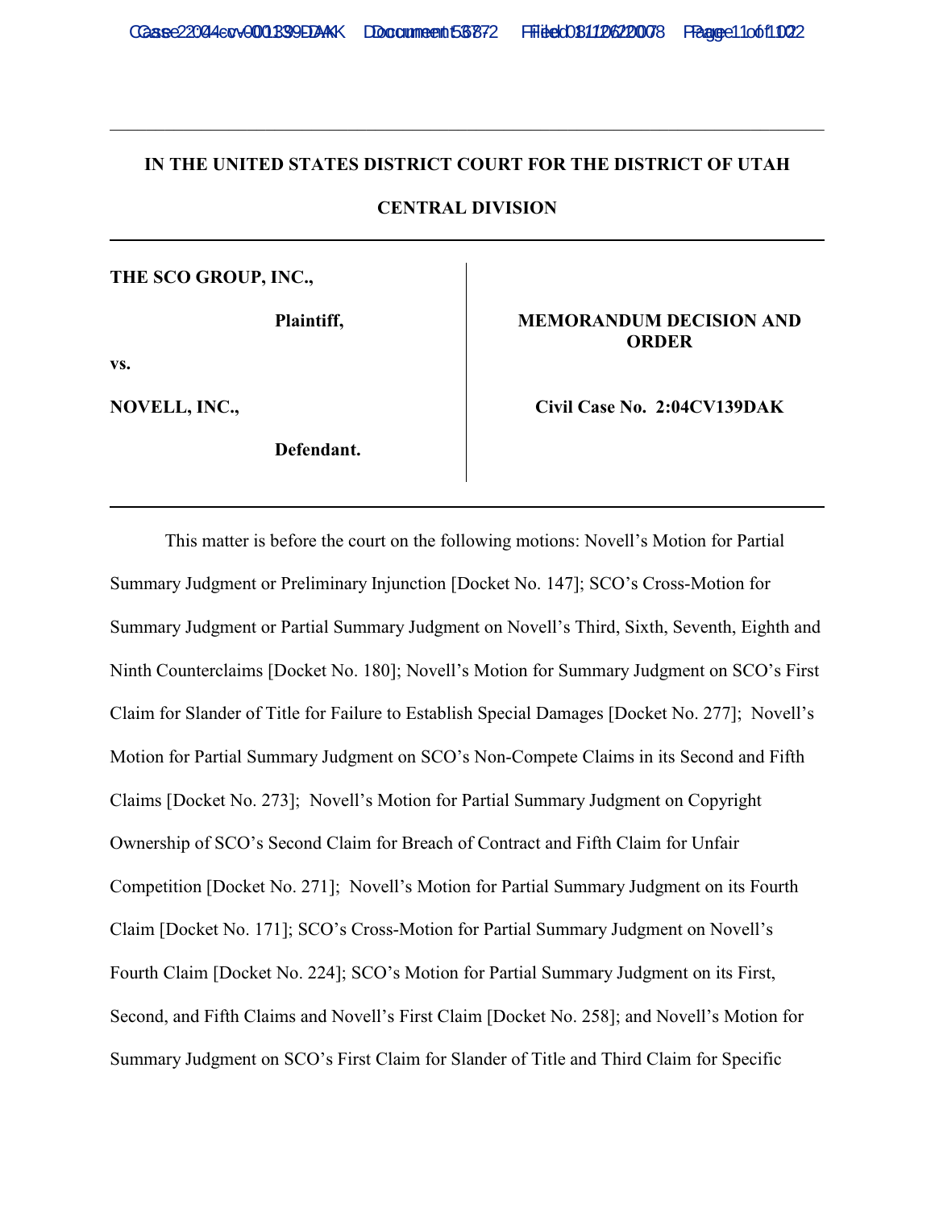**IN THE UNITED STATES DISTRICT COURT FOR THE DISTRICT OF UTAH**

**CENTRAL DIVISION**

---

| | |
|---|---|
| **THE SCO GROUP, INC.,** | **MEMORANDUM DECISION AND ORDER** |
| **Plaintiff,** | |
| **vs.** | **Civil Case No. 2:04CV139DAK** |
| **NOVELL, INC.,** | |
| **Defendant.** | |

---

This matter is before the court on the following motions: Novell's Motion for Partial Summary Judgment or Preliminary Injunction [Docket No. 147]; SCO's Cross-Motion for Summary Judgment or Partial Summary Judgment on Novell's Third, Sixth, Seventh, Eighth and Ninth Counterclaims [Docket No. 180]; Novell's Motion for Summary Judgment on SCO's First Claim for Slander of Title for Failure to Establish Special Damages [Docket No. 277]; Novell's Motion for Partial Summary Judgment on SCO's Non-Compete Claims in its Second and Fifth Claims [Docket No. 273]; Novell's Motion for Partial Summary Judgment on Copyright Ownership of SCO's Second Claim for Breach of Contract and Fifth Claim for Unfair Competition [Docket No. 271]; Novell's Motion for Partial Summary Judgment on its Fourth Claim [Docket No. 171]; SCO's Cross-Motion for Partial Summary Judgment on Novell's Fourth Claim [Docket No. 224]; SCO's Motion for Partial Summary Judgment on its First, Second, and Fifth Claims and Novell's First Claim [Docket No. 258]; and Novell's Motion for Summary Judgment on SCO's First Claim for Slander of Title and Third Claim for Specific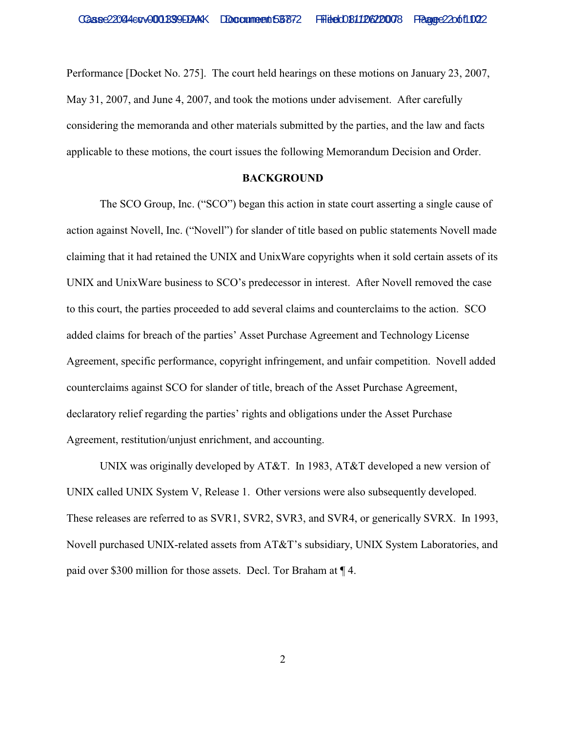Performance [Docket No. 275]. The court held hearings on these motions on January 23, 2007, May 31, 2007, and June 4, 2007, and took the motions under advisement. After carefully considering the memoranda and other materials submitted by the parties, and the law and facts applicable to these motions, the court issues the following Memorandum Decision and Order.

## BACKGROUND

The SCO Group, Inc. ("SCO") began this action in state court asserting a single cause of action against Novell, Inc. ("Novell") for slander of title based on public statements Novell made claiming that it had retained the UNIX and UnixWare copyrights when it sold certain assets of its UNIX and UnixWare business to SCO's predecessor in interest. After Novell removed the case to this court, the parties proceeded to add several claims and counterclaims to the action. SCO added claims for breach of the parties' Asset Purchase Agreement and Technology License Agreement, specific performance, copyright infringement, and unfair competition. Novell added counterclaims against SCO for slander of title, breach of the Asset Purchase Agreement, declaratory relief regarding the parties' rights and obligations under the Asset Purchase Agreement, restitution/unjust enrichment, and accounting.

UNIX was originally developed by AT&T. In 1983, AT&T developed a new version of UNIX called UNIX System V, Release 1. Other versions were also subsequently developed. These releases are referred to as SVR1, SVR2, SVR3, and SVR4, or generically SVRX. In 1993, Novell purchased UNIX-related assets from AT&T's subsidiary, UNIX System Laboratories, and paid over $300 million for those assets. Decl. Tor Braham at ¶ 4.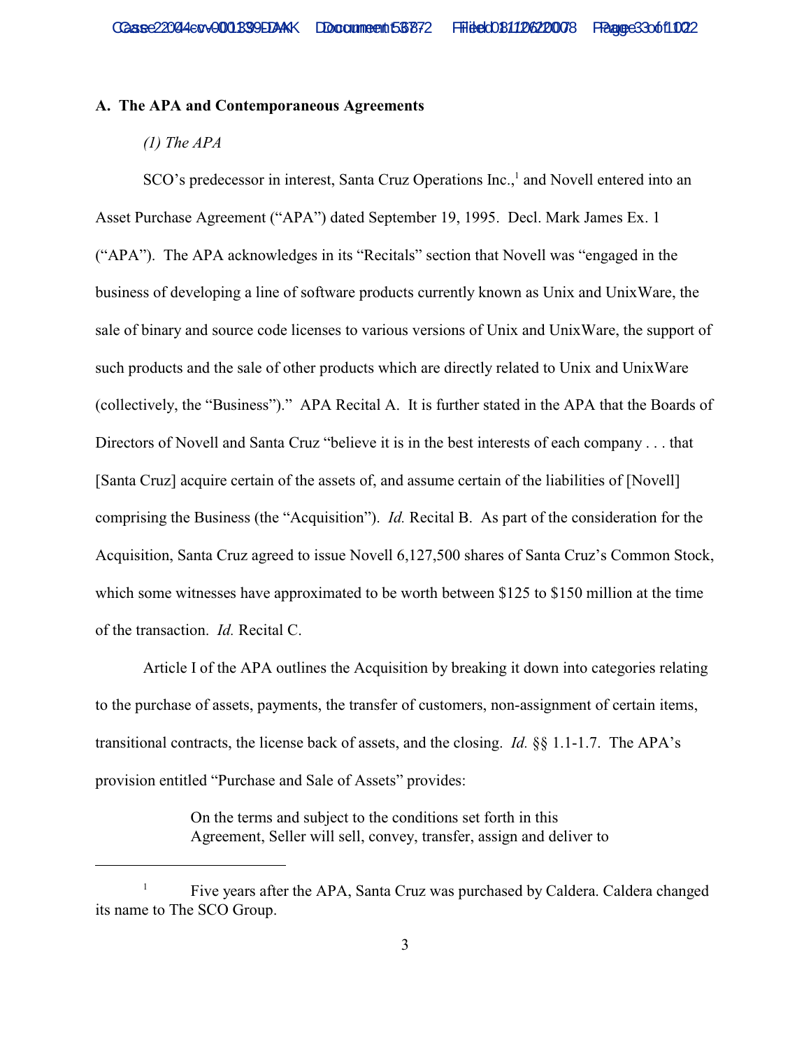### A. The APA and Contemporaneous Agreements

*(1) The APA*

SCO's predecessor in interest, Santa Cruz Operations Inc.,[1] and Novell entered into an Asset Purchase Agreement ("APA") dated September 19, 1995. Decl. Mark James Ex. 1 ("APA"). The APA acknowledges in its "Recitals" section that Novell was "engaged in the business of developing a line of software products currently known as Unix and UnixWare, the sale of binary and source code licenses to various versions of Unix and UnixWare, the support of such products and the sale of other products which are directly related to Unix and UnixWare (collectively, the "Business")." APA Recital A. It is further stated in the APA that the Boards of Directors of Novell and Santa Cruz "believe it is in the best interests of each company . . . that [Santa Cruz] acquire certain of the assets of, and assume certain of the liabilities of [Novell] comprising the Business (the "Acquisition"). *Id.* Recital B. As part of the consideration for the Acquisition, Santa Cruz agreed to issue Novell 6,127,500 shares of Santa Cruz's Common Stock, which some witnesses have approximated to be worth between $125 to $150 million at the time of the transaction. *Id.* Recital C.

Article I of the APA outlines the Acquisition by breaking it down into categories relating to the purchase of assets, payments, the transfer of customers, non-assignment of certain items, transitional contracts, the license back of assets, and the closing. *Id.* §§ 1.1-1.7. The APA's provision entitled "Purchase and Sale of Assets" provides:

> On the terms and subject to the conditions set forth in this Agreement, Seller will sell, convey, transfer, assign and deliver to

---

[1] Five years after the APA, Santa Cruz was purchased by Caldera. Caldera changed its name to The SCO Group.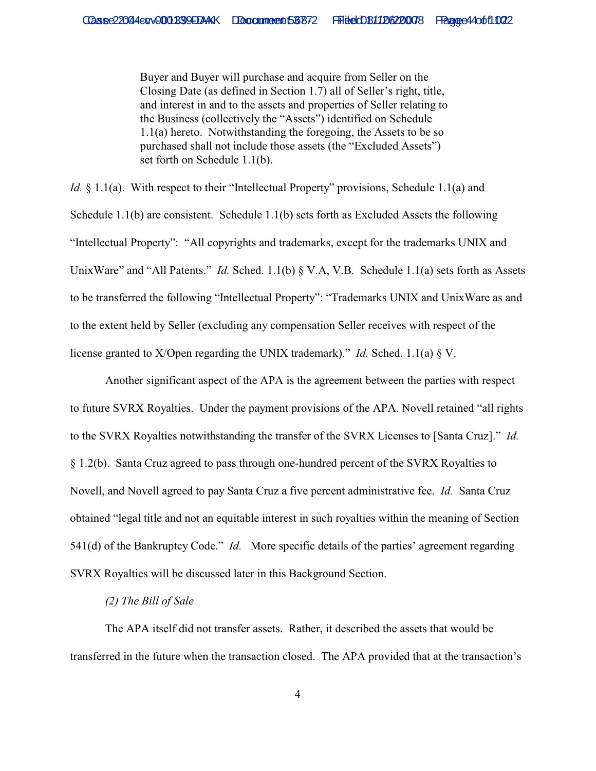> Buyer and Buyer will purchase and acquire from Seller on the Closing Date (as defined in Section 1.7) all of Seller's right, title, and interest in and to the assets and properties of Seller relating to the Business (collectively the "Assets") identified on Schedule 1.1(a) hereto. Notwithstanding the foregoing, the Assets to be so purchased shall not include those assets (the "Excluded Assets") set forth on Schedule 1.1(b).

*Id.* § 1.1(a). With respect to their "Intellectual Property" provisions, Schedule 1.1(a) and Schedule 1.1(b) are consistent. Schedule 1.1(b) sets forth as Excluded Assets the following "Intellectual Property": "All copyrights and trademarks, except for the trademarks UNIX and UnixWare" and "All Patents." *Id.* Sched. 1.1(b) § V.A, V.B. Schedule 1.1(a) sets forth as Assets to be transferred the following "Intellectual Property": "Trademarks UNIX and UnixWare as and to the extent held by Seller (excluding any compensation Seller receives with respect of the license granted to X/Open regarding the UNIX trademark)." *Id.* Sched. 1.1(a) § V.

Another significant aspect of the APA is the agreement between the parties with respect to future SVRX Royalties. Under the payment provisions of the APA, Novell retained "all rights to the SVRX Royalties notwithstanding the transfer of the SVRX Licenses to [Santa Cruz]." *Id.* § 1.2(b). Santa Cruz agreed to pass through one-hundred percent of the SVRX Royalties to Novell, and Novell agreed to pay Santa Cruz a five percent administrative fee. *Id.* Santa Cruz obtained "legal title and not an equitable interest in such royalties within the meaning of Section 541(d) of the Bankruptcy Code." *Id.* More specific details of the parties' agreement regarding SVRX Royalties will be discussed later in this Background Section.

*(2) The Bill of Sale*

The APA itself did not transfer assets. Rather, it described the assets that would be transferred in the future when the transaction closed. The APA provided that at the transaction's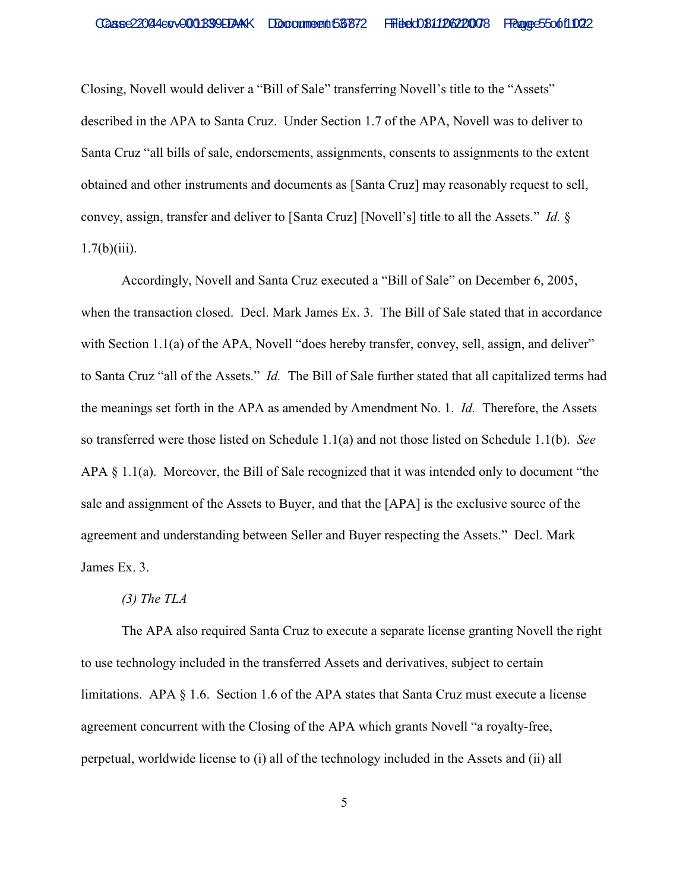Closing, Novell would deliver a "Bill of Sale" transferring Novell's title to the "Assets" described in the APA to Santa Cruz. Under Section 1.7 of the APA, Novell was to deliver to Santa Cruz "all bills of sale, endorsements, assignments, consents to assignments to the extent obtained and other instruments and documents as [Santa Cruz] may reasonably request to sell, convey, assign, transfer and deliver to [Santa Cruz] [Novell's] title to all the Assets." *Id.* § 1.7(b)(iii).

Accordingly, Novell and Santa Cruz executed a "Bill of Sale" on December 6, 2005, when the transaction closed. Decl. Mark James Ex. 3. The Bill of Sale stated that in accordance with Section 1.1(a) of the APA, Novell "does hereby transfer, convey, sell, assign, and deliver" to Santa Cruz "all of the Assets." *Id.* The Bill of Sale further stated that all capitalized terms had the meanings set forth in the APA as amended by Amendment No. 1. *Id.* Therefore, the Assets so transferred were those listed on Schedule 1.1(a) and not those listed on Schedule 1.1(b). *See* APA § 1.1(a). Moreover, the Bill of Sale recognized that it was intended only to document "the sale and assignment of the Assets to Buyer, and that the [APA] is the exclusive source of the agreement and understanding between Seller and Buyer respecting the Assets." Decl. Mark James Ex. 3.

*(3) The TLA*

The APA also required Santa Cruz to execute a separate license granting Novell the right to use technology included in the transferred Assets and derivatives, subject to certain limitations. APA § 1.6. Section 1.6 of the APA states that Santa Cruz must execute a license agreement concurrent with the Closing of the APA which grants Novell "a royalty-free, perpetual, worldwide license to (i) all of the technology included in the Assets and (ii) all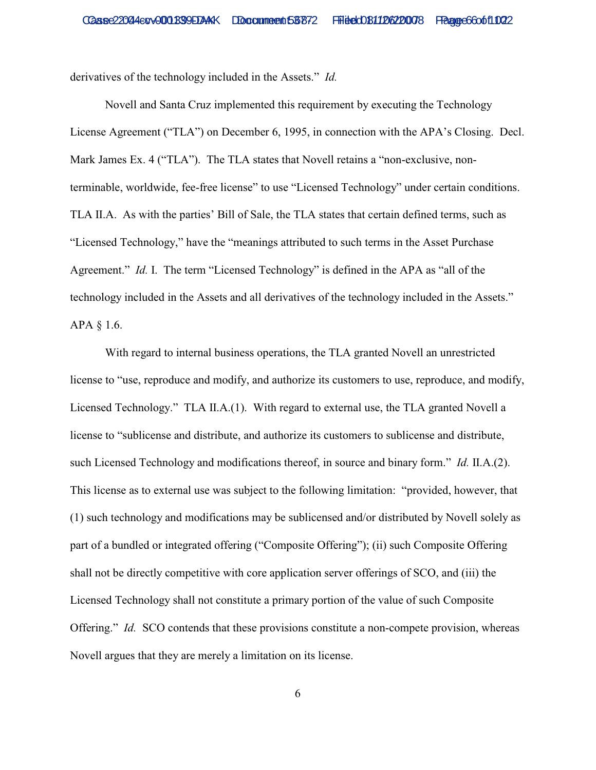derivatives of the technology included in the Assets." *Id.*

Novell and Santa Cruz implemented this requirement by executing the Technology License Agreement ("TLA") on December 6, 1995, in connection with the APA's Closing. Decl. Mark James Ex. 4 ("TLA"). The TLA states that Novell retains a "non-exclusive, non-terminable, worldwide, fee-free license" to use "Licensed Technology" under certain conditions. TLA II.A. As with the parties' Bill of Sale, the TLA states that certain defined terms, such as "Licensed Technology," have the "meanings attributed to such terms in the Asset Purchase Agreement." *Id.* I. The term "Licensed Technology" is defined in the APA as "all of the technology included in the Assets and all derivatives of the technology included in the Assets." APA § 1.6.

With regard to internal business operations, the TLA granted Novell an unrestricted license to "use, reproduce and modify, and authorize its customers to use, reproduce, and modify, Licensed Technology." TLA II.A.(1). With regard to external use, the TLA granted Novell a license to "sublicense and distribute, and authorize its customers to sublicense and distribute, such Licensed Technology and modifications thereof, in source and binary form." *Id.* II.A.(2). This license as to external use was subject to the following limitation: "provided, however, that (1) such technology and modifications may be sublicensed and/or distributed by Novell solely as part of a bundled or integrated offering ("Composite Offering"); (ii) such Composite Offering shall not be directly competitive with core application server offerings of SCO, and (iii) the Licensed Technology shall not constitute a primary portion of the value of such Composite Offering." *Id.* SCO contends that these provisions constitute a non-compete provision, whereas Novell argues that they are merely a limitation on its license.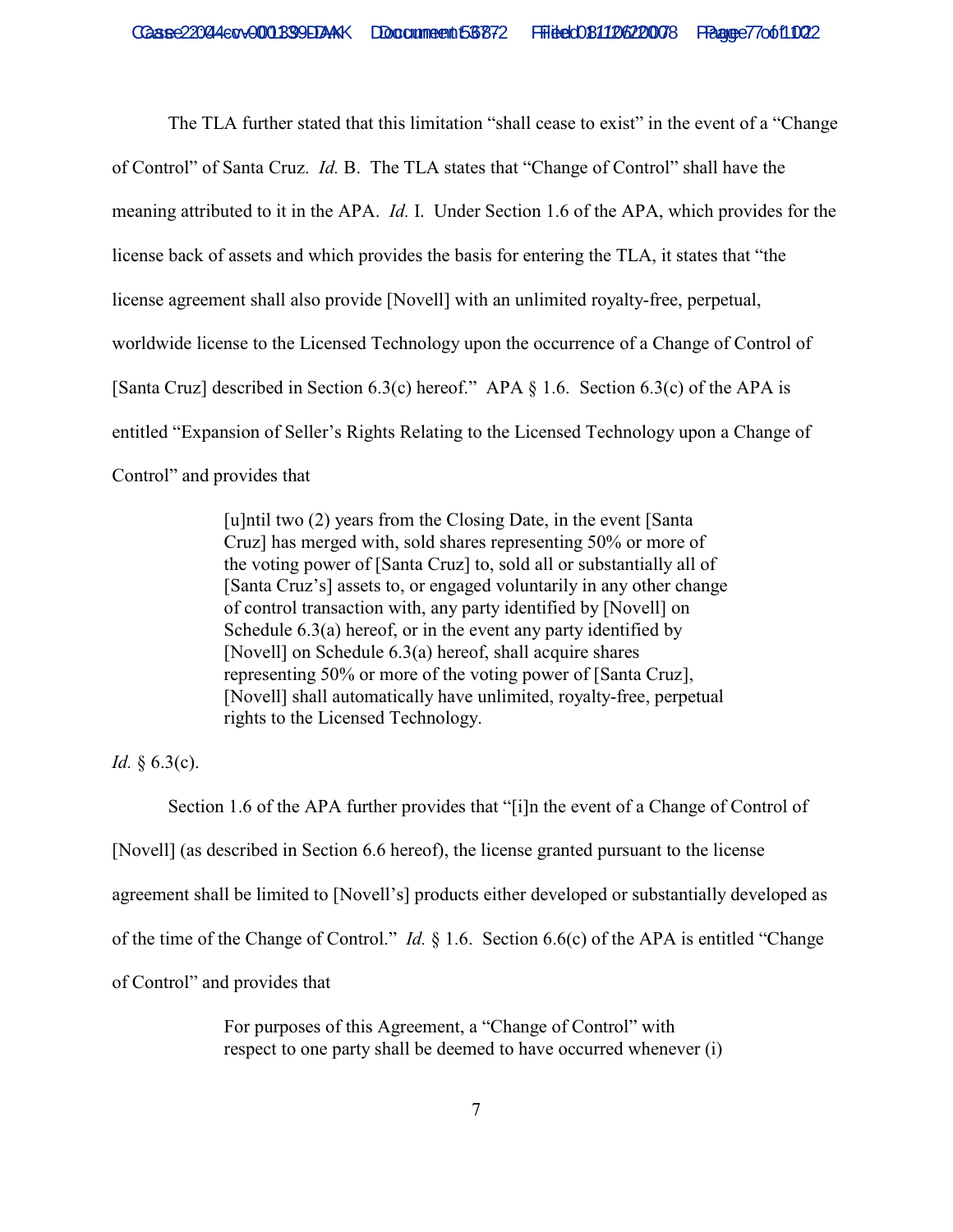The TLA further stated that this limitation "shall cease to exist" in the event of a "Change of Control" of Santa Cruz. *Id.* B. The TLA states that "Change of Control" shall have the meaning attributed to it in the APA. *Id.* I. Under Section 1.6 of the APA, which provides for the license back of assets and which provides the basis for entering the TLA, it states that "the license agreement shall also provide [Novell] with an unlimited royalty-free, perpetual, worldwide license to the Licensed Technology upon the occurrence of a Change of Control of [Santa Cruz] described in Section 6.3(c) hereof." APA § 1.6. Section 6.3(c) of the APA is entitled "Expansion of Seller's Rights Relating to the Licensed Technology upon a Change of Control" and provides that

> [u]ntil two (2) years from the Closing Date, in the event [Santa Cruz] has merged with, sold shares representing 50% or more of the voting power of [Santa Cruz] to, sold all or substantially all of [Santa Cruz's] assets to, or engaged voluntarily in any other change of control transaction with, any party identified by [Novell] on Schedule 6.3(a) hereof, or in the event any party identified by [Novell] on Schedule 6.3(a) hereof, shall acquire shares representing 50% or more of the voting power of [Santa Cruz], [Novell] shall automatically have unlimited, royalty-free, perpetual rights to the Licensed Technology.

*Id.* § 6.3(c).

Section 1.6 of the APA further provides that "[i]n the event of a Change of Control of [Novell] (as described in Section 6.6 hereof), the license granted pursuant to the license agreement shall be limited to [Novell's] products either developed or substantially developed as of the time of the Change of Control." *Id.* § 1.6. Section 6.6(c) of the APA is entitled "Change of Control" and provides that

> For purposes of this Agreement, a "Change of Control" with respect to one party shall be deemed to have occurred whenever (i)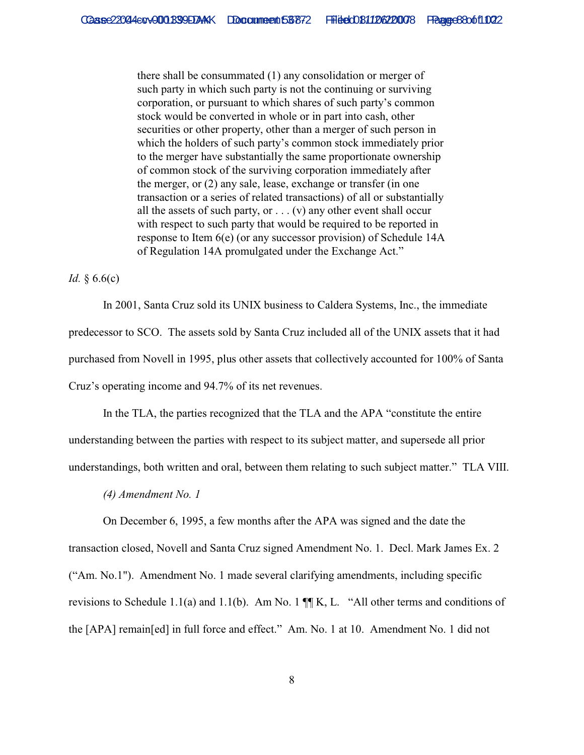> there shall be consummated (1) any consolidation or merger of such party in which such party is not the continuing or surviving corporation, or pursuant to which shares of such party's common stock would be converted in whole or in part into cash, other securities or other property, other than a merger of such person in which the holders of such party's common stock immediately prior to the merger have substantially the same proportionate ownership of common stock of the surviving corporation immediately after the merger, or (2) any sale, lease, exchange or transfer (in one transaction or a series of related transactions) of all or substantially all the assets of such party, or . . . (v) any other event shall occur with respect to such party that would be required to be reported in response to Item 6(e) (or any successor provision) of Schedule 14A of Regulation 14A promulgated under the Exchange Act."

*Id.* § 6.6(c)

In 2001, Santa Cruz sold its UNIX business to Caldera Systems, Inc., the immediate predecessor to SCO. The assets sold by Santa Cruz included all of the UNIX assets that it had purchased from Novell in 1995, plus other assets that collectively accounted for 100% of Santa Cruz's operating income and 94.7% of its net revenues.

In the TLA, the parties recognized that the TLA and the APA "constitute the entire understanding between the parties with respect to its subject matter, and supersede all prior understandings, both written and oral, between them relating to such subject matter." TLA VIII.

*(4) Amendment No. 1*

On December 6, 1995, a few months after the APA was signed and the date the transaction closed, Novell and Santa Cruz signed Amendment No. 1. Decl. Mark James Ex. 2 ("Am. No.1"). Amendment No. 1 made several clarifying amendments, including specific revisions to Schedule 1.1(a) and 1.1(b). Am No. 1 ¶¶ K, L. "All other terms and conditions of the [APA] remain[ed] in full force and effect." Am. No. 1 at 10. Amendment No. 1 did not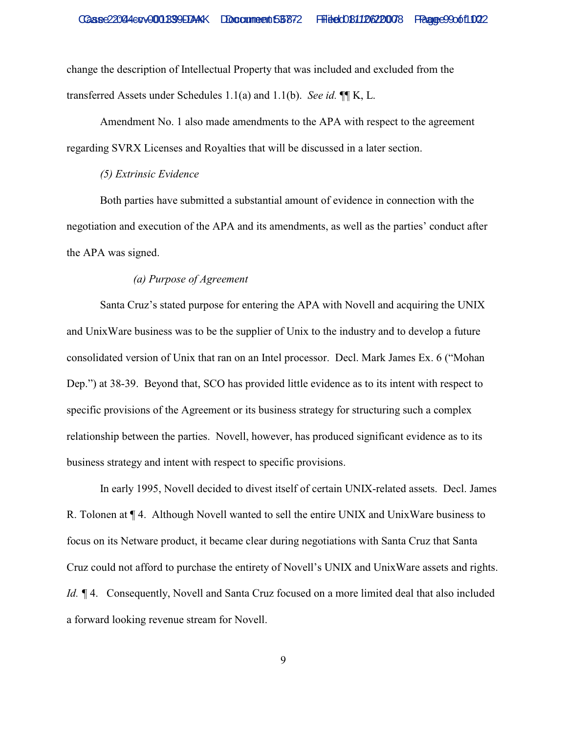change the description of Intellectual Property that was included and excluded from the transferred Assets under Schedules 1.1(a) and 1.1(b). *See id.* ¶¶ K, L.

Amendment No. 1 also made amendments to the APA with respect to the agreement regarding SVRX Licenses and Royalties that will be discussed in a later section.

*(5) Extrinsic Evidence*

Both parties have submitted a substantial amount of evidence in connection with the negotiation and execution of the APA and its amendments, as well as the parties' conduct after the APA was signed.

*(a) Purpose of Agreement*

Santa Cruz's stated purpose for entering the APA with Novell and acquiring the UNIX and UnixWare business was to be the supplier of Unix to the industry and to develop a future consolidated version of Unix that ran on an Intel processor. Decl. Mark James Ex. 6 ("Mohan Dep.") at 38-39. Beyond that, SCO has provided little evidence as to its intent with respect to specific provisions of the Agreement or its business strategy for structuring such a complex relationship between the parties. Novell, however, has produced significant evidence as to its business strategy and intent with respect to specific provisions.

In early 1995, Novell decided to divest itself of certain UNIX-related assets. Decl. James R. Tolonen at ¶ 4. Although Novell wanted to sell the entire UNIX and UnixWare business to focus on its Netware product, it became clear during negotiations with Santa Cruz that Santa Cruz could not afford to purchase the entirety of Novell's UNIX and UnixWare assets and rights. *Id.* ¶ 4. Consequently, Novell and Santa Cruz focused on a more limited deal that also included a forward looking revenue stream for Novell.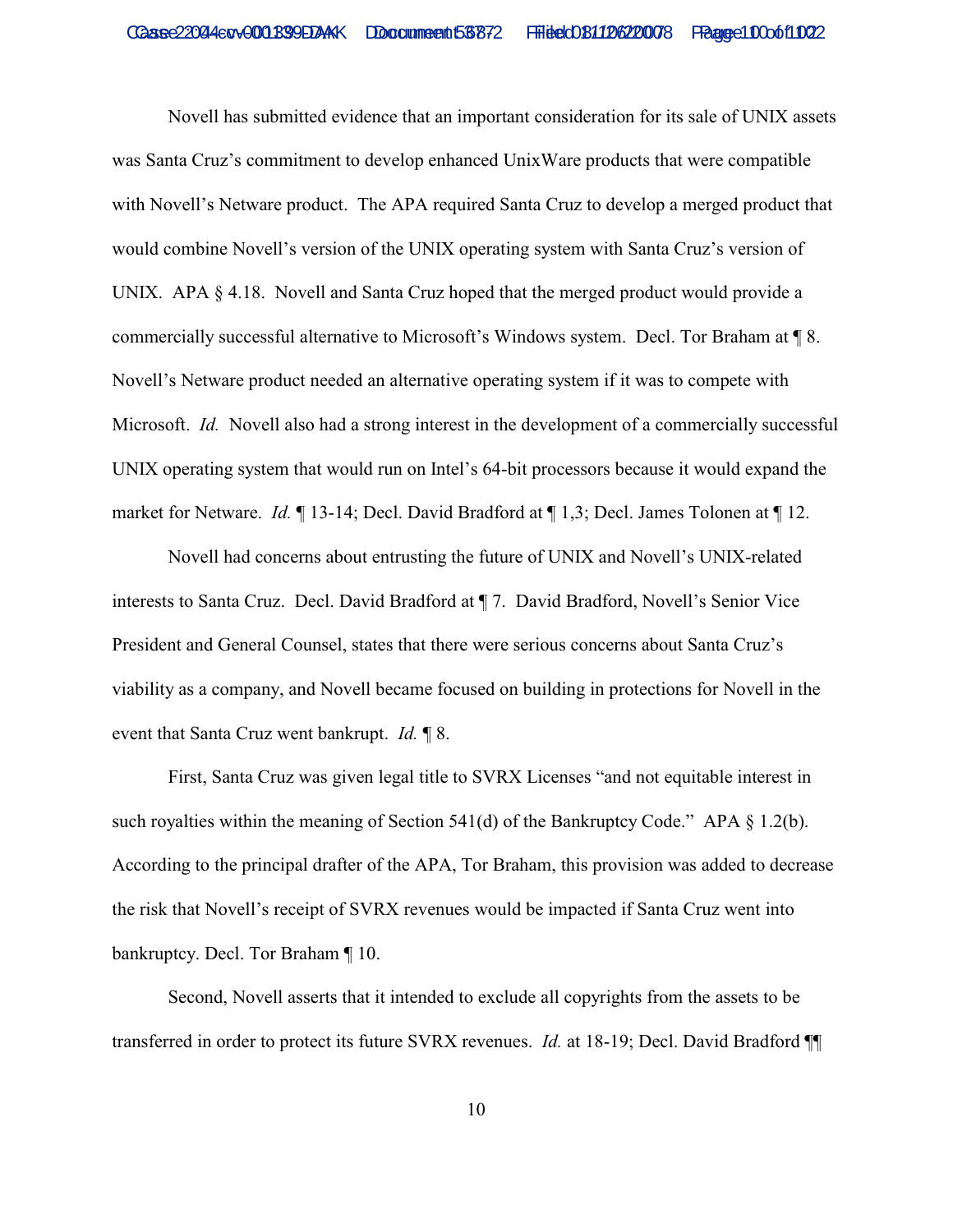Novell has submitted evidence that an important consideration for its sale of UNIX assets was Santa Cruz's commitment to develop enhanced UnixWare products that were compatible with Novell's Netware product. The APA required Santa Cruz to develop a merged product that would combine Novell's version of the UNIX operating system with Santa Cruz's version of UNIX. APA § 4.18. Novell and Santa Cruz hoped that the merged product would provide a commercially successful alternative to Microsoft's Windows system. Decl. Tor Braham at ¶ 8. Novell's Netware product needed an alternative operating system if it was to compete with Microsoft. *Id.* Novell also had a strong interest in the development of a commercially successful UNIX operating system that would run on Intel's 64-bit processors because it would expand the market for Netware. *Id.* ¶ 13-14; Decl. David Bradford at ¶ 1,3; Decl. James Tolonen at ¶ 12.

Novell had concerns about entrusting the future of UNIX and Novell's UNIX-related interests to Santa Cruz. Decl. David Bradford at ¶ 7. David Bradford, Novell's Senior Vice President and General Counsel, states that there were serious concerns about Santa Cruz's viability as a company, and Novell became focused on building in protections for Novell in the event that Santa Cruz went bankrupt. *Id.* ¶ 8.

First, Santa Cruz was given legal title to SVRX Licenses "and not equitable interest in such royalties within the meaning of Section 541(d) of the Bankruptcy Code." APA § 1.2(b). According to the principal drafter of the APA, Tor Braham, this provision was added to decrease the risk that Novell's receipt of SVRX revenues would be impacted if Santa Cruz went into bankruptcy. Decl. Tor Braham ¶ 10.

Second, Novell asserts that it intended to exclude all copyrights from the assets to be transferred in order to protect its future SVRX revenues. *Id.* at 18-19; Decl. David Bradford ¶¶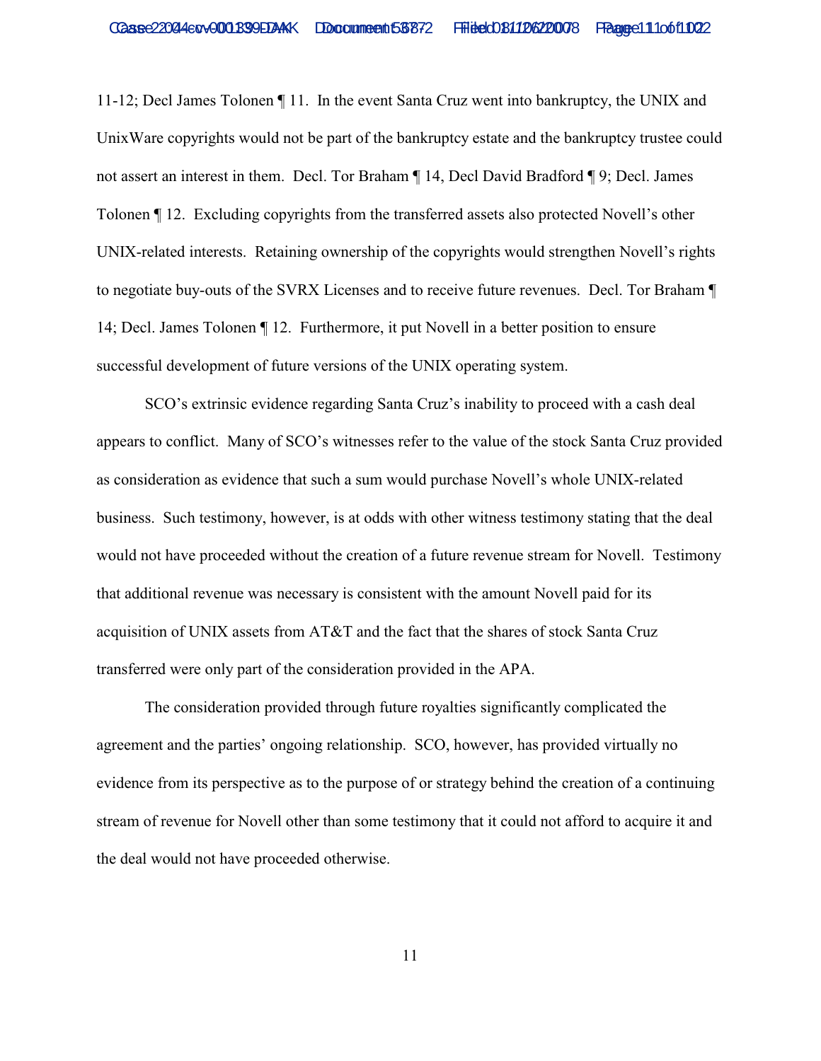11-12; Decl James Tolonen ¶ 11. In the event Santa Cruz went into bankruptcy, the UNIX and UnixWare copyrights would not be part of the bankruptcy estate and the bankruptcy trustee could not assert an interest in them. Decl. Tor Braham ¶ 14, Decl David Bradford ¶ 9; Decl. James Tolonen ¶ 12. Excluding copyrights from the transferred assets also protected Novell's other UNIX-related interests. Retaining ownership of the copyrights would strengthen Novell's rights to negotiate buy-outs of the SVRX Licenses and to receive future revenues. Decl. Tor Braham ¶ 14; Decl. James Tolonen ¶ 12. Furthermore, it put Novell in a better position to ensure successful development of future versions of the UNIX operating system.

SCO's extrinsic evidence regarding Santa Cruz's inability to proceed with a cash deal appears to conflict. Many of SCO's witnesses refer to the value of the stock Santa Cruz provided as consideration as evidence that such a sum would purchase Novell's whole UNIX-related business. Such testimony, however, is at odds with other witness testimony stating that the deal would not have proceeded without the creation of a future revenue stream for Novell. Testimony that additional revenue was necessary is consistent with the amount Novell paid for its acquisition of UNIX assets from AT&T and the fact that the shares of stock Santa Cruz transferred were only part of the consideration provided in the APA.

The consideration provided through future royalties significantly complicated the agreement and the parties' ongoing relationship. SCO, however, has provided virtually no evidence from its perspective as to the purpose of or strategy behind the creation of a continuing stream of revenue for Novell other than some testimony that it could not afford to acquire it and the deal would not have proceeded otherwise.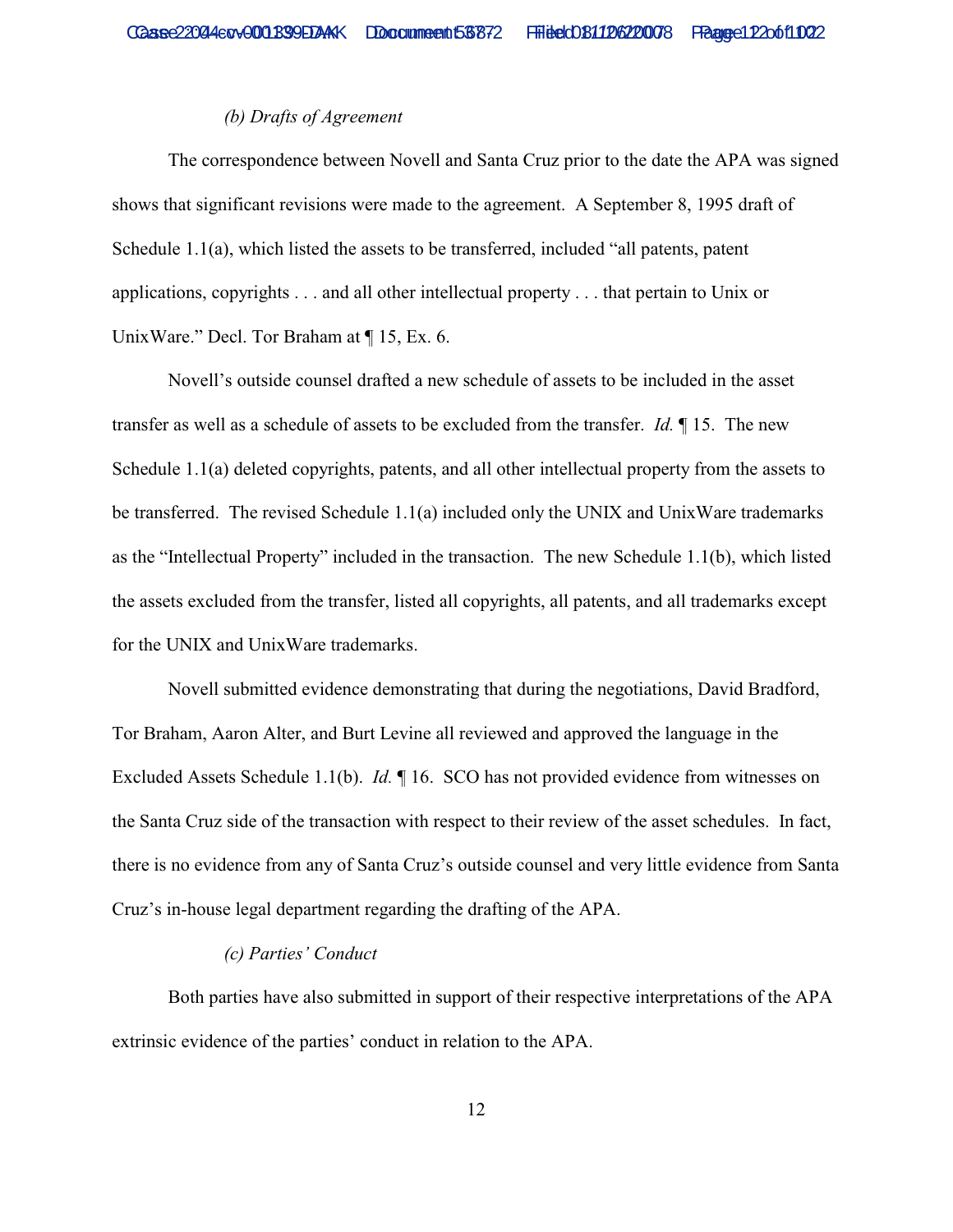*(b) Drafts of Agreement*

The correspondence between Novell and Santa Cruz prior to the date the APA was signed shows that significant revisions were made to the agreement. A September 8, 1995 draft of Schedule 1.1(a), which listed the assets to be transferred, included "all patents, patent applications, copyrights . . . and all other intellectual property . . . that pertain to Unix or UnixWare." Decl. Tor Braham at ¶ 15, Ex. 6.

Novell's outside counsel drafted a new schedule of assets to be included in the asset transfer as well as a schedule of assets to be excluded from the transfer. *Id.* ¶ 15. The new Schedule 1.1(a) deleted copyrights, patents, and all other intellectual property from the assets to be transferred. The revised Schedule 1.1(a) included only the UNIX and UnixWare trademarks as the "Intellectual Property" included in the transaction. The new Schedule 1.1(b), which listed the assets excluded from the transfer, listed all copyrights, all patents, and all trademarks except for the UNIX and UnixWare trademarks.

Novell submitted evidence demonstrating that during the negotiations, David Bradford, Tor Braham, Aaron Alter, and Burt Levine all reviewed and approved the language in the Excluded Assets Schedule 1.1(b). *Id.* ¶ 16. SCO has not provided evidence from witnesses on the Santa Cruz side of the transaction with respect to their review of the asset schedules. In fact, there is no evidence from any of Santa Cruz's outside counsel and very little evidence from Santa Cruz's in-house legal department regarding the drafting of the APA.

*(c) Parties' Conduct*

Both parties have also submitted in support of their respective interpretations of the APA extrinsic evidence of the parties' conduct in relation to the APA.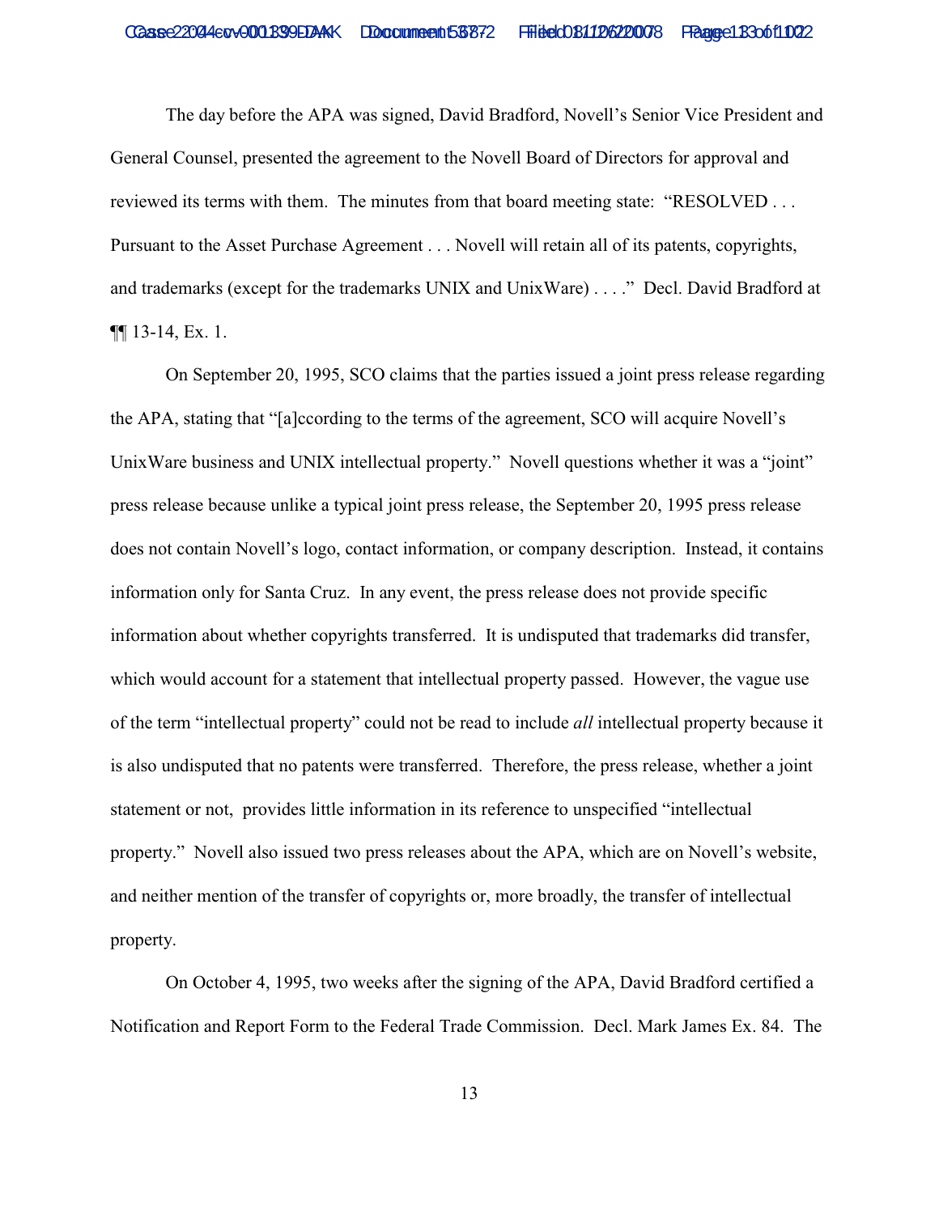The day before the APA was signed, David Bradford, Novell's Senior Vice President and General Counsel, presented the agreement to the Novell Board of Directors for approval and reviewed its terms with them. The minutes from that board meeting state: "RESOLVED . . . Pursuant to the Asset Purchase Agreement . . . Novell will retain all of its patents, copyrights, and trademarks (except for the trademarks UNIX and UnixWare) . . . ." Decl. David Bradford at ¶¶ 13-14, Ex. 1.

On September 20, 1995, SCO claims that the parties issued a joint press release regarding the APA, stating that "[a]ccording to the terms of the agreement, SCO will acquire Novell's UnixWare business and UNIX intellectual property." Novell questions whether it was a "joint" press release because unlike a typical joint press release, the September 20, 1995 press release does not contain Novell's logo, contact information, or company description. Instead, it contains information only for Santa Cruz. In any event, the press release does not provide specific information about whether copyrights transferred. It is undisputed that trademarks did transfer, which would account for a statement that intellectual property passed. However, the vague use of the term "intellectual property" could not be read to include *all* intellectual property because it is also undisputed that no patents were transferred. Therefore, the press release, whether a joint statement or not, provides little information in its reference to unspecified "intellectual property." Novell also issued two press releases about the APA, which are on Novell's website, and neither mention of the transfer of copyrights or, more broadly, the transfer of intellectual property.

On October 4, 1995, two weeks after the signing of the APA, David Bradford certified a Notification and Report Form to the Federal Trade Commission. Decl. Mark James Ex. 84. The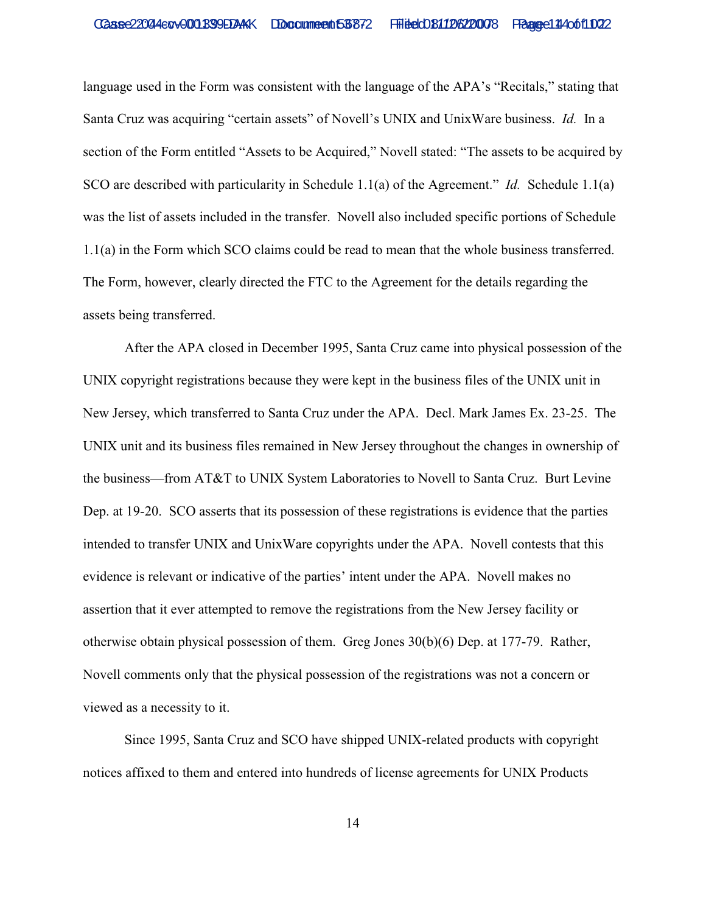language used in the Form was consistent with the language of the APA's "Recitals," stating that Santa Cruz was acquiring "certain assets" of Novell's UNIX and UnixWare business. *Id.* In a section of the Form entitled "Assets to be Acquired," Novell stated: "The assets to be acquired by SCO are described with particularity in Schedule 1.1(a) of the Agreement." *Id.* Schedule 1.1(a) was the list of assets included in the transfer. Novell also included specific portions of Schedule 1.1(a) in the Form which SCO claims could be read to mean that the whole business transferred. The Form, however, clearly directed the FTC to the Agreement for the details regarding the assets being transferred.

After the APA closed in December 1995, Santa Cruz came into physical possession of the UNIX copyright registrations because they were kept in the business files of the UNIX unit in New Jersey, which transferred to Santa Cruz under the APA. Decl. Mark James Ex. 23-25. The UNIX unit and its business files remained in New Jersey throughout the changes in ownership of the business—from AT&T to UNIX System Laboratories to Novell to Santa Cruz. Burt Levine Dep. at 19-20. SCO asserts that its possession of these registrations is evidence that the parties intended to transfer UNIX and UnixWare copyrights under the APA. Novell contests that this evidence is relevant or indicative of the parties' intent under the APA. Novell makes no assertion that it ever attempted to remove the registrations from the New Jersey facility or otherwise obtain physical possession of them. Greg Jones 30(b)(6) Dep. at 177-79. Rather, Novell comments only that the physical possession of the registrations was not a concern or viewed as a necessity to it.

Since 1995, Santa Cruz and SCO have shipped UNIX-related products with copyright notices affixed to them and entered into hundreds of license agreements for UNIX Products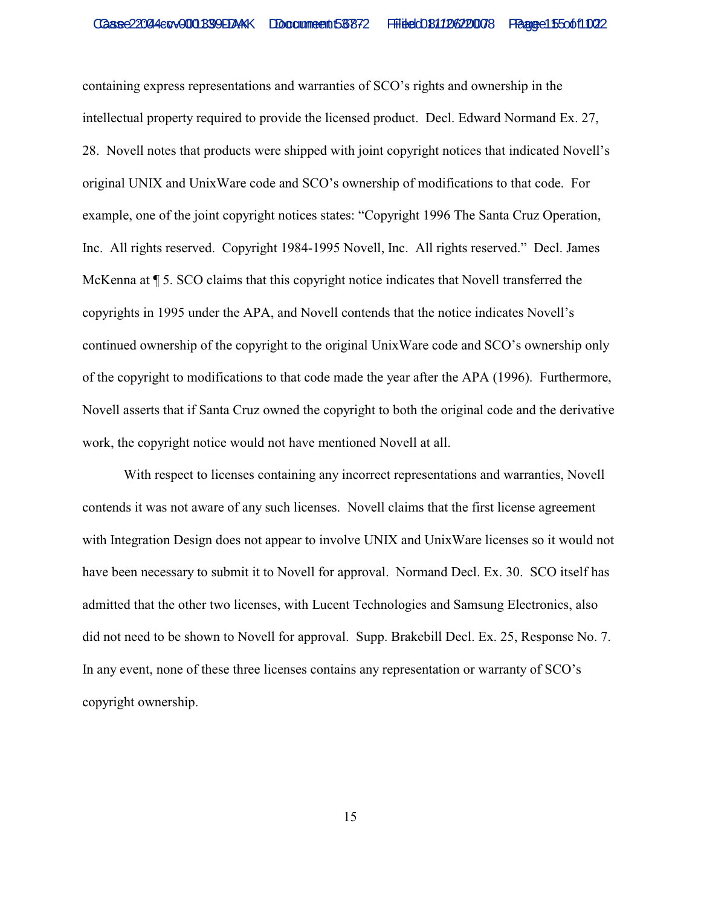containing express representations and warranties of SCO's rights and ownership in the intellectual property required to provide the licensed product. Decl. Edward Normand Ex. 27, 28. Novell notes that products were shipped with joint copyright notices that indicated Novell's original UNIX and UnixWare code and SCO's ownership of modifications to that code. For example, one of the joint copyright notices states: "Copyright 1996 The Santa Cruz Operation, Inc. All rights reserved. Copyright 1984-1995 Novell, Inc. All rights reserved." Decl. James McKenna at ¶ 5. SCO claims that this copyright notice indicates that Novell transferred the copyrights in 1995 under the APA, and Novell contends that the notice indicates Novell's continued ownership of the copyright to the original UnixWare code and SCO's ownership only of the copyright to modifications to that code made the year after the APA (1996). Furthermore, Novell asserts that if Santa Cruz owned the copyright to both the original code and the derivative work, the copyright notice would not have mentioned Novell at all.

With respect to licenses containing any incorrect representations and warranties, Novell contends it was not aware of any such licenses. Novell claims that the first license agreement with Integration Design does not appear to involve UNIX and UnixWare licenses so it would not have been necessary to submit it to Novell for approval. Normand Decl. Ex. 30. SCO itself has admitted that the other two licenses, with Lucent Technologies and Samsung Electronics, also did not need to be shown to Novell for approval. Supp. Brakebill Decl. Ex. 25, Response No. 7. In any event, none of these three licenses contains any representation or warranty of SCO's copyright ownership.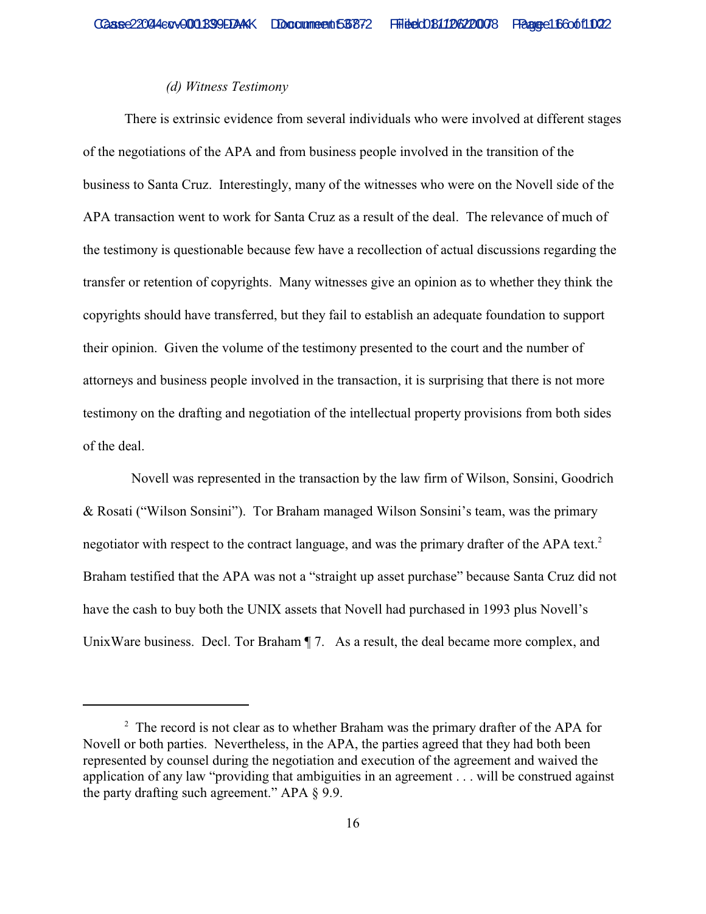*(d) Witness Testimony*

There is extrinsic evidence from several individuals who were involved at different stages of the negotiations of the APA and from business people involved in the transition of the business to Santa Cruz. Interestingly, many of the witnesses who were on the Novell side of the APA transaction went to work for Santa Cruz as a result of the deal. The relevance of much of the testimony is questionable because few have a recollection of actual discussions regarding the transfer or retention of copyrights. Many witnesses give an opinion as to whether they think the copyrights should have transferred, but they fail to establish an adequate foundation to support their opinion. Given the volume of the testimony presented to the court and the number of attorneys and business people involved in the transaction, it is surprising that there is not more testimony on the drafting and negotiation of the intellectual property provisions from both sides of the deal.

Novell was represented in the transaction by the law firm of Wilson, Sonsini, Goodrich & Rosati ("Wilson Sonsini"). Tor Braham managed Wilson Sonsini's team, was the primary negotiator with respect to the contract language, and was the primary drafter of the APA text.[2] Braham testified that the APA was not a "straight up asset purchase" because Santa Cruz did not have the cash to buy both the UNIX assets that Novell had purchased in 1993 plus Novell's UnixWare business. Decl. Tor Braham ¶ 7. As a result, the deal became more complex, and

---

[2] The record is not clear as to whether Braham was the primary drafter of the APA for Novell or both parties. Nevertheless, in the APA, the parties agreed that they had both been represented by counsel during the negotiation and execution of the agreement and waived the application of any law "providing that ambiguities in an agreement . . . will be construed against the party drafting such agreement." APA § 9.9.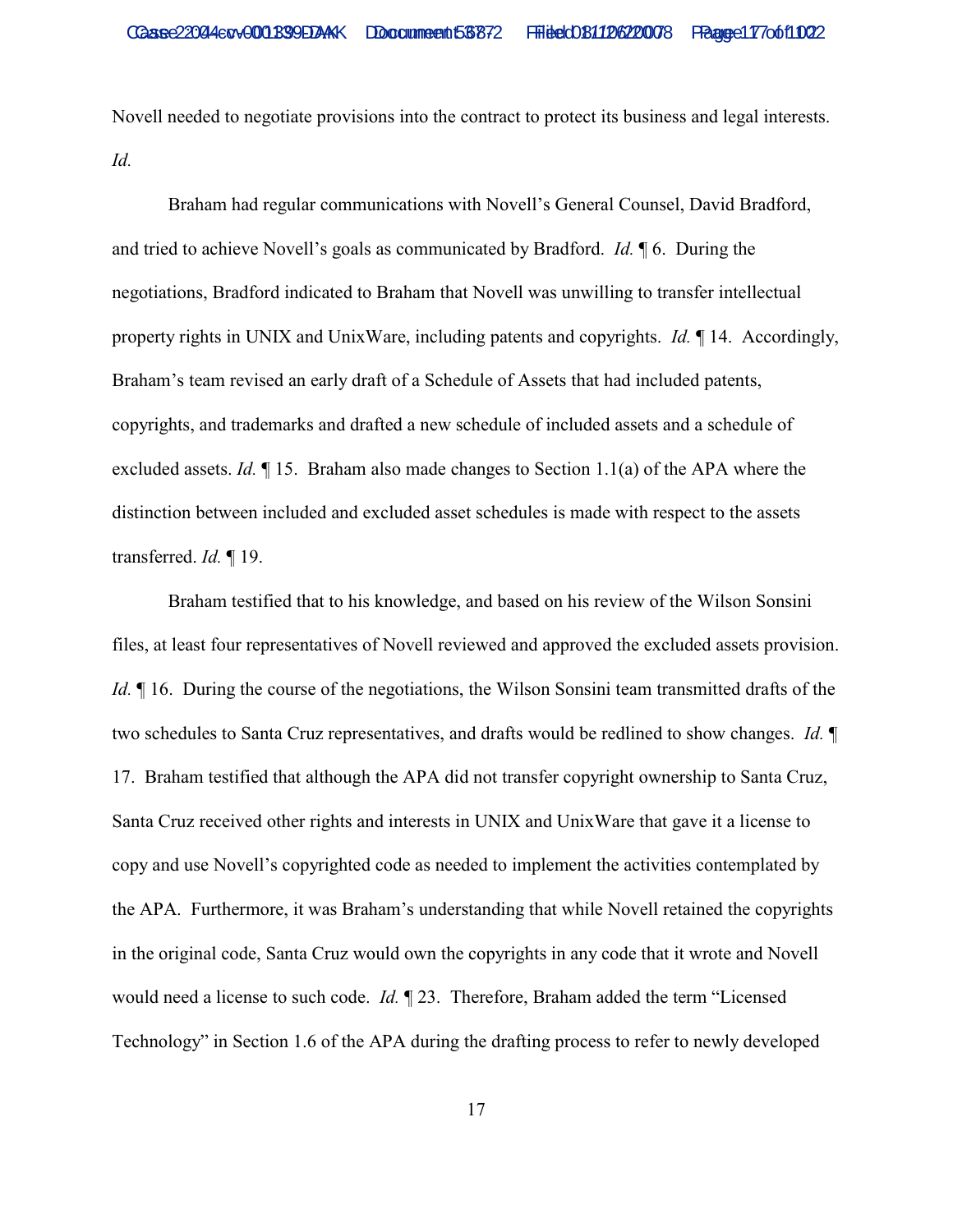Novell needed to negotiate provisions into the contract to protect its business and legal interests. *Id.*

Braham had regular communications with Novell's General Counsel, David Bradford, and tried to achieve Novell's goals as communicated by Bradford. *Id.* ¶ 6. During the negotiations, Bradford indicated to Braham that Novell was unwilling to transfer intellectual property rights in UNIX and UnixWare, including patents and copyrights. *Id.* ¶ 14. Accordingly, Braham's team revised an early draft of a Schedule of Assets that had included patents, copyrights, and trademarks and drafted a new schedule of included assets and a schedule of excluded assets. *Id.* ¶ 15. Braham also made changes to Section 1.1(a) of the APA where the distinction between included and excluded asset schedules is made with respect to the assets transferred. *Id.* ¶ 19.

Braham testified that to his knowledge, and based on his review of the Wilson Sonsini files, at least four representatives of Novell reviewed and approved the excluded assets provision. *Id.* ¶ 16. During the course of the negotiations, the Wilson Sonsini team transmitted drafts of the two schedules to Santa Cruz representatives, and drafts would be redlined to show changes. *Id.* ¶ 17. Braham testified that although the APA did not transfer copyright ownership to Santa Cruz, Santa Cruz received other rights and interests in UNIX and UnixWare that gave it a license to copy and use Novell's copyrighted code as needed to implement the activities contemplated by the APA. Furthermore, it was Braham's understanding that while Novell retained the copyrights in the original code, Santa Cruz would own the copyrights in any code that it wrote and Novell would need a license to such code. *Id.* ¶ 23. Therefore, Braham added the term "Licensed Technology" in Section 1.6 of the APA during the drafting process to refer to newly developed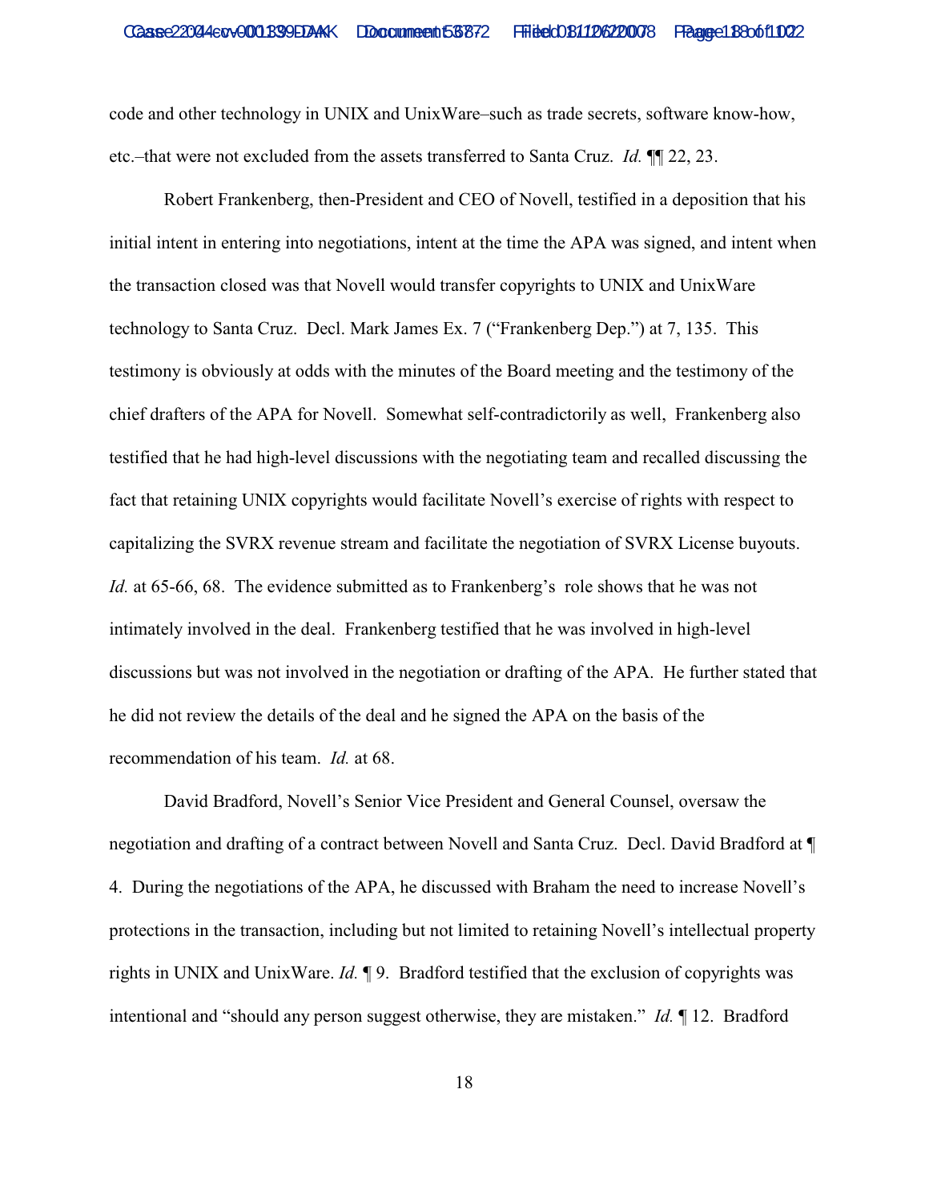code and other technology in UNIX and UnixWare–such as trade secrets, software know-how, etc.–that were not excluded from the assets transferred to Santa Cruz. *Id.* ¶¶ 22, 23.

Robert Frankenberg, then-President and CEO of Novell, testified in a deposition that his initial intent in entering into negotiations, intent at the time the APA was signed, and intent when the transaction closed was that Novell would transfer copyrights to UNIX and UnixWare technology to Santa Cruz. Decl. Mark James Ex. 7 ("Frankenberg Dep.") at 7, 135. This testimony is obviously at odds with the minutes of the Board meeting and the testimony of the chief drafters of the APA for Novell. Somewhat self-contradictorily as well, Frankenberg also testified that he had high-level discussions with the negotiating team and recalled discussing the fact that retaining UNIX copyrights would facilitate Novell's exercise of rights with respect to capitalizing the SVRX revenue stream and facilitate the negotiation of SVRX License buyouts. *Id.* at 65-66, 68. The evidence submitted as to Frankenberg's role shows that he was not intimately involved in the deal. Frankenberg testified that he was involved in high-level discussions but was not involved in the negotiation or drafting of the APA. He further stated that he did not review the details of the deal and he signed the APA on the basis of the recommendation of his team. *Id.* at 68.

David Bradford, Novell's Senior Vice President and General Counsel, oversaw the negotiation and drafting of a contract between Novell and Santa Cruz. Decl. David Bradford at ¶ 4. During the negotiations of the APA, he discussed with Braham the need to increase Novell's protections in the transaction, including but not limited to retaining Novell's intellectual property rights in UNIX and UnixWare. *Id.* ¶ 9. Bradford testified that the exclusion of copyrights was intentional and "should any person suggest otherwise, they are mistaken." *Id.* ¶ 12. Bradford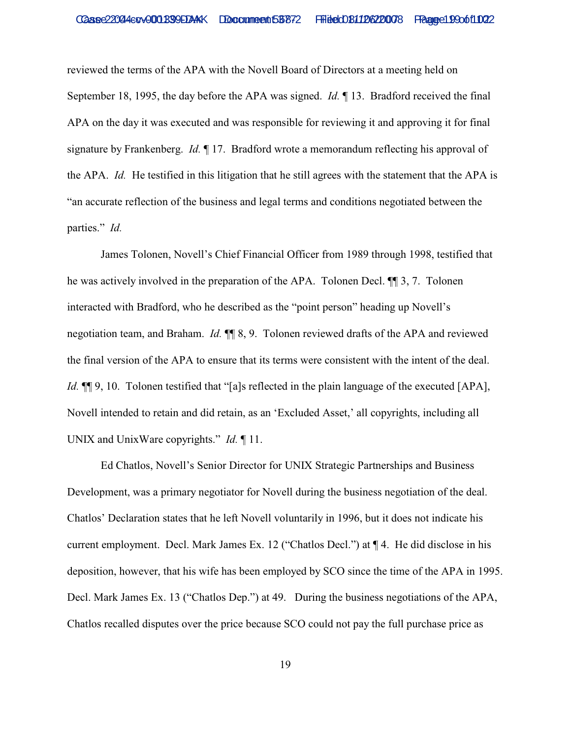reviewed the terms of the APA with the Novell Board of Directors at a meeting held on September 18, 1995, the day before the APA was signed. *Id.* ¶ 13. Bradford received the final APA on the day it was executed and was responsible for reviewing it and approving it for final signature by Frankenberg. *Id.* ¶ 17. Bradford wrote a memorandum reflecting his approval of the APA. *Id.* He testified in this litigation that he still agrees with the statement that the APA is "an accurate reflection of the business and legal terms and conditions negotiated between the parties." *Id.*

James Tolonen, Novell's Chief Financial Officer from 1989 through 1998, testified that he was actively involved in the preparation of the APA. Tolonen Decl. ¶¶ 3, 7. Tolonen interacted with Bradford, who he described as the "point person" heading up Novell's negotiation team, and Braham. *Id.* ¶¶ 8, 9. Tolonen reviewed drafts of the APA and reviewed the final version of the APA to ensure that its terms were consistent with the intent of the deal. *Id.* ¶¶ 9, 10. Tolonen testified that "[a]s reflected in the plain language of the executed [APA], Novell intended to retain and did retain, as an 'Excluded Asset,' all copyrights, including all UNIX and UnixWare copyrights." *Id.* ¶ 11.

Ed Chatlos, Novell's Senior Director for UNIX Strategic Partnerships and Business Development, was a primary negotiator for Novell during the business negotiation of the deal. Chatlos' Declaration states that he left Novell voluntarily in 1996, but it does not indicate his current employment. Decl. Mark James Ex. 12 ("Chatlos Decl.") at ¶ 4. He did disclose in his deposition, however, that his wife has been employed by SCO since the time of the APA in 1995. Decl. Mark James Ex. 13 ("Chatlos Dep.") at 49. During the business negotiations of the APA, Chatlos recalled disputes over the price because SCO could not pay the full purchase price as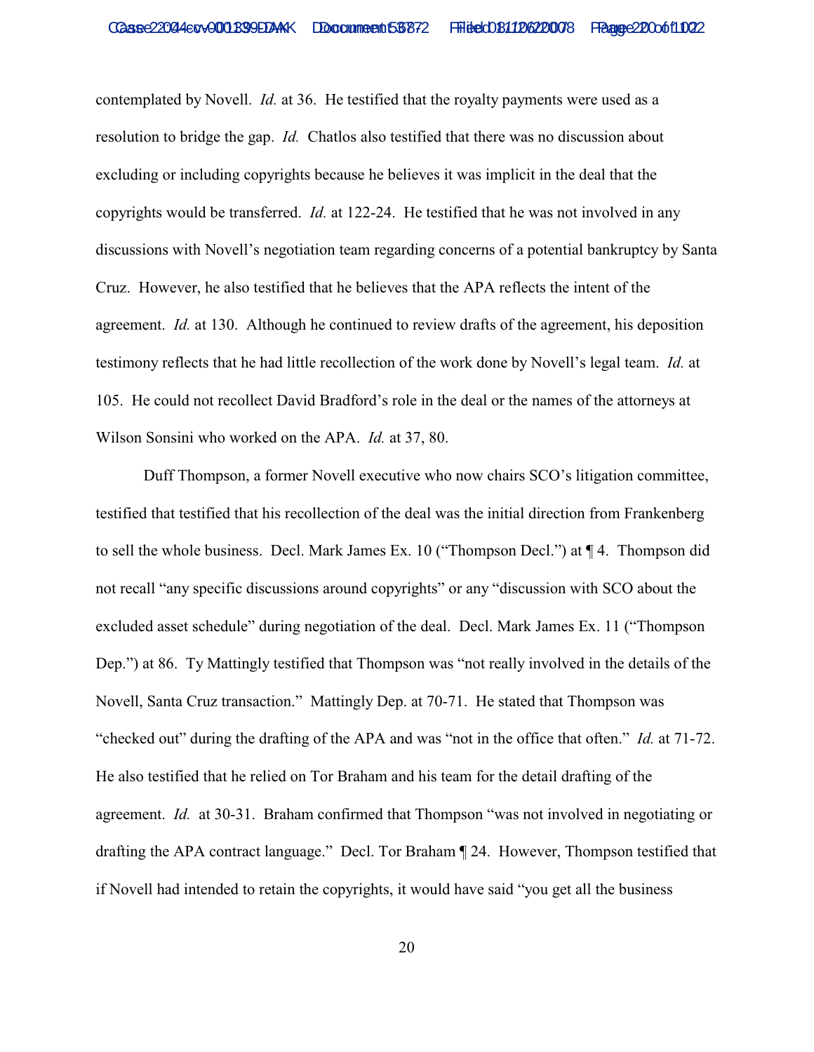contemplated by Novell. *Id.* at 36. He testified that the royalty payments were used as a resolution to bridge the gap. *Id.* Chatlos also testified that there was no discussion about excluding or including copyrights because he believes it was implicit in the deal that the copyrights would be transferred. *Id.* at 122-24. He testified that he was not involved in any discussions with Novell's negotiation team regarding concerns of a potential bankruptcy by Santa Cruz. However, he also testified that he believes that the APA reflects the intent of the agreement. *Id.* at 130. Although he continued to review drafts of the agreement, his deposition testimony reflects that he had little recollection of the work done by Novell's legal team. *Id.* at 105. He could not recollect David Bradford's role in the deal or the names of the attorneys at Wilson Sonsini who worked on the APA. *Id.* at 37, 80.

Duff Thompson, a former Novell executive who now chairs SCO's litigation committee, testified that testified that his recollection of the deal was the initial direction from Frankenberg to sell the whole business. Decl. Mark James Ex. 10 ("Thompson Decl.") at ¶ 4. Thompson did not recall "any specific discussions around copyrights" or any "discussion with SCO about the excluded asset schedule" during negotiation of the deal. Decl. Mark James Ex. 11 ("Thompson Dep.") at 86. Ty Mattingly testified that Thompson was "not really involved in the details of the Novell, Santa Cruz transaction." Mattingly Dep. at 70-71. He stated that Thompson was "checked out" during the drafting of the APA and was "not in the office that often." *Id.* at 71-72. He also testified that he relied on Tor Braham and his team for the detail drafting of the agreement. *Id.* at 30-31. Braham confirmed that Thompson "was not involved in negotiating or drafting the APA contract language." Decl. Tor Braham ¶ 24. However, Thompson testified that if Novell had intended to retain the copyrights, it would have said "you get all the business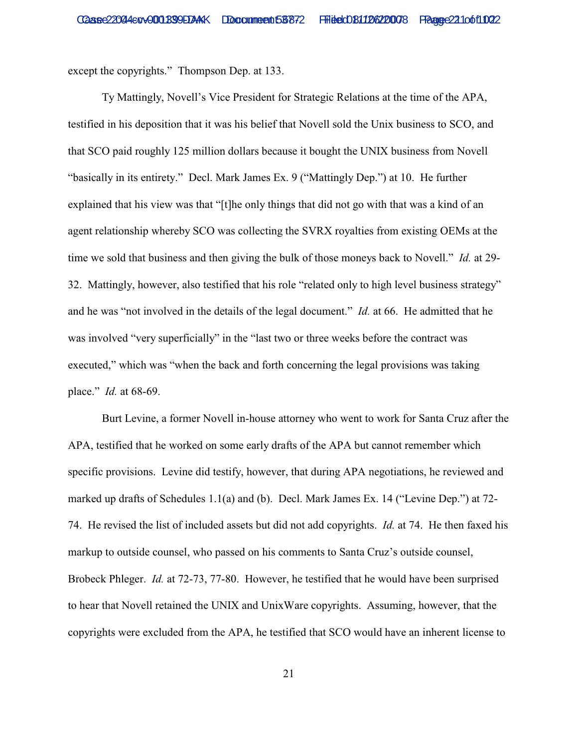except the copyrights." Thompson Dep. at 133.

Ty Mattingly, Novell's Vice President for Strategic Relations at the time of the APA, testified in his deposition that it was his belief that Novell sold the Unix business to SCO, and that SCO paid roughly 125 million dollars because it bought the UNIX business from Novell "basically in its entirety." Decl. Mark James Ex. 9 ("Mattingly Dep.") at 10. He further explained that his view was that "[t]he only things that did not go with that was a kind of an agent relationship whereby SCO was collecting the SVRX royalties from existing OEMs at the time we sold that business and then giving the bulk of those moneys back to Novell." *Id.* at 29-32. Mattingly, however, also testified that his role "related only to high level business strategy" and he was "not involved in the details of the legal document." *Id.* at 66. He admitted that he was involved "very superficially" in the "last two or three weeks before the contract was executed," which was "when the back and forth concerning the legal provisions was taking place." *Id.* at 68-69.

Burt Levine, a former Novell in-house attorney who went to work for Santa Cruz after the APA, testified that he worked on some early drafts of the APA but cannot remember which specific provisions. Levine did testify, however, that during APA negotiations, he reviewed and marked up drafts of Schedules 1.1(a) and (b). Decl. Mark James Ex. 14 ("Levine Dep.") at 72-74. He revised the list of included assets but did not add copyrights. *Id.* at 74. He then faxed his markup to outside counsel, who passed on his comments to Santa Cruz's outside counsel, Brobeck Phleger. *Id.* at 72-73, 77-80. However, he testified that he would have been surprised to hear that Novell retained the UNIX and UnixWare copyrights. Assuming, however, that the copyrights were excluded from the APA, he testified that SCO would have an inherent license to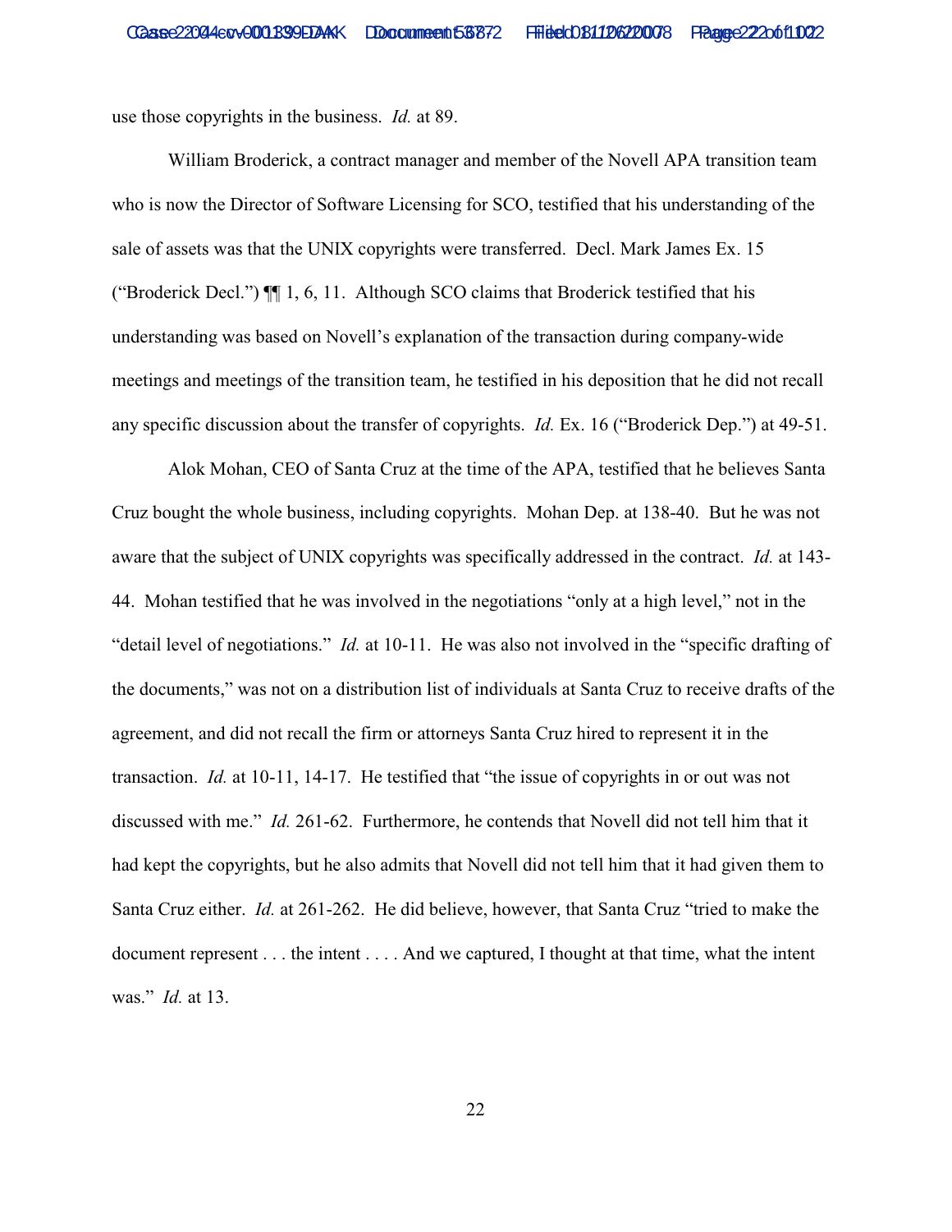use those copyrights in the business. *Id.* at 89.

William Broderick, a contract manager and member of the Novell APA transition team who is now the Director of Software Licensing for SCO, testified that his understanding of the sale of assets was that the UNIX copyrights were transferred. Decl. Mark James Ex. 15 ("Broderick Decl.") ¶¶ 1, 6, 11. Although SCO claims that Broderick testified that his understanding was based on Novell's explanation of the transaction during company-wide meetings and meetings of the transition team, he testified in his deposition that he did not recall any specific discussion about the transfer of copyrights. *Id.* Ex. 16 ("Broderick Dep.") at 49-51.

Alok Mohan, CEO of Santa Cruz at the time of the APA, testified that he believes Santa Cruz bought the whole business, including copyrights. Mohan Dep. at 138-40. But he was not aware that the subject of UNIX copyrights was specifically addressed in the contract. *Id.* at 143-44. Mohan testified that he was involved in the negotiations "only at a high level," not in the "detail level of negotiations." *Id.* at 10-11. He was also not involved in the "specific drafting of the documents," was not on a distribution list of individuals at Santa Cruz to receive drafts of the agreement, and did not recall the firm or attorneys Santa Cruz hired to represent it in the transaction. *Id.* at 10-11, 14-17. He testified that "the issue of copyrights in or out was not discussed with me." *Id.* 261-62. Furthermore, he contends that Novell did not tell him that it had kept the copyrights, but he also admits that Novell did not tell him that it had given them to Santa Cruz either. *Id.* at 261-262. He did believe, however, that Santa Cruz "tried to make the document represent . . . the intent . . . . And we captured, I thought at that time, what the intent was." *Id.* at 13.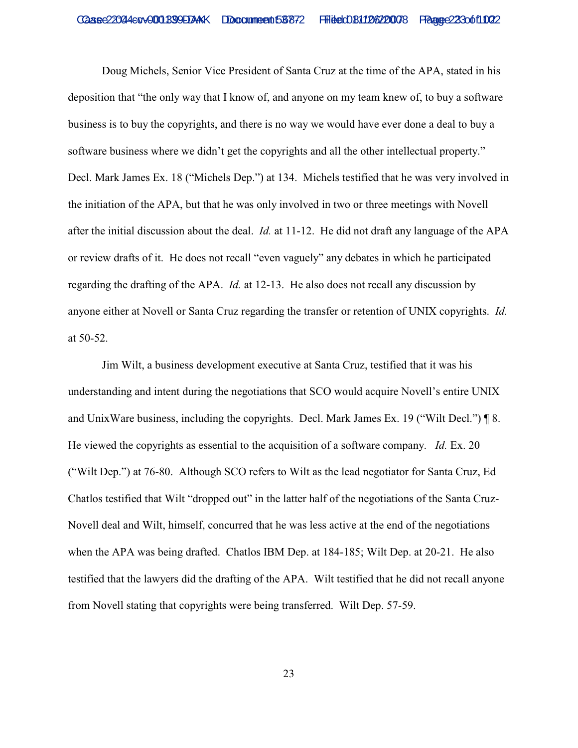Doug Michels, Senior Vice President of Santa Cruz at the time of the APA, stated in his deposition that "the only way that I know of, and anyone on my team knew of, to buy a software business is to buy the copyrights, and there is no way we would have ever done a deal to buy a software business where we didn't get the copyrights and all the other intellectual property." Decl. Mark James Ex. 18 ("Michels Dep.") at 134. Michels testified that he was very involved in the initiation of the APA, but that he was only involved in two or three meetings with Novell after the initial discussion about the deal. *Id.* at 11-12. He did not draft any language of the APA or review drafts of it. He does not recall "even vaguely" any debates in which he participated regarding the drafting of the APA. *Id.* at 12-13. He also does not recall any discussion by anyone either at Novell or Santa Cruz regarding the transfer or retention of UNIX copyrights. *Id.* at 50-52.

Jim Wilt, a business development executive at Santa Cruz, testified that it was his understanding and intent during the negotiations that SCO would acquire Novell's entire UNIX and UnixWare business, including the copyrights. Decl. Mark James Ex. 19 ("Wilt Decl.") ¶ 8. He viewed the copyrights as essential to the acquisition of a software company. *Id.* Ex. 20 ("Wilt Dep.") at 76-80. Although SCO refers to Wilt as the lead negotiator for Santa Cruz, Ed Chatlos testified that Wilt "dropped out" in the latter half of the negotiations of the Santa Cruz-Novell deal and Wilt, himself, concurred that he was less active at the end of the negotiations when the APA was being drafted. Chatlos IBM Dep. at 184-185; Wilt Dep. at 20-21. He also testified that the lawyers did the drafting of the APA. Wilt testified that he did not recall anyone from Novell stating that copyrights were being transferred. Wilt Dep. 57-59.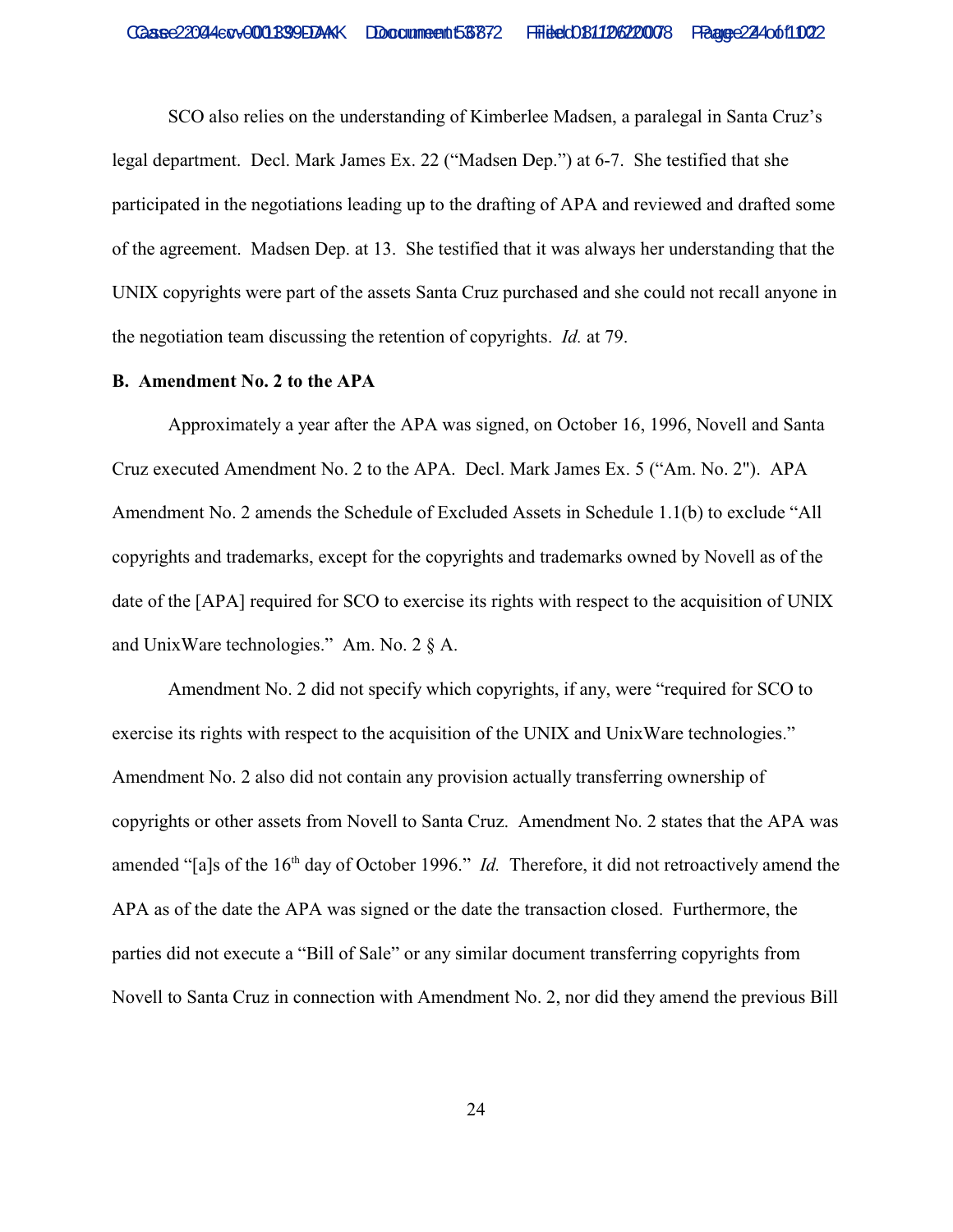SCO also relies on the understanding of Kimberlee Madsen, a paralegal in Santa Cruz's legal department. Decl. Mark James Ex. 22 ("Madsen Dep.") at 6-7. She testified that she participated in the negotiations leading up to the drafting of APA and reviewed and drafted some of the agreement. Madsen Dep. at 13. She testified that it was always her understanding that the UNIX copyrights were part of the assets Santa Cruz purchased and she could not recall anyone in the negotiation team discussing the retention of copyrights. *Id.* at 79.

**B. Amendment No. 2 to the APA**

Approximately a year after the APA was signed, on October 16, 1996, Novell and Santa Cruz executed Amendment No. 2 to the APA. Decl. Mark James Ex. 5 ("Am. No. 2"). APA Amendment No. 2 amends the Schedule of Excluded Assets in Schedule 1.1(b) to exclude "All copyrights and trademarks, except for the copyrights and trademarks owned by Novell as of the date of the [APA] required for SCO to exercise its rights with respect to the acquisition of UNIX and UnixWare technologies." Am. No. 2 § A.

Amendment No. 2 did not specify which copyrights, if any, were "required for SCO to exercise its rights with respect to the acquisition of the UNIX and UnixWare technologies." Amendment No. 2 also did not contain any provision actually transferring ownership of copyrights or other assets from Novell to Santa Cruz. Amendment No. 2 states that the APA was amended "[a]s of the 16th day of October 1996." *Id.* Therefore, it did not retroactively amend the APA as of the date the APA was signed or the date the transaction closed. Furthermore, the parties did not execute a "Bill of Sale" or any similar document transferring copyrights from Novell to Santa Cruz in connection with Amendment No. 2, nor did they amend the previous Bill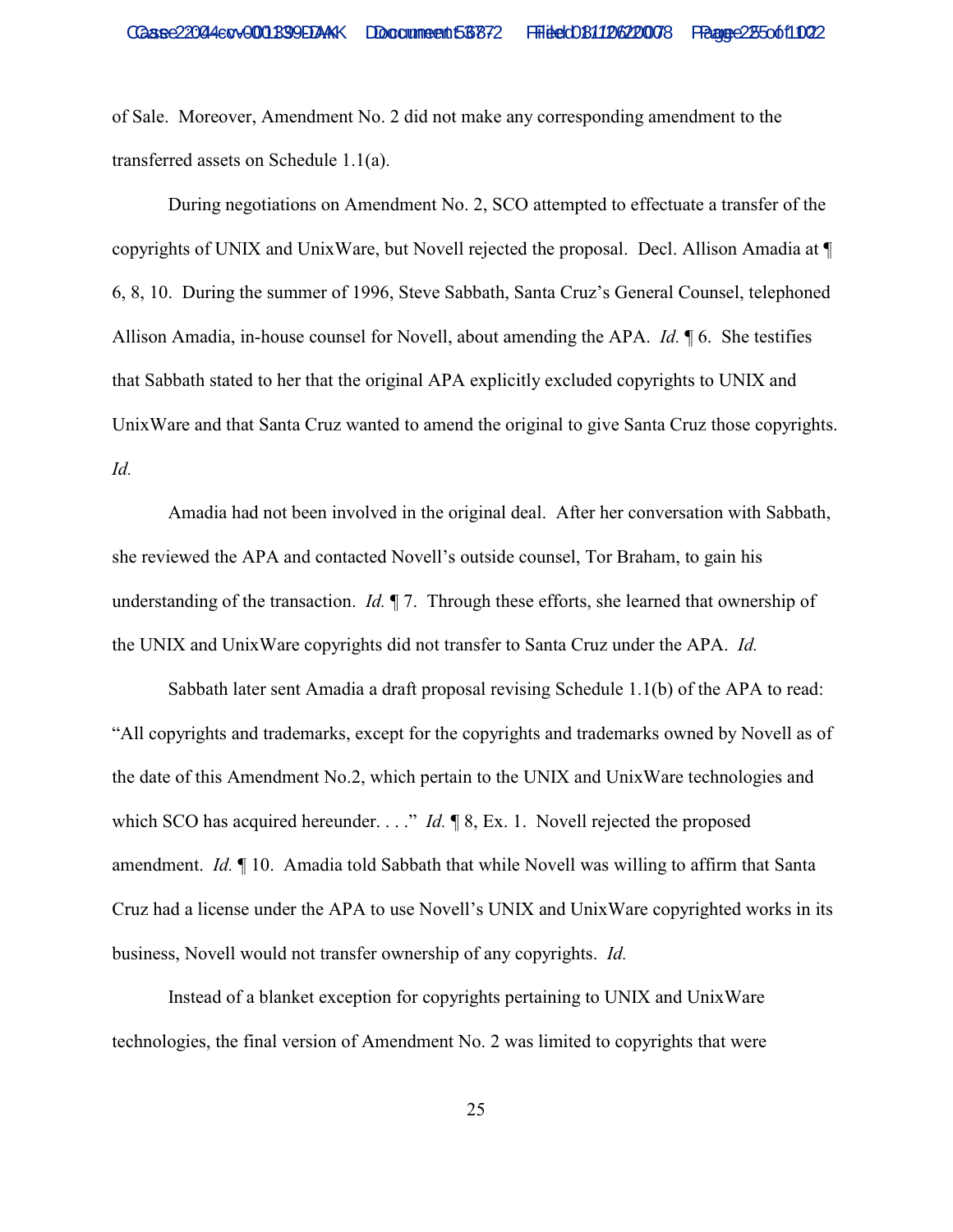of Sale. Moreover, Amendment No. 2 did not make any corresponding amendment to the transferred assets on Schedule 1.1(a).

During negotiations on Amendment No. 2, SCO attempted to effectuate a transfer of the copyrights of UNIX and UnixWare, but Novell rejected the proposal. Decl. Allison Amadia at ¶ 6, 8, 10. During the summer of 1996, Steve Sabbath, Santa Cruz's General Counsel, telephoned Allison Amadia, in-house counsel for Novell, about amending the APA. *Id.* ¶ 6. She testifies that Sabbath stated to her that the original APA explicitly excluded copyrights to UNIX and UnixWare and that Santa Cruz wanted to amend the original to give Santa Cruz those copyrights. *Id.*

Amadia had not been involved in the original deal. After her conversation with Sabbath, she reviewed the APA and contacted Novell's outside counsel, Tor Braham, to gain his understanding of the transaction. *Id.* ¶ 7. Through these efforts, she learned that ownership of the UNIX and UnixWare copyrights did not transfer to Santa Cruz under the APA. *Id.*

Sabbath later sent Amadia a draft proposal revising Schedule 1.1(b) of the APA to read: "All copyrights and trademarks, except for the copyrights and trademarks owned by Novell as of the date of this Amendment No.2, which pertain to the UNIX and UnixWare technologies and which SCO has acquired hereunder. . . ." *Id.* ¶ 8, Ex. 1. Novell rejected the proposed amendment. *Id.* ¶ 10. Amadia told Sabbath that while Novell was willing to affirm that Santa Cruz had a license under the APA to use Novell's UNIX and UnixWare copyrighted works in its business, Novell would not transfer ownership of any copyrights. *Id.*

Instead of a blanket exception for copyrights pertaining to UNIX and UnixWare technologies, the final version of Amendment No. 2 was limited to copyrights that were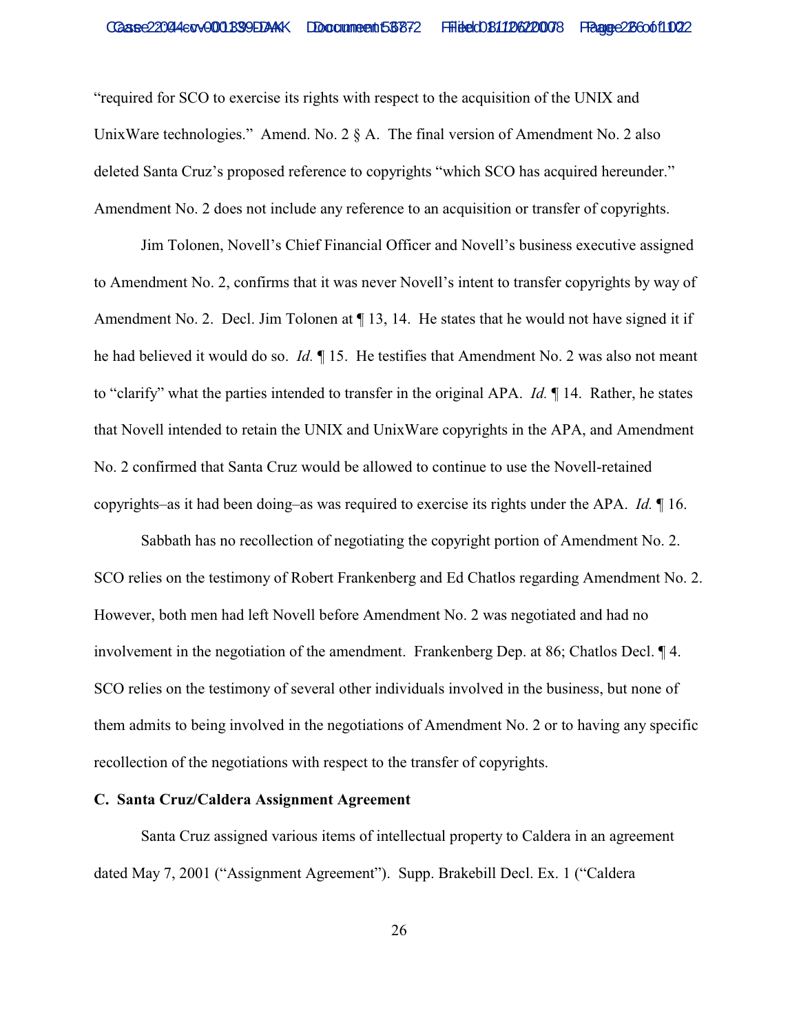"required for SCO to exercise its rights with respect to the acquisition of the UNIX and UnixWare technologies." Amend. No. 2 § A. The final version of Amendment No. 2 also deleted Santa Cruz's proposed reference to copyrights "which SCO has acquired hereunder." Amendment No. 2 does not include any reference to an acquisition or transfer of copyrights.

Jim Tolonen, Novell's Chief Financial Officer and Novell's business executive assigned to Amendment No. 2, confirms that it was never Novell's intent to transfer copyrights by way of Amendment No. 2. Decl. Jim Tolonen at ¶ 13, 14. He states that he would not have signed it if he had believed it would do so. *Id.* ¶ 15. He testifies that Amendment No. 2 was also not meant to "clarify" what the parties intended to transfer in the original APA. *Id.* ¶ 14. Rather, he states that Novell intended to retain the UNIX and UnixWare copyrights in the APA, and Amendment No. 2 confirmed that Santa Cruz would be allowed to continue to use the Novell-retained copyrights–as it had been doing–as was required to exercise its rights under the APA. *Id.* ¶ 16.

Sabbath has no recollection of negotiating the copyright portion of Amendment No. 2. SCO relies on the testimony of Robert Frankenberg and Ed Chatlos regarding Amendment No. 2. However, both men had left Novell before Amendment No. 2 was negotiated and had no involvement in the negotiation of the amendment. Frankenberg Dep. at 86; Chatlos Decl. ¶ 4. SCO relies on the testimony of several other individuals involved in the business, but none of them admits to being involved in the negotiations of Amendment No. 2 or to having any specific recollection of the negotiations with respect to the transfer of copyrights.

### C. Santa Cruz/Caldera Assignment Agreement

Santa Cruz assigned various items of intellectual property to Caldera in an agreement dated May 7, 2001 ("Assignment Agreement"). Supp. Brakebill Decl. Ex. 1 ("Caldera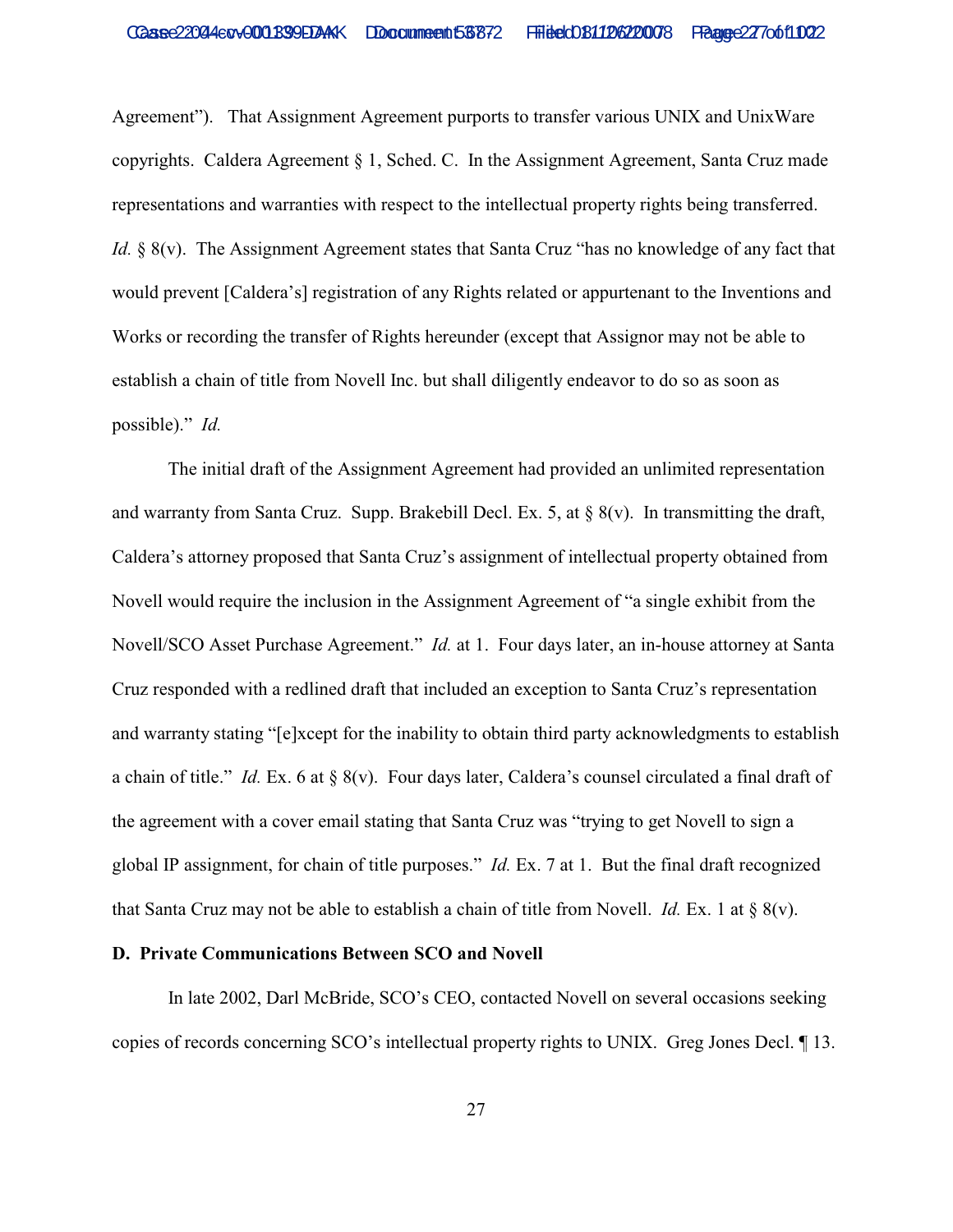Agreement"). That Assignment Agreement purports to transfer various UNIX and UnixWare copyrights. Caldera Agreement § 1, Sched. C. In the Assignment Agreement, Santa Cruz made representations and warranties with respect to the intellectual property rights being transferred. *Id.* § 8(v). The Assignment Agreement states that Santa Cruz "has no knowledge of any fact that would prevent [Caldera's] registration of any Rights related or appurtenant to the Inventions and Works or recording the transfer of Rights hereunder (except that Assignor may not be able to establish a chain of title from Novell Inc. but shall diligently endeavor to do so as soon as possible)." *Id.*

The initial draft of the Assignment Agreement had provided an unlimited representation and warranty from Santa Cruz. Supp. Brakebill Decl. Ex. 5, at § 8(v). In transmitting the draft, Caldera's attorney proposed that Santa Cruz's assignment of intellectual property obtained from Novell would require the inclusion in the Assignment Agreement of "a single exhibit from the Novell/SCO Asset Purchase Agreement." *Id.* at 1. Four days later, an in-house attorney at Santa Cruz responded with a redlined draft that included an exception to Santa Cruz's representation and warranty stating "[e]xcept for the inability to obtain third party acknowledgments to establish a chain of title." *Id.* Ex. 6 at § 8(v). Four days later, Caldera's counsel circulated a final draft of the agreement with a cover email stating that Santa Cruz was "trying to get Novell to sign a global IP assignment, for chain of title purposes." *Id.* Ex. 7 at 1. But the final draft recognized that Santa Cruz may not be able to establish a chain of title from Novell. *Id.* Ex. 1 at § 8(v).

### D. Private Communications Between SCO and Novell

In late 2002, Darl McBride, SCO's CEO, contacted Novell on several occasions seeking copies of records concerning SCO's intellectual property rights to UNIX. Greg Jones Decl. ¶ 13.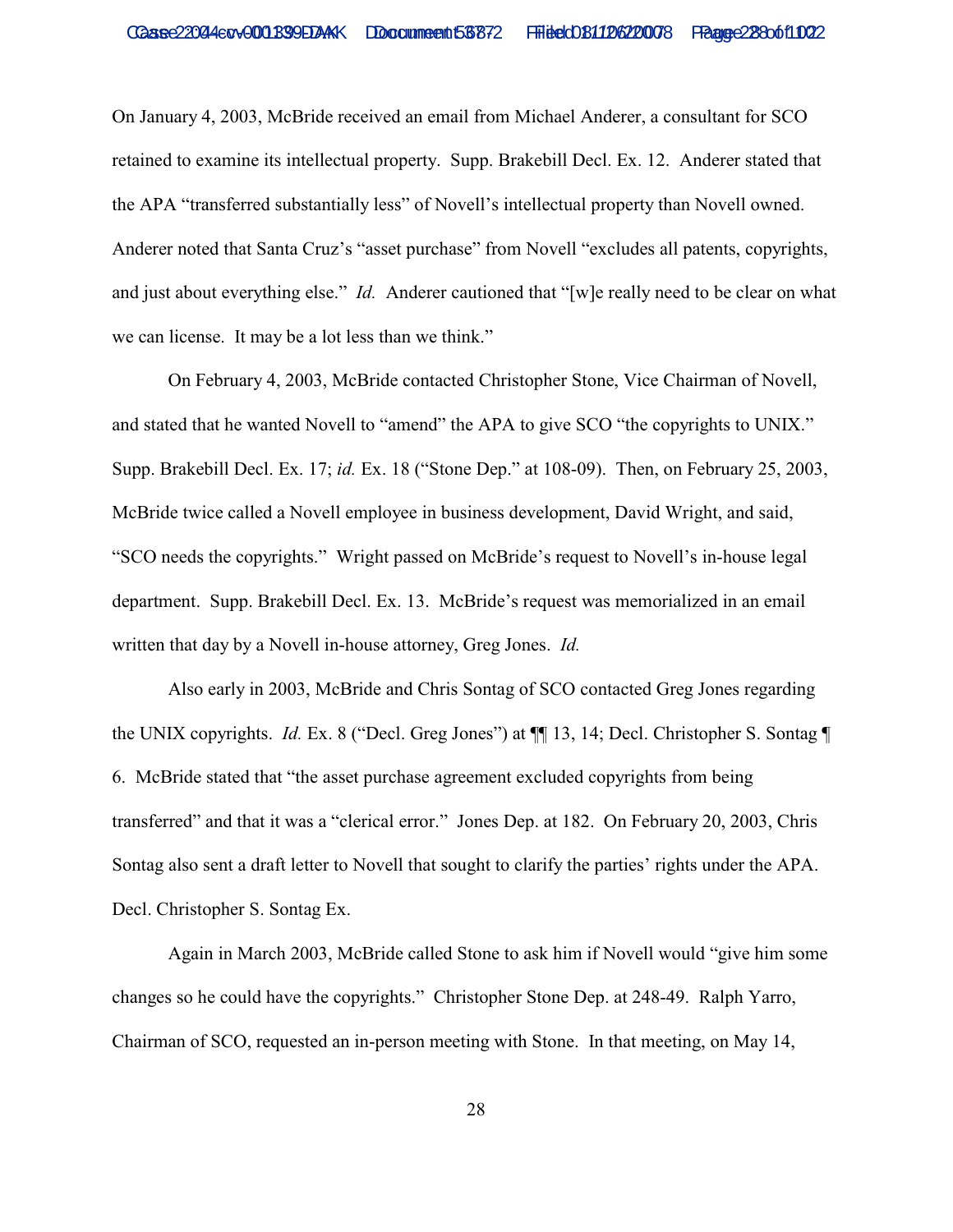On January 4, 2003, McBride received an email from Michael Anderer, a consultant for SCO retained to examine its intellectual property. Supp. Brakebill Decl. Ex. 12. Anderer stated that the APA "transferred substantially less" of Novell's intellectual property than Novell owned. Anderer noted that Santa Cruz's "asset purchase" from Novell "excludes all patents, copyrights, and just about everything else." *Id.* Anderer cautioned that "[w]e really need to be clear on what we can license. It may be a lot less than we think."

On February 4, 2003, McBride contacted Christopher Stone, Vice Chairman of Novell, and stated that he wanted Novell to "amend" the APA to give SCO "the copyrights to UNIX." Supp. Brakebill Decl. Ex. 17; *id.* Ex. 18 ("Stone Dep." at 108-09). Then, on February 25, 2003, McBride twice called a Novell employee in business development, David Wright, and said, "SCO needs the copyrights." Wright passed on McBride's request to Novell's in-house legal department. Supp. Brakebill Decl. Ex. 13. McBride's request was memorialized in an email written that day by a Novell in-house attorney, Greg Jones. *Id.*

Also early in 2003, McBride and Chris Sontag of SCO contacted Greg Jones regarding the UNIX copyrights. *Id.* Ex. 8 ("Decl. Greg Jones") at ¶¶ 13, 14; Decl. Christopher S. Sontag ¶ 6. McBride stated that "the asset purchase agreement excluded copyrights from being transferred" and that it was a "clerical error." Jones Dep. at 182. On February 20, 2003, Chris Sontag also sent a draft letter to Novell that sought to clarify the parties' rights under the APA. Decl. Christopher S. Sontag Ex.

Again in March 2003, McBride called Stone to ask him if Novell would "give him some changes so he could have the copyrights." Christopher Stone Dep. at 248-49. Ralph Yarro, Chairman of SCO, requested an in-person meeting with Stone. In that meeting, on May 14,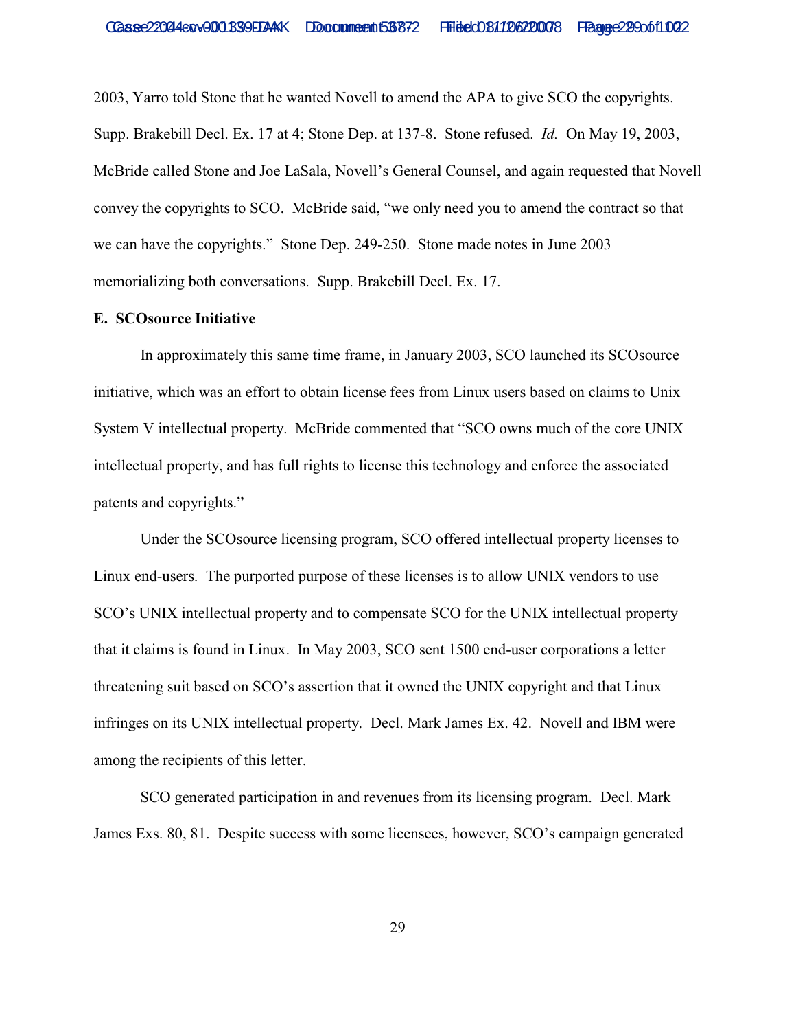2003, Yarro told Stone that he wanted Novell to amend the APA to give SCO the copyrights. Supp. Brakebill Decl. Ex. 17 at 4; Stone Dep. at 137-8. Stone refused. *Id.* On May 19, 2003, McBride called Stone and Joe LaSala, Novell's General Counsel, and again requested that Novell convey the copyrights to SCO. McBride said, "we only need you to amend the contract so that we can have the copyrights." Stone Dep. 249-250. Stone made notes in June 2003 memorializing both conversations. Supp. Brakebill Decl. Ex. 17.

**E. SCOsource Initiative**

In approximately this same time frame, in January 2003, SCO launched its SCOsource initiative, which was an effort to obtain license fees from Linux users based on claims to Unix System V intellectual property. McBride commented that "SCO owns much of the core UNIX intellectual property, and has full rights to license this technology and enforce the associated patents and copyrights."

Under the SCOsource licensing program, SCO offered intellectual property licenses to Linux end-users. The purported purpose of these licenses is to allow UNIX vendors to use SCO's UNIX intellectual property and to compensate SCO for the UNIX intellectual property that it claims is found in Linux. In May 2003, SCO sent 1500 end-user corporations a letter threatening suit based on SCO's assertion that it owned the UNIX copyright and that Linux infringes on its UNIX intellectual property. Decl. Mark James Ex. 42. Novell and IBM were among the recipients of this letter.

SCO generated participation in and revenues from its licensing program. Decl. Mark James Exs. 80, 81. Despite success with some licensees, however, SCO's campaign generated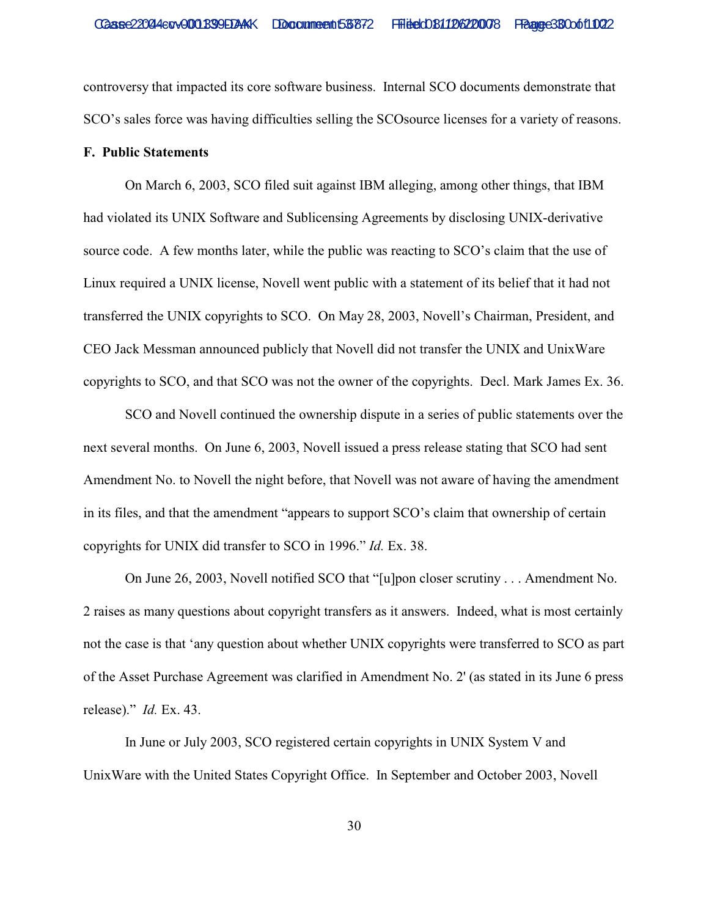controversy that impacted its core software business. Internal SCO documents demonstrate that SCO's sales force was having difficulties selling the SCOsource licenses for a variety of reasons.

**F. Public Statements**

On March 6, 2003, SCO filed suit against IBM alleging, among other things, that IBM had violated its UNIX Software and Sublicensing Agreements by disclosing UNIX-derivative source code. A few months later, while the public was reacting to SCO's claim that the use of Linux required a UNIX license, Novell went public with a statement of its belief that it had not transferred the UNIX copyrights to SCO. On May 28, 2003, Novell's Chairman, President, and CEO Jack Messman announced publicly that Novell did not transfer the UNIX and UnixWare copyrights to SCO, and that SCO was not the owner of the copyrights. Decl. Mark James Ex. 36.

SCO and Novell continued the ownership dispute in a series of public statements over the next several months. On June 6, 2003, Novell issued a press release stating that SCO had sent Amendment No. to Novell the night before, that Novell was not aware of having the amendment in its files, and that the amendment "appears to support SCO's claim that ownership of certain copyrights for UNIX did transfer to SCO in 1996." *Id.* Ex. 38.

On June 26, 2003, Novell notified SCO that "[u]pon closer scrutiny . . . Amendment No. 2 raises as many questions about copyright transfers as it answers. Indeed, what is most certainly not the case is that 'any question about whether UNIX copyrights were transferred to SCO as part of the Asset Purchase Agreement was clarified in Amendment No. 2' (as stated in its June 6 press release)." *Id.* Ex. 43.

In June or July 2003, SCO registered certain copyrights in UNIX System V and UnixWare with the United States Copyright Office. In September and October 2003, Novell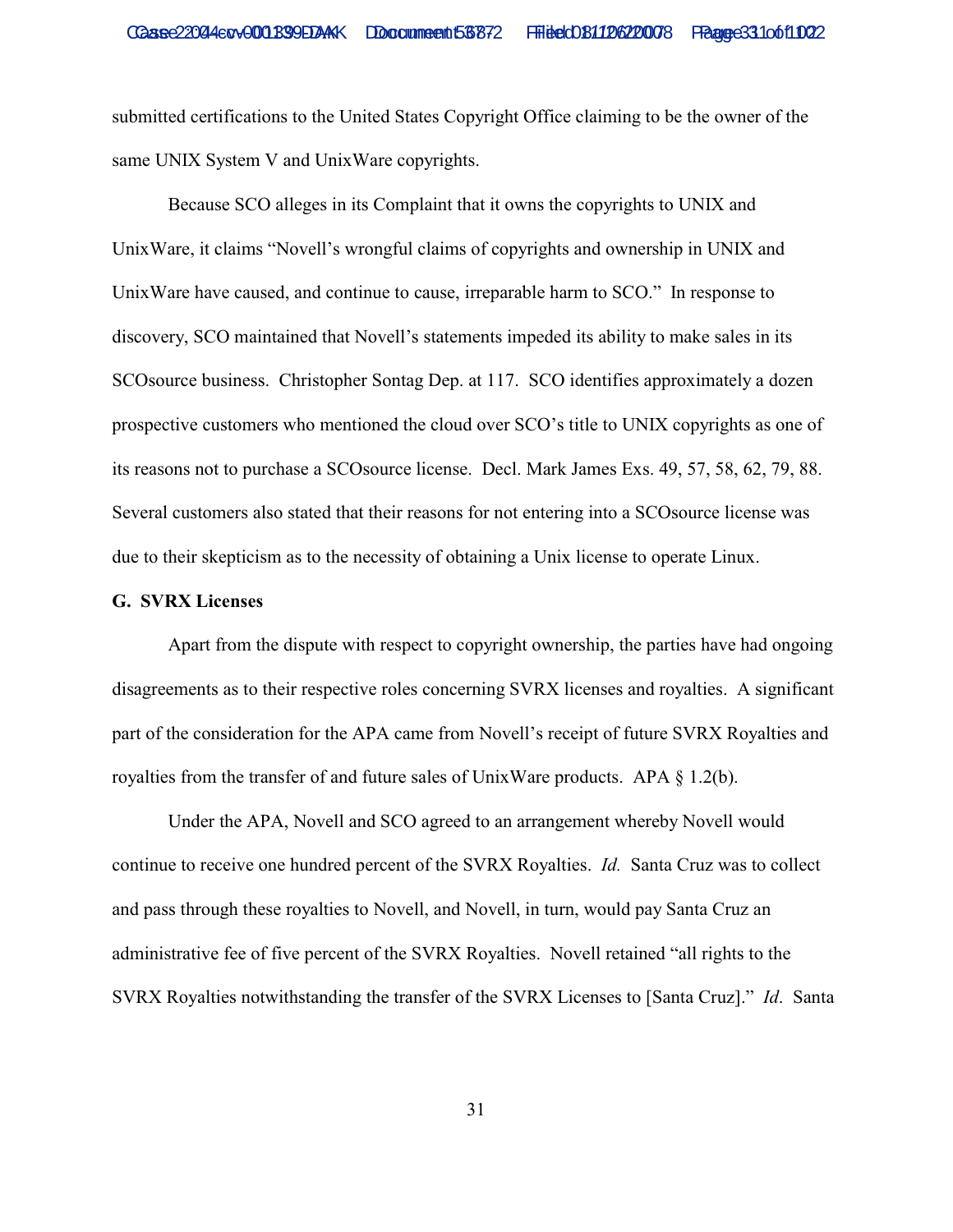submitted certifications to the United States Copyright Office claiming to be the owner of the same UNIX System V and UnixWare copyrights.

Because SCO alleges in its Complaint that it owns the copyrights to UNIX and UnixWare, it claims "Novell's wrongful claims of copyrights and ownership in UNIX and UnixWare have caused, and continue to cause, irreparable harm to SCO." In response to discovery, SCO maintained that Novell's statements impeded its ability to make sales in its SCOsource business. Christopher Sontag Dep. at 117. SCO identifies approximately a dozen prospective customers who mentioned the cloud over SCO's title to UNIX copyrights as one of its reasons not to purchase a SCOsource license. Decl. Mark James Exs. 49, 57, 58, 62, 79, 88. Several customers also stated that their reasons for not entering into a SCOsource license was due to their skepticism as to the necessity of obtaining a Unix license to operate Linux.

**G. SVRX Licenses**

Apart from the dispute with respect to copyright ownership, the parties have had ongoing disagreements as to their respective roles concerning SVRX licenses and royalties. A significant part of the consideration for the APA came from Novell's receipt of future SVRX Royalties and royalties from the transfer of and future sales of UnixWare products. APA § 1.2(b).

Under the APA, Novell and SCO agreed to an arrangement whereby Novell would continue to receive one hundred percent of the SVRX Royalties. *Id.* Santa Cruz was to collect and pass through these royalties to Novell, and Novell, in turn, would pay Santa Cruz an administrative fee of five percent of the SVRX Royalties. Novell retained "all rights to the SVRX Royalties notwithstanding the transfer of the SVRX Licenses to [Santa Cruz]." *Id*. Santa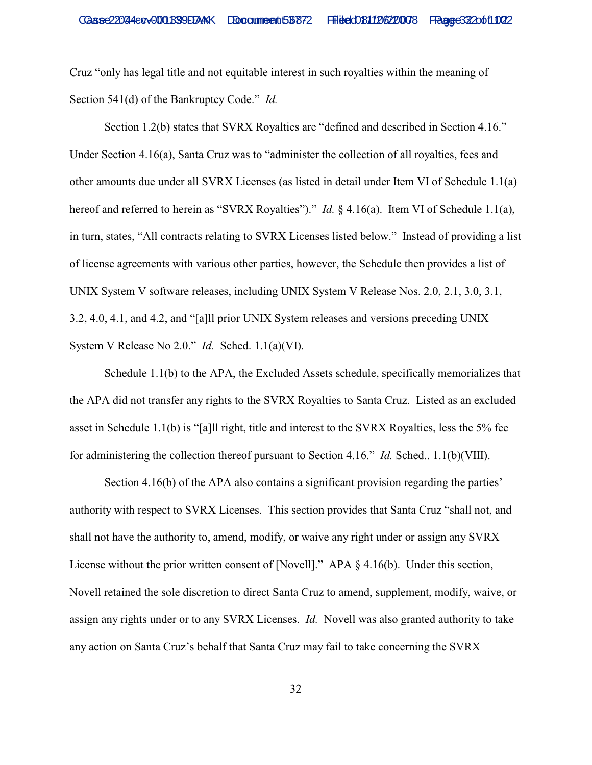Cruz "only has legal title and not equitable interest in such royalties within the meaning of Section 541(d) of the Bankruptcy Code." *Id.*

Section 1.2(b) states that SVRX Royalties are "defined and described in Section 4.16." Under Section 4.16(a), Santa Cruz was to "administer the collection of all royalties, fees and other amounts due under all SVRX Licenses (as listed in detail under Item VI of Schedule 1.1(a) hereof and referred to herein as "SVRX Royalties")." *Id.* § 4.16(a). Item VI of Schedule 1.1(a), in turn, states, "All contracts relating to SVRX Licenses listed below." Instead of providing a list of license agreements with various other parties, however, the Schedule then provides a list of UNIX System V software releases, including UNIX System V Release Nos. 2.0, 2.1, 3.0, 3.1, 3.2, 4.0, 4.1, and 4.2, and "[a]ll prior UNIX System releases and versions preceding UNIX System V Release No 2.0." *Id.* Sched. 1.1(a)(VI).

Schedule 1.1(b) to the APA, the Excluded Assets schedule, specifically memorializes that the APA did not transfer any rights to the SVRX Royalties to Santa Cruz. Listed as an excluded asset in Schedule 1.1(b) is "[a]ll right, title and interest to the SVRX Royalties, less the 5% fee for administering the collection thereof pursuant to Section 4.16." *Id.* Sched.. 1.1(b)(VIII).

Section 4.16(b) of the APA also contains a significant provision regarding the parties' authority with respect to SVRX Licenses. This section provides that Santa Cruz "shall not, and shall not have the authority to, amend, modify, or waive any right under or assign any SVRX License without the prior written consent of [Novell]." APA § 4.16(b). Under this section, Novell retained the sole discretion to direct Santa Cruz to amend, supplement, modify, waive, or assign any rights under or to any SVRX Licenses. *Id.* Novell was also granted authority to take any action on Santa Cruz's behalf that Santa Cruz may fail to take concerning the SVRX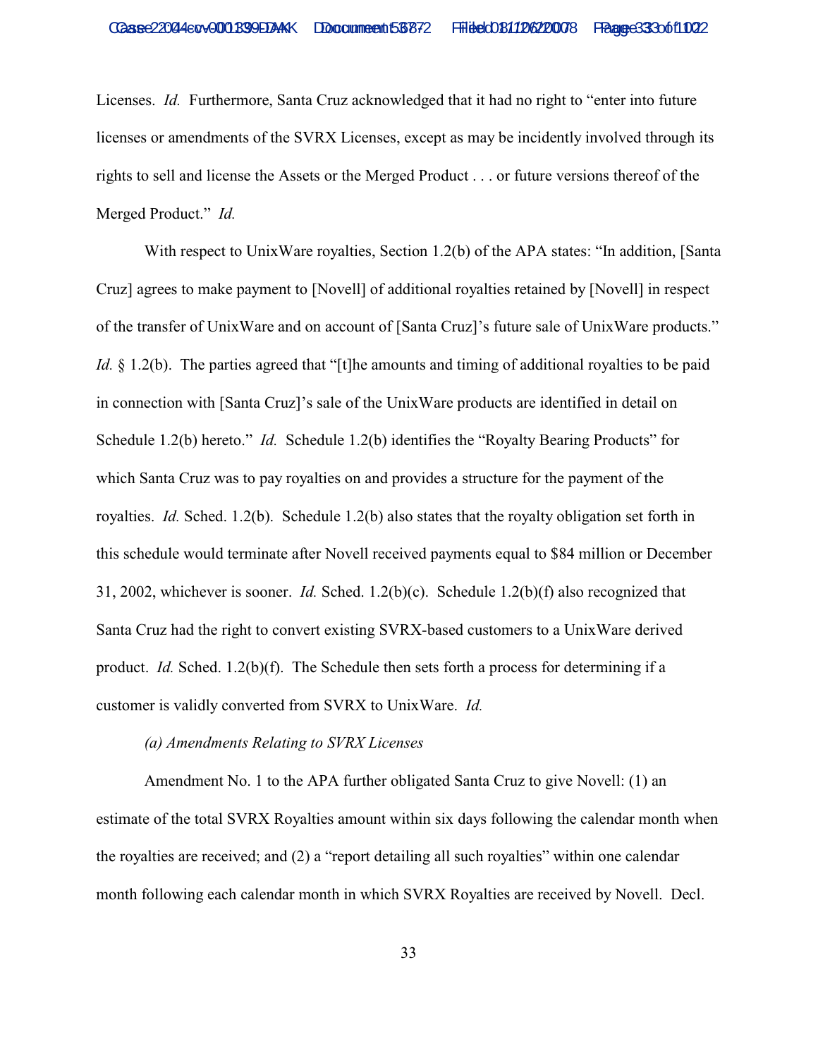Licenses. *Id.* Furthermore, Santa Cruz acknowledged that it had no right to "enter into future licenses or amendments of the SVRX Licenses, except as may be incidently involved through its rights to sell and license the Assets or the Merged Product . . . or future versions thereof of the Merged Product." *Id.*

With respect to UnixWare royalties, Section 1.2(b) of the APA states: "In addition, [Santa Cruz] agrees to make payment to [Novell] of additional royalties retained by [Novell] in respect of the transfer of UnixWare and on account of [Santa Cruz]'s future sale of UnixWare products." *Id.* § 1.2(b). The parties agreed that "[t]he amounts and timing of additional royalties to be paid in connection with [Santa Cruz]'s sale of the UnixWare products are identified in detail on Schedule 1.2(b) hereto." *Id.* Schedule 1.2(b) identifies the "Royalty Bearing Products" for which Santa Cruz was to pay royalties on and provides a structure for the payment of the royalties. *Id.* Sched. 1.2(b). Schedule 1.2(b) also states that the royalty obligation set forth in this schedule would terminate after Novell received payments equal to $84 million or December 31, 2002, whichever is sooner. *Id.* Sched. 1.2(b)(c). Schedule 1.2(b)(f) also recognized that Santa Cruz had the right to convert existing SVRX-based customers to a UnixWare derived product. *Id.* Sched. 1.2(b)(f). The Schedule then sets forth a process for determining if a customer is validly converted from SVRX to UnixWare. *Id.*

*(a) Amendments Relating to SVRX Licenses*

Amendment No. 1 to the APA further obligated Santa Cruz to give Novell: (1) an estimate of the total SVRX Royalties amount within six days following the calendar month when the royalties are received; and (2) a "report detailing all such royalties" within one calendar month following each calendar month in which SVRX Royalties are received by Novell. Decl.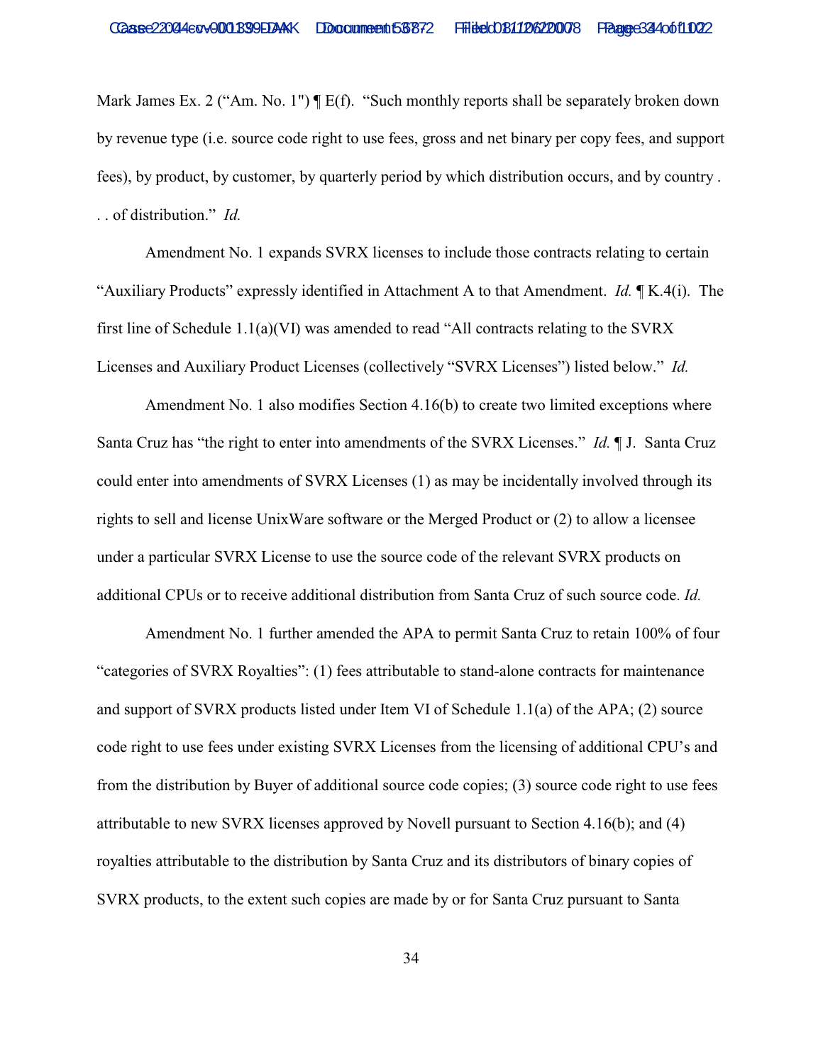Mark James Ex. 2 ("Am. No. 1") ¶ E(f). "Such monthly reports shall be separately broken down by revenue type (i.e. source code right to use fees, gross and net binary per copy fees, and support fees), by product, by customer, by quarterly period by which distribution occurs, and by country . . . of distribution." *Id.*

Amendment No. 1 expands SVRX licenses to include those contracts relating to certain "Auxiliary Products" expressly identified in Attachment A to that Amendment. *Id.* ¶ K.4(i). The first line of Schedule 1.1(a)(VI) was amended to read "All contracts relating to the SVRX Licenses and Auxiliary Product Licenses (collectively "SVRX Licenses") listed below." *Id.*

Amendment No. 1 also modifies Section 4.16(b) to create two limited exceptions where Santa Cruz has "the right to enter into amendments of the SVRX Licenses." *Id.* ¶ J. Santa Cruz could enter into amendments of SVRX Licenses (1) as may be incidentally involved through its rights to sell and license UnixWare software or the Merged Product or (2) to allow a licensee under a particular SVRX License to use the source code of the relevant SVRX products on additional CPUs or to receive additional distribution from Santa Cruz of such source code. *Id.*

Amendment No. 1 further amended the APA to permit Santa Cruz to retain 100% of four "categories of SVRX Royalties": (1) fees attributable to stand-alone contracts for maintenance and support of SVRX products listed under Item VI of Schedule 1.1(a) of the APA; (2) source code right to use fees under existing SVRX Licenses from the licensing of additional CPU's and from the distribution by Buyer of additional source code copies; (3) source code right to use fees attributable to new SVRX licenses approved by Novell pursuant to Section 4.16(b); and (4) royalties attributable to the distribution by Santa Cruz and its distributors of binary copies of SVRX products, to the extent such copies are made by or for Santa Cruz pursuant to Santa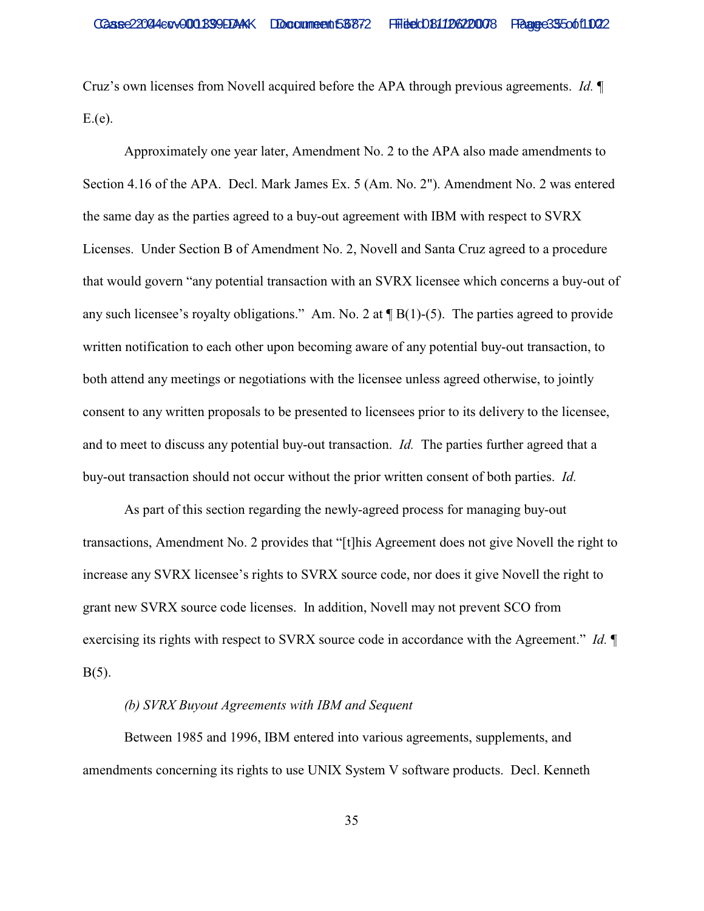Cruz's own licenses from Novell acquired before the APA through previous agreements. *Id.* ¶ E.(e).

Approximately one year later, Amendment No. 2 to the APA also made amendments to Section 4.16 of the APA. Decl. Mark James Ex. 5 (Am. No. 2"). Amendment No. 2 was entered the same day as the parties agreed to a buy-out agreement with IBM with respect to SVRX Licenses. Under Section B of Amendment No. 2, Novell and Santa Cruz agreed to a procedure that would govern "any potential transaction with an SVRX licensee which concerns a buy-out of any such licensee's royalty obligations." Am. No. 2 at ¶ B(1)-(5). The parties agreed to provide written notification to each other upon becoming aware of any potential buy-out transaction, to both attend any meetings or negotiations with the licensee unless agreed otherwise, to jointly consent to any written proposals to be presented to licensees prior to its delivery to the licensee, and to meet to discuss any potential buy-out transaction. *Id.* The parties further agreed that a buy-out transaction should not occur without the prior written consent of both parties. *Id.*

As part of this section regarding the newly-agreed process for managing buy-out transactions, Amendment No. 2 provides that "[t]his Agreement does not give Novell the right to increase any SVRX licensee's rights to SVRX source code, nor does it give Novell the right to grant new SVRX source code licenses. In addition, Novell may not prevent SCO from exercising its rights with respect to SVRX source code in accordance with the Agreement." *Id.* ¶ B(5).

*(b) SVRX Buyout Agreements with IBM and Sequent*

Between 1985 and 1996, IBM entered into various agreements, supplements, and amendments concerning its rights to use UNIX System V software products. Decl. Kenneth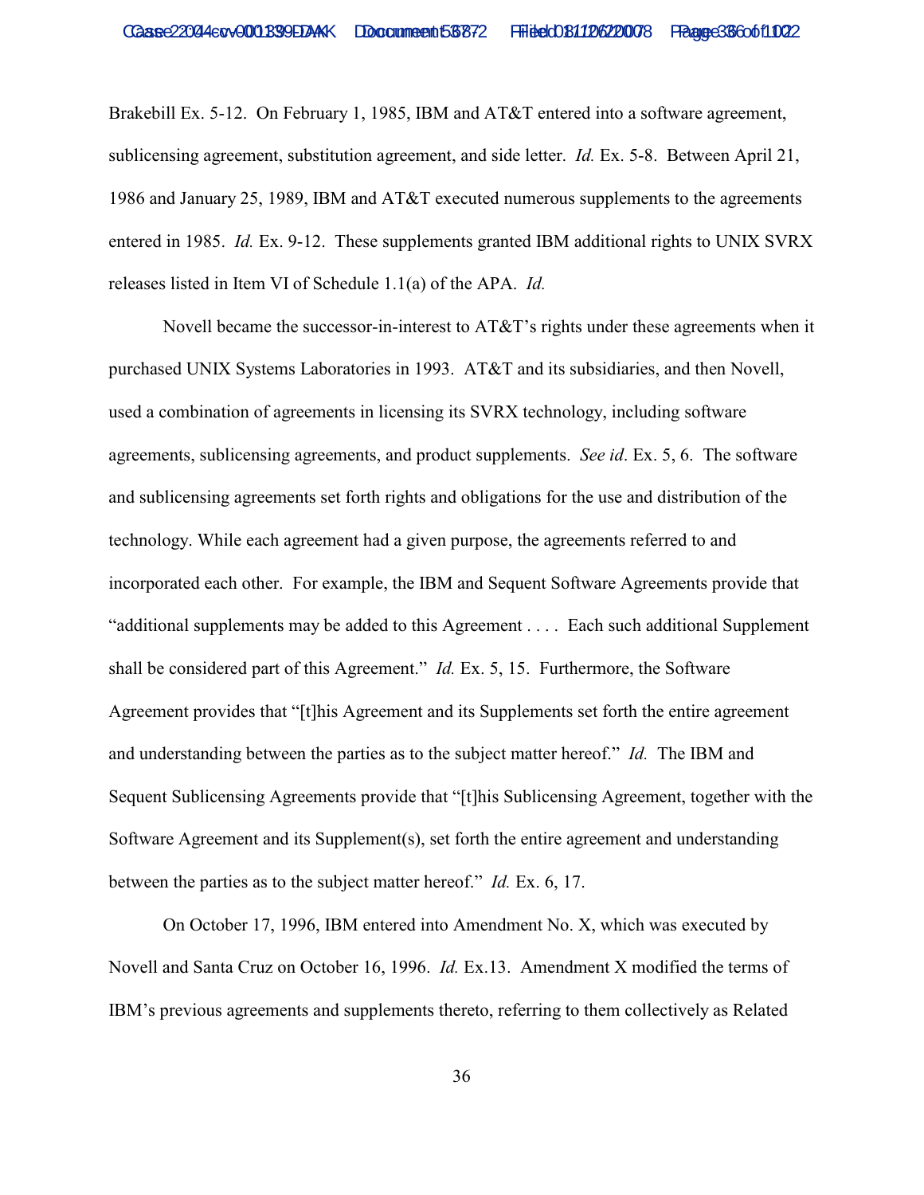Brakebill Ex. 5-12. On February 1, 1985, IBM and AT&T entered into a software agreement, sublicensing agreement, substitution agreement, and side letter. *Id.* Ex. 5-8. Between April 21, 1986 and January 25, 1989, IBM and AT&T executed numerous supplements to the agreements entered in 1985. *Id.* Ex. 9-12. These supplements granted IBM additional rights to UNIX SVRX releases listed in Item VI of Schedule 1.1(a) of the APA. *Id.*

Novell became the successor-in-interest to AT&T's rights under these agreements when it purchased UNIX Systems Laboratories in 1993. AT&T and its subsidiaries, and then Novell, used a combination of agreements in licensing its SVRX technology, including software agreements, sublicensing agreements, and product supplements. *See id*. Ex. 5, 6. The software and sublicensing agreements set forth rights and obligations for the use and distribution of the technology. While each agreement had a given purpose, the agreements referred to and incorporated each other. For example, the IBM and Sequent Software Agreements provide that "additional supplements may be added to this Agreement . . . . Each such additional Supplement shall be considered part of this Agreement." *Id.* Ex. 5, 15. Furthermore, the Software Agreement provides that "[t]his Agreement and its Supplements set forth the entire agreement and understanding between the parties as to the subject matter hereof." *Id.* The IBM and Sequent Sublicensing Agreements provide that "[t]his Sublicensing Agreement, together with the Software Agreement and its Supplement(s), set forth the entire agreement and understanding between the parties as to the subject matter hereof." *Id.* Ex. 6, 17.

On October 17, 1996, IBM entered into Amendment No. X, which was executed by Novell and Santa Cruz on October 16, 1996. *Id.* Ex.13. Amendment X modified the terms of IBM's previous agreements and supplements thereto, referring to them collectively as Related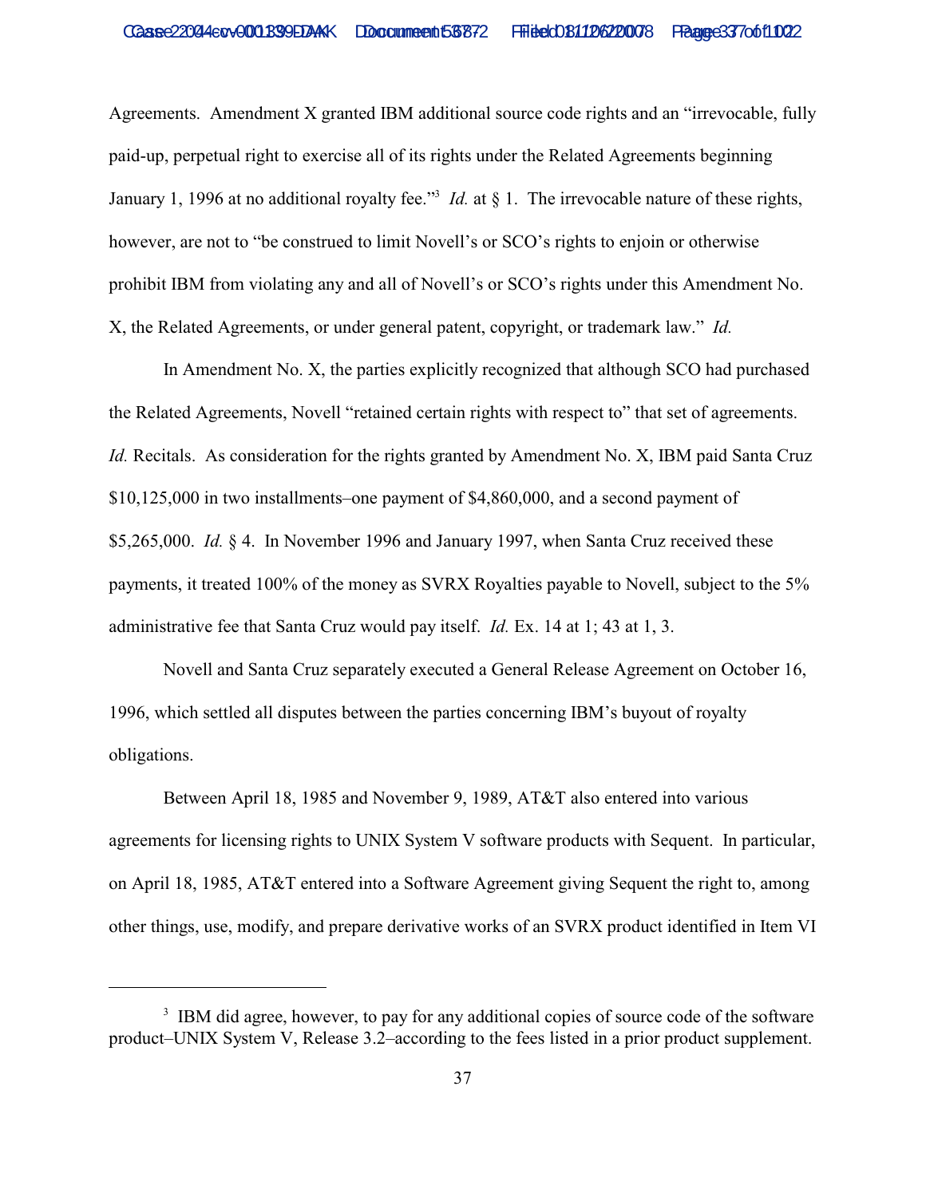Agreements. Amendment X granted IBM additional source code rights and an "irrevocable, fully paid-up, perpetual right to exercise all of its rights under the Related Agreements beginning January 1, 1996 at no additional royalty fee."[3] *Id.* at § 1. The irrevocable nature of these rights, however, are not to "be construed to limit Novell's or SCO's rights to enjoin or otherwise prohibit IBM from violating any and all of Novell's or SCO's rights under this Amendment No. X, the Related Agreements, or under general patent, copyright, or trademark law." *Id.*

In Amendment No. X, the parties explicitly recognized that although SCO had purchased the Related Agreements, Novell "retained certain rights with respect to" that set of agreements. *Id.* Recitals. As consideration for the rights granted by Amendment No. X, IBM paid Santa Cruz $10,125,000 in two installments–one payment of $4,860,000, and a second payment of $5,265,000. *Id.* § 4. In November 1996 and January 1997, when Santa Cruz received these payments, it treated 100% of the money as SVRX Royalties payable to Novell, subject to the 5% administrative fee that Santa Cruz would pay itself. *Id.* Ex. 14 at 1; 43 at 1, 3.

Novell and Santa Cruz separately executed a General Release Agreement on October 16, 1996, which settled all disputes between the parties concerning IBM's buyout of royalty obligations.

Between April 18, 1985 and November 9, 1989, AT&T also entered into various agreements for licensing rights to UNIX System V software products with Sequent. In particular, on April 18, 1985, AT&T entered into a Software Agreement giving Sequent the right to, among other things, use, modify, and prepare derivative works of an SVRX product identified in Item VI

---

[3] IBM did agree, however, to pay for any additional copies of source code of the software product–UNIX System V, Release 3.2–according to the fees listed in a prior product supplement.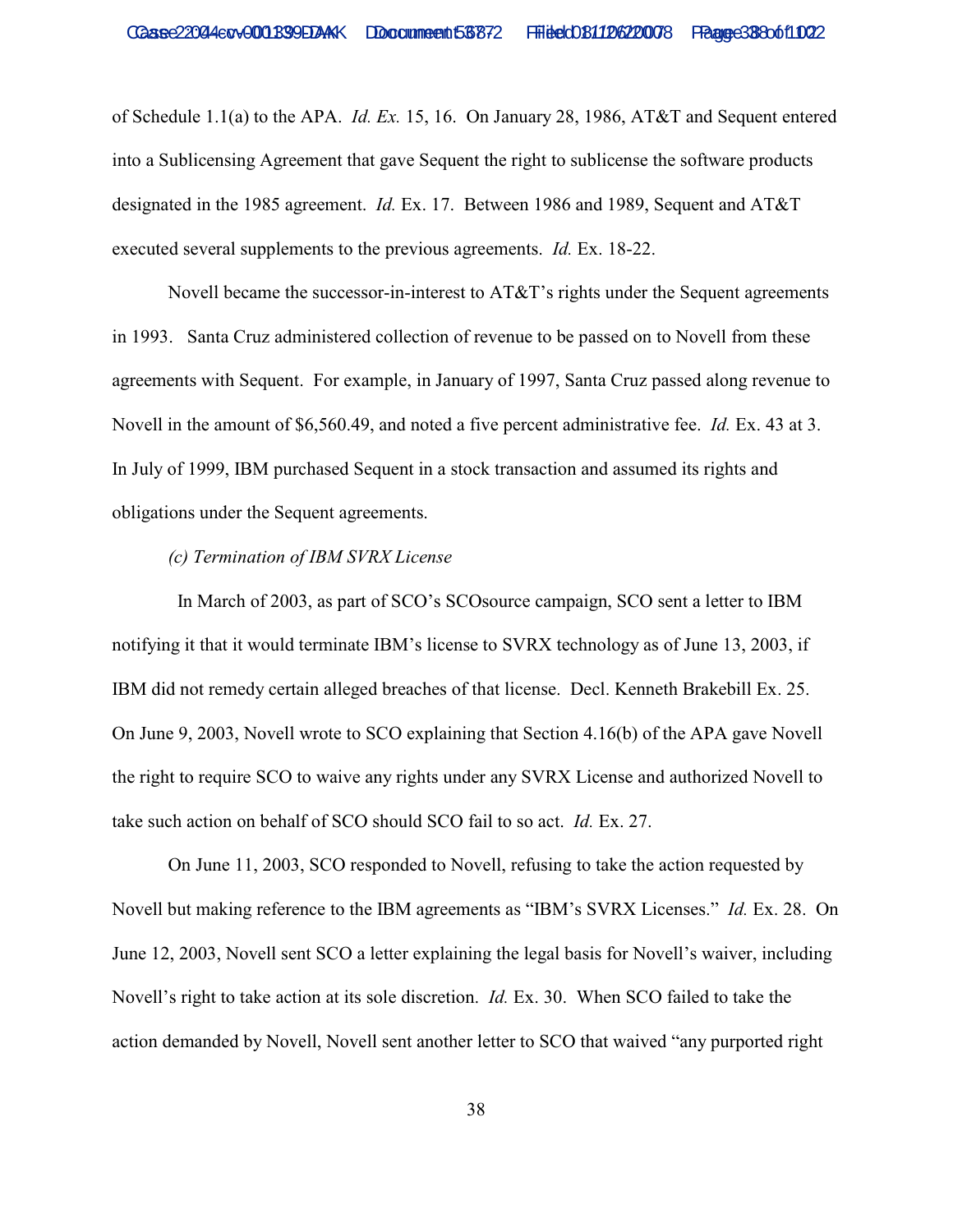of Schedule 1.1(a) to the APA. *Id. Ex.* 15, 16. On January 28, 1986, AT&T and Sequent entered into a Sublicensing Agreement that gave Sequent the right to sublicense the software products designated in the 1985 agreement. *Id.* Ex. 17. Between 1986 and 1989, Sequent and AT&T executed several supplements to the previous agreements. *Id.* Ex. 18-22.

Novell became the successor-in-interest to AT&T's rights under the Sequent agreements in 1993. Santa Cruz administered collection of revenue to be passed on to Novell from these agreements with Sequent. For example, in January of 1997, Santa Cruz passed along revenue to Novell in the amount of $6,560.49, and noted a five percent administrative fee. *Id.* Ex. 43 at 3. In July of 1999, IBM purchased Sequent in a stock transaction and assumed its rights and obligations under the Sequent agreements.

*(c) Termination of IBM SVRX License*

In March of 2003, as part of SCO's SCOsource campaign, SCO sent a letter to IBM notifying it that it would terminate IBM's license to SVRX technology as of June 13, 2003, if IBM did not remedy certain alleged breaches of that license. Decl. Kenneth Brakebill Ex. 25. On June 9, 2003, Novell wrote to SCO explaining that Section 4.16(b) of the APA gave Novell the right to require SCO to waive any rights under any SVRX License and authorized Novell to take such action on behalf of SCO should SCO fail to so act. *Id.* Ex. 27.

On June 11, 2003, SCO responded to Novell, refusing to take the action requested by Novell but making reference to the IBM agreements as "IBM's SVRX Licenses." *Id.* Ex. 28. On June 12, 2003, Novell sent SCO a letter explaining the legal basis for Novell's waiver, including Novell's right to take action at its sole discretion. *Id.* Ex. 30. When SCO failed to take the action demanded by Novell, Novell sent another letter to SCO that waived "any purported right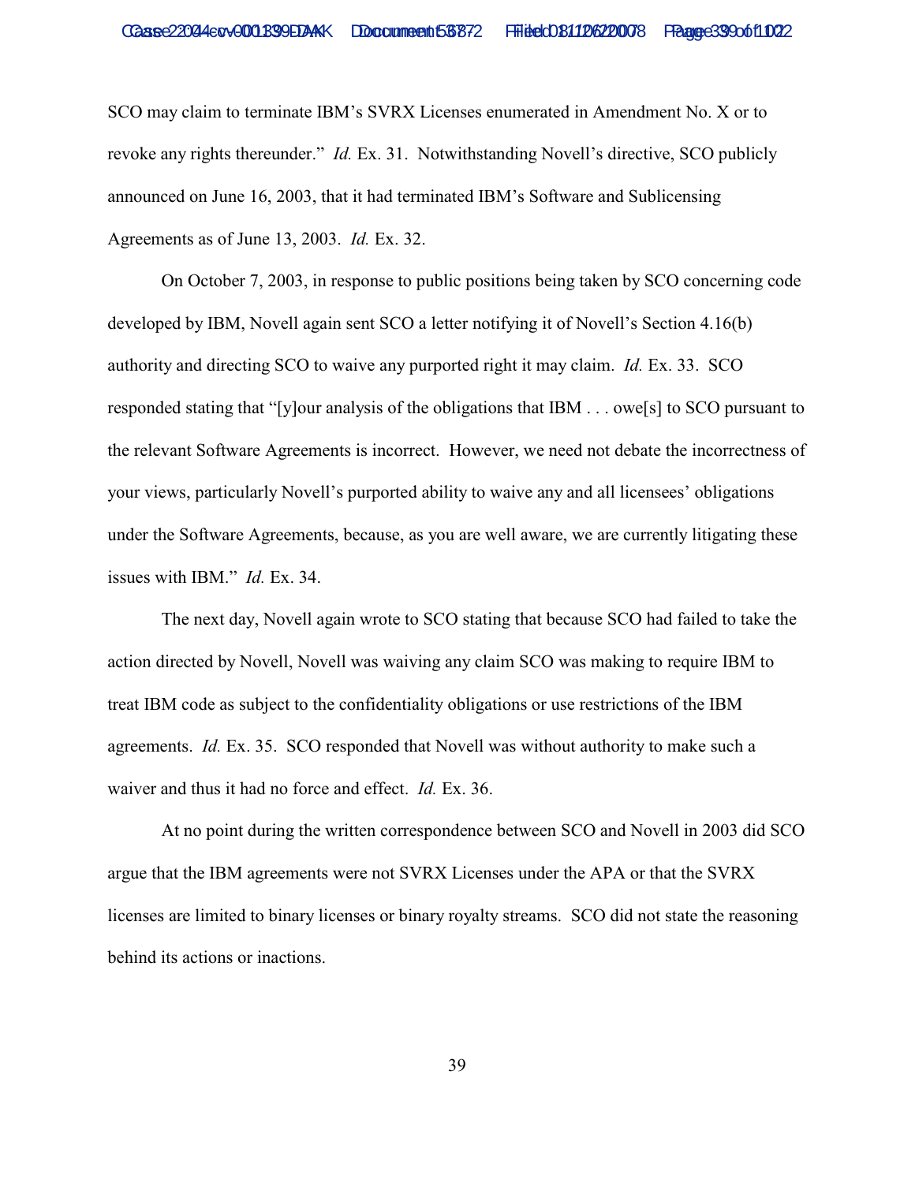SCO may claim to terminate IBM's SVRX Licenses enumerated in Amendment No. X or to revoke any rights thereunder." *Id.* Ex. 31. Notwithstanding Novell's directive, SCO publicly announced on June 16, 2003, that it had terminated IBM's Software and Sublicensing Agreements as of June 13, 2003. *Id.* Ex. 32.

On October 7, 2003, in response to public positions being taken by SCO concerning code developed by IBM, Novell again sent SCO a letter notifying it of Novell's Section 4.16(b) authority and directing SCO to waive any purported right it may claim. *Id.* Ex. 33. SCO responded stating that "[y]our analysis of the obligations that IBM . . . owe[s] to SCO pursuant to the relevant Software Agreements is incorrect. However, we need not debate the incorrectness of your views, particularly Novell's purported ability to waive any and all licensees' obligations under the Software Agreements, because, as you are well aware, we are currently litigating these issues with IBM." *Id.* Ex. 34.

The next day, Novell again wrote to SCO stating that because SCO had failed to take the action directed by Novell, Novell was waiving any claim SCO was making to require IBM to treat IBM code as subject to the confidentiality obligations or use restrictions of the IBM agreements. *Id.* Ex. 35. SCO responded that Novell was without authority to make such a waiver and thus it had no force and effect. *Id.* Ex. 36.

At no point during the written correspondence between SCO and Novell in 2003 did SCO argue that the IBM agreements were not SVRX Licenses under the APA or that the SVRX licenses are limited to binary licenses or binary royalty streams. SCO did not state the reasoning behind its actions or inactions.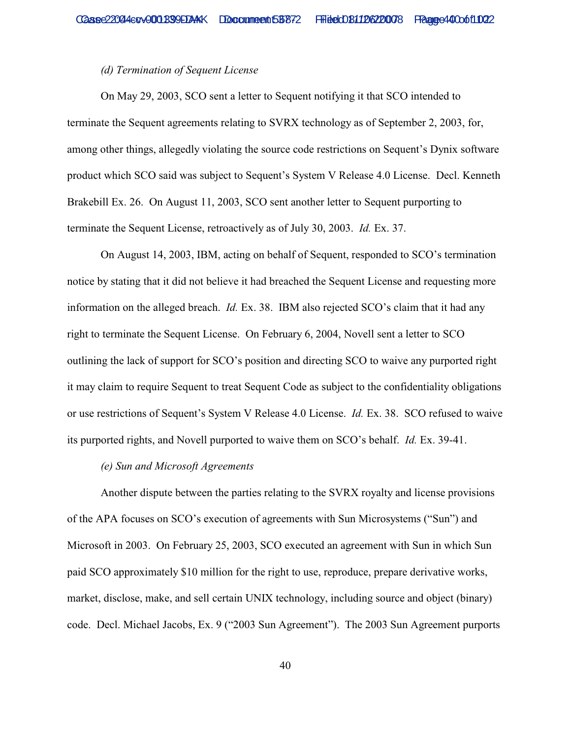*(d) Termination of Sequent License*

On May 29, 2003, SCO sent a letter to Sequent notifying it that SCO intended to terminate the Sequent agreements relating to SVRX technology as of September 2, 2003, for, among other things, allegedly violating the source code restrictions on Sequent's Dynix software product which SCO said was subject to Sequent's System V Release 4.0 License. Decl. Kenneth Brakebill Ex. 26. On August 11, 2003, SCO sent another letter to Sequent purporting to terminate the Sequent License, retroactively as of July 30, 2003. *Id.* Ex. 37.

On August 14, 2003, IBM, acting on behalf of Sequent, responded to SCO's termination notice by stating that it did not believe it had breached the Sequent License and requesting more information on the alleged breach. *Id.* Ex. 38. IBM also rejected SCO's claim that it had any right to terminate the Sequent License. On February 6, 2004, Novell sent a letter to SCO outlining the lack of support for SCO's position and directing SCO to waive any purported right it may claim to require Sequent to treat Sequent Code as subject to the confidentiality obligations or use restrictions of Sequent's System V Release 4.0 License. *Id.* Ex. 38. SCO refused to waive its purported rights, and Novell purported to waive them on SCO's behalf. *Id.* Ex. 39-41.

*(e) Sun and Microsoft Agreements*

Another dispute between the parties relating to the SVRX royalty and license provisions of the APA focuses on SCO's execution of agreements with Sun Microsystems ("Sun") and Microsoft in 2003. On February 25, 2003, SCO executed an agreement with Sun in which Sun paid SCO approximately $10 million for the right to use, reproduce, prepare derivative works, market, disclose, make, and sell certain UNIX technology, including source and object (binary) code. Decl. Michael Jacobs, Ex. 9 ("2003 Sun Agreement"). The 2003 Sun Agreement purports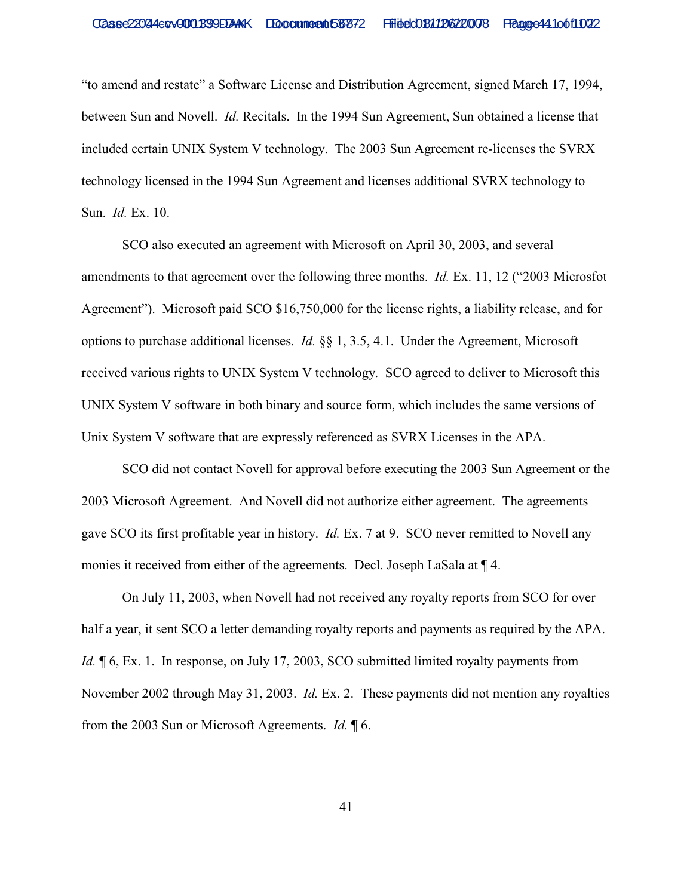"to amend and restate" a Software License and Distribution Agreement, signed March 17, 1994, between Sun and Novell. *Id.* Recitals. In the 1994 Sun Agreement, Sun obtained a license that included certain UNIX System V technology. The 2003 Sun Agreement re-licenses the SVRX technology licensed in the 1994 Sun Agreement and licenses additional SVRX technology to Sun. *Id.* Ex. 10.

SCO also executed an agreement with Microsoft on April 30, 2003, and several amendments to that agreement over the following three months. *Id.* Ex. 11, 12 ("2003 Microsfot Agreement"). Microsoft paid SCO $16,750,000 for the license rights, a liability release, and for options to purchase additional licenses. *Id.* §§ 1, 3.5, 4.1. Under the Agreement, Microsoft received various rights to UNIX System V technology. SCO agreed to deliver to Microsoft this UNIX System V software in both binary and source form, which includes the same versions of Unix System V software that are expressly referenced as SVRX Licenses in the APA.

SCO did not contact Novell for approval before executing the 2003 Sun Agreement or the 2003 Microsoft Agreement. And Novell did not authorize either agreement. The agreements gave SCO its first profitable year in history. *Id.* Ex. 7 at 9. SCO never remitted to Novell any monies it received from either of the agreements. Decl. Joseph LaSala at ¶ 4.

On July 11, 2003, when Novell had not received any royalty reports from SCO for over half a year, it sent SCO a letter demanding royalty reports and payments as required by the APA. *Id.* ¶ 6, Ex. 1. In response, on July 17, 2003, SCO submitted limited royalty payments from November 2002 through May 31, 2003. *Id.* Ex. 2. These payments did not mention any royalties from the 2003 Sun or Microsoft Agreements. *Id.* ¶ 6.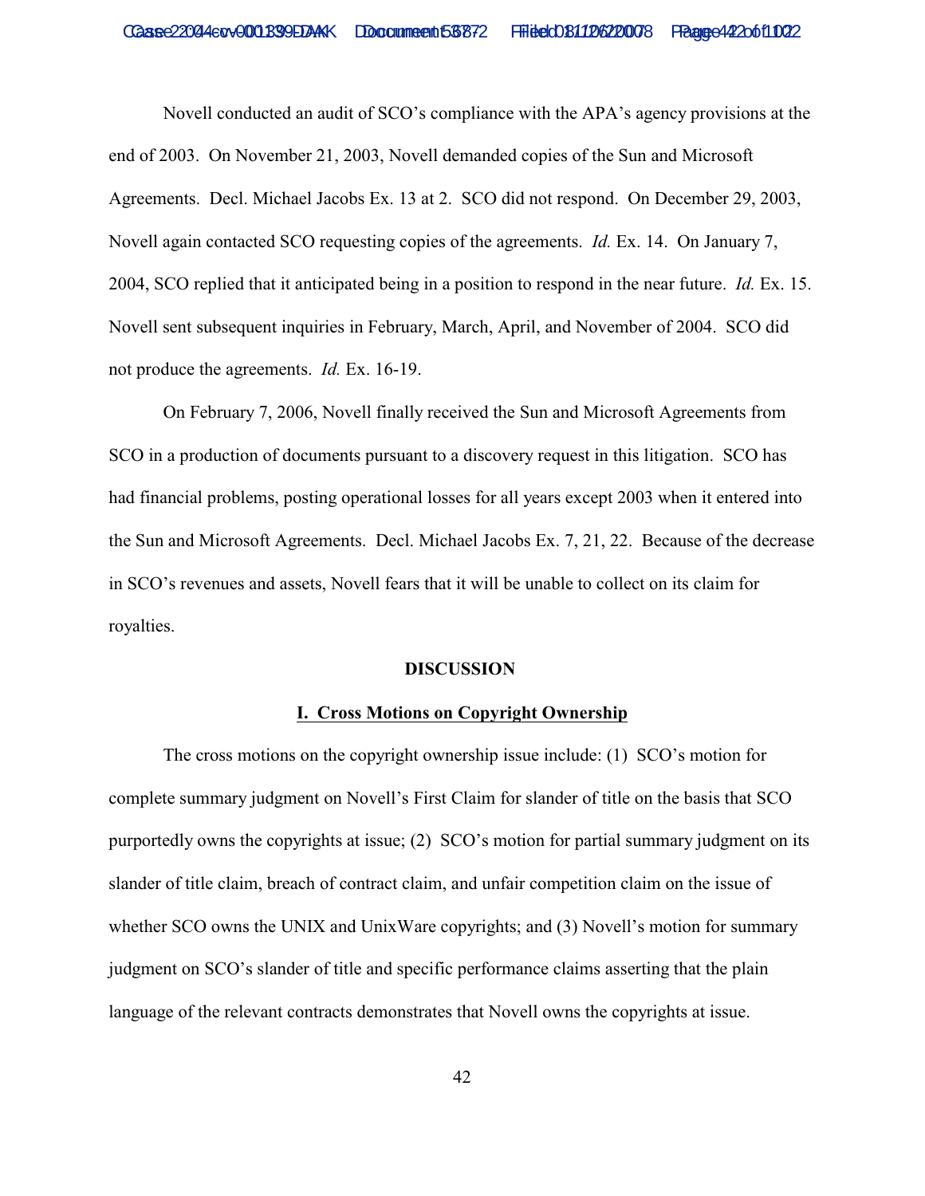Novell conducted an audit of SCO's compliance with the APA's agency provisions at the end of 2003. On November 21, 2003, Novell demanded copies of the Sun and Microsoft Agreements. Decl. Michael Jacobs Ex. 13 at 2. SCO did not respond. On December 29, 2003, Novell again contacted SCO requesting copies of the agreements. *Id.* Ex. 14. On January 7, 2004, SCO replied that it anticipated being in a position to respond in the near future. *Id.* Ex. 15. Novell sent subsequent inquiries in February, March, April, and November of 2004. SCO did not produce the agreements. *Id.* Ex. 16-19.

On February 7, 2006, Novell finally received the Sun and Microsoft Agreements from SCO in a production of documents pursuant to a discovery request in this litigation. SCO has had financial problems, posting operational losses for all years except 2003 when it entered into the Sun and Microsoft Agreements. Decl. Michael Jacobs Ex. 7, 21, 22. Because of the decrease in SCO's revenues and assets, Novell fears that it will be unable to collect on its claim for royalties.

## DISCUSSION

### I. Cross Motions on Copyright Ownership

The cross motions on the copyright ownership issue include: (1) SCO's motion for complete summary judgment on Novell's First Claim for slander of title on the basis that SCO purportedly owns the copyrights at issue; (2) SCO's motion for partial summary judgment on its slander of title claim, breach of contract claim, and unfair competition claim on the issue of whether SCO owns the UNIX and UnixWare copyrights; and (3) Novell's motion for summary judgment on SCO's slander of title and specific performance claims asserting that the plain language of the relevant contracts demonstrates that Novell owns the copyrights at issue.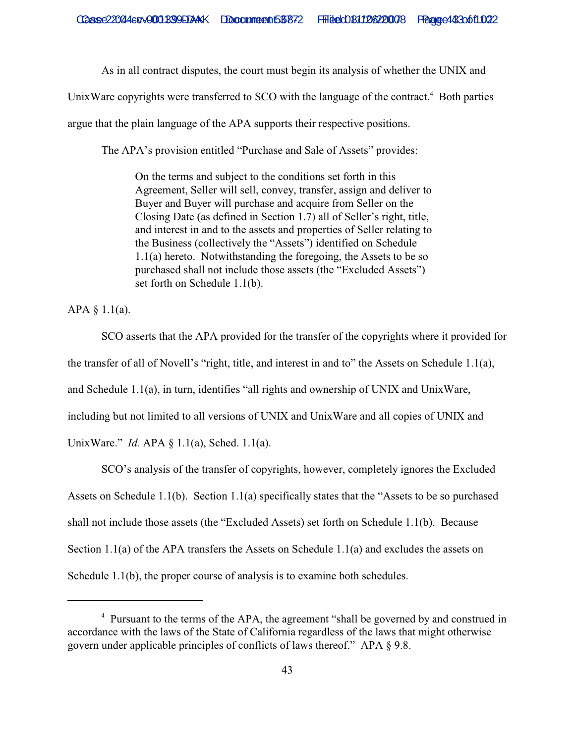As in all contract disputes, the court must begin its analysis of whether the UNIX and UnixWare copyrights were transferred to SCO with the language of the contract.[4] Both parties argue that the plain language of the APA supports their respective positions.

The APA's provision entitled "Purchase and Sale of Assets" provides:

> On the terms and subject to the conditions set forth in this Agreement, Seller will sell, convey, transfer, assign and deliver to Buyer and Buyer will purchase and acquire from Seller on the Closing Date (as defined in Section 1.7) all of Seller's right, title, and interest in and to the assets and properties of Seller relating to the Business (collectively the "Assets") identified on Schedule 1.1(a) hereto. Notwithstanding the foregoing, the Assets to be so purchased shall not include those assets (the "Excluded Assets") set forth on Schedule 1.1(b).

APA § 1.1(a).

SCO asserts that the APA provided for the transfer of the copyrights where it provided for the transfer of all of Novell's "right, title, and interest in and to" the Assets on Schedule 1.1(a), and Schedule 1.1(a), in turn, identifies "all rights and ownership of UNIX and UnixWare, including but not limited to all versions of UNIX and UnixWare and all copies of UNIX and UnixWare." *Id.* APA § 1.1(a), Sched. 1.1(a).

SCO's analysis of the transfer of copyrights, however, completely ignores the Excluded Assets on Schedule 1.1(b). Section 1.1(a) specifically states that the "Assets to be so purchased shall not include those assets (the "Excluded Assets) set forth on Schedule 1.1(b). Because Section 1.1(a) of the APA transfers the Assets on Schedule 1.1(a) and excludes the assets on Schedule 1.1(b), the proper course of analysis is to examine both schedules.

---

[4] Pursuant to the terms of the APA, the agreement "shall be governed by and construed in accordance with the laws of the State of California regardless of the laws that might otherwise govern under applicable principles of conflicts of laws thereof." APA § 9.8.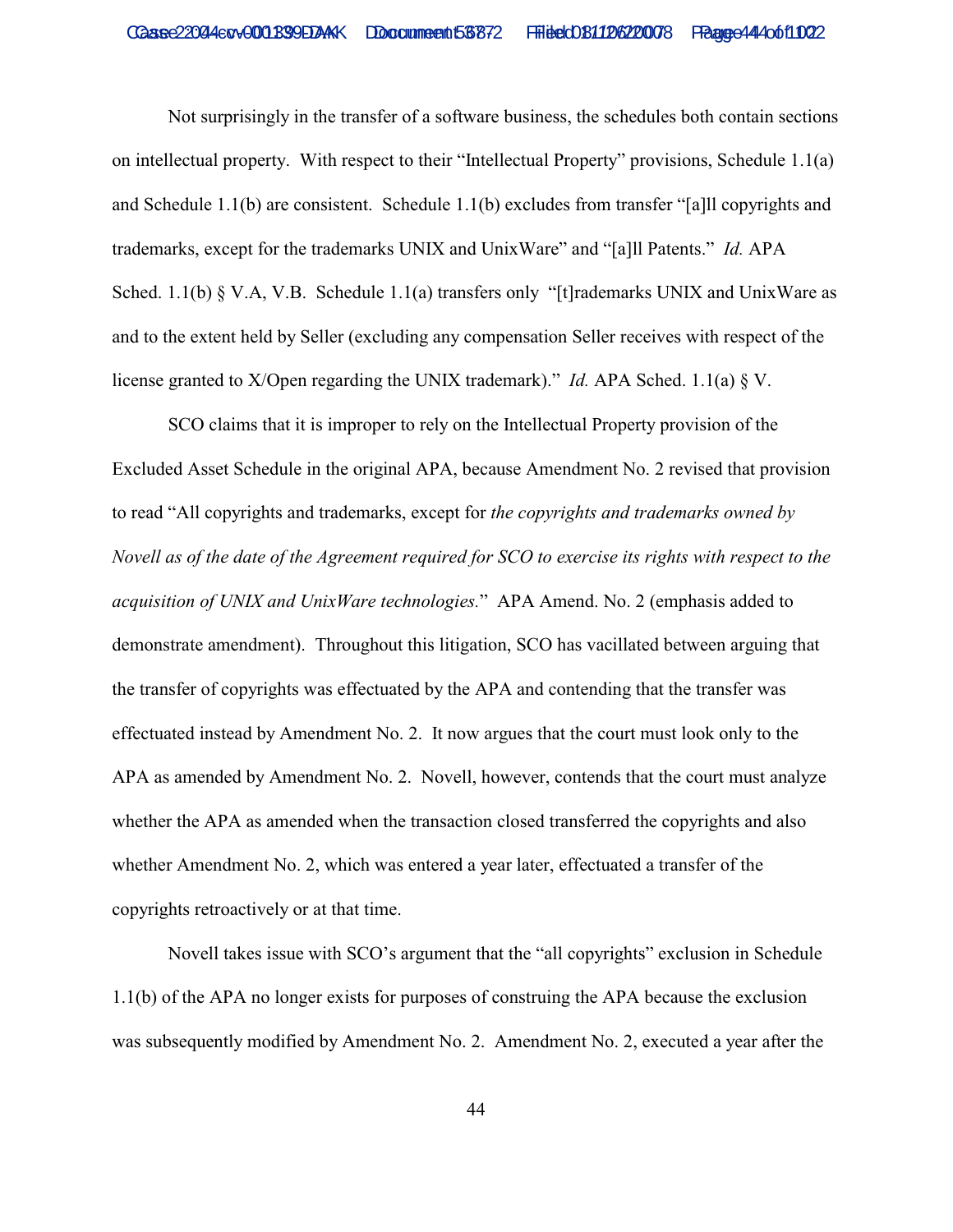Not surprisingly in the transfer of a software business, the schedules both contain sections on intellectual property. With respect to their "Intellectual Property" provisions, Schedule 1.1(a) and Schedule 1.1(b) are consistent. Schedule 1.1(b) excludes from transfer "[a]ll copyrights and trademarks, except for the trademarks UNIX and UnixWare" and "[a]ll Patents." *Id.* APA Sched. 1.1(b) § V.A, V.B. Schedule 1.1(a) transfers only "[t]rademarks UNIX and UnixWare as and to the extent held by Seller (excluding any compensation Seller receives with respect of the license granted to X/Open regarding the UNIX trademark)." *Id.* APA Sched. 1.1(a) § V.

SCO claims that it is improper to rely on the Intellectual Property provision of the Excluded Asset Schedule in the original APA, because Amendment No. 2 revised that provision to read "All copyrights and trademarks, except for *the copyrights and trademarks owned by Novell as of the date of the Agreement required for SCO to exercise its rights with respect to the acquisition of UNIX and UnixWare technologies.*" APA Amend. No. 2 (emphasis added to demonstrate amendment). Throughout this litigation, SCO has vacillated between arguing that the transfer of copyrights was effectuated by the APA and contending that the transfer was effectuated instead by Amendment No. 2. It now argues that the court must look only to the APA as amended by Amendment No. 2. Novell, however, contends that the court must analyze whether the APA as amended when the transaction closed transferred the copyrights and also whether Amendment No. 2, which was entered a year later, effectuated a transfer of the copyrights retroactively or at that time.

Novell takes issue with SCO's argument that the "all copyrights" exclusion in Schedule 1.1(b) of the APA no longer exists for purposes of construing the APA because the exclusion was subsequently modified by Amendment No. 2. Amendment No. 2, executed a year after the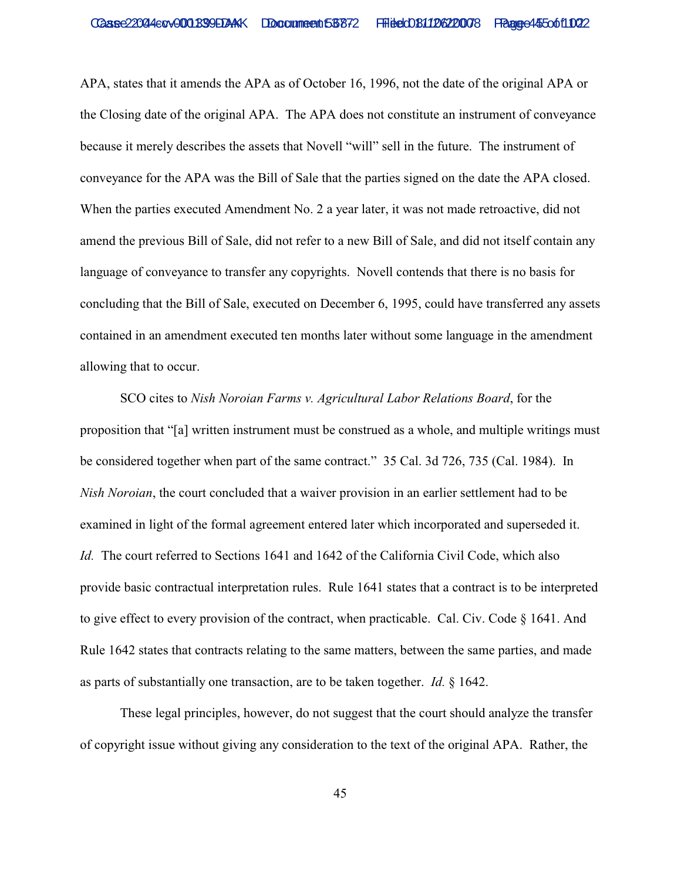APA, states that it amends the APA as of October 16, 1996, not the date of the original APA or the Closing date of the original APA. The APA does not constitute an instrument of conveyance because it merely describes the assets that Novell "will" sell in the future. The instrument of conveyance for the APA was the Bill of Sale that the parties signed on the date the APA closed. When the parties executed Amendment No. 2 a year later, it was not made retroactive, did not amend the previous Bill of Sale, did not refer to a new Bill of Sale, and did not itself contain any language of conveyance to transfer any copyrights. Novell contends that there is no basis for concluding that the Bill of Sale, executed on December 6, 1995, could have transferred any assets contained in an amendment executed ten months later without some language in the amendment allowing that to occur.

SCO cites to *Nish Noroian Farms v. Agricultural Labor Relations Board*, for the proposition that "[a] written instrument must be construed as a whole, and multiple writings must be considered together when part of the same contract." 35 Cal. 3d 726, 735 (Cal. 1984). In *Nish Noroian*, the court concluded that a waiver provision in an earlier settlement had to be examined in light of the formal agreement entered later which incorporated and superseded it. *Id.* The court referred to Sections 1641 and 1642 of the California Civil Code, which also provide basic contractual interpretation rules. Rule 1641 states that a contract is to be interpreted to give effect to every provision of the contract, when practicable. Cal. Civ. Code § 1641. And Rule 1642 states that contracts relating to the same matters, between the same parties, and made as parts of substantially one transaction, are to be taken together. *Id.* § 1642.

These legal principles, however, do not suggest that the court should analyze the transfer of copyright issue without giving any consideration to the text of the original APA. Rather, the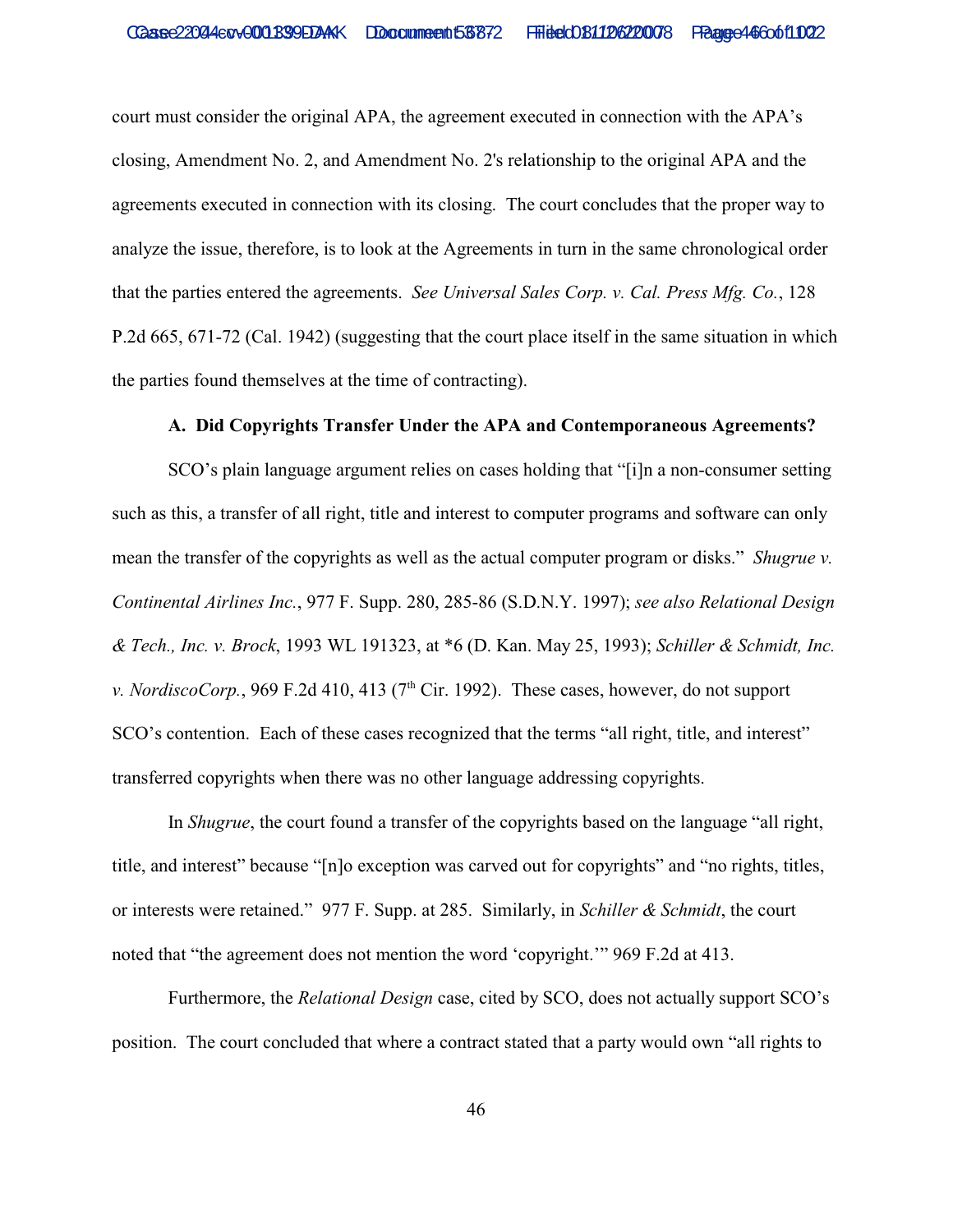court must consider the original APA, the agreement executed in connection with the APA's closing, Amendment No. 2, and Amendment No. 2's relationship to the original APA and the agreements executed in connection with its closing. The court concludes that the proper way to analyze the issue, therefore, is to look at the Agreements in turn in the same chronological order that the parties entered the agreements. *See Universal Sales Corp. v. Cal. Press Mfg. Co.*, 128 P.2d 665, 671-72 (Cal. 1942) (suggesting that the court place itself in the same situation in which the parties found themselves at the time of contracting).

**A. Did Copyrights Transfer Under the APA and Contemporaneous Agreements?**

SCO's plain language argument relies on cases holding that "[i]n a non-consumer setting such as this, a transfer of all right, title and interest to computer programs and software can only mean the transfer of the copyrights as well as the actual computer program or disks." *Shugrue v. Continental Airlines Inc.*, 977 F. Supp. 280, 285-86 (S.D.N.Y. 1997); *see also Relational Design & Tech., Inc. v. Brock*, 1993 WL 191323, at *6 (D. Kan. May 25, 1993); *Schiller & Schmidt, Inc. v. NordiscoCorp.*, 969 F.2d 410, 413 (7th Cir. 1992). These cases, however, do not support SCO's contention. Each of these cases recognized that the terms "all right, title, and interest" transferred copyrights when there was no other language addressing copyrights.

In *Shugrue*, the court found a transfer of the copyrights based on the language "all right, title, and interest" because "[n]o exception was carved out for copyrights" and "no rights, titles, or interests were retained." 977 F. Supp. at 285. Similarly, in *Schiller & Schmidt*, the court noted that "the agreement does not mention the word 'copyright.'" 969 F.2d at 413.

Furthermore, the *Relational Design* case, cited by SCO, does not actually support SCO's position. The court concluded that where a contract stated that a party would own "all rights to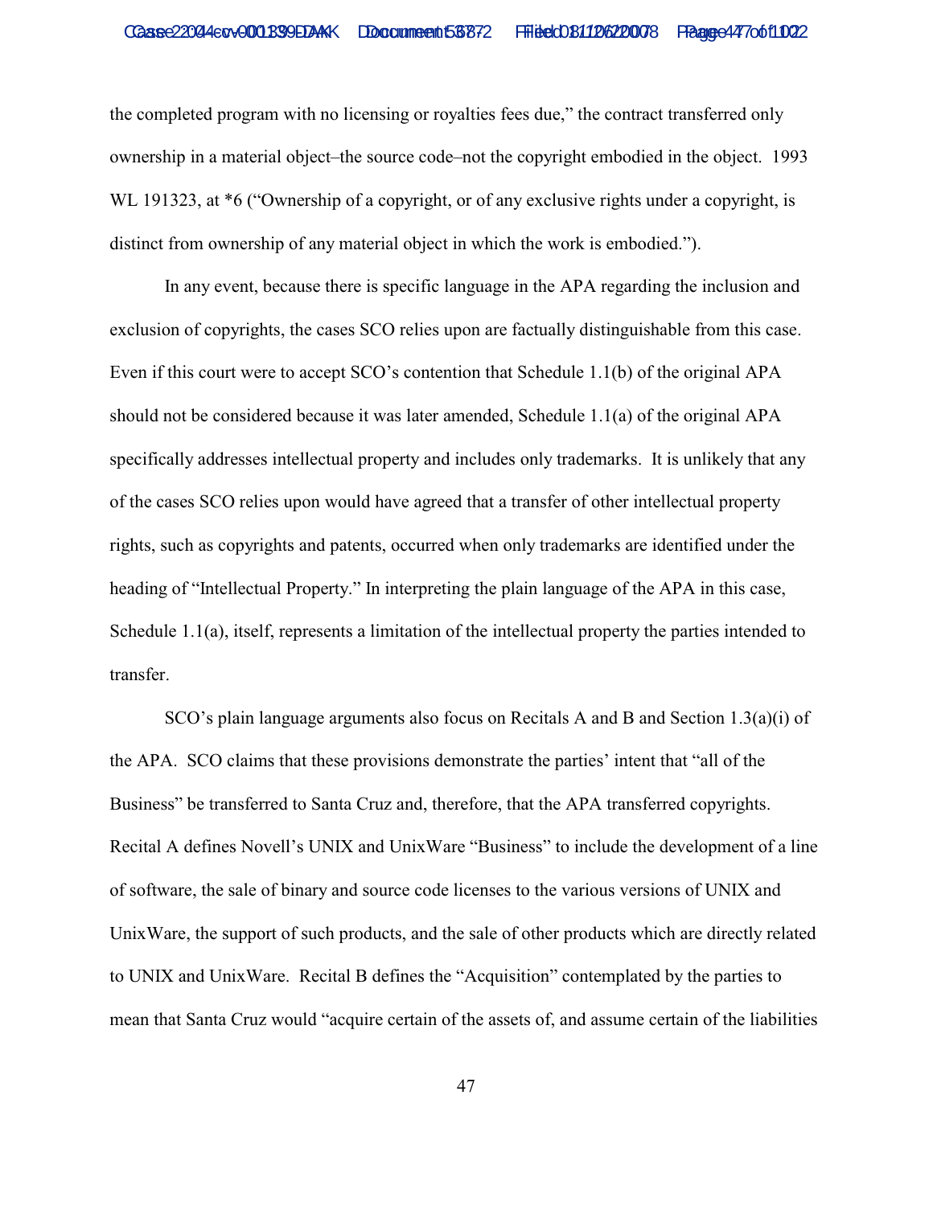the completed program with no licensing or royalties fees due," the contract transferred only ownership in a material object–the source code–not the copyright embodied in the object. 1993 WL 191323, at *6 ("Ownership of a copyright, or of any exclusive rights under a copyright, is distinct from ownership of any material object in which the work is embodied.").

In any event, because there is specific language in the APA regarding the inclusion and exclusion of copyrights, the cases SCO relies upon are factually distinguishable from this case. Even if this court were to accept SCO's contention that Schedule 1.1(b) of the original APA should not be considered because it was later amended, Schedule 1.1(a) of the original APA specifically addresses intellectual property and includes only trademarks. It is unlikely that any of the cases SCO relies upon would have agreed that a transfer of other intellectual property rights, such as copyrights and patents, occurred when only trademarks are identified under the heading of "Intellectual Property." In interpreting the plain language of the APA in this case, Schedule 1.1(a), itself, represents a limitation of the intellectual property the parties intended to transfer.

SCO's plain language arguments also focus on Recitals A and B and Section 1.3(a)(i) of the APA. SCO claims that these provisions demonstrate the parties' intent that "all of the Business" be transferred to Santa Cruz and, therefore, that the APA transferred copyrights. Recital A defines Novell's UNIX and UnixWare "Business" to include the development of a line of software, the sale of binary and source code licenses to the various versions of UNIX and UnixWare, the support of such products, and the sale of other products which are directly related to UNIX and UnixWare. Recital B defines the "Acquisition" contemplated by the parties to mean that Santa Cruz would "acquire certain of the assets of, and assume certain of the liabilities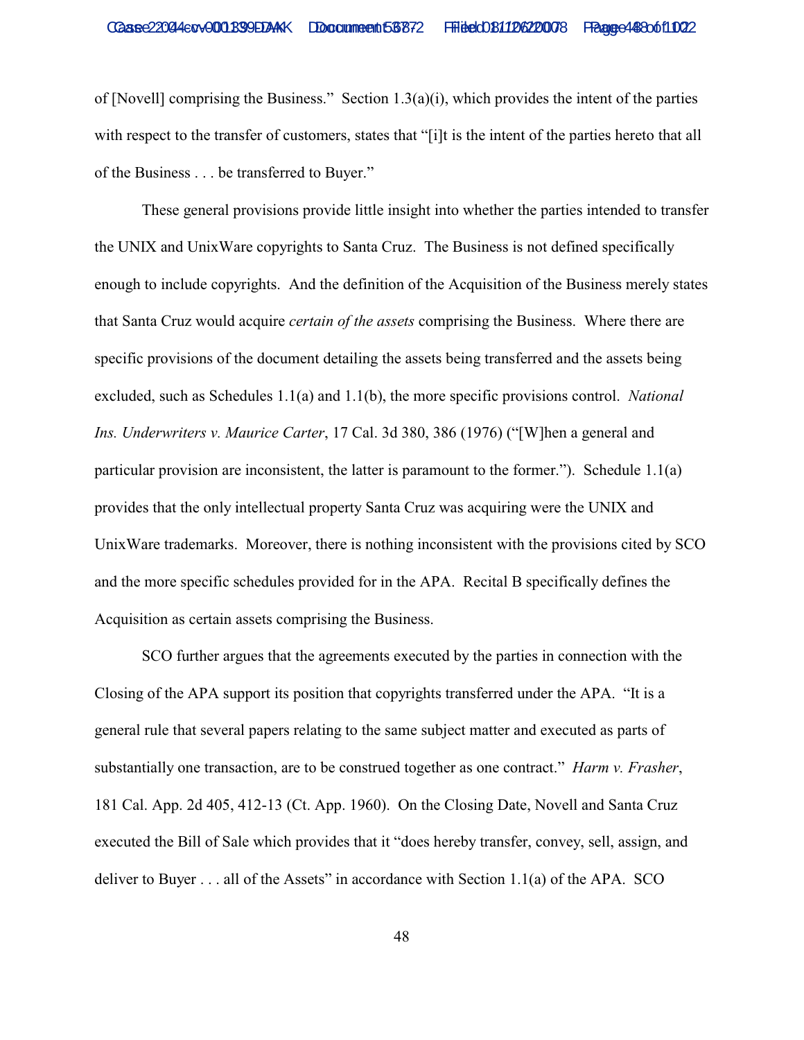of [Novell] comprising the Business." Section 1.3(a)(i), which provides the intent of the parties with respect to the transfer of customers, states that "[i]t is the intent of the parties hereto that all of the Business . . . be transferred to Buyer."

These general provisions provide little insight into whether the parties intended to transfer the UNIX and UnixWare copyrights to Santa Cruz. The Business is not defined specifically enough to include copyrights. And the definition of the Acquisition of the Business merely states that Santa Cruz would acquire *certain of the assets* comprising the Business. Where there are specific provisions of the document detailing the assets being transferred and the assets being excluded, such as Schedules 1.1(a) and 1.1(b), the more specific provisions control. *National Ins. Underwriters v. Maurice Carter*, 17 Cal. 3d 380, 386 (1976) ("[W]hen a general and particular provision are inconsistent, the latter is paramount to the former."). Schedule 1.1(a) provides that the only intellectual property Santa Cruz was acquiring were the UNIX and UnixWare trademarks. Moreover, there is nothing inconsistent with the provisions cited by SCO and the more specific schedules provided for in the APA. Recital B specifically defines the Acquisition as certain assets comprising the Business.

SCO further argues that the agreements executed by the parties in connection with the Closing of the APA support its position that copyrights transferred under the APA. "It is a general rule that several papers relating to the same subject matter and executed as parts of substantially one transaction, are to be construed together as one contract." *Harm v. Frasher*, 181 Cal. App. 2d 405, 412-13 (Ct. App. 1960). On the Closing Date, Novell and Santa Cruz executed the Bill of Sale which provides that it "does hereby transfer, convey, sell, assign, and deliver to Buyer . . . all of the Assets" in accordance with Section 1.1(a) of the APA. SCO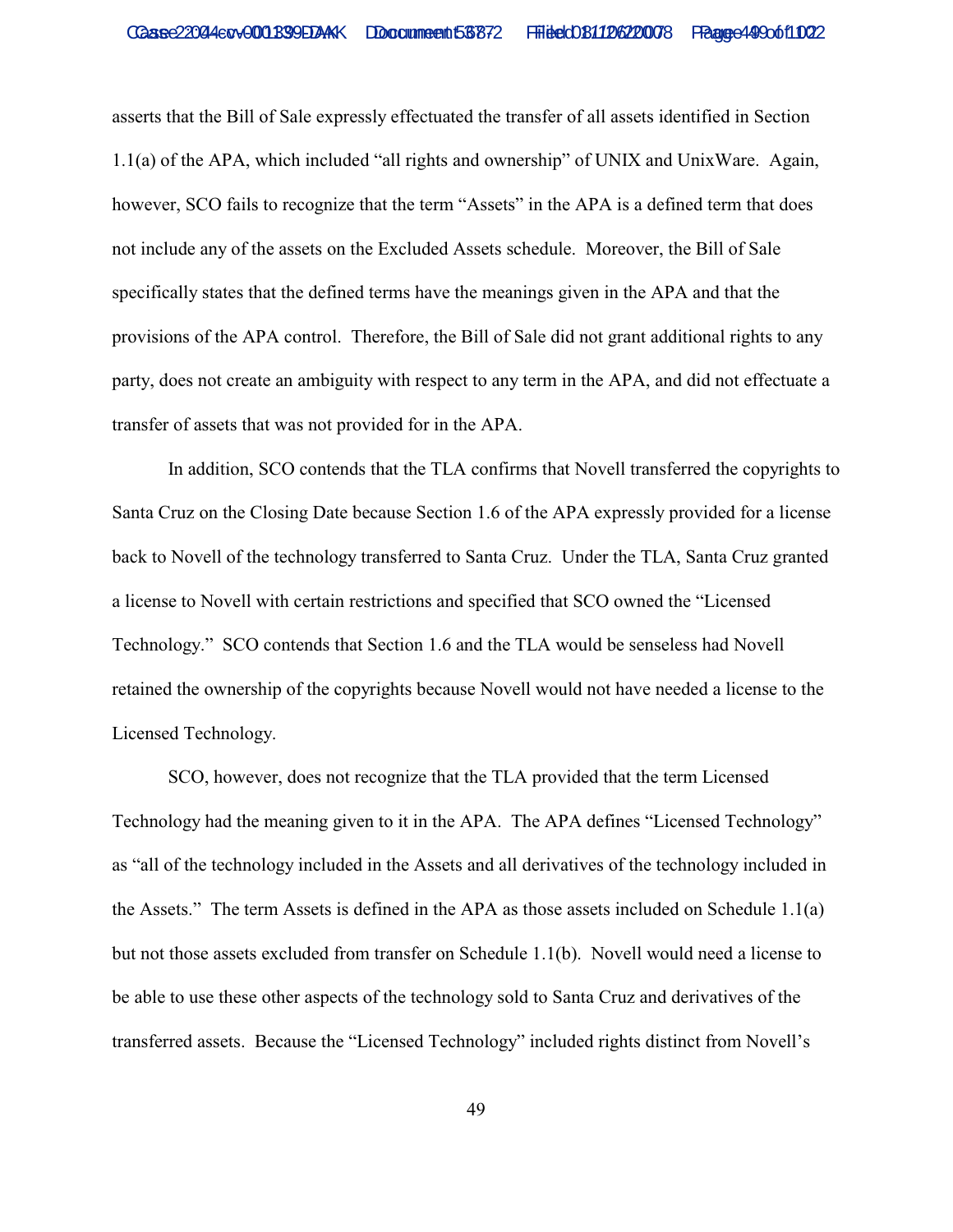asserts that the Bill of Sale expressly effectuated the transfer of all assets identified in Section 1.1(a) of the APA, which included "all rights and ownership" of UNIX and UnixWare. Again, however, SCO fails to recognize that the term "Assets" in the APA is a defined term that does not include any of the assets on the Excluded Assets schedule. Moreover, the Bill of Sale specifically states that the defined terms have the meanings given in the APA and that the provisions of the APA control. Therefore, the Bill of Sale did not grant additional rights to any party, does not create an ambiguity with respect to any term in the APA, and did not effectuate a transfer of assets that was not provided for in the APA.

In addition, SCO contends that the TLA confirms that Novell transferred the copyrights to Santa Cruz on the Closing Date because Section 1.6 of the APA expressly provided for a license back to Novell of the technology transferred to Santa Cruz. Under the TLA, Santa Cruz granted a license to Novell with certain restrictions and specified that SCO owned the "Licensed Technology." SCO contends that Section 1.6 and the TLA would be senseless had Novell retained the ownership of the copyrights because Novell would not have needed a license to the Licensed Technology.

SCO, however, does not recognize that the TLA provided that the term Licensed Technology had the meaning given to it in the APA. The APA defines "Licensed Technology" as "all of the technology included in the Assets and all derivatives of the technology included in the Assets." The term Assets is defined in the APA as those assets included on Schedule 1.1(a) but not those assets excluded from transfer on Schedule 1.1(b). Novell would need a license to be able to use these other aspects of the technology sold to Santa Cruz and derivatives of the transferred assets. Because the "Licensed Technology" included rights distinct from Novell's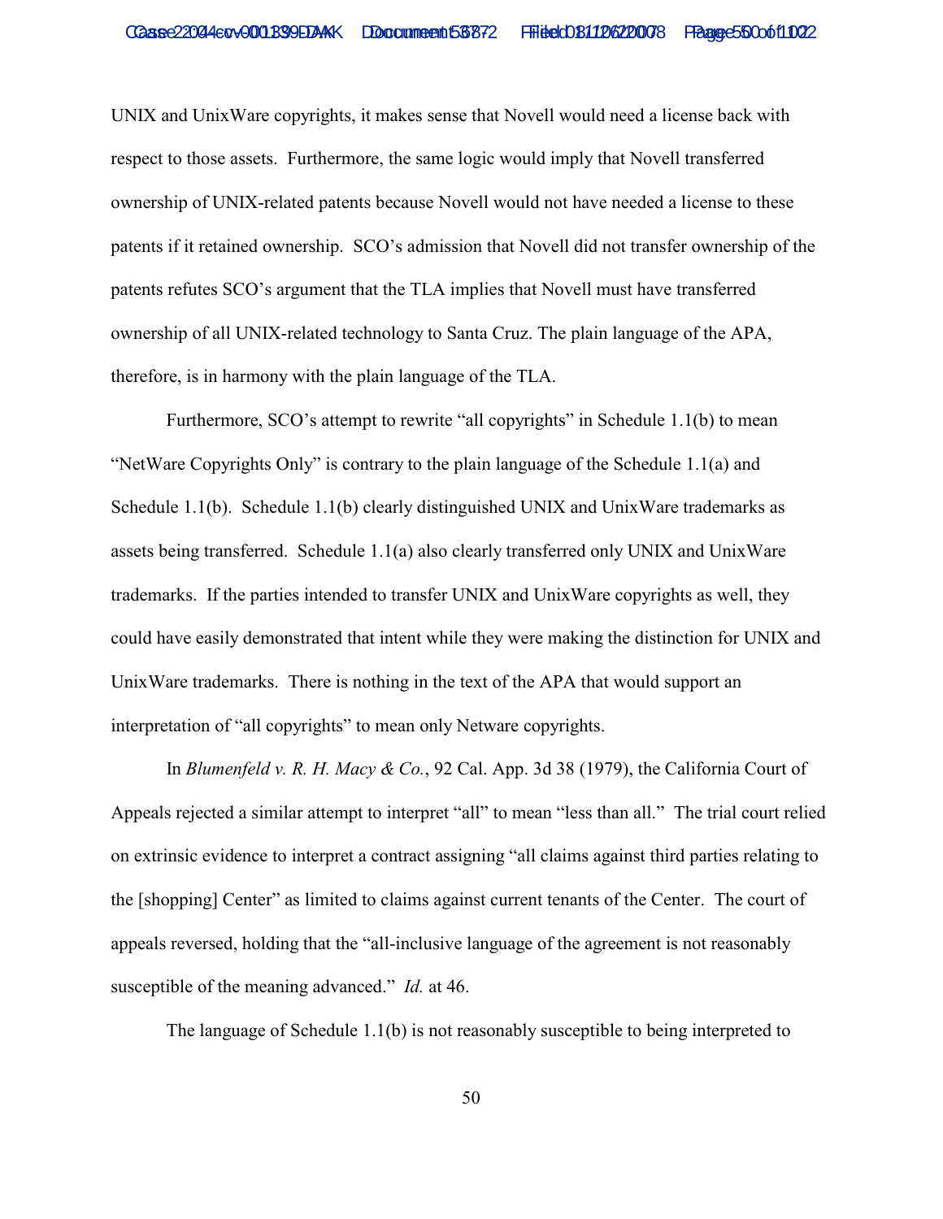UNIX and UnixWare copyrights, it makes sense that Novell would need a license back with respect to those assets. Furthermore, the same logic would imply that Novell transferred ownership of UNIX-related patents because Novell would not have needed a license to these patents if it retained ownership. SCO's admission that Novell did not transfer ownership of the patents refutes SCO's argument that the TLA implies that Novell must have transferred ownership of all UNIX-related technology to Santa Cruz. The plain language of the APA, therefore, is in harmony with the plain language of the TLA.

Furthermore, SCO's attempt to rewrite "all copyrights" in Schedule 1.1(b) to mean "NetWare Copyrights Only" is contrary to the plain language of the Schedule 1.1(a) and Schedule 1.1(b). Schedule 1.1(b) clearly distinguished UNIX and UnixWare trademarks as assets being transferred. Schedule 1.1(a) also clearly transferred only UNIX and UnixWare trademarks. If the parties intended to transfer UNIX and UnixWare copyrights as well, they could have easily demonstrated that intent while they were making the distinction for UNIX and UnixWare trademarks. There is nothing in the text of the APA that would support an interpretation of "all copyrights" to mean only Netware copyrights.

In *Blumenfeld v. R. H. Macy & Co.*, 92 Cal. App. 3d 38 (1979), the California Court of Appeals rejected a similar attempt to interpret "all" to mean "less than all." The trial court relied on extrinsic evidence to interpret a contract assigning "all claims against third parties relating to the [shopping] Center" as limited to claims against current tenants of the Center. The court of appeals reversed, holding that the "all-inclusive language of the agreement is not reasonably susceptible of the meaning advanced." *Id.* at 46.

The language of Schedule 1.1(b) is not reasonably susceptible to being interpreted to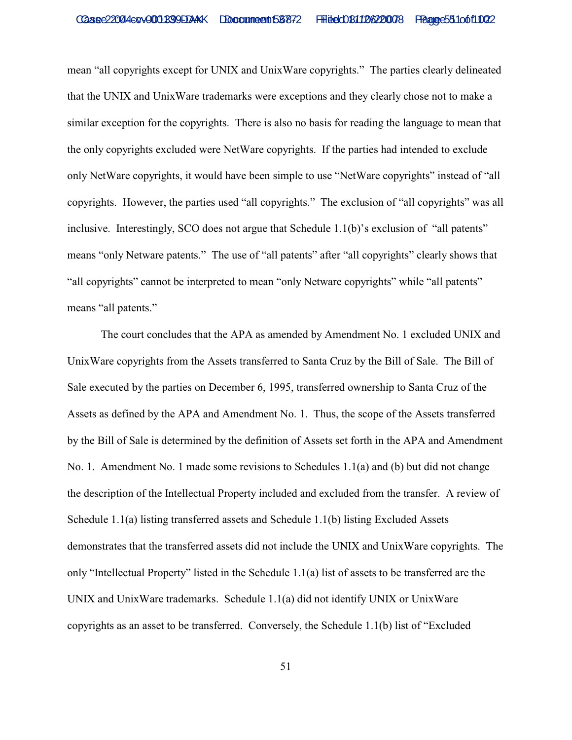mean "all copyrights except for UNIX and UnixWare copyrights." The parties clearly delineated that the UNIX and UnixWare trademarks were exceptions and they clearly chose not to make a similar exception for the copyrights. There is also no basis for reading the language to mean that the only copyrights excluded were NetWare copyrights. If the parties had intended to exclude only NetWare copyrights, it would have been simple to use "NetWare copyrights" instead of "all copyrights. However, the parties used "all copyrights." The exclusion of "all copyrights" was all inclusive. Interestingly, SCO does not argue that Schedule 1.1(b)'s exclusion of "all patents" means "only Netware patents." The use of "all patents" after "all copyrights" clearly shows that "all copyrights" cannot be interpreted to mean "only Netware copyrights" while "all patents" means "all patents."

The court concludes that the APA as amended by Amendment No. 1 excluded UNIX and UnixWare copyrights from the Assets transferred to Santa Cruz by the Bill of Sale. The Bill of Sale executed by the parties on December 6, 1995, transferred ownership to Santa Cruz of the Assets as defined by the APA and Amendment No. 1. Thus, the scope of the Assets transferred by the Bill of Sale is determined by the definition of Assets set forth in the APA and Amendment No. 1. Amendment No. 1 made some revisions to Schedules 1.1(a) and (b) but did not change the description of the Intellectual Property included and excluded from the transfer. A review of Schedule 1.1(a) listing transferred assets and Schedule 1.1(b) listing Excluded Assets demonstrates that the transferred assets did not include the UNIX and UnixWare copyrights. The only "Intellectual Property" listed in the Schedule 1.1(a) list of assets to be transferred are the UNIX and UnixWare trademarks. Schedule 1.1(a) did not identify UNIX or UnixWare copyrights as an asset to be transferred. Conversely, the Schedule 1.1(b) list of "Excluded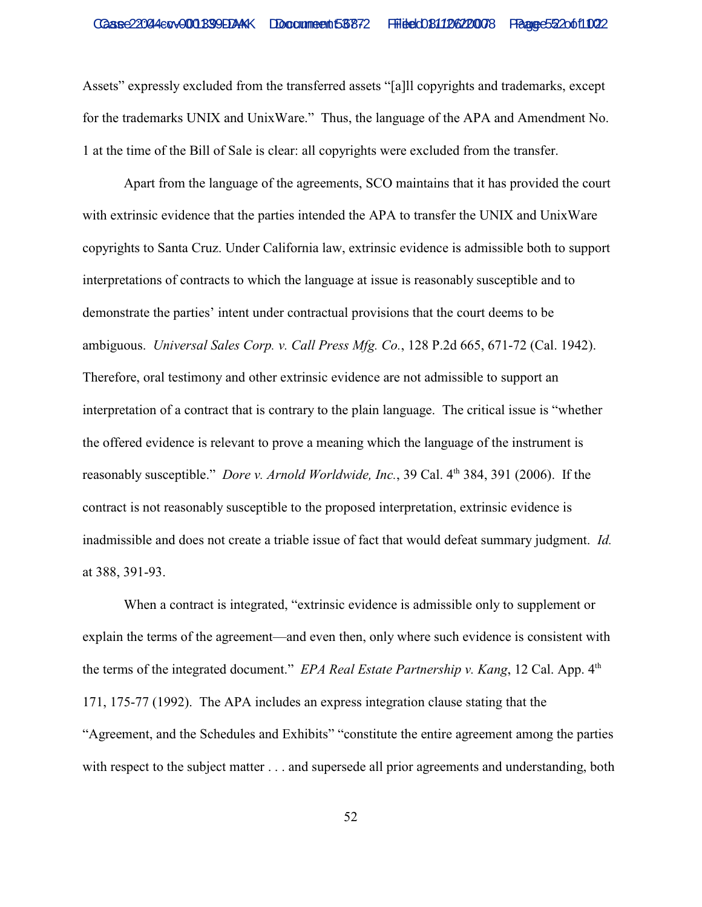Assets" expressly excluded from the transferred assets "[a]ll copyrights and trademarks, except for the trademarks UNIX and UnixWare." Thus, the language of the APA and Amendment No. 1 at the time of the Bill of Sale is clear: all copyrights were excluded from the transfer.

Apart from the language of the agreements, SCO maintains that it has provided the court with extrinsic evidence that the parties intended the APA to transfer the UNIX and UnixWare copyrights to Santa Cruz. Under California law, extrinsic evidence is admissible both to support interpretations of contracts to which the language at issue is reasonably susceptible and to demonstrate the parties' intent under contractual provisions that the court deems to be ambiguous. *Universal Sales Corp. v. Call Press Mfg. Co.*, 128 P.2d 665, 671-72 (Cal. 1942). Therefore, oral testimony and other extrinsic evidence are not admissible to support an interpretation of a contract that is contrary to the plain language. The critical issue is "whether the offered evidence is relevant to prove a meaning which the language of the instrument is reasonably susceptible." *Dore v. Arnold Worldwide, Inc.*, 39 Cal. 4th 384, 391 (2006). If the contract is not reasonably susceptible to the proposed interpretation, extrinsic evidence is inadmissible and does not create a triable issue of fact that would defeat summary judgment. *Id.* at 388, 391-93.

When a contract is integrated, "extrinsic evidence is admissible only to supplement or explain the terms of the agreement—and even then, only where such evidence is consistent with the terms of the integrated document." *EPA Real Estate Partnership v. Kang*, 12 Cal. App. 4th 171, 175-77 (1992). The APA includes an express integration clause stating that the "Agreement, and the Schedules and Exhibits" "constitute the entire agreement among the parties with respect to the subject matter . . . and supersede all prior agreements and understanding, both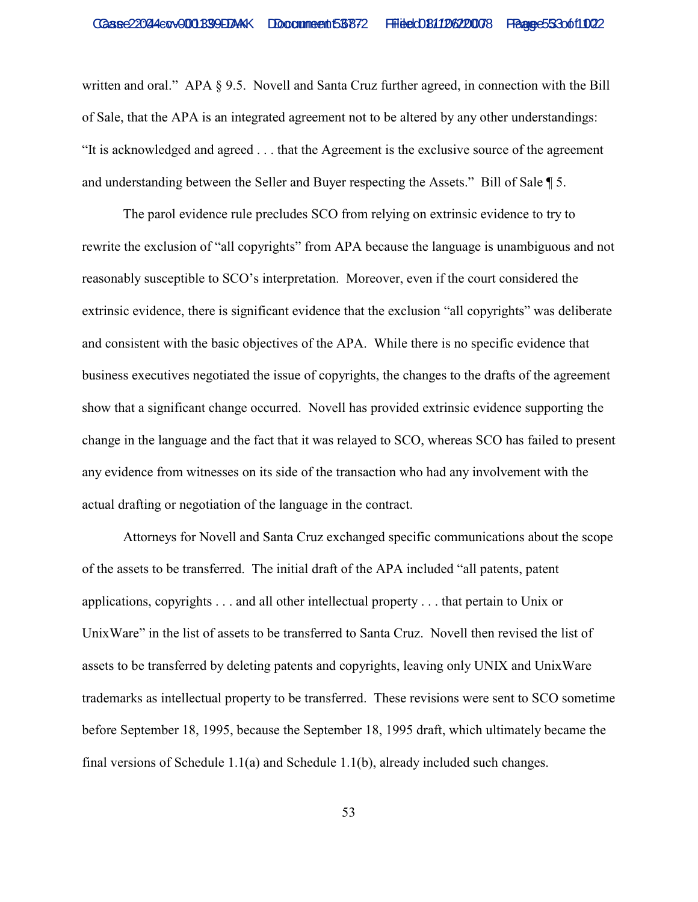written and oral." APA § 9.5. Novell and Santa Cruz further agreed, in connection with the Bill of Sale, that the APA is an integrated agreement not to be altered by any other understandings: "It is acknowledged and agreed . . . that the Agreement is the exclusive source of the agreement and understanding between the Seller and Buyer respecting the Assets." Bill of Sale ¶ 5.

The parol evidence rule precludes SCO from relying on extrinsic evidence to try to rewrite the exclusion of "all copyrights" from APA because the language is unambiguous and not reasonably susceptible to SCO's interpretation. Moreover, even if the court considered the extrinsic evidence, there is significant evidence that the exclusion "all copyrights" was deliberate and consistent with the basic objectives of the APA. While there is no specific evidence that business executives negotiated the issue of copyrights, the changes to the drafts of the agreement show that a significant change occurred. Novell has provided extrinsic evidence supporting the change in the language and the fact that it was relayed to SCO, whereas SCO has failed to present any evidence from witnesses on its side of the transaction who had any involvement with the actual drafting or negotiation of the language in the contract.

Attorneys for Novell and Santa Cruz exchanged specific communications about the scope of the assets to be transferred. The initial draft of the APA included "all patents, patent applications, copyrights . . . and all other intellectual property . . . that pertain to Unix or UnixWare" in the list of assets to be transferred to Santa Cruz. Novell then revised the list of assets to be transferred by deleting patents and copyrights, leaving only UNIX and UnixWare trademarks as intellectual property to be transferred. These revisions were sent to SCO sometime before September 18, 1995, because the September 18, 1995 draft, which ultimately became the final versions of Schedule 1.1(a) and Schedule 1.1(b), already included such changes.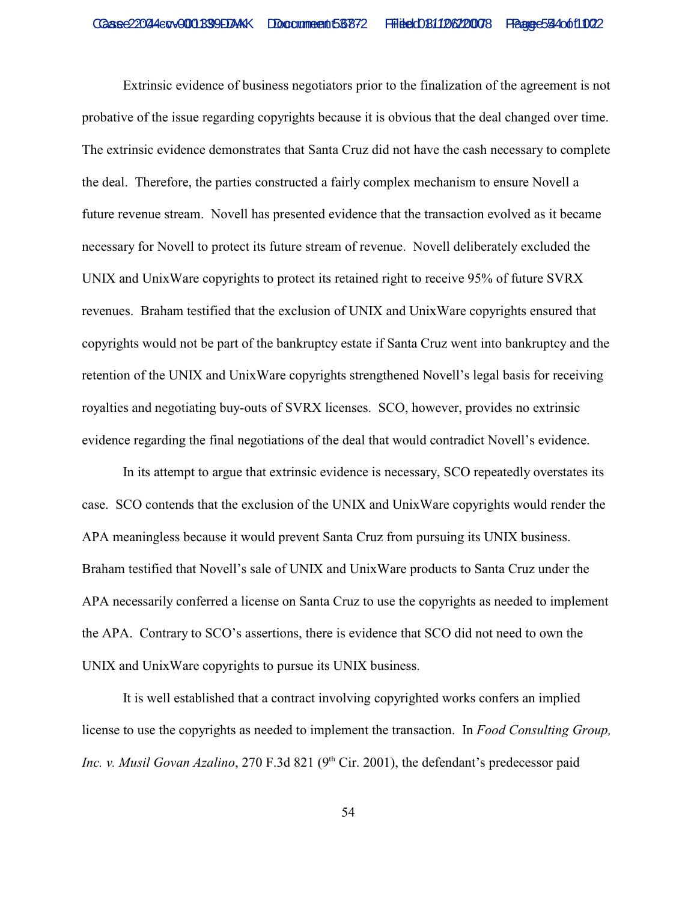Extrinsic evidence of business negotiators prior to the finalization of the agreement is not probative of the issue regarding copyrights because it is obvious that the deal changed over time. The extrinsic evidence demonstrates that Santa Cruz did not have the cash necessary to complete the deal. Therefore, the parties constructed a fairly complex mechanism to ensure Novell a future revenue stream. Novell has presented evidence that the transaction evolved as it became necessary for Novell to protect its future stream of revenue. Novell deliberately excluded the UNIX and UnixWare copyrights to protect its retained right to receive 95% of future SVRX revenues. Braham testified that the exclusion of UNIX and UnixWare copyrights ensured that copyrights would not be part of the bankruptcy estate if Santa Cruz went into bankruptcy and the retention of the UNIX and UnixWare copyrights strengthened Novell's legal basis for receiving royalties and negotiating buy-outs of SVRX licenses. SCO, however, provides no extrinsic evidence regarding the final negotiations of the deal that would contradict Novell's evidence.

In its attempt to argue that extrinsic evidence is necessary, SCO repeatedly overstates its case. SCO contends that the exclusion of the UNIX and UnixWare copyrights would render the APA meaningless because it would prevent Santa Cruz from pursuing its UNIX business. Braham testified that Novell's sale of UNIX and UnixWare products to Santa Cruz under the APA necessarily conferred a license on Santa Cruz to use the copyrights as needed to implement the APA. Contrary to SCO's assertions, there is evidence that SCO did not need to own the UNIX and UnixWare copyrights to pursue its UNIX business.

It is well established that a contract involving copyrighted works confers an implied license to use the copyrights as needed to implement the transaction. In *Food Consulting Group, Inc. v. Musil Govan Azalino*, 270 F.3d 821 (9th Cir. 2001), the defendant's predecessor paid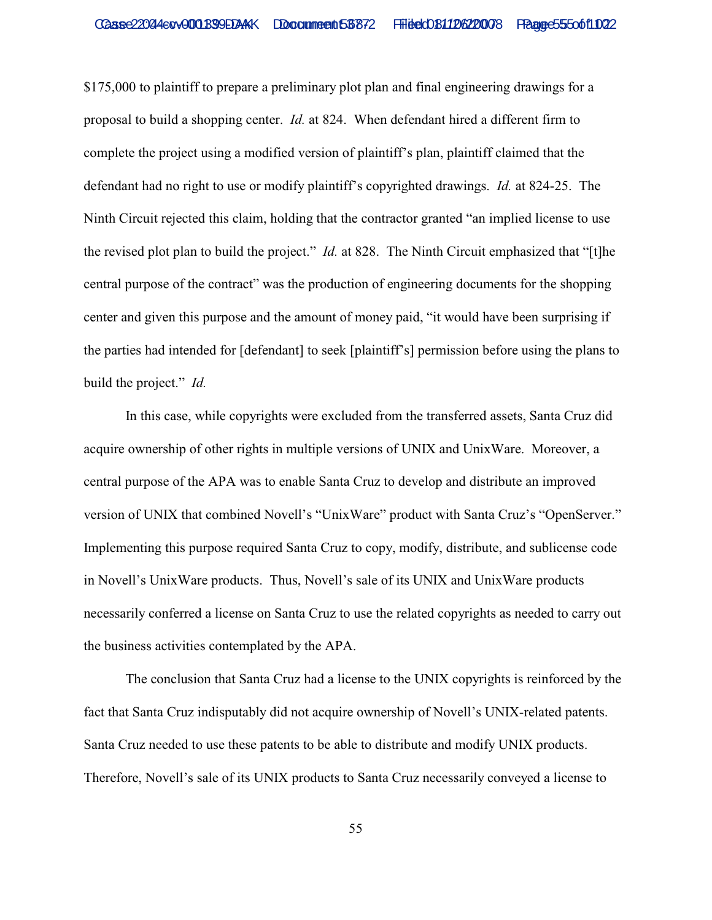$175,000 to plaintiff to prepare a preliminary plot plan and final engineering drawings for a proposal to build a shopping center. *Id.* at 824. When defendant hired a different firm to complete the project using a modified version of plaintiff's plan, plaintiff claimed that the defendant had no right to use or modify plaintiff's copyrighted drawings. *Id.* at 824-25. The Ninth Circuit rejected this claim, holding that the contractor granted "an implied license to use the revised plot plan to build the project." *Id.* at 828. The Ninth Circuit emphasized that "[t]he central purpose of the contract" was the production of engineering documents for the shopping center and given this purpose and the amount of money paid, "it would have been surprising if the parties had intended for [defendant] to seek [plaintiff's] permission before using the plans to build the project." *Id.*

In this case, while copyrights were excluded from the transferred assets, Santa Cruz did acquire ownership of other rights in multiple versions of UNIX and UnixWare. Moreover, a central purpose of the APA was to enable Santa Cruz to develop and distribute an improved version of UNIX that combined Novell's "UnixWare" product with Santa Cruz's "OpenServer." Implementing this purpose required Santa Cruz to copy, modify, distribute, and sublicense code in Novell's UnixWare products. Thus, Novell's sale of its UNIX and UnixWare products necessarily conferred a license on Santa Cruz to use the related copyrights as needed to carry out the business activities contemplated by the APA.

The conclusion that Santa Cruz had a license to the UNIX copyrights is reinforced by the fact that Santa Cruz indisputably did not acquire ownership of Novell's UNIX-related patents. Santa Cruz needed to use these patents to be able to distribute and modify UNIX products. Therefore, Novell's sale of its UNIX products to Santa Cruz necessarily conveyed a license to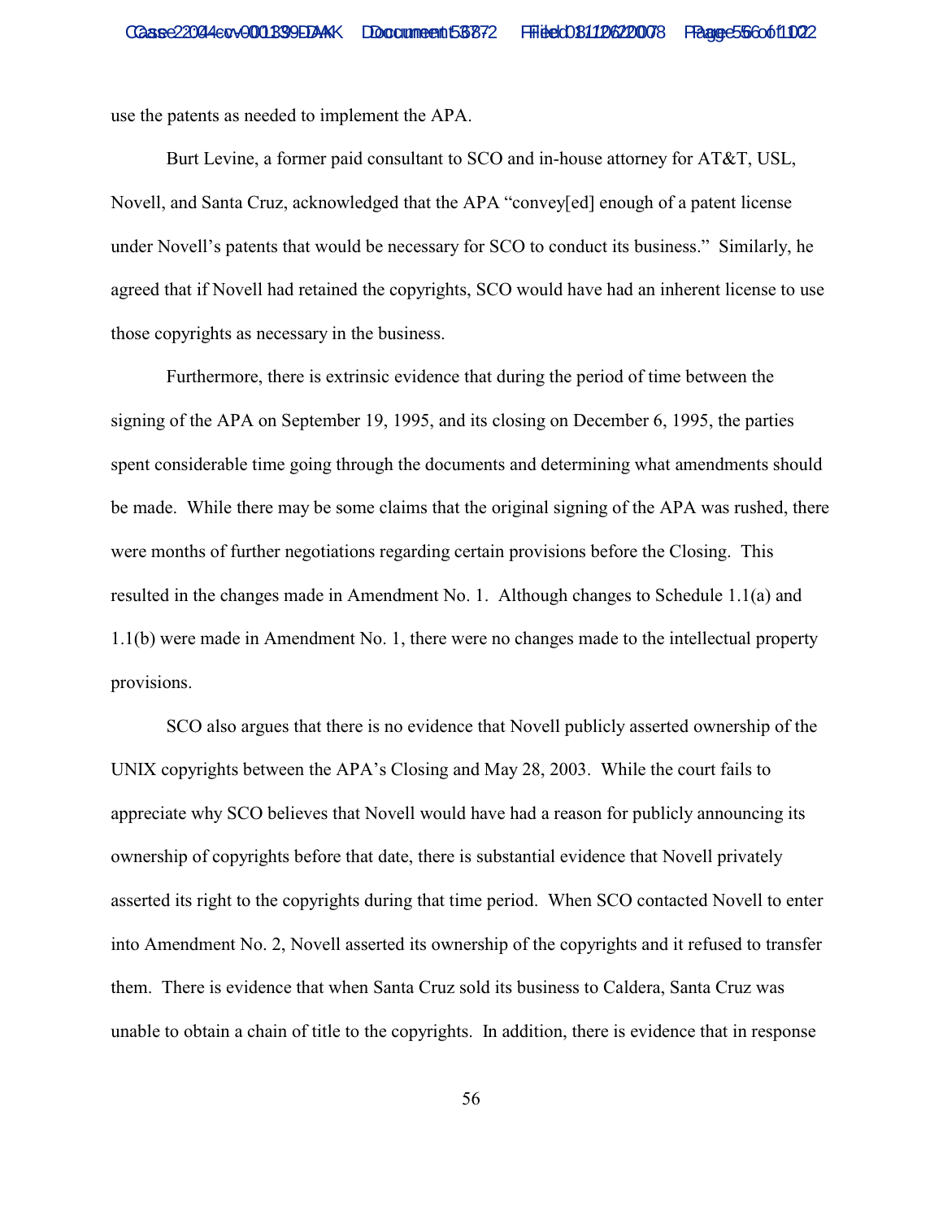use the patents as needed to implement the APA.

Burt Levine, a former paid consultant to SCO and in-house attorney for AT&T, USL, Novell, and Santa Cruz, acknowledged that the APA "convey[ed] enough of a patent license under Novell's patents that would be necessary for SCO to conduct its business." Similarly, he agreed that if Novell had retained the copyrights, SCO would have had an inherent license to use those copyrights as necessary in the business.

Furthermore, there is extrinsic evidence that during the period of time between the signing of the APA on September 19, 1995, and its closing on December 6, 1995, the parties spent considerable time going through the documents and determining what amendments should be made. While there may be some claims that the original signing of the APA was rushed, there were months of further negotiations regarding certain provisions before the Closing. This resulted in the changes made in Amendment No. 1. Although changes to Schedule 1.1(a) and 1.1(b) were made in Amendment No. 1, there were no changes made to the intellectual property provisions.

SCO also argues that there is no evidence that Novell publicly asserted ownership of the UNIX copyrights between the APA's Closing and May 28, 2003. While the court fails to appreciate why SCO believes that Novell would have had a reason for publicly announcing its ownership of copyrights before that date, there is substantial evidence that Novell privately asserted its right to the copyrights during that time period. When SCO contacted Novell to enter into Amendment No. 2, Novell asserted its ownership of the copyrights and it refused to transfer them. There is evidence that when Santa Cruz sold its business to Caldera, Santa Cruz was unable to obtain a chain of title to the copyrights. In addition, there is evidence that in response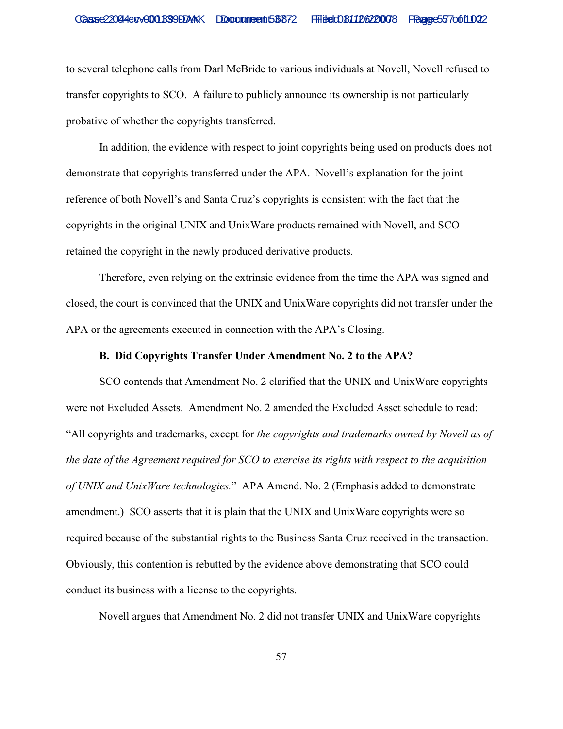to several telephone calls from Darl McBride to various individuals at Novell, Novell refused to transfer copyrights to SCO. A failure to publicly announce its ownership is not particularly probative of whether the copyrights transferred.

In addition, the evidence with respect to joint copyrights being used on products does not demonstrate that copyrights transferred under the APA. Novell's explanation for the joint reference of both Novell's and Santa Cruz's copyrights is consistent with the fact that the copyrights in the original UNIX and UnixWare products remained with Novell, and SCO retained the copyright in the newly produced derivative products.

Therefore, even relying on the extrinsic evidence from the time the APA was signed and closed, the court is convinced that the UNIX and UnixWare copyrights did not transfer under the APA or the agreements executed in connection with the APA's Closing.

**B. Did Copyrights Transfer Under Amendment No. 2 to the APA?**

SCO contends that Amendment No. 2 clarified that the UNIX and UnixWare copyrights were not Excluded Assets. Amendment No. 2 amended the Excluded Asset schedule to read: "All copyrights and trademarks, except for *the copyrights and trademarks owned by Novell as of the date of the Agreement required for SCO to exercise its rights with respect to the acquisition of UNIX and UnixWare technologies.*" APA Amend. No. 2 (Emphasis added to demonstrate amendment.) SCO asserts that it is plain that the UNIX and UnixWare copyrights were so required because of the substantial rights to the Business Santa Cruz received in the transaction. Obviously, this contention is rebutted by the evidence above demonstrating that SCO could conduct its business with a license to the copyrights.

Novell argues that Amendment No. 2 did not transfer UNIX and UnixWare copyrights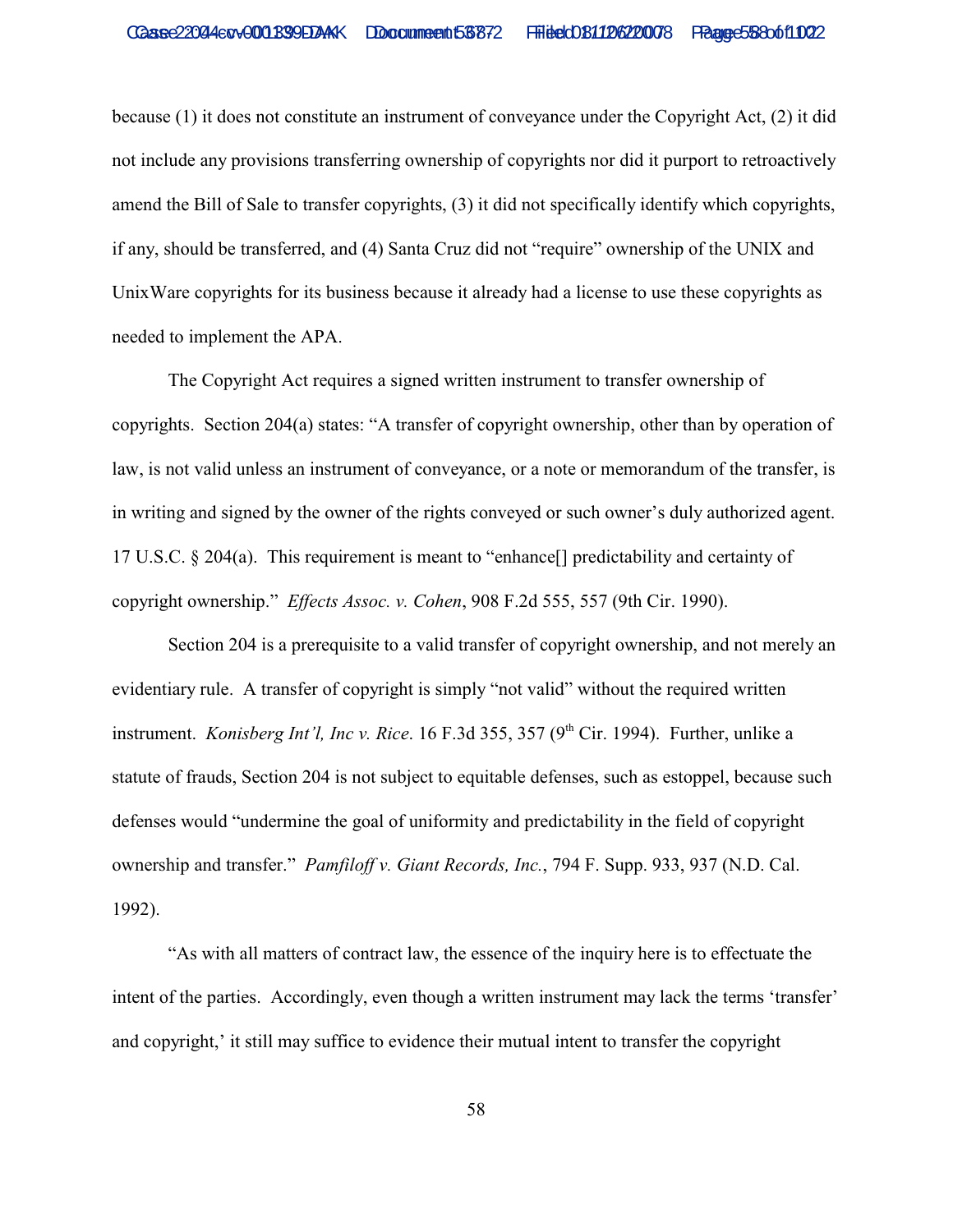because (1) it does not constitute an instrument of conveyance under the Copyright Act, (2) it did not include any provisions transferring ownership of copyrights nor did it purport to retroactively amend the Bill of Sale to transfer copyrights, (3) it did not specifically identify which copyrights, if any, should be transferred, and (4) Santa Cruz did not "require" ownership of the UNIX and UnixWare copyrights for its business because it already had a license to use these copyrights as needed to implement the APA.

The Copyright Act requires a signed written instrument to transfer ownership of copyrights. Section 204(a) states: "A transfer of copyright ownership, other than by operation of law, is not valid unless an instrument of conveyance, or a note or memorandum of the transfer, is in writing and signed by the owner of the rights conveyed or such owner's duly authorized agent. 17 U.S.C. § 204(a). This requirement is meant to "enhance[] predictability and certainty of copyright ownership." *Effects Assoc. v. Cohen*, 908 F.2d 555, 557 (9th Cir. 1990).

Section 204 is a prerequisite to a valid transfer of copyright ownership, and not merely an evidentiary rule. A transfer of copyright is simply "not valid" without the required written instrument. *Konisberg Int'l, Inc v. Rice*. 16 F.3d 355, 357 (9th Cir. 1994). Further, unlike a statute of frauds, Section 204 is not subject to equitable defenses, such as estoppel, because such defenses would "undermine the goal of uniformity and predictability in the field of copyright ownership and transfer." *Pamfiloff v. Giant Records, Inc.*, 794 F. Supp. 933, 937 (N.D. Cal. 1992).

"As with all matters of contract law, the essence of the inquiry here is to effectuate the intent of the parties. Accordingly, even though a written instrument may lack the terms 'transfer' and copyright,' it still may suffice to evidence their mutual intent to transfer the copyright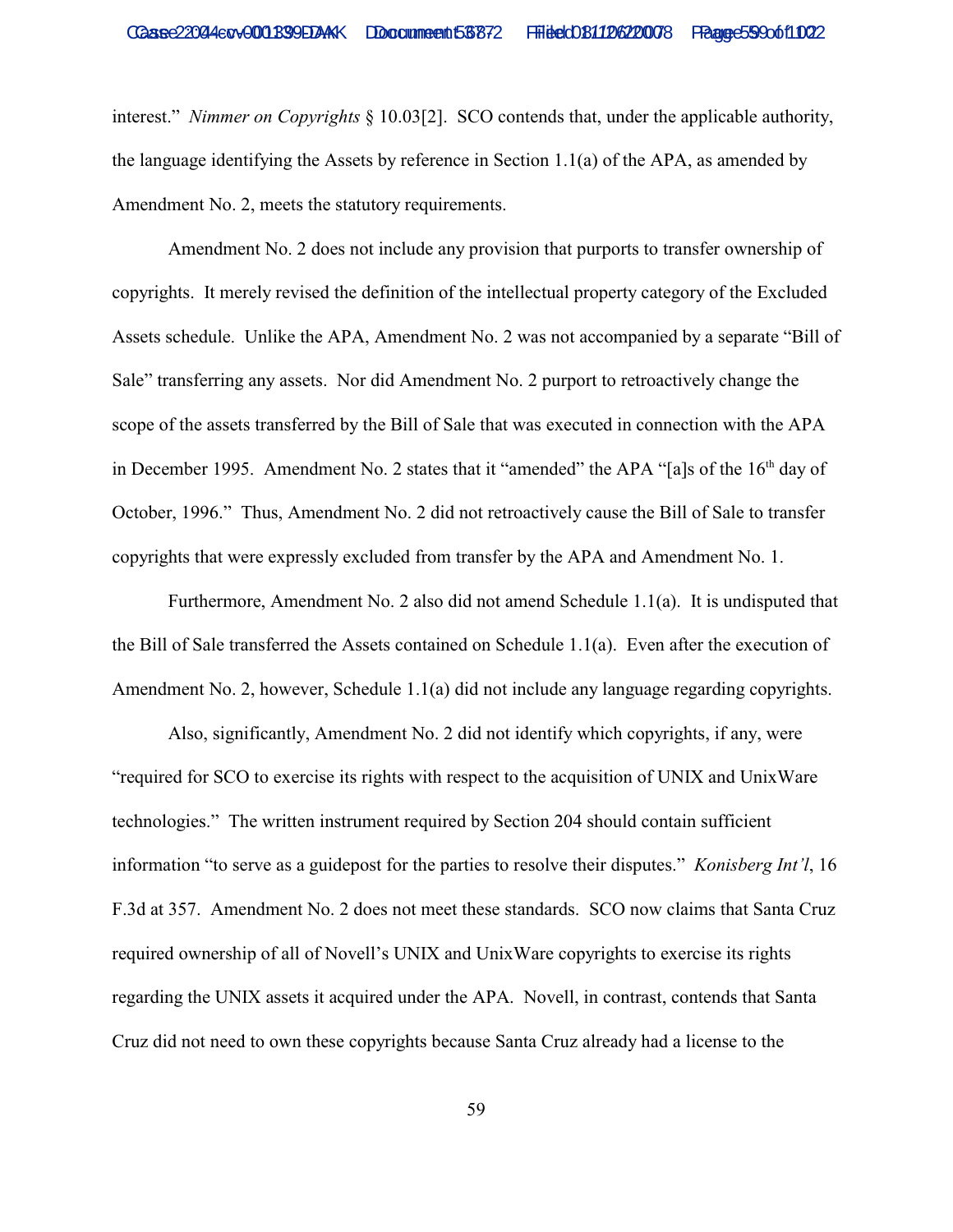interest." *Nimmer on Copyrights* § 10.03[2]. SCO contends that, under the applicable authority, the language identifying the Assets by reference in Section 1.1(a) of the APA, as amended by Amendment No. 2, meets the statutory requirements.

Amendment No. 2 does not include any provision that purports to transfer ownership of copyrights. It merely revised the definition of the intellectual property category of the Excluded Assets schedule. Unlike the APA, Amendment No. 2 was not accompanied by a separate "Bill of Sale" transferring any assets. Nor did Amendment No. 2 purport to retroactively change the scope of the assets transferred by the Bill of Sale that was executed in connection with the APA in December 1995. Amendment No. 2 states that it "amended" the APA "[a]s of the 16th day of October, 1996." Thus, Amendment No. 2 did not retroactively cause the Bill of Sale to transfer copyrights that were expressly excluded from transfer by the APA and Amendment No. 1.

Furthermore, Amendment No. 2 also did not amend Schedule 1.1(a). It is undisputed that the Bill of Sale transferred the Assets contained on Schedule 1.1(a). Even after the execution of Amendment No. 2, however, Schedule 1.1(a) did not include any language regarding copyrights.

Also, significantly, Amendment No. 2 did not identify which copyrights, if any, were "required for SCO to exercise its rights with respect to the acquisition of UNIX and UnixWare technologies." The written instrument required by Section 204 should contain sufficient information "to serve as a guidepost for the parties to resolve their disputes." *Konisberg Int'l*, 16 F.3d at 357. Amendment No. 2 does not meet these standards. SCO now claims that Santa Cruz required ownership of all of Novell's UNIX and UnixWare copyrights to exercise its rights regarding the UNIX assets it acquired under the APA. Novell, in contrast, contends that Santa Cruz did not need to own these copyrights because Santa Cruz already had a license to the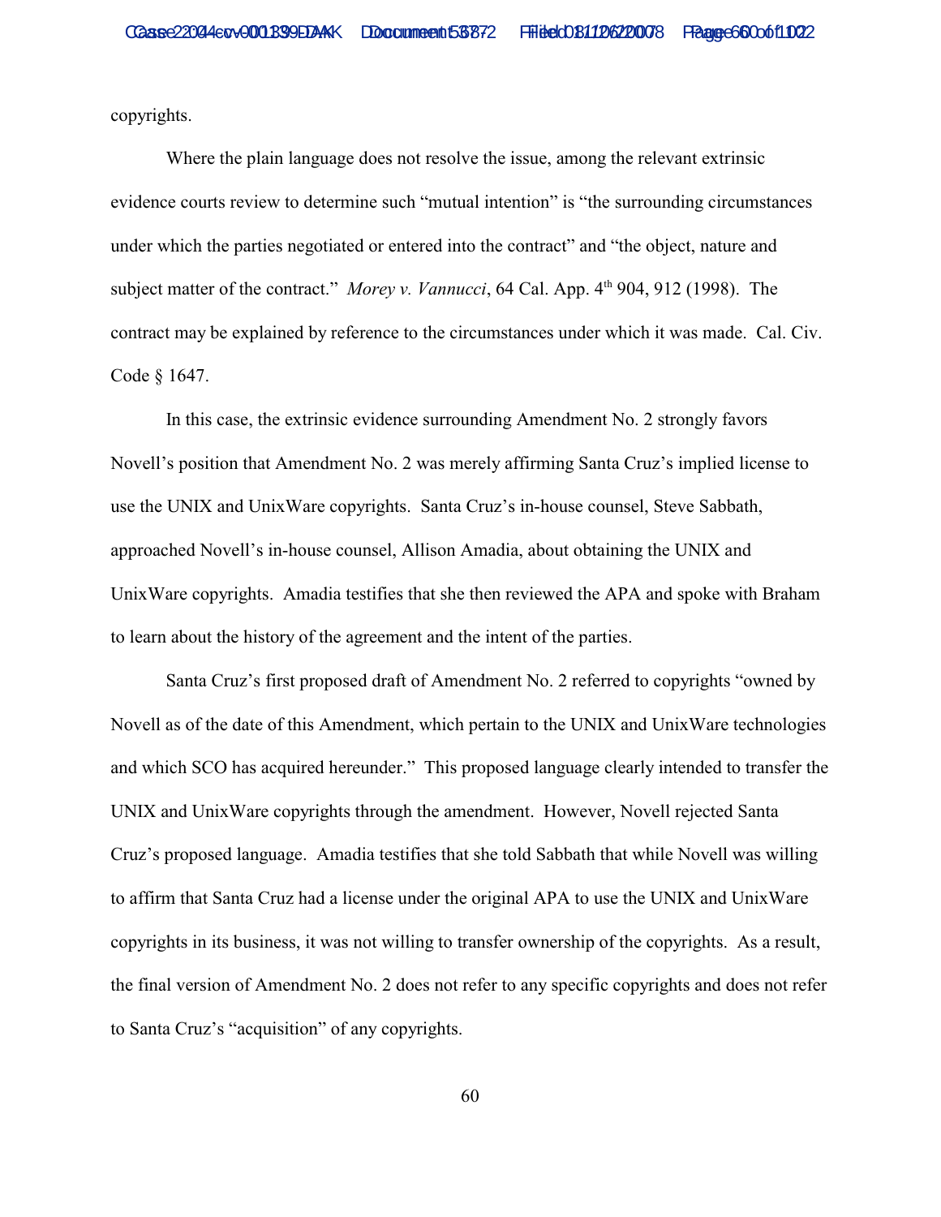copyrights.

Where the plain language does not resolve the issue, among the relevant extrinsic evidence courts review to determine such "mutual intention" is "the surrounding circumstances under which the parties negotiated or entered into the contract" and "the object, nature and subject matter of the contract." *Morey v. Vannucci*, 64 Cal. App. 4th 904, 912 (1998). The contract may be explained by reference to the circumstances under which it was made. Cal. Civ. Code § 1647.

In this case, the extrinsic evidence surrounding Amendment No. 2 strongly favors Novell's position that Amendment No. 2 was merely affirming Santa Cruz's implied license to use the UNIX and UnixWare copyrights. Santa Cruz's in-house counsel, Steve Sabbath, approached Novell's in-house counsel, Allison Amadia, about obtaining the UNIX and UnixWare copyrights. Amadia testifies that she then reviewed the APA and spoke with Braham to learn about the history of the agreement and the intent of the parties.

Santa Cruz's first proposed draft of Amendment No. 2 referred to copyrights "owned by Novell as of the date of this Amendment, which pertain to the UNIX and UnixWare technologies and which SCO has acquired hereunder." This proposed language clearly intended to transfer the UNIX and UnixWare copyrights through the amendment. However, Novell rejected Santa Cruz's proposed language. Amadia testifies that she told Sabbath that while Novell was willing to affirm that Santa Cruz had a license under the original APA to use the UNIX and UnixWare copyrights in its business, it was not willing to transfer ownership of the copyrights. As a result, the final version of Amendment No. 2 does not refer to any specific copyrights and does not refer to Santa Cruz's "acquisition" of any copyrights.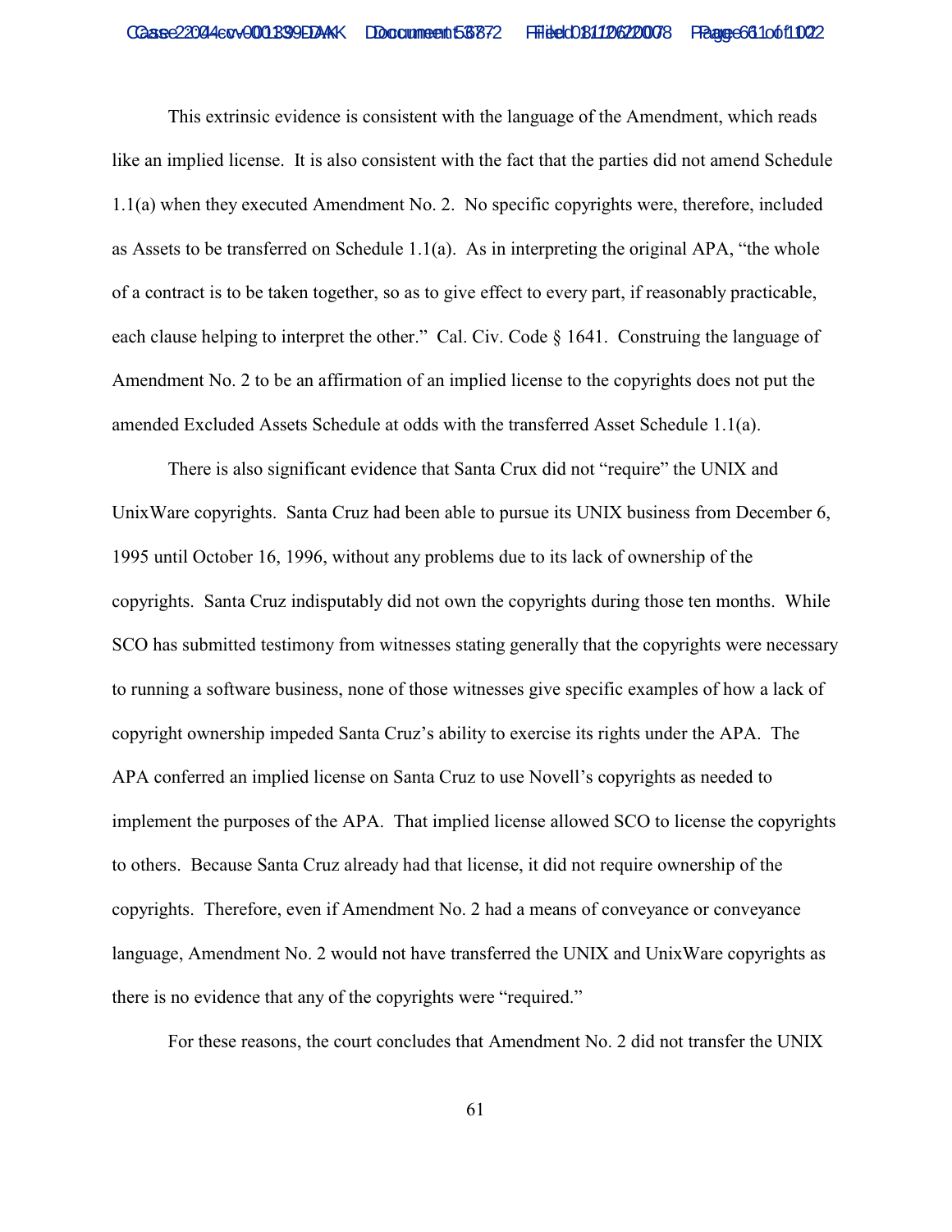This extrinsic evidence is consistent with the language of the Amendment, which reads like an implied license. It is also consistent with the fact that the parties did not amend Schedule 1.1(a) when they executed Amendment No. 2. No specific copyrights were, therefore, included as Assets to be transferred on Schedule 1.1(a). As in interpreting the original APA, "the whole of a contract is to be taken together, so as to give effect to every part, if reasonably practicable, each clause helping to interpret the other." Cal. Civ. Code § 1641. Construing the language of Amendment No. 2 to be an affirmation of an implied license to the copyrights does not put the amended Excluded Assets Schedule at odds with the transferred Asset Schedule 1.1(a).

There is also significant evidence that Santa Crux did not "require" the UNIX and UnixWare copyrights. Santa Cruz had been able to pursue its UNIX business from December 6, 1995 until October 16, 1996, without any problems due to its lack of ownership of the copyrights. Santa Cruz indisputably did not own the copyrights during those ten months. While SCO has submitted testimony from witnesses stating generally that the copyrights were necessary to running a software business, none of those witnesses give specific examples of how a lack of copyright ownership impeded Santa Cruz's ability to exercise its rights under the APA. The APA conferred an implied license on Santa Cruz to use Novell's copyrights as needed to implement the purposes of the APA. That implied license allowed SCO to license the copyrights to others. Because Santa Cruz already had that license, it did not require ownership of the copyrights. Therefore, even if Amendment No. 2 had a means of conveyance or conveyance language, Amendment No. 2 would not have transferred the UNIX and UnixWare copyrights as there is no evidence that any of the copyrights were "required."

For these reasons, the court concludes that Amendment No. 2 did not transfer the UNIX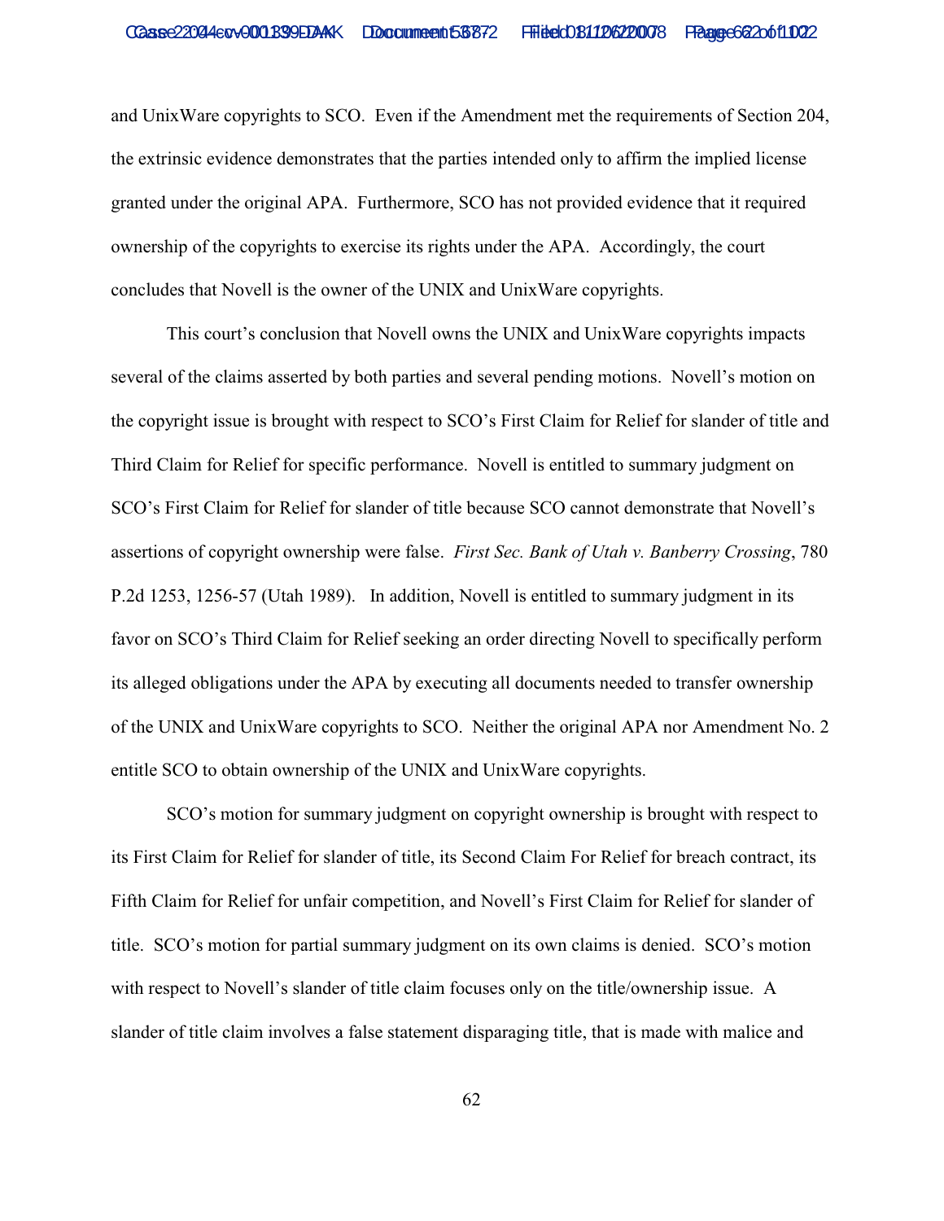and UnixWare copyrights to SCO. Even if the Amendment met the requirements of Section 204, the extrinsic evidence demonstrates that the parties intended only to affirm the implied license granted under the original APA. Furthermore, SCO has not provided evidence that it required ownership of the copyrights to exercise its rights under the APA. Accordingly, the court concludes that Novell is the owner of the UNIX and UnixWare copyrights.

This court's conclusion that Novell owns the UNIX and UnixWare copyrights impacts several of the claims asserted by both parties and several pending motions. Novell's motion on the copyright issue is brought with respect to SCO's First Claim for Relief for slander of title and Third Claim for Relief for specific performance. Novell is entitled to summary judgment on SCO's First Claim for Relief for slander of title because SCO cannot demonstrate that Novell's assertions of copyright ownership were false. *First Sec. Bank of Utah v. Banberry Crossing*, 780 P.2d 1253, 1256-57 (Utah 1989). In addition, Novell is entitled to summary judgment in its favor on SCO's Third Claim for Relief seeking an order directing Novell to specifically perform its alleged obligations under the APA by executing all documents needed to transfer ownership of the UNIX and UnixWare copyrights to SCO. Neither the original APA nor Amendment No. 2 entitle SCO to obtain ownership of the UNIX and UnixWare copyrights.

SCO's motion for summary judgment on copyright ownership is brought with respect to its First Claim for Relief for slander of title, its Second Claim For Relief for breach contract, its Fifth Claim for Relief for unfair competition, and Novell's First Claim for Relief for slander of title. SCO's motion for partial summary judgment on its own claims is denied. SCO's motion with respect to Novell's slander of title claim focuses only on the title/ownership issue. A slander of title claim involves a false statement disparaging title, that is made with malice and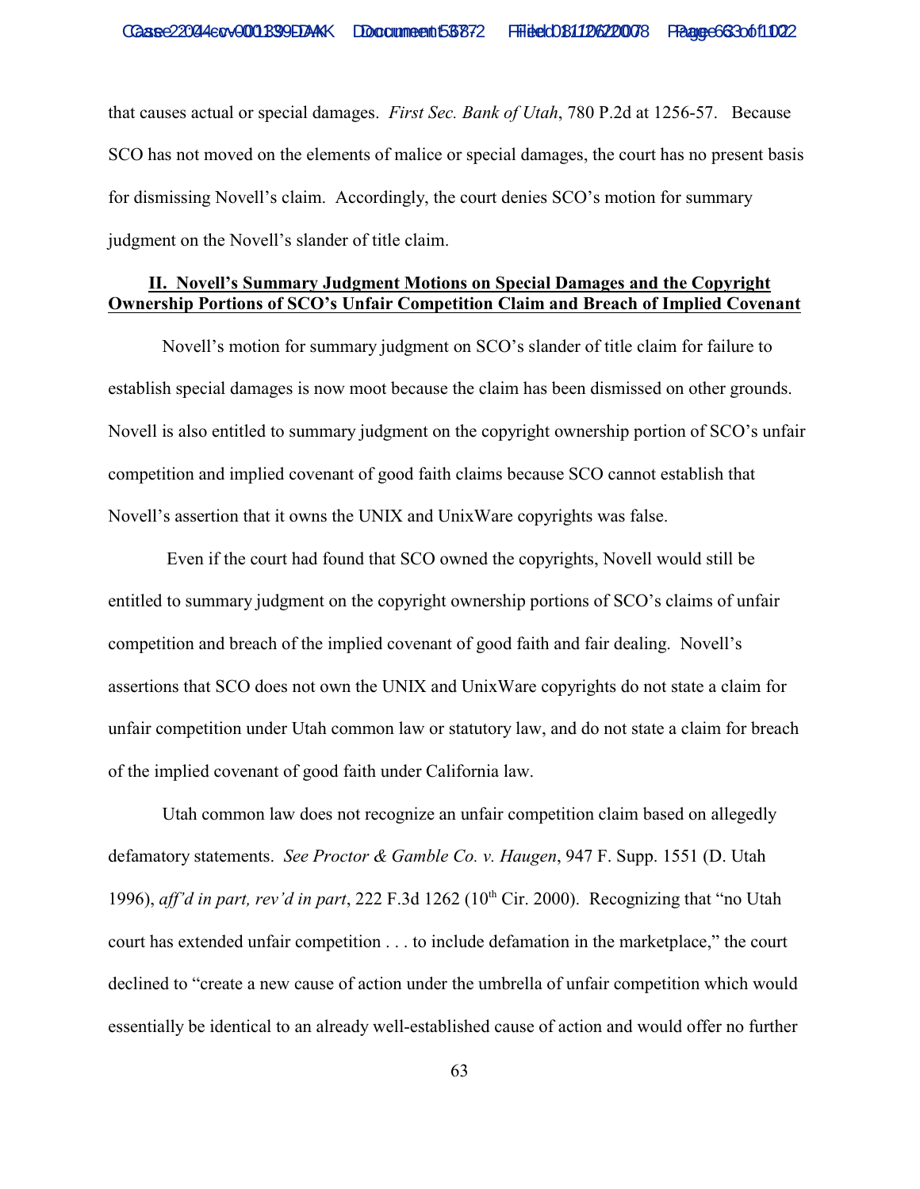that causes actual or special damages. *First Sec. Bank of Utah*, 780 P.2d at 1256-57. Because SCO has not moved on the elements of malice or special damages, the court has no present basis for dismissing Novell's claim. Accordingly, the court denies SCO's motion for summary judgment on the Novell's slander of title claim.

## II. Novell's Summary Judgment Motions on Special Damages and the Copyright Ownership Portions of SCO's Unfair Competition Claim and Breach of Implied Covenant

Novell's motion for summary judgment on SCO's slander of title claim for failure to establish special damages is now moot because the claim has been dismissed on other grounds. Novell is also entitled to summary judgment on the copyright ownership portion of SCO's unfair competition and implied covenant of good faith claims because SCO cannot establish that Novell's assertion that it owns the UNIX and UnixWare copyrights was false.

Even if the court had found that SCO owned the copyrights, Novell would still be entitled to summary judgment on the copyright ownership portions of SCO's claims of unfair competition and breach of the implied covenant of good faith and fair dealing. Novell's assertions that SCO does not own the UNIX and UnixWare copyrights do not state a claim for unfair competition under Utah common law or statutory law, and do not state a claim for breach of the implied covenant of good faith under California law.

Utah common law does not recognize an unfair competition claim based on allegedly defamatory statements. *See Proctor & Gamble Co. v. Haugen*, 947 F. Supp. 1551 (D. Utah 1996), *aff'd in part, rev'd in part*, 222 F.3d 1262 (10th Cir. 2000). Recognizing that "no Utah court has extended unfair competition . . . to include defamation in the marketplace," the court declined to "create a new cause of action under the umbrella of unfair competition which would essentially be identical to an already well-established cause of action and would offer no further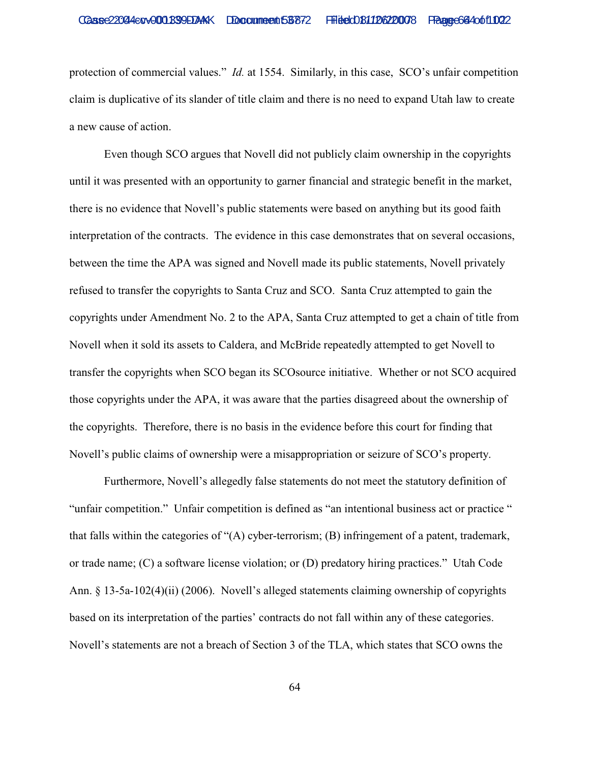protection of commercial values." *Id.* at 1554. Similarly, in this case, SCO's unfair competition claim is duplicative of its slander of title claim and there is no need to expand Utah law to create a new cause of action.

Even though SCO argues that Novell did not publicly claim ownership in the copyrights until it was presented with an opportunity to garner financial and strategic benefit in the market, there is no evidence that Novell's public statements were based on anything but its good faith interpretation of the contracts. The evidence in this case demonstrates that on several occasions, between the time the APA was signed and Novell made its public statements, Novell privately refused to transfer the copyrights to Santa Cruz and SCO. Santa Cruz attempted to gain the copyrights under Amendment No. 2 to the APA, Santa Cruz attempted to get a chain of title from Novell when it sold its assets to Caldera, and McBride repeatedly attempted to get Novell to transfer the copyrights when SCO began its SCOsource initiative. Whether or not SCO acquired those copyrights under the APA, it was aware that the parties disagreed about the ownership of the copyrights. Therefore, there is no basis in the evidence before this court for finding that Novell's public claims of ownership were a misappropriation or seizure of SCO's property.

Furthermore, Novell's allegedly false statements do not meet the statutory definition of "unfair competition." Unfair competition is defined as "an intentional business act or practice " that falls within the categories of "(A) cyber-terrorism; (B) infringement of a patent, trademark, or trade name; (C) a software license violation; or (D) predatory hiring practices." Utah Code Ann. § 13-5a-102(4)(ii) (2006). Novell's alleged statements claiming ownership of copyrights based on its interpretation of the parties' contracts do not fall within any of these categories. Novell's statements are not a breach of Section 3 of the TLA, which states that SCO owns the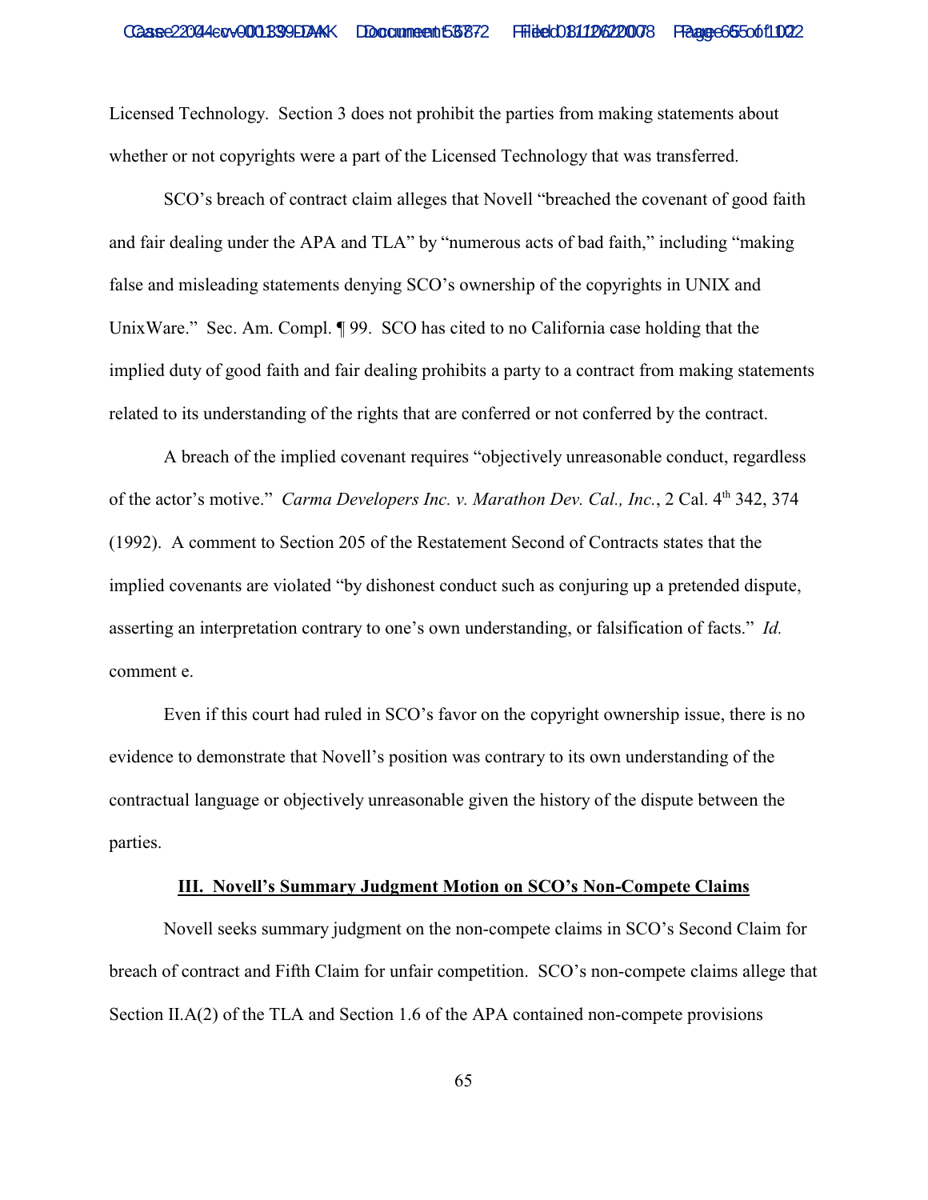Licensed Technology. Section 3 does not prohibit the parties from making statements about whether or not copyrights were a part of the Licensed Technology that was transferred.

SCO's breach of contract claim alleges that Novell "breached the covenant of good faith and fair dealing under the APA and TLA" by "numerous acts of bad faith," including "making false and misleading statements denying SCO's ownership of the copyrights in UNIX and UnixWare." Sec. Am. Compl. ¶ 99. SCO has cited to no California case holding that the implied duty of good faith and fair dealing prohibits a party to a contract from making statements related to its understanding of the rights that are conferred or not conferred by the contract.

A breach of the implied covenant requires "objectively unreasonable conduct, regardless of the actor's motive." *Carma Developers Inc. v. Marathon Dev. Cal., Inc.*, 2 Cal. 4th 342, 374 (1992). A comment to Section 205 of the Restatement Second of Contracts states that the implied covenants are violated "by dishonest conduct such as conjuring up a pretended dispute, asserting an interpretation contrary to one's own understanding, or falsification of facts." *Id.* comment e.

Even if this court had ruled in SCO's favor on the copyright ownership issue, there is no evidence to demonstrate that Novell's position was contrary to its own understanding of the contractual language or objectively unreasonable given the history of the dispute between the parties.

## III. Novell's Summary Judgment Motion on SCO's Non-Compete Claims

Novell seeks summary judgment on the non-compete claims in SCO's Second Claim for breach of contract and Fifth Claim for unfair competition. SCO's non-compete claims allege that Section II.A(2) of the TLA and Section 1.6 of the APA contained non-compete provisions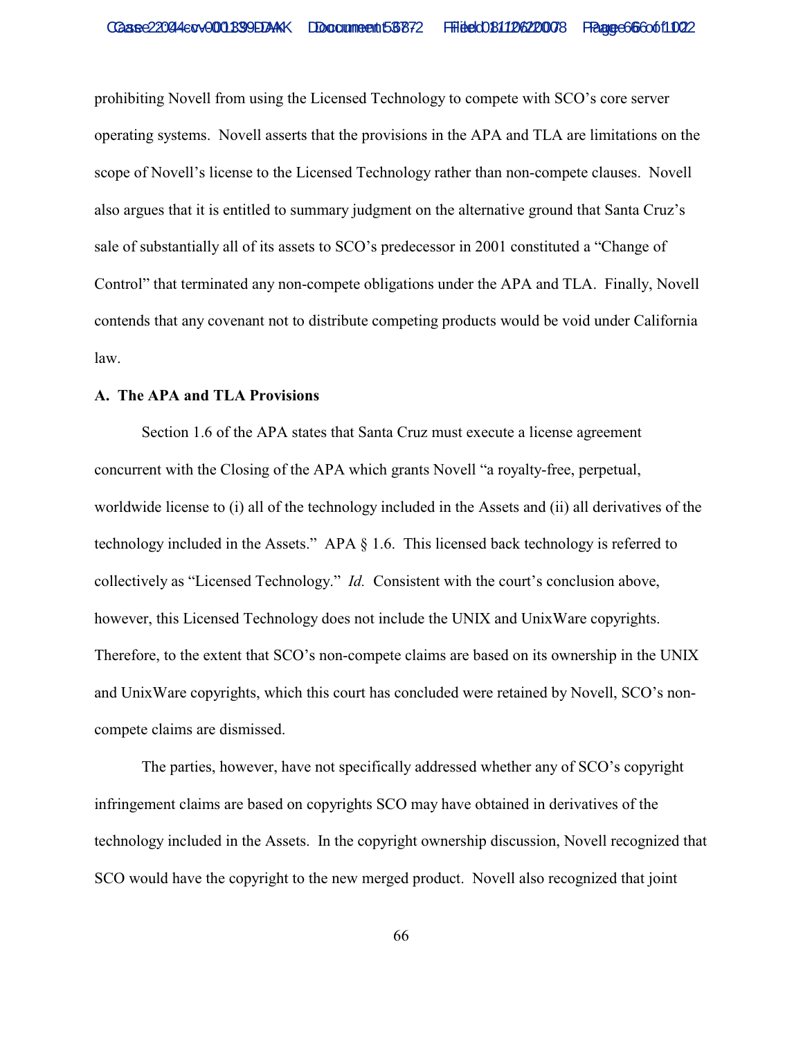prohibiting Novell from using the Licensed Technology to compete with SCO's core server operating systems. Novell asserts that the provisions in the APA and TLA are limitations on the scope of Novell's license to the Licensed Technology rather than non-compete clauses. Novell also argues that it is entitled to summary judgment on the alternative ground that Santa Cruz's sale of substantially all of its assets to SCO's predecessor in 2001 constituted a "Change of Control" that terminated any non-compete obligations under the APA and TLA. Finally, Novell contends that any covenant not to distribute competing products would be void under California law.

**A. The APA and TLA Provisions**

Section 1.6 of the APA states that Santa Cruz must execute a license agreement concurrent with the Closing of the APA which grants Novell "a royalty-free, perpetual, worldwide license to (i) all of the technology included in the Assets and (ii) all derivatives of the technology included in the Assets." APA § 1.6. This licensed back technology is referred to collectively as "Licensed Technology." *Id.* Consistent with the court's conclusion above, however, this Licensed Technology does not include the UNIX and UnixWare copyrights. Therefore, to the extent that SCO's non-compete claims are based on its ownership in the UNIX and UnixWare copyrights, which this court has concluded were retained by Novell, SCO's non-compete claims are dismissed.

The parties, however, have not specifically addressed whether any of SCO's copyright infringement claims are based on copyrights SCO may have obtained in derivatives of the technology included in the Assets. In the copyright ownership discussion, Novell recognized that SCO would have the copyright to the new merged product. Novell also recognized that joint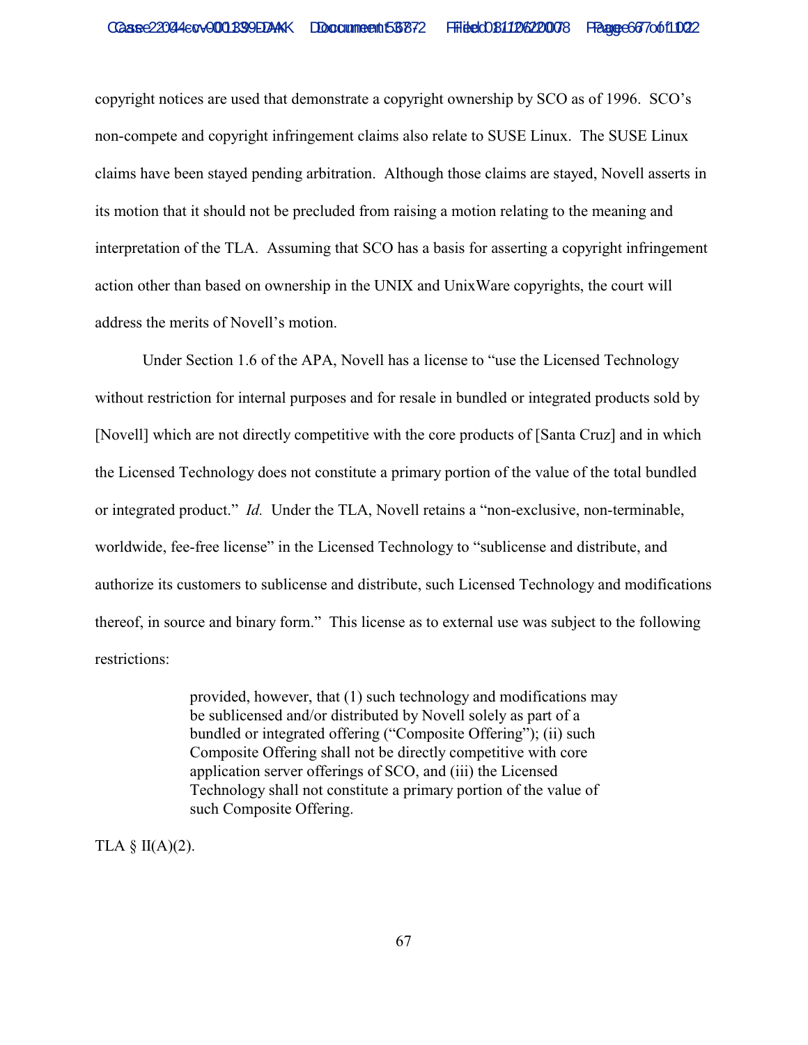copyright notices are used that demonstrate a copyright ownership by SCO as of 1996. SCO's non-compete and copyright infringement claims also relate to SUSE Linux. The SUSE Linux claims have been stayed pending arbitration. Although those claims are stayed, Novell asserts in its motion that it should not be precluded from raising a motion relating to the meaning and interpretation of the TLA. Assuming that SCO has a basis for asserting a copyright infringement action other than based on ownership in the UNIX and UnixWare copyrights, the court will address the merits of Novell's motion.

Under Section 1.6 of the APA, Novell has a license to "use the Licensed Technology without restriction for internal purposes and for resale in bundled or integrated products sold by [Novell] which are not directly competitive with the core products of [Santa Cruz] and in which the Licensed Technology does not constitute a primary portion of the value of the total bundled or integrated product." *Id.* Under the TLA, Novell retains a "non-exclusive, non-terminable, worldwide, fee-free license" in the Licensed Technology to "sublicense and distribute, and authorize its customers to sublicense and distribute, such Licensed Technology and modifications thereof, in source and binary form." This license as to external use was subject to the following restrictions:

> provided, however, that (1) such technology and modifications may be sublicensed and/or distributed by Novell solely as part of a bundled or integrated offering ("Composite Offering"); (ii) such Composite Offering shall not be directly competitive with core application server offerings of SCO, and (iii) the Licensed Technology shall not constitute a primary portion of the value of such Composite Offering.

TLA § II(A)(2).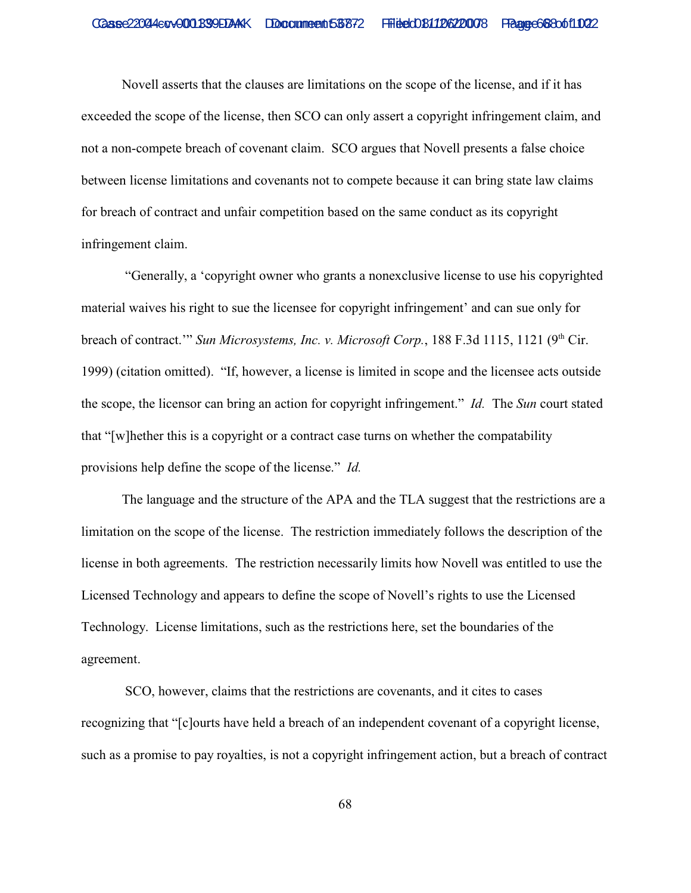Novell asserts that the clauses are limitations on the scope of the license, and if it has exceeded the scope of the license, then SCO can only assert a copyright infringement claim, and not a non-compete breach of covenant claim. SCO argues that Novell presents a false choice between license limitations and covenants not to compete because it can bring state law claims for breach of contract and unfair competition based on the same conduct as its copyright infringement claim.

"Generally, a 'copyright owner who grants a nonexclusive license to use his copyrighted material waives his right to sue the licensee for copyright infringement' and can sue only for breach of contract.'" *Sun Microsystems, Inc. v. Microsoft Corp.*, 188 F.3d 1115, 1121 (9th Cir. 1999) (citation omitted). "If, however, a license is limited in scope and the licensee acts outside the scope, the licensor can bring an action for copyright infringement." *Id.* The *Sun* court stated that "[w]hether this is a copyright or a contract case turns on whether the compatability provisions help define the scope of the license." *Id.*

The language and the structure of the APA and the TLA suggest that the restrictions are a limitation on the scope of the license. The restriction immediately follows the description of the license in both agreements. The restriction necessarily limits how Novell was entitled to use the Licensed Technology and appears to define the scope of Novell's rights to use the Licensed Technology. License limitations, such as the restrictions here, set the boundaries of the agreement.

SCO, however, claims that the restrictions are covenants, and it cites to cases recognizing that "[c]ourts have held a breach of an independent covenant of a copyright license, such as a promise to pay royalties, is not a copyright infringement action, but a breach of contract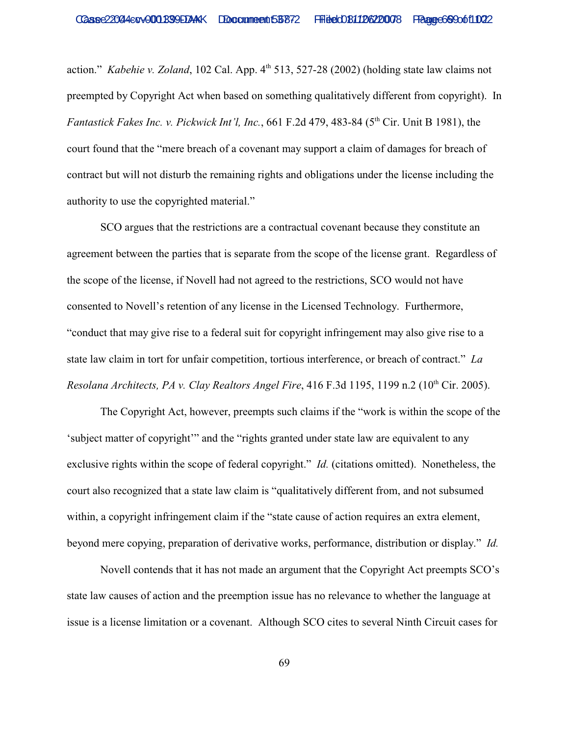action." *Kabehie v. Zoland*, 102 Cal. App. 4th 513, 527-28 (2002) (holding state law claims not preempted by Copyright Act when based on something qualitatively different from copyright). In *Fantastick Fakes Inc. v. Pickwick Int'l, Inc.*, 661 F.2d 479, 483-84 (5th Cir. Unit B 1981), the court found that the "mere breach of a covenant may support a claim of damages for breach of contract but will not disturb the remaining rights and obligations under the license including the authority to use the copyrighted material."

SCO argues that the restrictions are a contractual covenant because they constitute an agreement between the parties that is separate from the scope of the license grant. Regardless of the scope of the license, if Novell had not agreed to the restrictions, SCO would not have consented to Novell's retention of any license in the Licensed Technology. Furthermore, "conduct that may give rise to a federal suit for copyright infringement may also give rise to a state law claim in tort for unfair competition, tortious interference, or breach of contract." *La Resolana Architects, PA v. Clay Realtors Angel Fire*, 416 F.3d 1195, 1199 n.2 (10th Cir. 2005).

The Copyright Act, however, preempts such claims if the "work is within the scope of the 'subject matter of copyright'" and the "rights granted under state law are equivalent to any exclusive rights within the scope of federal copyright." *Id.* (citations omitted). Nonetheless, the court also recognized that a state law claim is "qualitatively different from, and not subsumed within, a copyright infringement claim if the "state cause of action requires an extra element, beyond mere copying, preparation of derivative works, performance, distribution or display." *Id.*

Novell contends that it has not made an argument that the Copyright Act preempts SCO's state law causes of action and the preemption issue has no relevance to whether the language at issue is a license limitation or a covenant. Although SCO cites to several Ninth Circuit cases for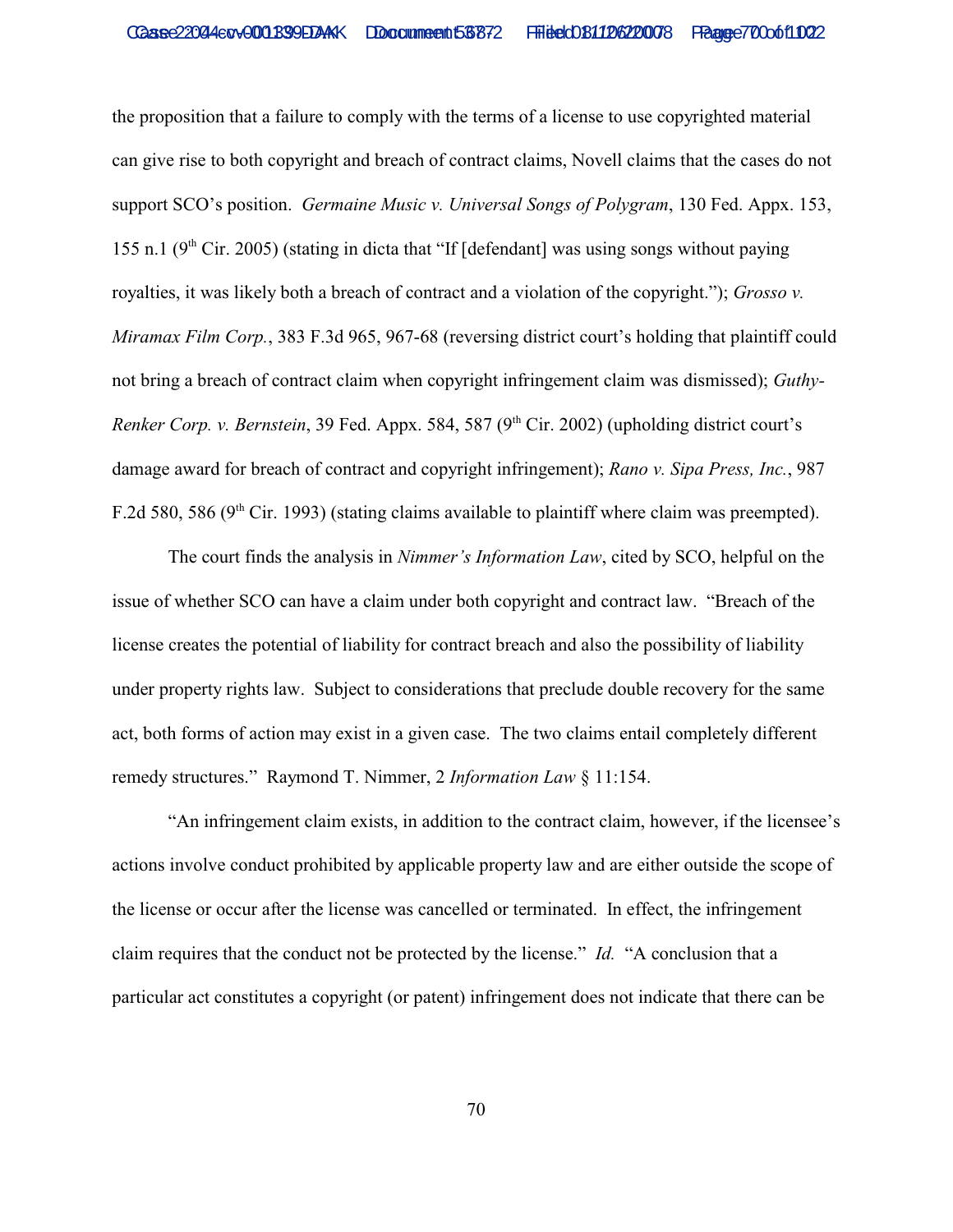the proposition that a failure to comply with the terms of a license to use copyrighted material can give rise to both copyright and breach of contract claims, Novell claims that the cases do not support SCO's position. *Germaine Music v. Universal Songs of Polygram*, 130 Fed. Appx. 153, 155 n.1 (9th Cir. 2005) (stating in dicta that "If [defendant] was using songs without paying royalties, it was likely both a breach of contract and a violation of the copyright."); *Grosso v. Miramax Film Corp.*, 383 F.3d 965, 967-68 (reversing district court's holding that plaintiff could not bring a breach of contract claim when copyright infringement claim was dismissed); *Guthy-Renker Corp. v. Bernstein*, 39 Fed. Appx. 584, 587 (9th Cir. 2002) (upholding district court's damage award for breach of contract and copyright infringement); *Rano v. Sipa Press, Inc.*, 987 F.2d 580, 586 (9th Cir. 1993) (stating claims available to plaintiff where claim was preempted).

The court finds the analysis in *Nimmer's Information Law*, cited by SCO, helpful on the issue of whether SCO can have a claim under both copyright and contract law. "Breach of the license creates the potential of liability for contract breach and also the possibility of liability under property rights law. Subject to considerations that preclude double recovery for the same act, both forms of action may exist in a given case. The two claims entail completely different remedy structures." Raymond T. Nimmer, 2 *Information Law* § 11:154.

"An infringement claim exists, in addition to the contract claim, however, if the licensee's actions involve conduct prohibited by applicable property law and are either outside the scope of the license or occur after the license was cancelled or terminated. In effect, the infringement claim requires that the conduct not be protected by the license." *Id.* "A conclusion that a particular act constitutes a copyright (or patent) infringement does not indicate that there can be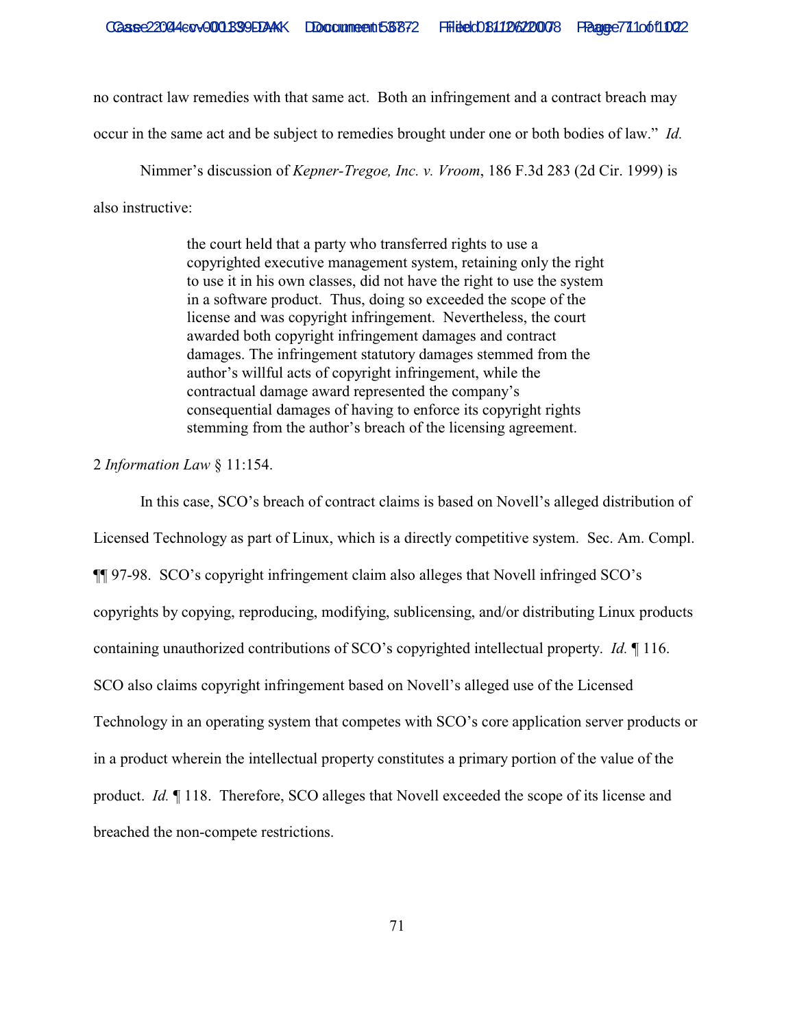no contract law remedies with that same act. Both an infringement and a contract breach may occur in the same act and be subject to remedies brought under one or both bodies of law." *Id.*

Nimmer's discussion of *Kepner-Tregoe, Inc. v. Vroom*, 186 F.3d 283 (2d Cir. 1999) is also instructive:

> the court held that a party who transferred rights to use a copyrighted executive management system, retaining only the right to use it in his own classes, did not have the right to use the system in a software product. Thus, doing so exceeded the scope of the license and was copyright infringement. Nevertheless, the court awarded both copyright infringement damages and contract damages. The infringement statutory damages stemmed from the author's willful acts of copyright infringement, while the contractual damage award represented the company's consequential damages of having to enforce its copyright rights stemming from the author's breach of the licensing agreement.

2 *Information Law* § 11:154.

In this case, SCO's breach of contract claims is based on Novell's alleged distribution of Licensed Technology as part of Linux, which is a directly competitive system. Sec. Am. Compl. ¶¶ 97-98. SCO's copyright infringement claim also alleges that Novell infringed SCO's copyrights by copying, reproducing, modifying, sublicensing, and/or distributing Linux products containing unauthorized contributions of SCO's copyrighted intellectual property. *Id.* ¶ 116. SCO also claims copyright infringement based on Novell's alleged use of the Licensed Technology in an operating system that competes with SCO's core application server products or in a product wherein the intellectual property constitutes a primary portion of the value of the product. *Id.* ¶ 118. Therefore, SCO alleges that Novell exceeded the scope of its license and breached the non-compete restrictions.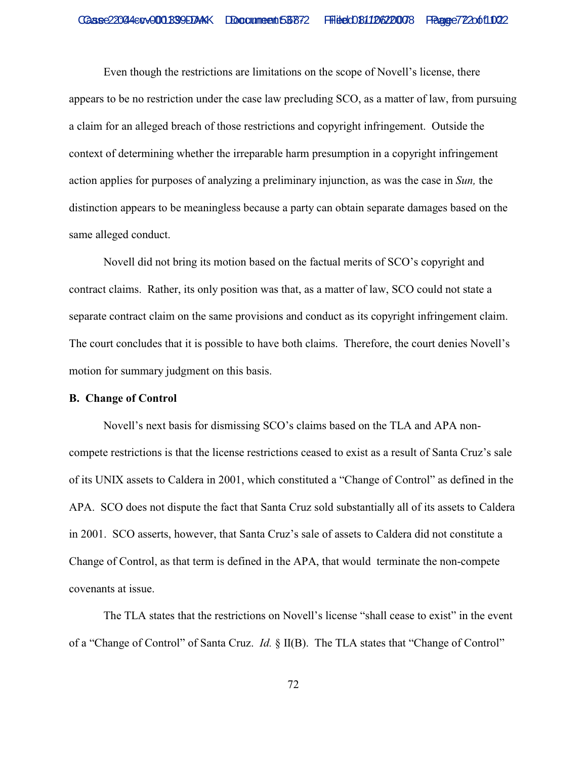Even though the restrictions are limitations on the scope of Novell's license, there appears to be no restriction under the case law precluding SCO, as a matter of law, from pursuing a claim for an alleged breach of those restrictions and copyright infringement. Outside the context of determining whether the irreparable harm presumption in a copyright infringement action applies for purposes of analyzing a preliminary injunction, as was the case in *Sun,* the distinction appears to be meaningless because a party can obtain separate damages based on the same alleged conduct.

Novell did not bring its motion based on the factual merits of SCO's copyright and contract claims. Rather, its only position was that, as a matter of law, SCO could not state a separate contract claim on the same provisions and conduct as its copyright infringement claim. The court concludes that it is possible to have both claims. Therefore, the court denies Novell's motion for summary judgment on this basis.

**B. Change of Control**

Novell's next basis for dismissing SCO's claims based on the TLA and APA non-compete restrictions is that the license restrictions ceased to exist as a result of Santa Cruz's sale of its UNIX assets to Caldera in 2001, which constituted a "Change of Control" as defined in the APA. SCO does not dispute the fact that Santa Cruz sold substantially all of its assets to Caldera in 2001. SCO asserts, however, that Santa Cruz's sale of assets to Caldera did not constitute a Change of Control, as that term is defined in the APA, that would terminate the non-compete covenants at issue.

The TLA states that the restrictions on Novell's license "shall cease to exist" in the event of a "Change of Control" of Santa Cruz. *Id.* § II(B). The TLA states that "Change of Control"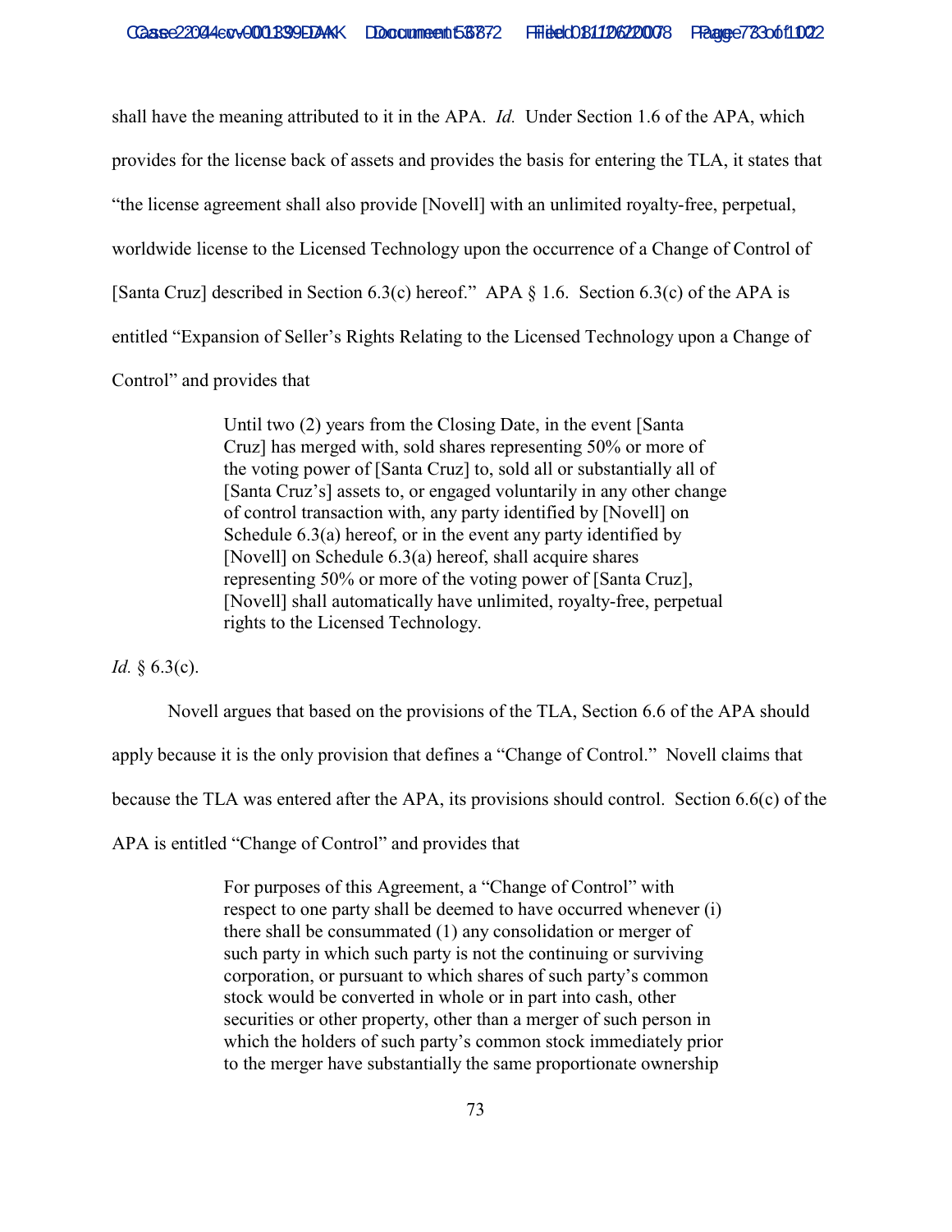shall have the meaning attributed to it in the APA. *Id.* Under Section 1.6 of the APA, which provides for the license back of assets and provides the basis for entering the TLA, it states that "the license agreement shall also provide [Novell] with an unlimited royalty-free, perpetual, worldwide license to the Licensed Technology upon the occurrence of a Change of Control of [Santa Cruz] described in Section 6.3(c) hereof." APA § 1.6. Section 6.3(c) of the APA is entitled "Expansion of Seller's Rights Relating to the Licensed Technology upon a Change of Control" and provides that

> Until two (2) years from the Closing Date, in the event [Santa Cruz] has merged with, sold shares representing 50% or more of the voting power of [Santa Cruz] to, sold all or substantially all of [Santa Cruz's] assets to, or engaged voluntarily in any other change of control transaction with, any party identified by [Novell] on Schedule 6.3(a) hereof, or in the event any party identified by [Novell] on Schedule 6.3(a) hereof, shall acquire shares representing 50% or more of the voting power of [Santa Cruz], [Novell] shall automatically have unlimited, royalty-free, perpetual rights to the Licensed Technology.

*Id.* § 6.3(c).

Novell argues that based on the provisions of the TLA, Section 6.6 of the APA should apply because it is the only provision that defines a "Change of Control." Novell claims that because the TLA was entered after the APA, its provisions should control. Section 6.6(c) of the APA is entitled "Change of Control" and provides that

> For purposes of this Agreement, a "Change of Control" with respect to one party shall be deemed to have occurred whenever (i) there shall be consummated (1) any consolidation or merger of such party in which such party is not the continuing or surviving corporation, or pursuant to which shares of such party's common stock would be converted in whole or in part into cash, other securities or other property, other than a merger of such person in which the holders of such party's common stock immediately prior to the merger have substantially the same proportionate ownership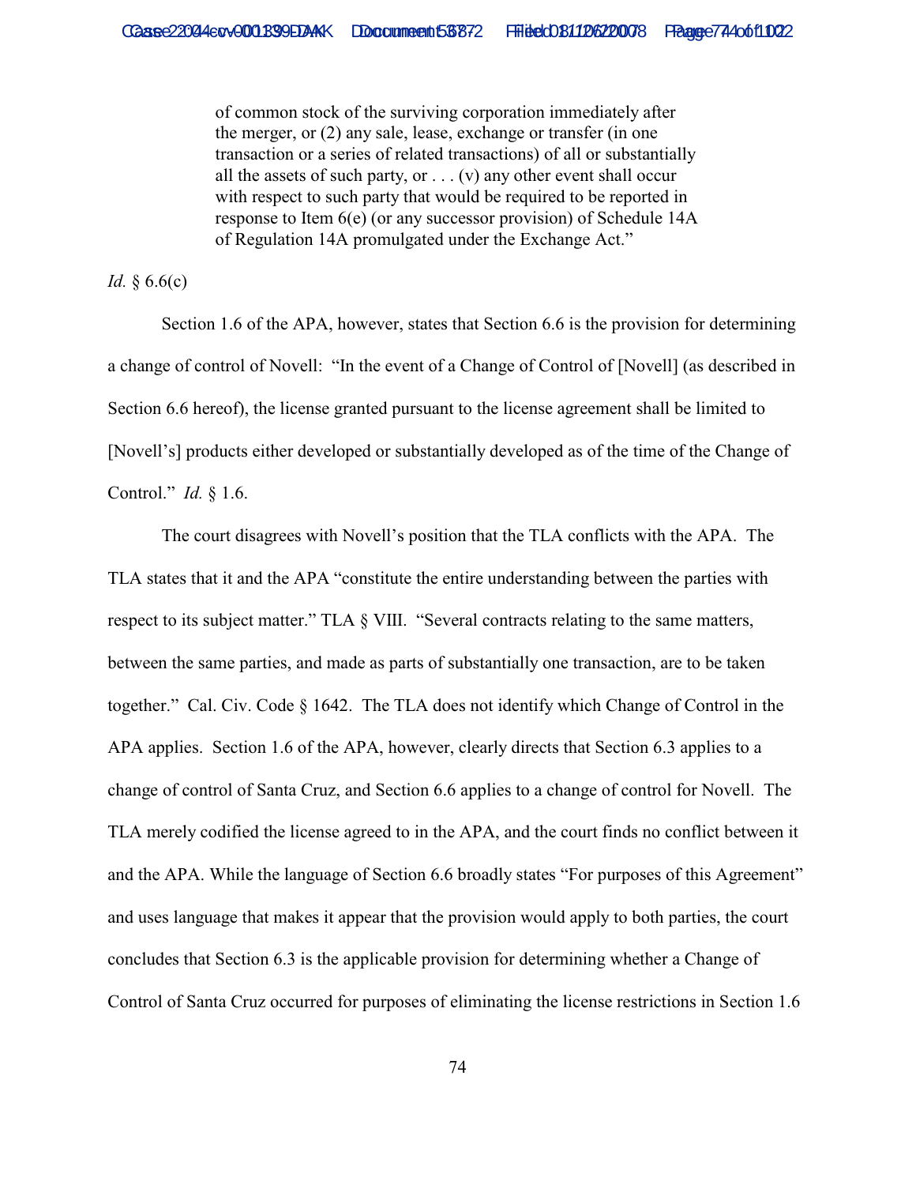> of common stock of the surviving corporation immediately after the merger, or (2) any sale, lease, exchange or transfer (in one transaction or a series of related transactions) of all or substantially all the assets of such party, or . . . (v) any other event shall occur with respect to such party that would be required to be reported in response to Item 6(e) (or any successor provision) of Schedule 14A of Regulation 14A promulgated under the Exchange Act."

*Id.* § 6.6(c)

Section 1.6 of the APA, however, states that Section 6.6 is the provision for determining a change of control of Novell: "In the event of a Change of Control of [Novell] (as described in Section 6.6 hereof), the license granted pursuant to the license agreement shall be limited to [Novell's] products either developed or substantially developed as of the time of the Change of Control." *Id.* § 1.6.

The court disagrees with Novell's position that the TLA conflicts with the APA. The TLA states that it and the APA "constitute the entire understanding between the parties with respect to its subject matter." TLA § VIII. "Several contracts relating to the same matters, between the same parties, and made as parts of substantially one transaction, are to be taken together." Cal. Civ. Code § 1642. The TLA does not identify which Change of Control in the APA applies. Section 1.6 of the APA, however, clearly directs that Section 6.3 applies to a change of control of Santa Cruz, and Section 6.6 applies to a change of control for Novell. The TLA merely codified the license agreed to in the APA, and the court finds no conflict between it and the APA. While the language of Section 6.6 broadly states "For purposes of this Agreement" and uses language that makes it appear that the provision would apply to both parties, the court concludes that Section 6.3 is the applicable provision for determining whether a Change of Control of Santa Cruz occurred for purposes of eliminating the license restrictions in Section 1.6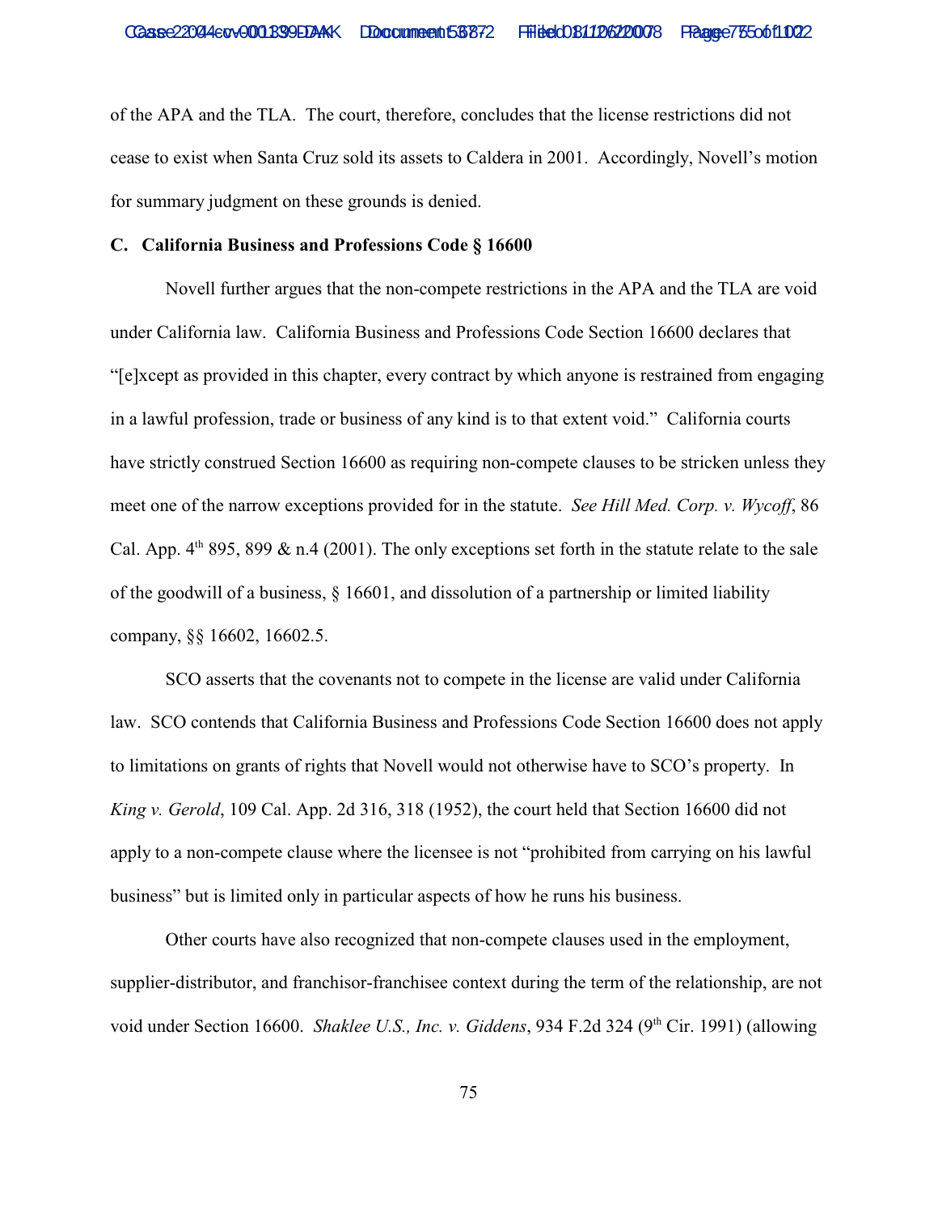of the APA and the TLA. The court, therefore, concludes that the license restrictions did not cease to exist when Santa Cruz sold its assets to Caldera in 2001. Accordingly, Novell's motion for summary judgment on these grounds is denied.

### C. California Business and Professions Code § 16600

Novell further argues that the non-compete restrictions in the APA and the TLA are void under California law. California Business and Professions Code Section 16600 declares that "[e]xcept as provided in this chapter, every contract by which anyone is restrained from engaging in a lawful profession, trade or business of any kind is to that extent void." California courts have strictly construed Section 16600 as requiring non-compete clauses to be stricken unless they meet one of the narrow exceptions provided for in the statute. *See Hill Med. Corp. v. Wycoff*, 86 Cal. App. 4th 895, 899 & n.4 (2001). The only exceptions set forth in the statute relate to the sale of the goodwill of a business, § 16601, and dissolution of a partnership or limited liability company, §§ 16602, 16602.5.

SCO asserts that the covenants not to compete in the license are valid under California law. SCO contends that California Business and Professions Code Section 16600 does not apply to limitations on grants of rights that Novell would not otherwise have to SCO's property. In *King v. Gerold*, 109 Cal. App. 2d 316, 318 (1952), the court held that Section 16600 did not apply to a non-compete clause where the licensee is not "prohibited from carrying on his lawful business" but is limited only in particular aspects of how he runs his business.

Other courts have also recognized that non-compete clauses used in the employment, supplier-distributor, and franchisor-franchisee context during the term of the relationship, are not void under Section 16600. *Shaklee U.S., Inc. v. Giddens*, 934 F.2d 324 (9th Cir. 1991) (allowing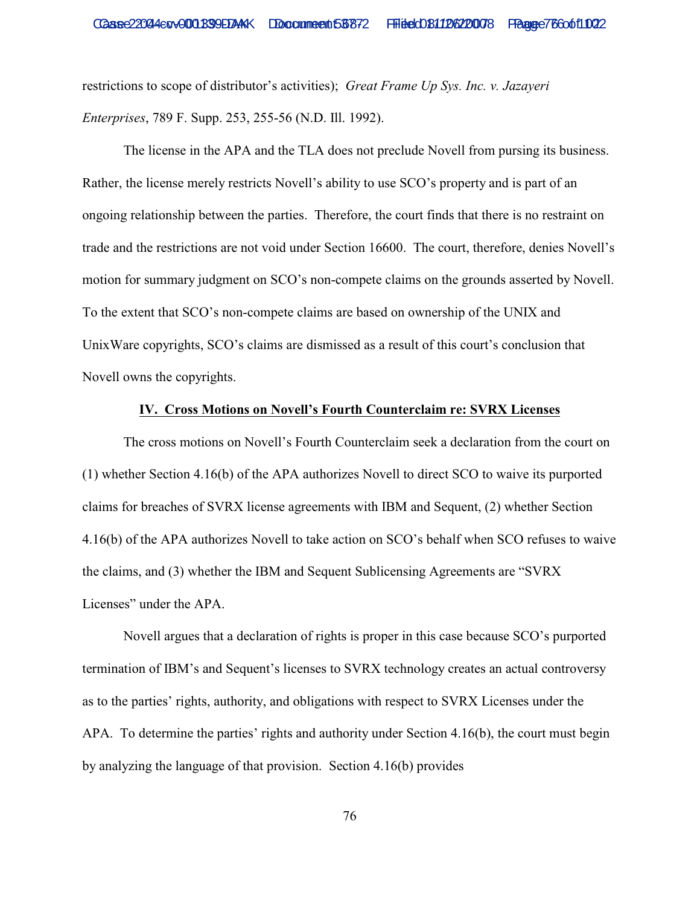restrictions to scope of distributor's activities); *Great Frame Up Sys. Inc. v. Jazayeri Enterprises*, 789 F. Supp. 253, 255-56 (N.D. Ill. 1992).

The license in the APA and the TLA does not preclude Novell from pursing its business. Rather, the license merely restricts Novell's ability to use SCO's property and is part of an ongoing relationship between the parties. Therefore, the court finds that there is no restraint on trade and the restrictions are not void under Section 16600. The court, therefore, denies Novell's motion for summary judgment on SCO's non-compete claims on the grounds asserted by Novell. To the extent that SCO's non-compete claims are based on ownership of the UNIX and UnixWare copyrights, SCO's claims are dismissed as a result of this court's conclusion that Novell owns the copyrights.

## IV. Cross Motions on Novell's Fourth Counterclaim re: SVRX Licenses

The cross motions on Novell's Fourth Counterclaim seek a declaration from the court on (1) whether Section 4.16(b) of the APA authorizes Novell to direct SCO to waive its purported claims for breaches of SVRX license agreements with IBM and Sequent, (2) whether Section 4.16(b) of the APA authorizes Novell to take action on SCO's behalf when SCO refuses to waive the claims, and (3) whether the IBM and Sequent Sublicensing Agreements are "SVRX Licenses" under the APA.

Novell argues that a declaration of rights is proper in this case because SCO's purported termination of IBM's and Sequent's licenses to SVRX technology creates an actual controversy as to the parties' rights, authority, and obligations with respect to SVRX Licenses under the APA. To determine the parties' rights and authority under Section 4.16(b), the court must begin by analyzing the language of that provision. Section 4.16(b) provides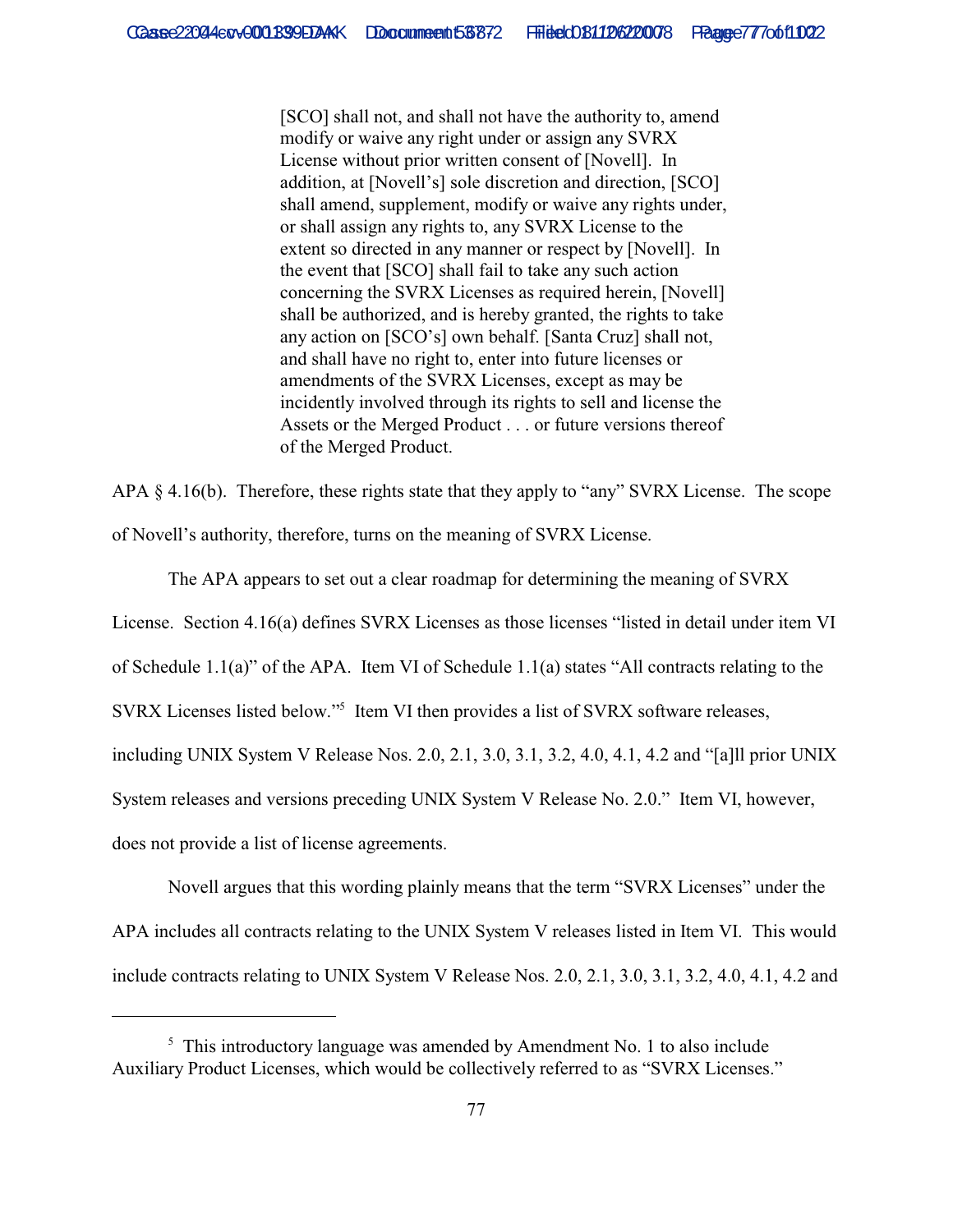> [SCO] shall not, and shall not have the authority to, amend modify or waive any right under or assign any SVRX License without prior written consent of [Novell]. In addition, at [Novell's] sole discretion and direction, [SCO] shall amend, supplement, modify or waive any rights under, or shall assign any rights to, any SVRX License to the extent so directed in any manner or respect by [Novell]. In the event that [SCO] shall fail to take any such action concerning the SVRX Licenses as required herein, [Novell] shall be authorized, and is hereby granted, the rights to take any action on [SCO's] own behalf. [Santa Cruz] shall not, and shall have no right to, enter into future licenses or amendments of the SVRX Licenses, except as may be incidently involved through its rights to sell and license the Assets or the Merged Product . . . or future versions thereof of the Merged Product.

APA § 4.16(b). Therefore, these rights state that they apply to "any" SVRX License. The scope of Novell's authority, therefore, turns on the meaning of SVRX License.

The APA appears to set out a clear roadmap for determining the meaning of SVRX License. Section 4.16(a) defines SVRX Licenses as those licenses "listed in detail under item VI of Schedule 1.1(a)" of the APA. Item VI of Schedule 1.1(a) states "All contracts relating to the SVRX Licenses listed below."[5] Item VI then provides a list of SVRX software releases, including UNIX System V Release Nos. 2.0, 2.1, 3.0, 3.1, 3.2, 4.0, 4.1, 4.2 and "[a]ll prior UNIX System releases and versions preceding UNIX System V Release No. 2.0." Item VI, however, does not provide a list of license agreements.

Novell argues that this wording plainly means that the term "SVRX Licenses" under the APA includes all contracts relating to the UNIX System V releases listed in Item VI. This would include contracts relating to UNIX System V Release Nos. 2.0, 2.1, 3.0, 3.1, 3.2, 4.0, 4.1, 4.2 and

---

[5] This introductory language was amended by Amendment No. 1 to also include Auxiliary Product Licenses, which would be collectively referred to as "SVRX Licenses."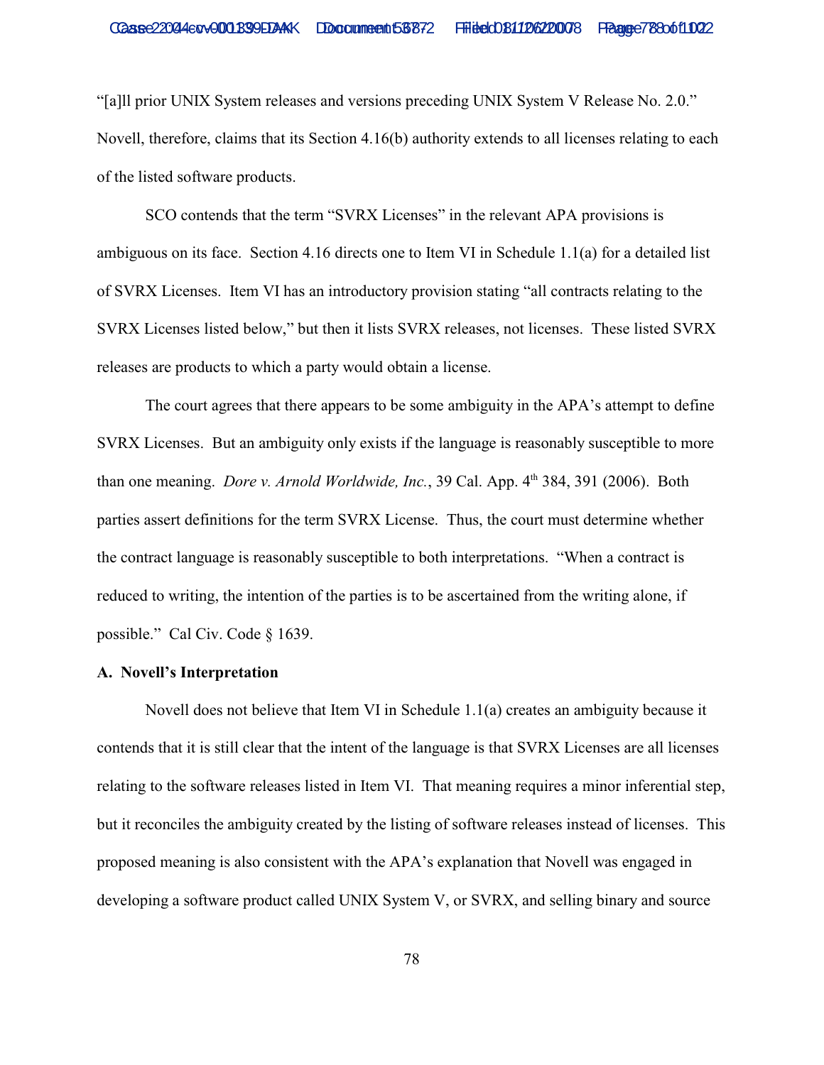"[a]ll prior UNIX System releases and versions preceding UNIX System V Release No. 2.0." Novell, therefore, claims that its Section 4.16(b) authority extends to all licenses relating to each of the listed software products.

SCO contends that the term "SVRX Licenses" in the relevant APA provisions is ambiguous on its face. Section 4.16 directs one to Item VI in Schedule 1.1(a) for a detailed list of SVRX Licenses. Item VI has an introductory provision stating "all contracts relating to the SVRX Licenses listed below," but then it lists SVRX releases, not licenses. These listed SVRX releases are products to which a party would obtain a license.

The court agrees that there appears to be some ambiguity in the APA's attempt to define SVRX Licenses. But an ambiguity only exists if the language is reasonably susceptible to more than one meaning. *Dore v. Arnold Worldwide, Inc.*, 39 Cal. App. 4th 384, 391 (2006). Both parties assert definitions for the term SVRX License. Thus, the court must determine whether the contract language is reasonably susceptible to both interpretations. "When a contract is reduced to writing, the intention of the parties is to be ascertained from the writing alone, if possible." Cal Civ. Code § 1639.

**A. Novell's Interpretation**

Novell does not believe that Item VI in Schedule 1.1(a) creates an ambiguity because it contends that it is still clear that the intent of the language is that SVRX Licenses are all licenses relating to the software releases listed in Item VI. That meaning requires a minor inferential step, but it reconciles the ambiguity created by the listing of software releases instead of licenses. This proposed meaning is also consistent with the APA's explanation that Novell was engaged in developing a software product called UNIX System V, or SVRX, and selling binary and source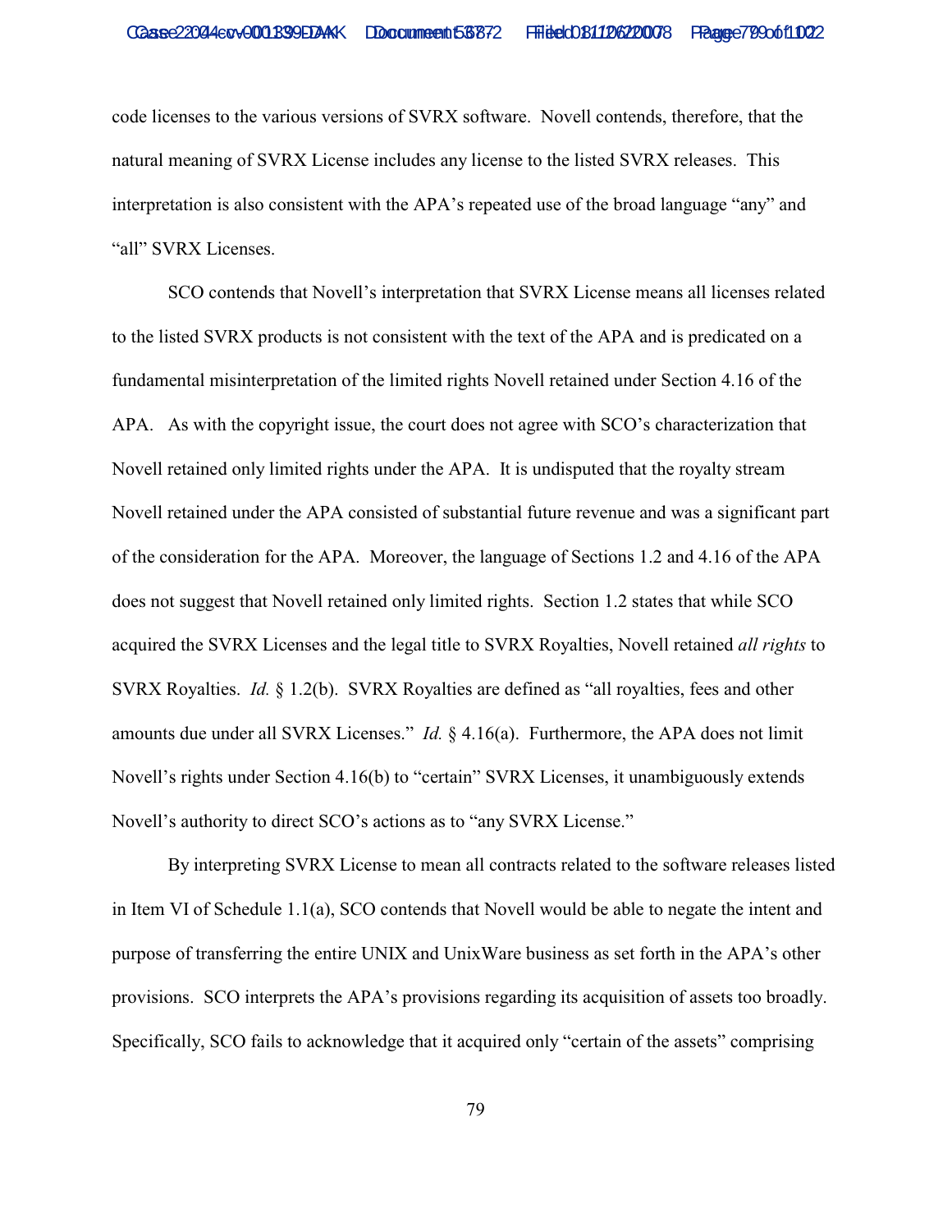code licenses to the various versions of SVRX software. Novell contends, therefore, that the natural meaning of SVRX License includes any license to the listed SVRX releases. This interpretation is also consistent with the APA's repeated use of the broad language "any" and "all" SVRX Licenses.

SCO contends that Novell's interpretation that SVRX License means all licenses related to the listed SVRX products is not consistent with the text of the APA and is predicated on a fundamental misinterpretation of the limited rights Novell retained under Section 4.16 of the APA. As with the copyright issue, the court does not agree with SCO's characterization that Novell retained only limited rights under the APA. It is undisputed that the royalty stream Novell retained under the APA consisted of substantial future revenue and was a significant part of the consideration for the APA. Moreover, the language of Sections 1.2 and 4.16 of the APA does not suggest that Novell retained only limited rights. Section 1.2 states that while SCO acquired the SVRX Licenses and the legal title to SVRX Royalties, Novell retained *all rights* to SVRX Royalties. *Id.* § 1.2(b). SVRX Royalties are defined as "all royalties, fees and other amounts due under all SVRX Licenses." *Id.* § 4.16(a). Furthermore, the APA does not limit Novell's rights under Section 4.16(b) to "certain" SVRX Licenses, it unambiguously extends Novell's authority to direct SCO's actions as to "any SVRX License."

By interpreting SVRX License to mean all contracts related to the software releases listed in Item VI of Schedule 1.1(a), SCO contends that Novell would be able to negate the intent and purpose of transferring the entire UNIX and UnixWare business as set forth in the APA's other provisions. SCO interprets the APA's provisions regarding its acquisition of assets too broadly. Specifically, SCO fails to acknowledge that it acquired only "certain of the assets" comprising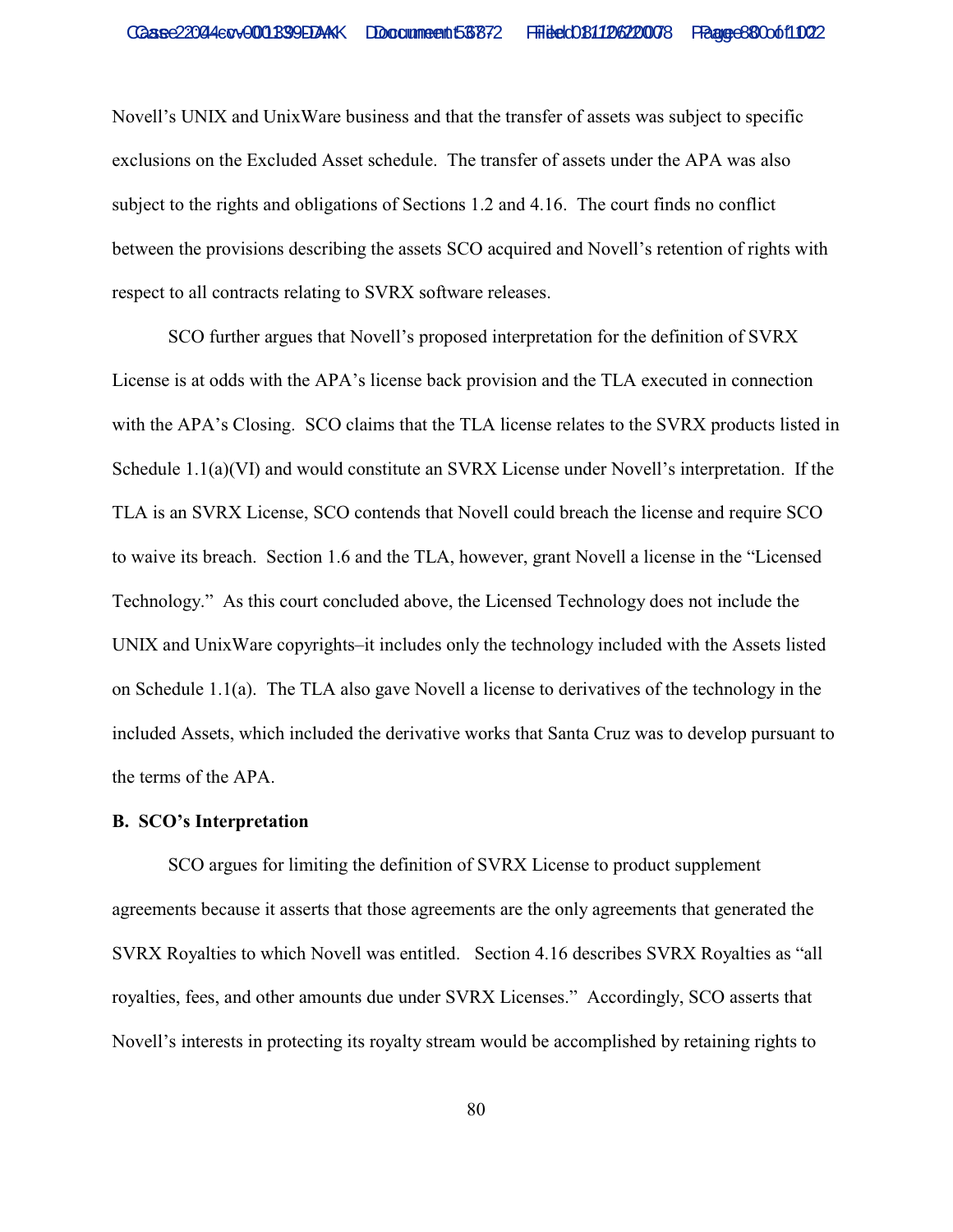Novell's UNIX and UnixWare business and that the transfer of assets was subject to specific exclusions on the Excluded Asset schedule. The transfer of assets under the APA was also subject to the rights and obligations of Sections 1.2 and 4.16. The court finds no conflict between the provisions describing the assets SCO acquired and Novell's retention of rights with respect to all contracts relating to SVRX software releases.

SCO further argues that Novell's proposed interpretation for the definition of SVRX License is at odds with the APA's license back provision and the TLA executed in connection with the APA's Closing. SCO claims that the TLA license relates to the SVRX products listed in Schedule 1.1(a)(VI) and would constitute an SVRX License under Novell's interpretation. If the TLA is an SVRX License, SCO contends that Novell could breach the license and require SCO to waive its breach. Section 1.6 and the TLA, however, grant Novell a license in the "Licensed Technology." As this court concluded above, the Licensed Technology does not include the UNIX and UnixWare copyrights–it includes only the technology included with the Assets listed on Schedule 1.1(a). The TLA also gave Novell a license to derivatives of the technology in the included Assets, which included the derivative works that Santa Cruz was to develop pursuant to the terms of the APA.

**B. SCO's Interpretation**

SCO argues for limiting the definition of SVRX License to product supplement agreements because it asserts that those agreements are the only agreements that generated the SVRX Royalties to which Novell was entitled. Section 4.16 describes SVRX Royalties as "all royalties, fees, and other amounts due under SVRX Licenses." Accordingly, SCO asserts that Novell's interests in protecting its royalty stream would be accomplished by retaining rights to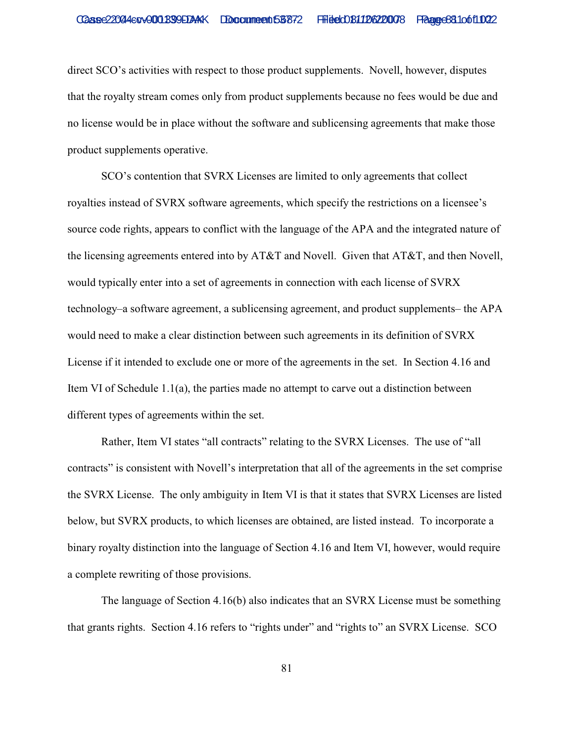direct SCO's activities with respect to those product supplements. Novell, however, disputes that the royalty stream comes only from product supplements because no fees would be due and no license would be in place without the software and sublicensing agreements that make those product supplements operative.

SCO's contention that SVRX Licenses are limited to only agreements that collect royalties instead of SVRX software agreements, which specify the restrictions on a licensee's source code rights, appears to conflict with the language of the APA and the integrated nature of the licensing agreements entered into by AT&T and Novell. Given that AT&T, and then Novell, would typically enter into a set of agreements in connection with each license of SVRX technology–a software agreement, a sublicensing agreement, and product supplements– the APA would need to make a clear distinction between such agreements in its definition of SVRX License if it intended to exclude one or more of the agreements in the set. In Section 4.16 and Item VI of Schedule 1.1(a), the parties made no attempt to carve out a distinction between different types of agreements within the set.

Rather, Item VI states "all contracts" relating to the SVRX Licenses. The use of "all contracts" is consistent with Novell's interpretation that all of the agreements in the set comprise the SVRX License. The only ambiguity in Item VI is that it states that SVRX Licenses are listed below, but SVRX products, to which licenses are obtained, are listed instead. To incorporate a binary royalty distinction into the language of Section 4.16 and Item VI, however, would require a complete rewriting of those provisions.

The language of Section 4.16(b) also indicates that an SVRX License must be something that grants rights. Section 4.16 refers to "rights under" and "rights to" an SVRX License. SCO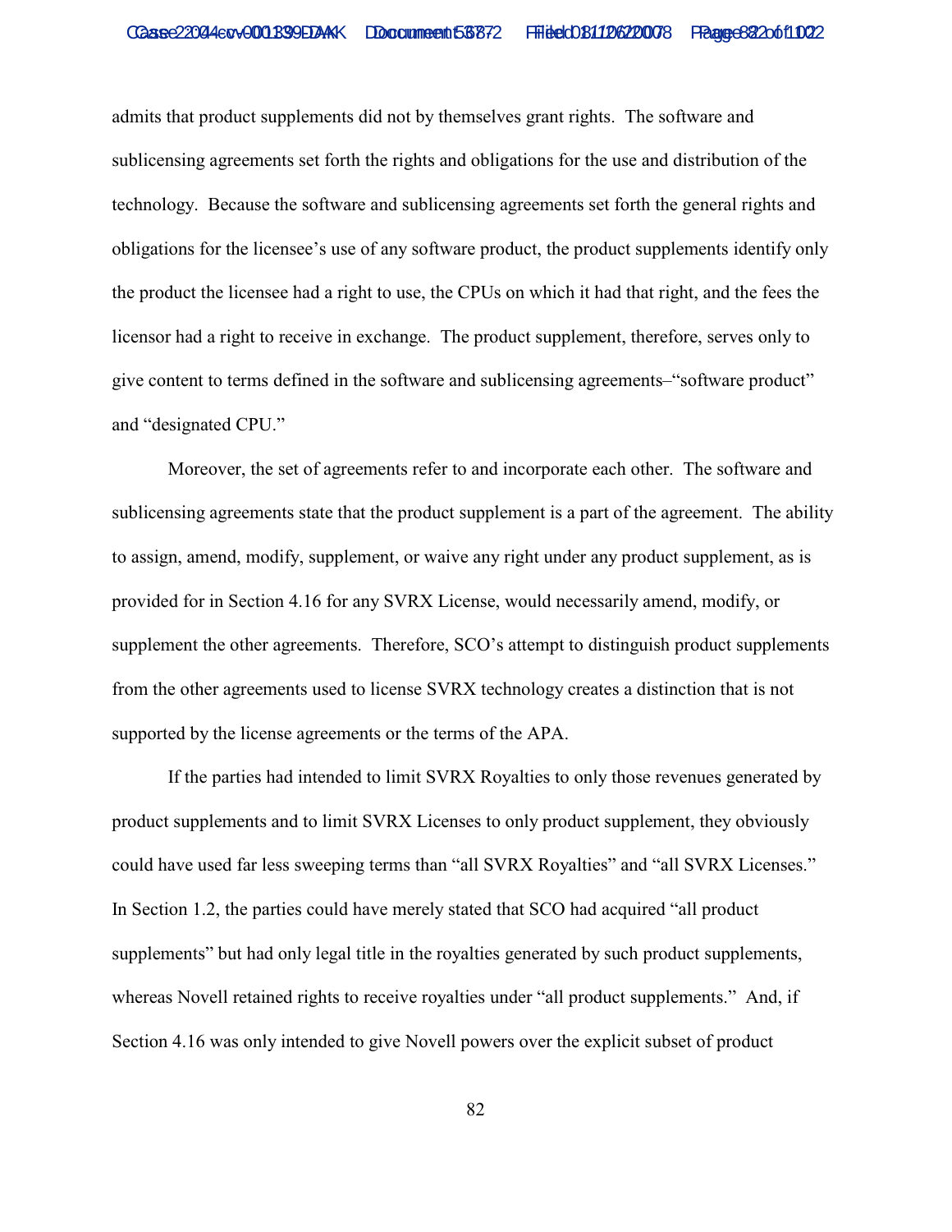admits that product supplements did not by themselves grant rights. The software and sublicensing agreements set forth the rights and obligations for the use and distribution of the technology. Because the software and sublicensing agreements set forth the general rights and obligations for the licensee's use of any software product, the product supplements identify only the product the licensee had a right to use, the CPUs on which it had that right, and the fees the licensor had a right to receive in exchange. The product supplement, therefore, serves only to give content to terms defined in the software and sublicensing agreements–"software product" and "designated CPU."

Moreover, the set of agreements refer to and incorporate each other. The software and sublicensing agreements state that the product supplement is a part of the agreement. The ability to assign, amend, modify, supplement, or waive any right under any product supplement, as is provided for in Section 4.16 for any SVRX License, would necessarily amend, modify, or supplement the other agreements. Therefore, SCO's attempt to distinguish product supplements from the other agreements used to license SVRX technology creates a distinction that is not supported by the license agreements or the terms of the APA.

If the parties had intended to limit SVRX Royalties to only those revenues generated by product supplements and to limit SVRX Licenses to only product supplement, they obviously could have used far less sweeping terms than "all SVRX Royalties" and "all SVRX Licenses." In Section 1.2, the parties could have merely stated that SCO had acquired "all product supplements" but had only legal title in the royalties generated by such product supplements, whereas Novell retained rights to receive royalties under "all product supplements." And, if Section 4.16 was only intended to give Novell powers over the explicit subset of product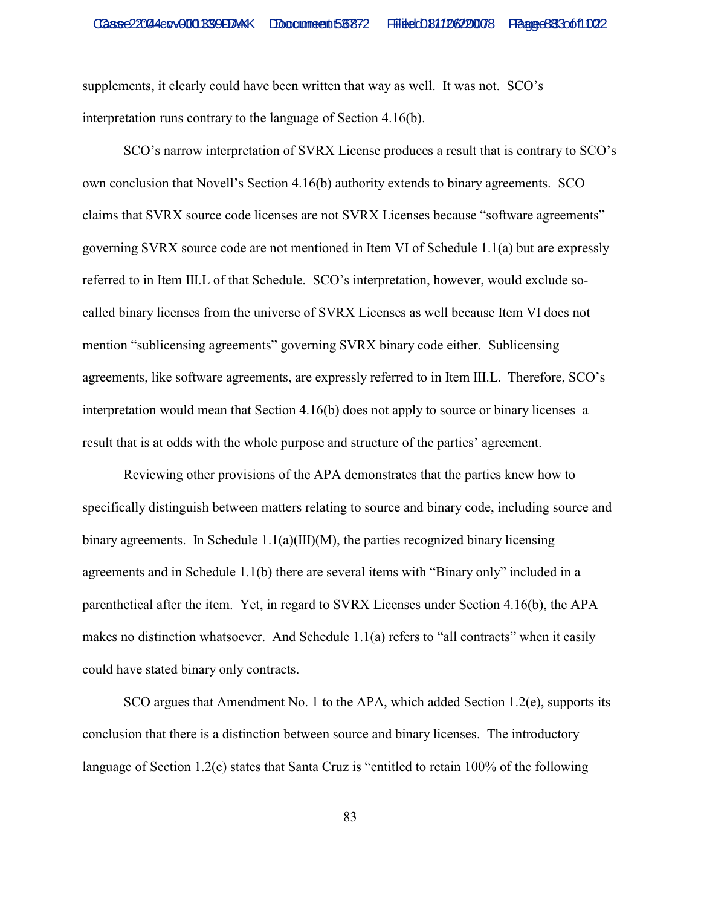supplements, it clearly could have been written that way as well. It was not. SCO's interpretation runs contrary to the language of Section 4.16(b).

SCO's narrow interpretation of SVRX License produces a result that is contrary to SCO's own conclusion that Novell's Section 4.16(b) authority extends to binary agreements. SCO claims that SVRX source code licenses are not SVRX Licenses because "software agreements" governing SVRX source code are not mentioned in Item VI of Schedule 1.1(a) but are expressly referred to in Item III.L of that Schedule. SCO's interpretation, however, would exclude so-called binary licenses from the universe of SVRX Licenses as well because Item VI does not mention "sublicensing agreements" governing SVRX binary code either. Sublicensing agreements, like software agreements, are expressly referred to in Item III.L. Therefore, SCO's interpretation would mean that Section 4.16(b) does not apply to source or binary licenses–a result that is at odds with the whole purpose and structure of the parties' agreement.

Reviewing other provisions of the APA demonstrates that the parties knew how to specifically distinguish between matters relating to source and binary code, including source and binary agreements. In Schedule 1.1(a)(III)(M), the parties recognized binary licensing agreements and in Schedule 1.1(b) there are several items with "Binary only" included in a parenthetical after the item. Yet, in regard to SVRX Licenses under Section 4.16(b), the APA makes no distinction whatsoever. And Schedule 1.1(a) refers to "all contracts" when it easily could have stated binary only contracts.

SCO argues that Amendment No. 1 to the APA, which added Section 1.2(e), supports its conclusion that there is a distinction between source and binary licenses. The introductory language of Section 1.2(e) states that Santa Cruz is "entitled to retain 100% of the following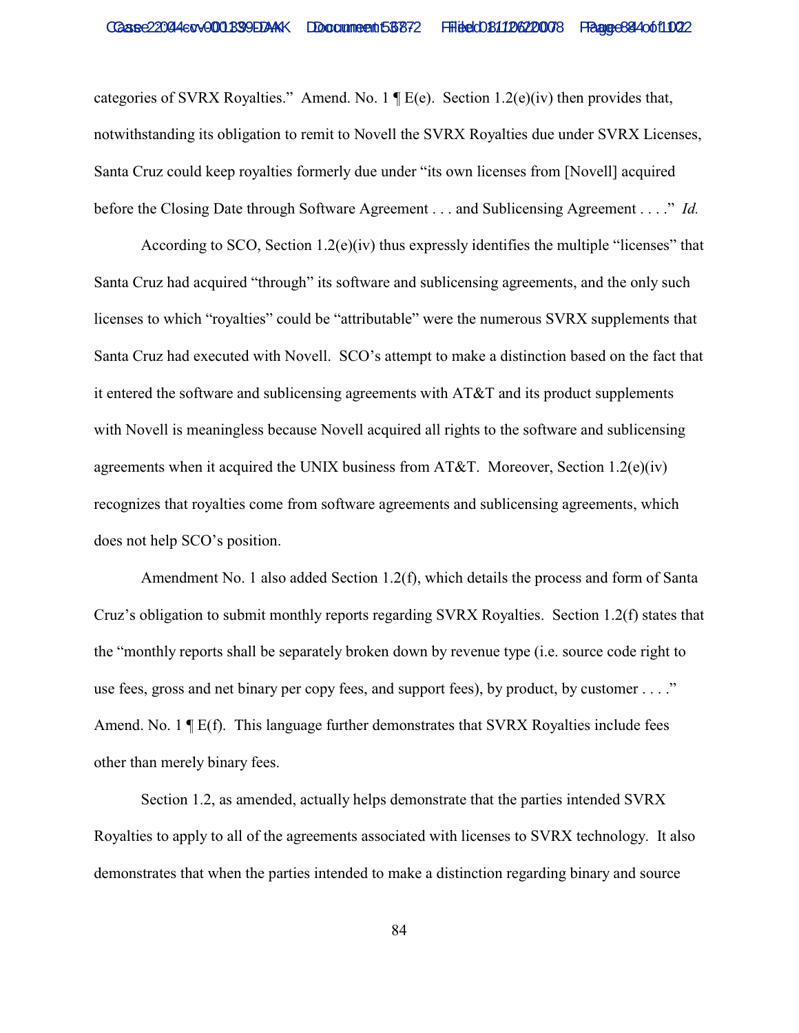categories of SVRX Royalties." Amend. No. 1 ¶ E(e). Section 1.2(e)(iv) then provides that, notwithstanding its obligation to remit to Novell the SVRX Royalties due under SVRX Licenses, Santa Cruz could keep royalties formerly due under "its own licenses from [Novell] acquired before the Closing Date through Software Agreement . . . and Sublicensing Agreement . . . ." *Id.*

According to SCO, Section 1.2(e)(iv) thus expressly identifies the multiple "licenses" that Santa Cruz had acquired "through" its software and sublicensing agreements, and the only such licenses to which "royalties" could be "attributable" were the numerous SVRX supplements that Santa Cruz had executed with Novell. SCO's attempt to make a distinction based on the fact that it entered the software and sublicensing agreements with AT&T and its product supplements with Novell is meaningless because Novell acquired all rights to the software and sublicensing agreements when it acquired the UNIX business from AT&T. Moreover, Section 1.2(e)(iv) recognizes that royalties come from software agreements and sublicensing agreements, which does not help SCO's position.

Amendment No. 1 also added Section 1.2(f), which details the process and form of Santa Cruz's obligation to submit monthly reports regarding SVRX Royalties. Section 1.2(f) states that the "monthly reports shall be separately broken down by revenue type (i.e. source code right to use fees, gross and net binary per copy fees, and support fees), by product, by customer . . . ." Amend. No. 1 ¶ E(f). This language further demonstrates that SVRX Royalties include fees other than merely binary fees.

Section 1.2, as amended, actually helps demonstrate that the parties intended SVRX Royalties to apply to all of the agreements associated with licenses to SVRX technology. It also demonstrates that when the parties intended to make a distinction regarding binary and source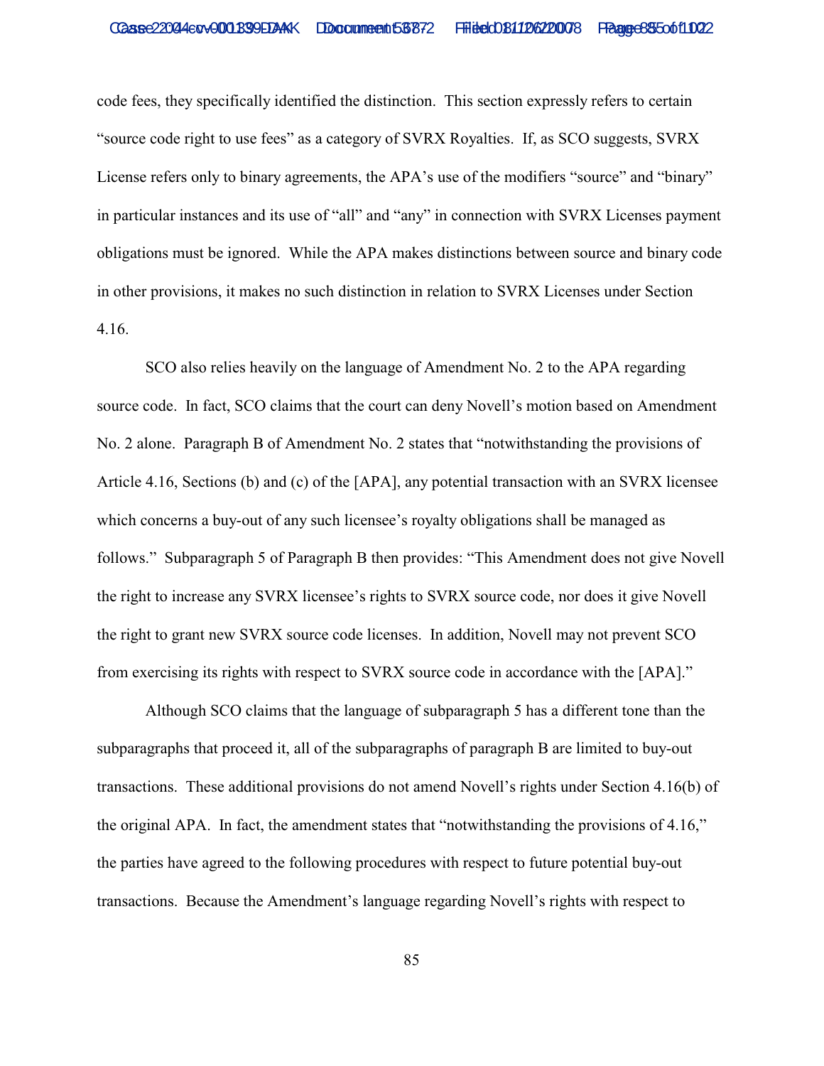code fees, they specifically identified the distinction. This section expressly refers to certain "source code right to use fees" as a category of SVRX Royalties. If, as SCO suggests, SVRX License refers only to binary agreements, the APA's use of the modifiers "source" and "binary" in particular instances and its use of "all" and "any" in connection with SVRX Licenses payment obligations must be ignored. While the APA makes distinctions between source and binary code in other provisions, it makes no such distinction in relation to SVRX Licenses under Section 4.16.

SCO also relies heavily on the language of Amendment No. 2 to the APA regarding source code. In fact, SCO claims that the court can deny Novell's motion based on Amendment No. 2 alone. Paragraph B of Amendment No. 2 states that "notwithstanding the provisions of Article 4.16, Sections (b) and (c) of the [APA], any potential transaction with an SVRX licensee which concerns a buy-out of any such licensee's royalty obligations shall be managed as follows." Subparagraph 5 of Paragraph B then provides: "This Amendment does not give Novell the right to increase any SVRX licensee's rights to SVRX source code, nor does it give Novell the right to grant new SVRX source code licenses. In addition, Novell may not prevent SCO from exercising its rights with respect to SVRX source code in accordance with the [APA]."

Although SCO claims that the language of subparagraph 5 has a different tone than the subparagraphs that proceed it, all of the subparagraphs of paragraph B are limited to buy-out transactions. These additional provisions do not amend Novell's rights under Section 4.16(b) of the original APA. In fact, the amendment states that "notwithstanding the provisions of 4.16," the parties have agreed to the following procedures with respect to future potential buy-out transactions. Because the Amendment's language regarding Novell's rights with respect to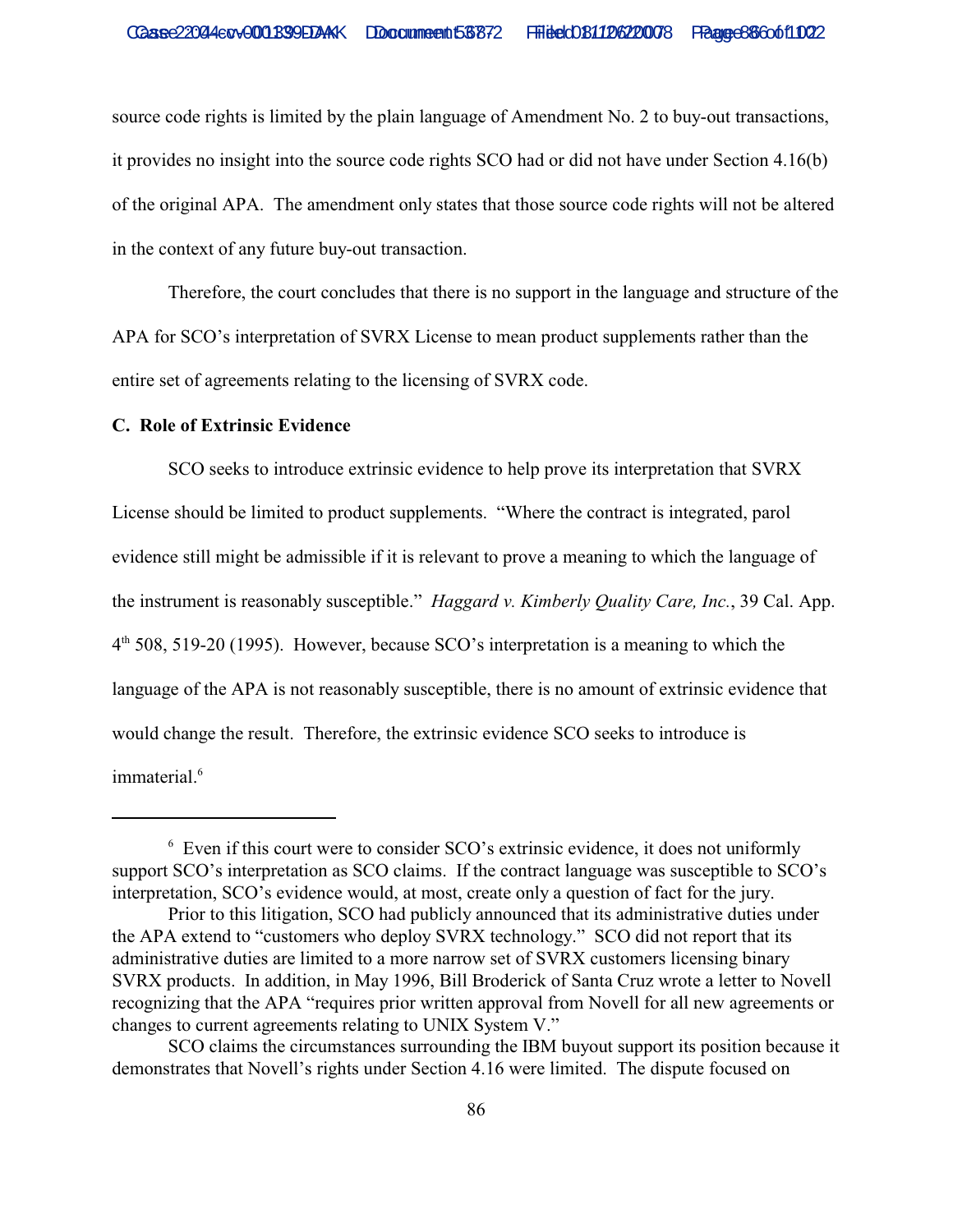source code rights is limited by the plain language of Amendment No. 2 to buy-out transactions, it provides no insight into the source code rights SCO had or did not have under Section 4.16(b) of the original APA. The amendment only states that those source code rights will not be altered in the context of any future buy-out transaction.

Therefore, the court concludes that there is no support in the language and structure of the APA for SCO's interpretation of SVRX License to mean product supplements rather than the entire set of agreements relating to the licensing of SVRX code.

**C. Role of Extrinsic Evidence**

SCO seeks to introduce extrinsic evidence to help prove its interpretation that SVRX License should be limited to product supplements. "Where the contract is integrated, parol evidence still might be admissible if it is relevant to prove a meaning to which the language of the instrument is reasonably susceptible." *Haggard v. Kimberly Quality Care, Inc.*, 39 Cal. App. 4th 508, 519-20 (1995). However, because SCO's interpretation is a meaning to which the language of the APA is not reasonably susceptible, there is no amount of extrinsic evidence that would change the result. Therefore, the extrinsic evidence SCO seeks to introduce is immaterial.[6]

---

[6] Even if this court were to consider SCO's extrinsic evidence, it does not uniformly support SCO's interpretation as SCO claims. If the contract language was susceptible to SCO's interpretation, SCO's evidence would, at most, create only a question of fact for the jury.

Prior to this litigation, SCO had publicly announced that its administrative duties under the APA extend to "customers who deploy SVRX technology." SCO did not report that its administrative duties are limited to a more narrow set of SVRX customers licensing binary SVRX products. In addition, in May 1996, Bill Broderick of Santa Cruz wrote a letter to Novell recognizing that the APA "requires prior written approval from Novell for all new agreements or changes to current agreements relating to UNIX System V."

SCO claims the circumstances surrounding the IBM buyout support its position because it demonstrates that Novell's rights under Section 4.16 were limited. The dispute focused on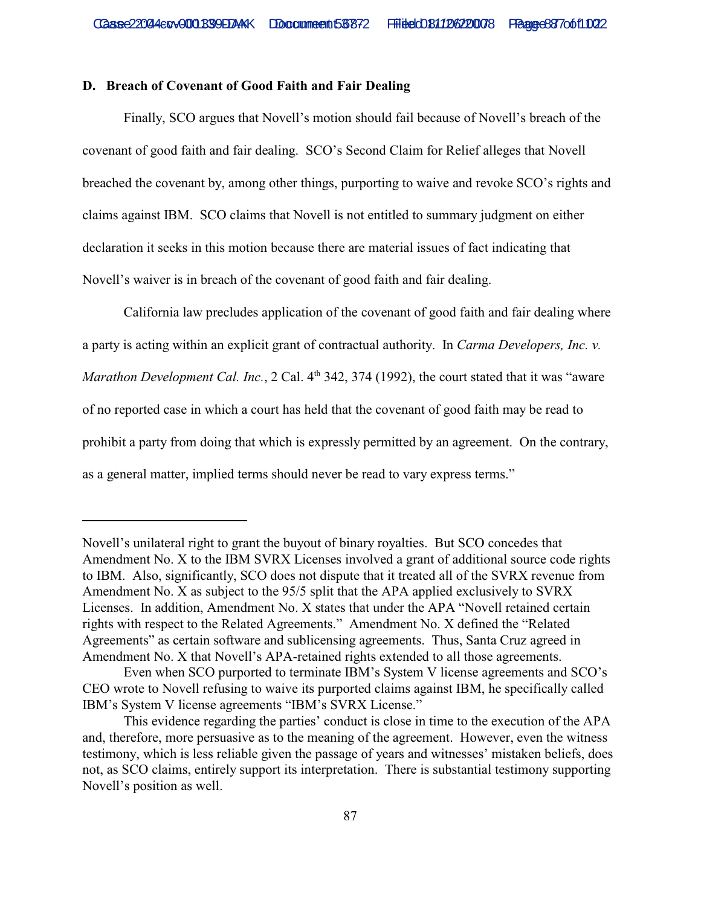### D. Breach of Covenant of Good Faith and Fair Dealing

Finally, SCO argues that Novell's motion should fail because of Novell's breach of the covenant of good faith and fair dealing. SCO's Second Claim for Relief alleges that Novell breached the covenant by, among other things, purporting to waive and revoke SCO's rights and claims against IBM. SCO claims that Novell is not entitled to summary judgment on either declaration it seeks in this motion because there are material issues of fact indicating that Novell's waiver is in breach of the covenant of good faith and fair dealing.

California law precludes application of the covenant of good faith and fair dealing where a party is acting within an explicit grant of contractual authority. In *Carma Developers, Inc. v. Marathon Development Cal. Inc.*, 2 Cal. 4th 342, 374 (1992), the court stated that it was "aware of no reported case in which a court has held that the covenant of good faith may be read to prohibit a party from doing that which is expressly permitted by an agreement. On the contrary, as a general matter, implied terms should never be read to vary express terms."

---

Novell's unilateral right to grant the buyout of binary royalties. But SCO concedes that Amendment No. X to the IBM SVRX Licenses involved a grant of additional source code rights to IBM. Also, significantly, SCO does not dispute that it treated all of the SVRX revenue from Amendment No. X as subject to the 95/5 split that the APA applied exclusively to SVRX Licenses. In addition, Amendment No. X states that under the APA "Novell retained certain rights with respect to the Related Agreements." Amendment No. X defined the "Related Agreements" as certain software and sublicensing agreements. Thus, Santa Cruz agreed in Amendment No. X that Novell's APA-retained rights extended to all those agreements.

Even when SCO purported to terminate IBM's System V license agreements and SCO's CEO wrote to Novell refusing to waive its purported claims against IBM, he specifically called IBM's System V license agreements "IBM's SVRX License."

This evidence regarding the parties' conduct is close in time to the execution of the APA and, therefore, more persuasive as to the meaning of the agreement. However, even the witness testimony, which is less reliable given the passage of years and witnesses' mistaken beliefs, does not, as SCO claims, entirely support its interpretation. There is substantial testimony supporting Novell's position as well.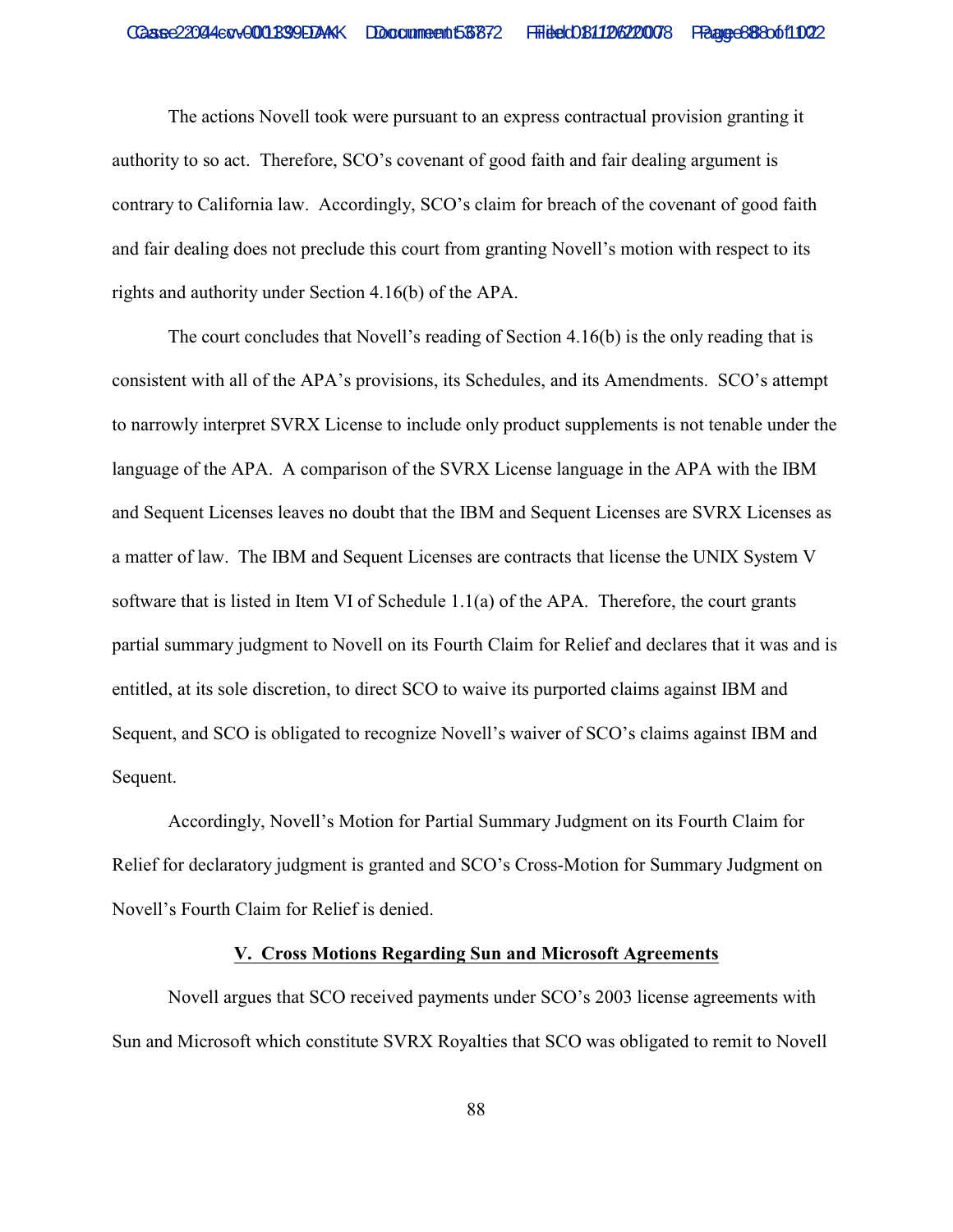The actions Novell took were pursuant to an express contractual provision granting it authority to so act. Therefore, SCO's covenant of good faith and fair dealing argument is contrary to California law. Accordingly, SCO's claim for breach of the covenant of good faith and fair dealing does not preclude this court from granting Novell's motion with respect to its rights and authority under Section 4.16(b) of the APA.

The court concludes that Novell's reading of Section 4.16(b) is the only reading that is consistent with all of the APA's provisions, its Schedules, and its Amendments. SCO's attempt to narrowly interpret SVRX License to include only product supplements is not tenable under the language of the APA. A comparison of the SVRX License language in the APA with the IBM and Sequent Licenses leaves no doubt that the IBM and Sequent Licenses are SVRX Licenses as a matter of law. The IBM and Sequent Licenses are contracts that license the UNIX System V software that is listed in Item VI of Schedule 1.1(a) of the APA. Therefore, the court grants partial summary judgment to Novell on its Fourth Claim for Relief and declares that it was and is entitled, at its sole discretion, to direct SCO to waive its purported claims against IBM and Sequent, and SCO is obligated to recognize Novell's waiver of SCO's claims against IBM and Sequent.

Accordingly, Novell's Motion for Partial Summary Judgment on its Fourth Claim for Relief for declaratory judgment is granted and SCO's Cross-Motion for Summary Judgment on Novell's Fourth Claim for Relief is denied.

## V. Cross Motions Regarding Sun and Microsoft Agreements

Novell argues that SCO received payments under SCO's 2003 license agreements with Sun and Microsoft which constitute SVRX Royalties that SCO was obligated to remit to Novell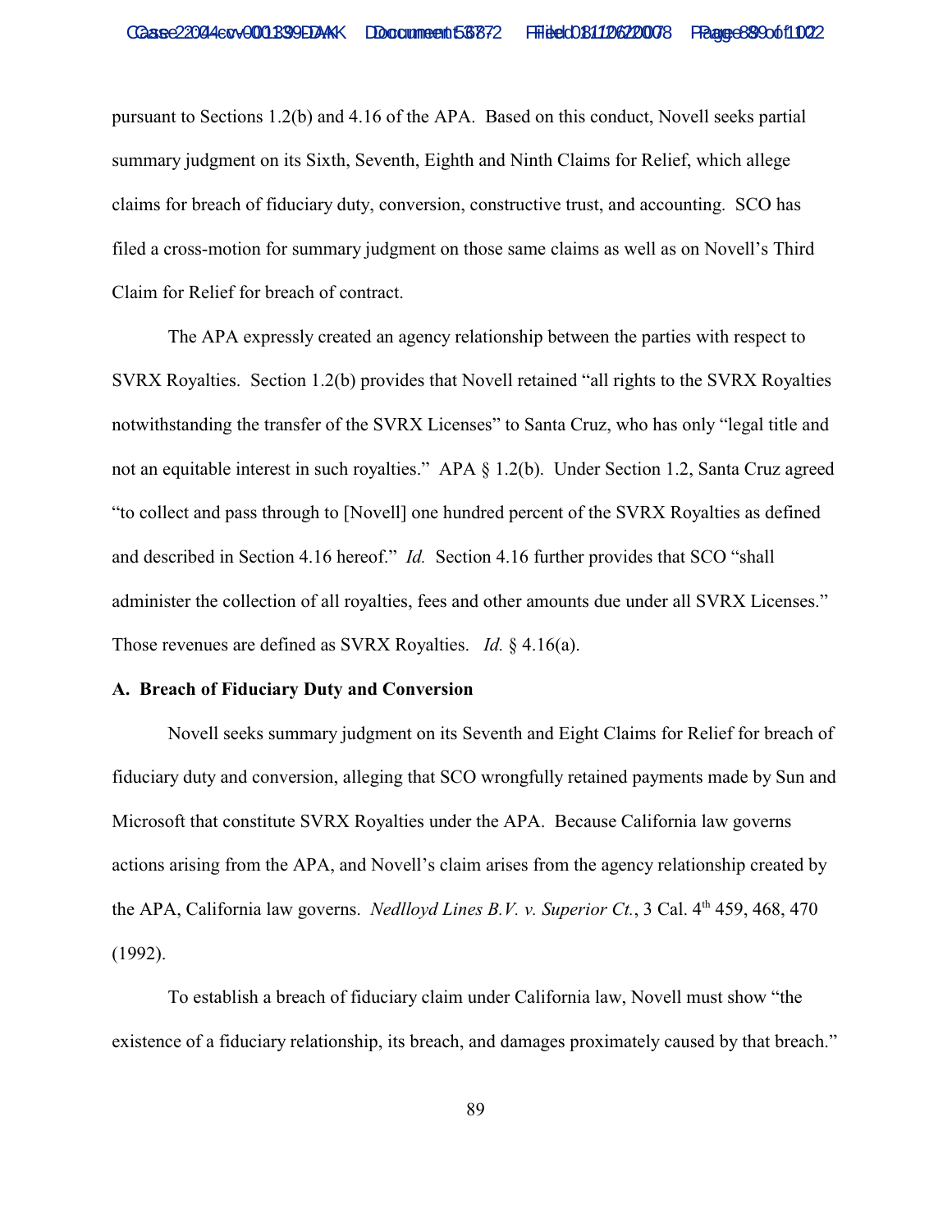pursuant to Sections 1.2(b) and 4.16 of the APA. Based on this conduct, Novell seeks partial summary judgment on its Sixth, Seventh, Eighth and Ninth Claims for Relief, which allege claims for breach of fiduciary duty, conversion, constructive trust, and accounting. SCO has filed a cross-motion for summary judgment on those same claims as well as on Novell's Third Claim for Relief for breach of contract.

The APA expressly created an agency relationship between the parties with respect to SVRX Royalties. Section 1.2(b) provides that Novell retained "all rights to the SVRX Royalties notwithstanding the transfer of the SVRX Licenses" to Santa Cruz, who has only "legal title and not an equitable interest in such royalties." APA § 1.2(b). Under Section 1.2, Santa Cruz agreed "to collect and pass through to [Novell] one hundred percent of the SVRX Royalties as defined and described in Section 4.16 hereof." *Id.* Section 4.16 further provides that SCO "shall administer the collection of all royalties, fees and other amounts due under all SVRX Licenses." Those revenues are defined as SVRX Royalties. *Id.* § 4.16(a).

**A. Breach of Fiduciary Duty and Conversion**

Novell seeks summary judgment on its Seventh and Eight Claims for Relief for breach of fiduciary duty and conversion, alleging that SCO wrongfully retained payments made by Sun and Microsoft that constitute SVRX Royalties under the APA. Because California law governs actions arising from the APA, and Novell's claim arises from the agency relationship created by the APA, California law governs. *Nedlloyd Lines B.V. v. Superior Ct.*, 3 Cal. 4th 459, 468, 470 (1992).

To establish a breach of fiduciary claim under California law, Novell must show "the existence of a fiduciary relationship, its breach, and damages proximately caused by that breach."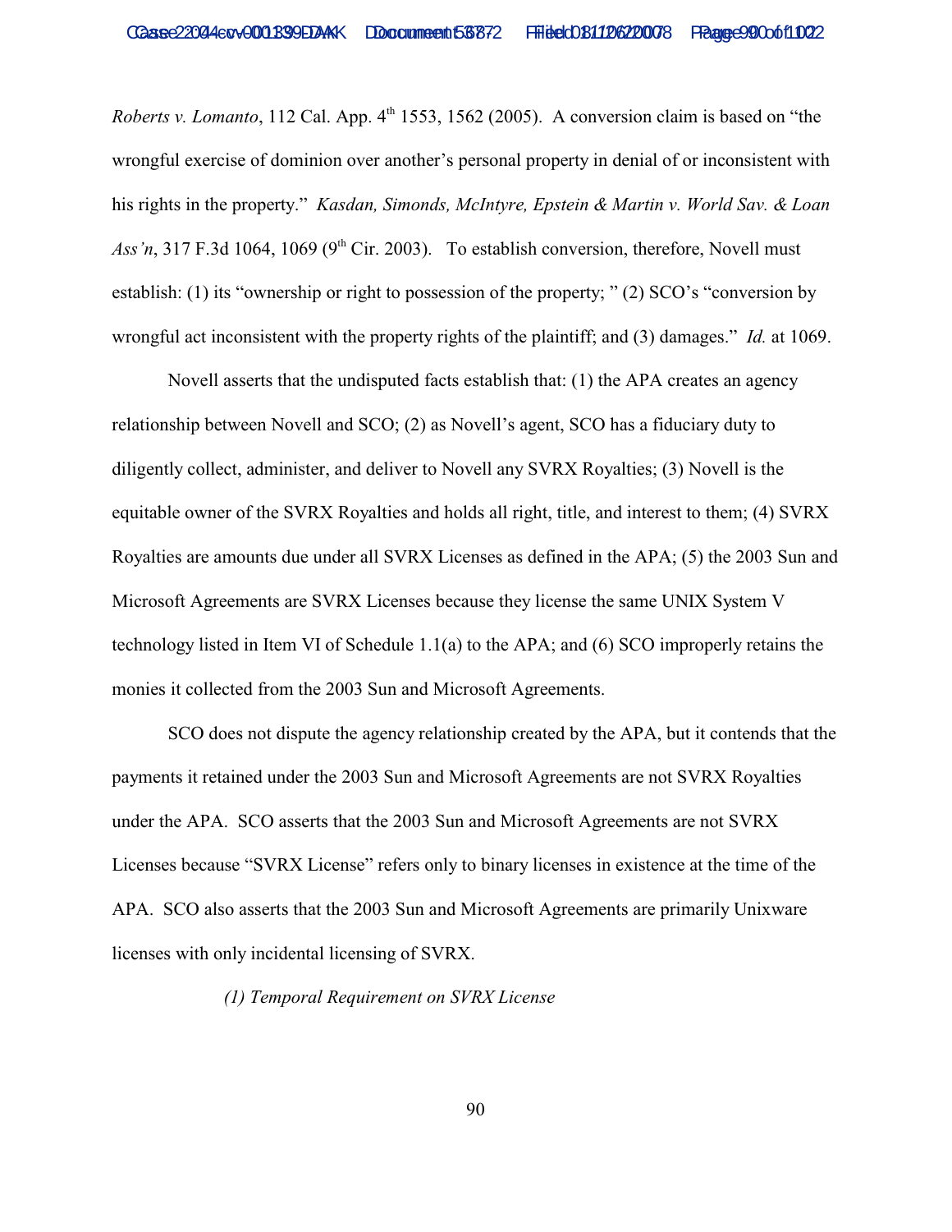*Roberts v. Lomanto*, 112 Cal. App. 4th 1553, 1562 (2005). A conversion claim is based on "the wrongful exercise of dominion over another's personal property in denial of or inconsistent with his rights in the property." *Kasdan, Simonds, McIntyre, Epstein & Martin v. World Sav. & Loan Ass'n*, 317 F.3d 1064, 1069 (9th Cir. 2003). To establish conversion, therefore, Novell must establish: (1) its "ownership or right to possession of the property; " (2) SCO's "conversion by wrongful act inconsistent with the property rights of the plaintiff; and (3) damages." *Id.* at 1069.

Novell asserts that the undisputed facts establish that: (1) the APA creates an agency relationship between Novell and SCO; (2) as Novell's agent, SCO has a fiduciary duty to diligently collect, administer, and deliver to Novell any SVRX Royalties; (3) Novell is the equitable owner of the SVRX Royalties and holds all right, title, and interest to them; (4) SVRX Royalties are amounts due under all SVRX Licenses as defined in the APA; (5) the 2003 Sun and Microsoft Agreements are SVRX Licenses because they license the same UNIX System V technology listed in Item VI of Schedule 1.1(a) to the APA; and (6) SCO improperly retains the monies it collected from the 2003 Sun and Microsoft Agreements.

SCO does not dispute the agency relationship created by the APA, but it contends that the payments it retained under the 2003 Sun and Microsoft Agreements are not SVRX Royalties under the APA. SCO asserts that the 2003 Sun and Microsoft Agreements are not SVRX Licenses because "SVRX License" refers only to binary licenses in existence at the time of the APA. SCO also asserts that the 2003 Sun and Microsoft Agreements are primarily Unixware licenses with only incidental licensing of SVRX.

*(1) Temporal Requirement on SVRX License*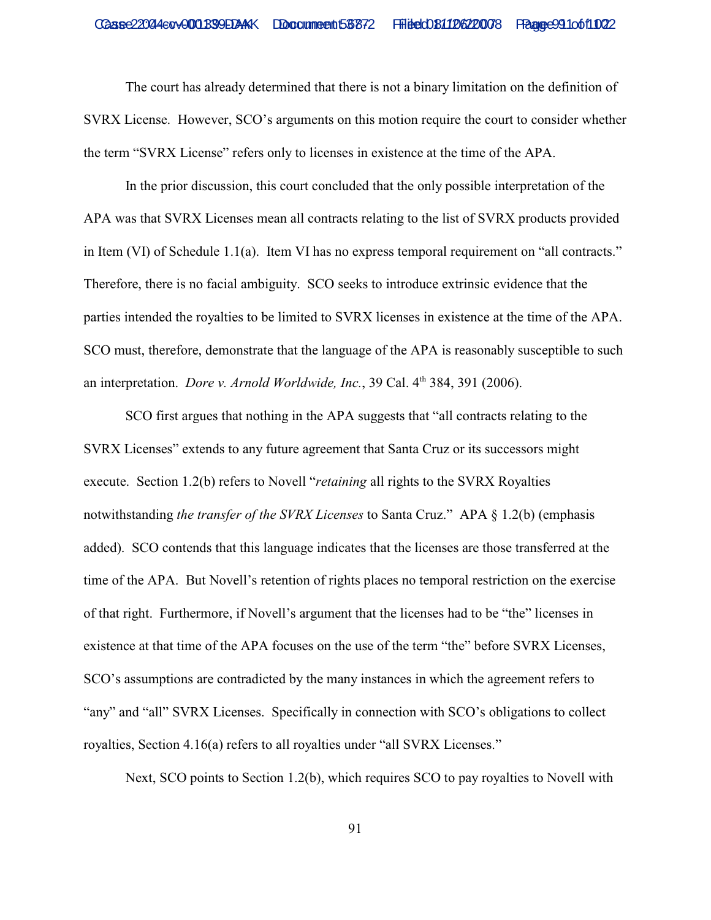The court has already determined that there is not a binary limitation on the definition of SVRX License. However, SCO's arguments on this motion require the court to consider whether the term "SVRX License" refers only to licenses in existence at the time of the APA.

In the prior discussion, this court concluded that the only possible interpretation of the APA was that SVRX Licenses mean all contracts relating to the list of SVRX products provided in Item (VI) of Schedule 1.1(a). Item VI has no express temporal requirement on "all contracts." Therefore, there is no facial ambiguity. SCO seeks to introduce extrinsic evidence that the parties intended the royalties to be limited to SVRX licenses in existence at the time of the APA. SCO must, therefore, demonstrate that the language of the APA is reasonably susceptible to such an interpretation. *Dore v. Arnold Worldwide, Inc.*, 39 Cal. 4th 384, 391 (2006).

SCO first argues that nothing in the APA suggests that "all contracts relating to the SVRX Licenses" extends to any future agreement that Santa Cruz or its successors might execute. Section 1.2(b) refers to Novell "*retaining* all rights to the SVRX Royalties notwithstanding *the transfer of the SVRX Licenses* to Santa Cruz." APA § 1.2(b) (emphasis added). SCO contends that this language indicates that the licenses are those transferred at the time of the APA. But Novell's retention of rights places no temporal restriction on the exercise of that right. Furthermore, if Novell's argument that the licenses had to be "the" licenses in existence at that time of the APA focuses on the use of the term "the" before SVRX Licenses, SCO's assumptions are contradicted by the many instances in which the agreement refers to "any" and "all" SVRX Licenses. Specifically in connection with SCO's obligations to collect royalties, Section 4.16(a) refers to all royalties under "all SVRX Licenses."

Next, SCO points to Section 1.2(b), which requires SCO to pay royalties to Novell with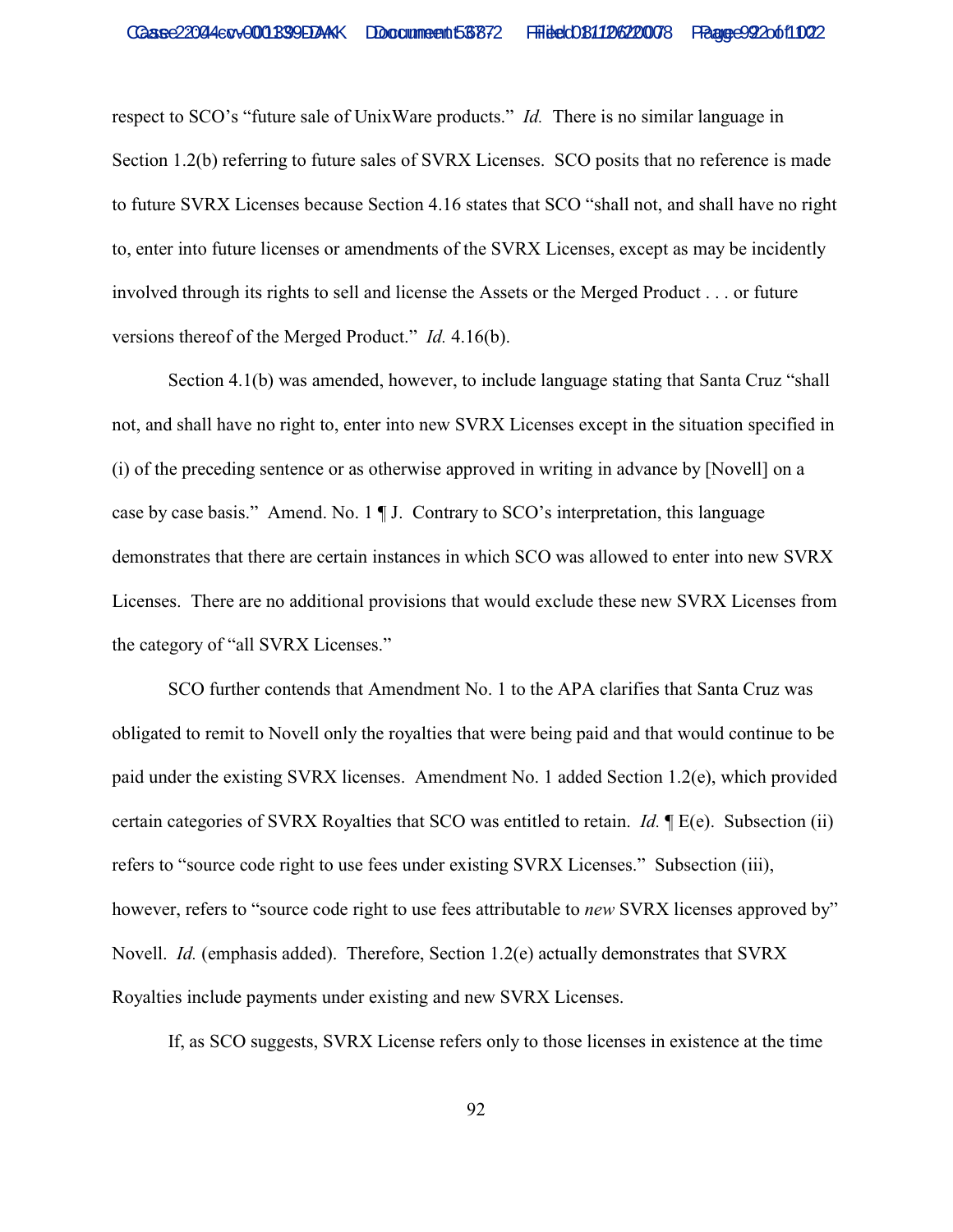respect to SCO's "future sale of UnixWare products." *Id.* There is no similar language in Section 1.2(b) referring to future sales of SVRX Licenses. SCO posits that no reference is made to future SVRX Licenses because Section 4.16 states that SCO "shall not, and shall have no right to, enter into future licenses or amendments of the SVRX Licenses, except as may be incidently involved through its rights to sell and license the Assets or the Merged Product . . . or future versions thereof of the Merged Product." *Id.* 4.16(b).

Section 4.1(b) was amended, however, to include language stating that Santa Cruz "shall not, and shall have no right to, enter into new SVRX Licenses except in the situation specified in (i) of the preceding sentence or as otherwise approved in writing in advance by [Novell] on a case by case basis." Amend. No. 1 ¶ J. Contrary to SCO's interpretation, this language demonstrates that there are certain instances in which SCO was allowed to enter into new SVRX Licenses. There are no additional provisions that would exclude these new SVRX Licenses from the category of "all SVRX Licenses."

SCO further contends that Amendment No. 1 to the APA clarifies that Santa Cruz was obligated to remit to Novell only the royalties that were being paid and that would continue to be paid under the existing SVRX licenses. Amendment No. 1 added Section 1.2(e), which provided certain categories of SVRX Royalties that SCO was entitled to retain. *Id.* ¶ E(e). Subsection (ii) refers to "source code right to use fees under existing SVRX Licenses." Subsection (iii), however, refers to "source code right to use fees attributable to *new* SVRX licenses approved by" Novell. *Id.* (emphasis added). Therefore, Section 1.2(e) actually demonstrates that SVRX Royalties include payments under existing and new SVRX Licenses.

If, as SCO suggests, SVRX License refers only to those licenses in existence at the time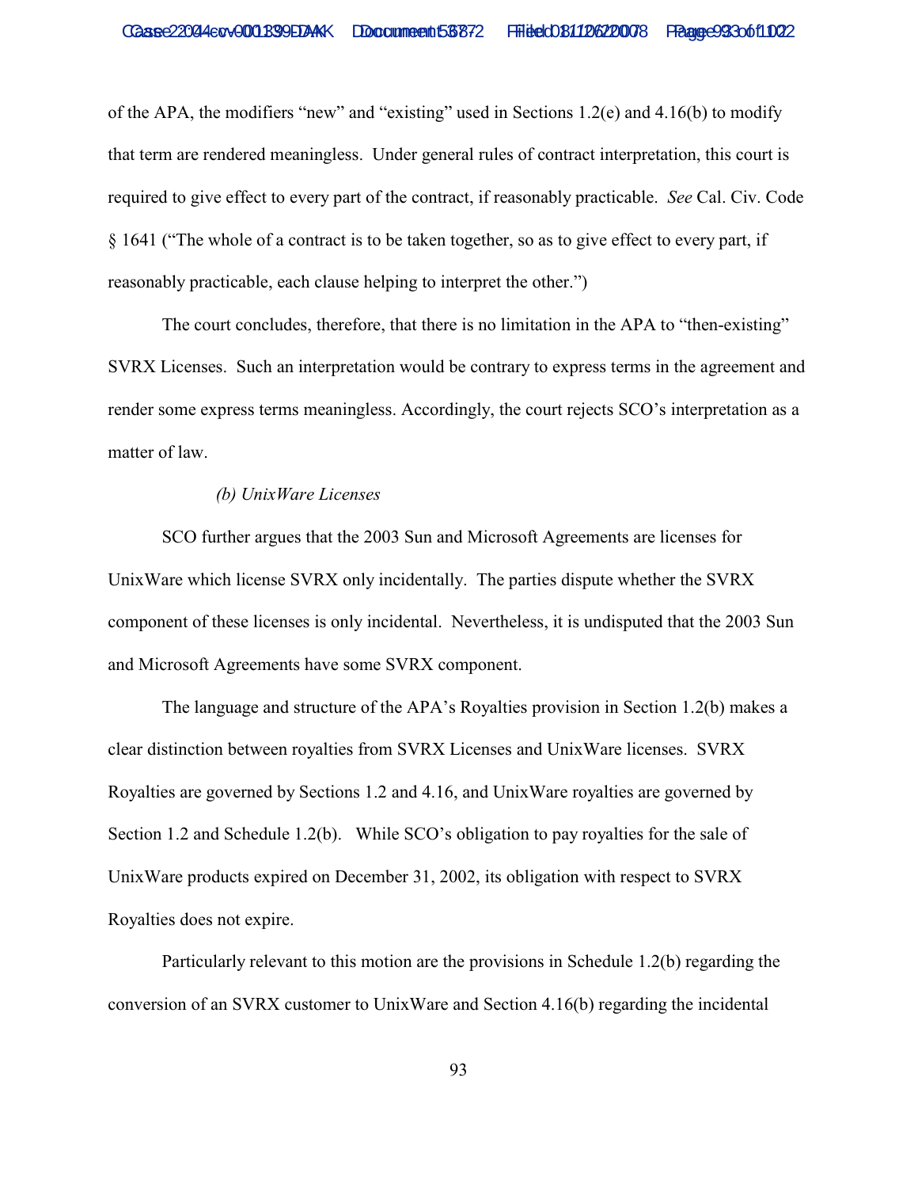of the APA, the modifiers "new" and "existing" used in Sections 1.2(e) and 4.16(b) to modify that term are rendered meaningless. Under general rules of contract interpretation, this court is required to give effect to every part of the contract, if reasonably practicable. *See* Cal. Civ. Code § 1641 ("The whole of a contract is to be taken together, so as to give effect to every part, if reasonably practicable, each clause helping to interpret the other.")

The court concludes, therefore, that there is no limitation in the APA to "then-existing" SVRX Licenses. Such an interpretation would be contrary to express terms in the agreement and render some express terms meaningless. Accordingly, the court rejects SCO's interpretation as a matter of law.

*(b) UnixWare Licenses*

SCO further argues that the 2003 Sun and Microsoft Agreements are licenses for UnixWare which license SVRX only incidentally. The parties dispute whether the SVRX component of these licenses is only incidental. Nevertheless, it is undisputed that the 2003 Sun and Microsoft Agreements have some SVRX component.

The language and structure of the APA's Royalties provision in Section 1.2(b) makes a clear distinction between royalties from SVRX Licenses and UnixWare licenses. SVRX Royalties are governed by Sections 1.2 and 4.16, and UnixWare royalties are governed by Section 1.2 and Schedule 1.2(b). While SCO's obligation to pay royalties for the sale of UnixWare products expired on December 31, 2002, its obligation with respect to SVRX Royalties does not expire.

Particularly relevant to this motion are the provisions in Schedule 1.2(b) regarding the conversion of an SVRX customer to UnixWare and Section 4.16(b) regarding the incidental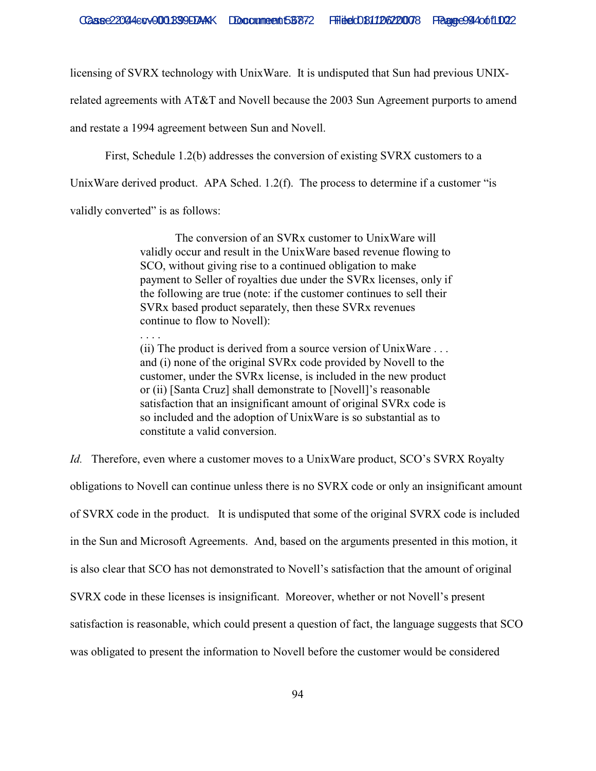licensing of SVRX technology with UnixWare. It is undisputed that Sun had previous UNIX-related agreements with AT&T and Novell because the 2003 Sun Agreement purports to amend and restate a 1994 agreement between Sun and Novell.

First, Schedule 1.2(b) addresses the conversion of existing SVRX customers to a UnixWare derived product. APA Sched. 1.2(f). The process to determine if a customer "is validly converted" is as follows:

> The conversion of an SVRx customer to UnixWare will validly occur and result in the UnixWare based revenue flowing to SCO, without giving rise to a continued obligation to make payment to Seller of royalties due under the SVRx licenses, only if the following are true (note: if the customer continues to sell their SVRx based product separately, then these SVRx revenues continue to flow to Novell):
>
> . . . .
>
> (ii) The product is derived from a source version of UnixWare . . . and (i) none of the original SVRx code provided by Novell to the customer, under the SVRx license, is included in the new product or (ii) [Santa Cruz] shall demonstrate to [Novell]'s reasonable satisfaction that an insignificant amount of original SVRx code is so included and the adoption of UnixWare is so substantial as to constitute a valid conversion.

*Id.* Therefore, even where a customer moves to a UnixWare product, SCO's SVRX Royalty obligations to Novell can continue unless there is no SVRX code or only an insignificant amount of SVRX code in the product. It is undisputed that some of the original SVRX code is included in the Sun and Microsoft Agreements. And, based on the arguments presented in this motion, it is also clear that SCO has not demonstrated to Novell's satisfaction that the amount of original SVRX code in these licenses is insignificant. Moreover, whether or not Novell's present satisfaction is reasonable, which could present a question of fact, the language suggests that SCO was obligated to present the information to Novell before the customer would be considered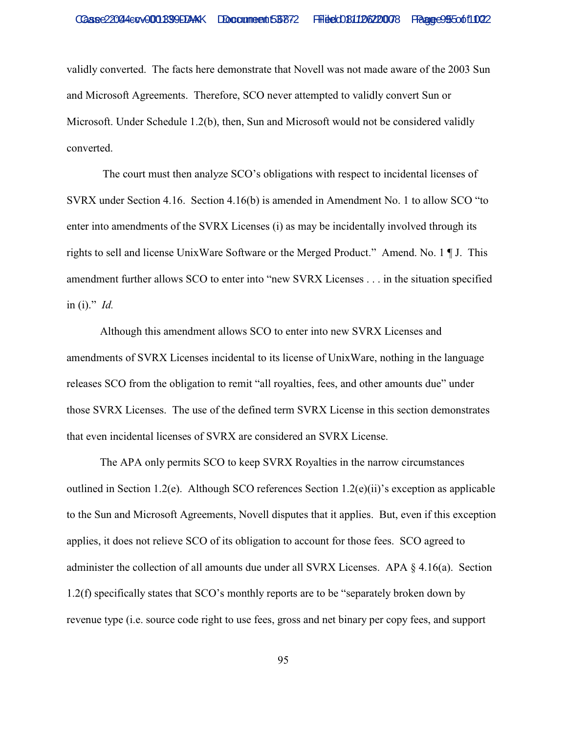validly converted. The facts here demonstrate that Novell was not made aware of the 2003 Sun and Microsoft Agreements. Therefore, SCO never attempted to validly convert Sun or Microsoft. Under Schedule 1.2(b), then, Sun and Microsoft would not be considered validly converted.

The court must then analyze SCO's obligations with respect to incidental licenses of SVRX under Section 4.16. Section 4.16(b) is amended in Amendment No. 1 to allow SCO "to enter into amendments of the SVRX Licenses (i) as may be incidentally involved through its rights to sell and license UnixWare Software or the Merged Product." Amend. No. 1 ¶ J. This amendment further allows SCO to enter into "new SVRX Licenses . . . in the situation specified in (i)." *Id.*

Although this amendment allows SCO to enter into new SVRX Licenses and amendments of SVRX Licenses incidental to its license of UnixWare, nothing in the language releases SCO from the obligation to remit "all royalties, fees, and other amounts due" under those SVRX Licenses. The use of the defined term SVRX License in this section demonstrates that even incidental licenses of SVRX are considered an SVRX License.

The APA only permits SCO to keep SVRX Royalties in the narrow circumstances outlined in Section 1.2(e). Although SCO references Section 1.2(e)(ii)'s exception as applicable to the Sun and Microsoft Agreements, Novell disputes that it applies. But, even if this exception applies, it does not relieve SCO of its obligation to account for those fees. SCO agreed to administer the collection of all amounts due under all SVRX Licenses. APA § 4.16(a). Section 1.2(f) specifically states that SCO's monthly reports are to be "separately broken down by revenue type (i.e. source code right to use fees, gross and net binary per copy fees, and support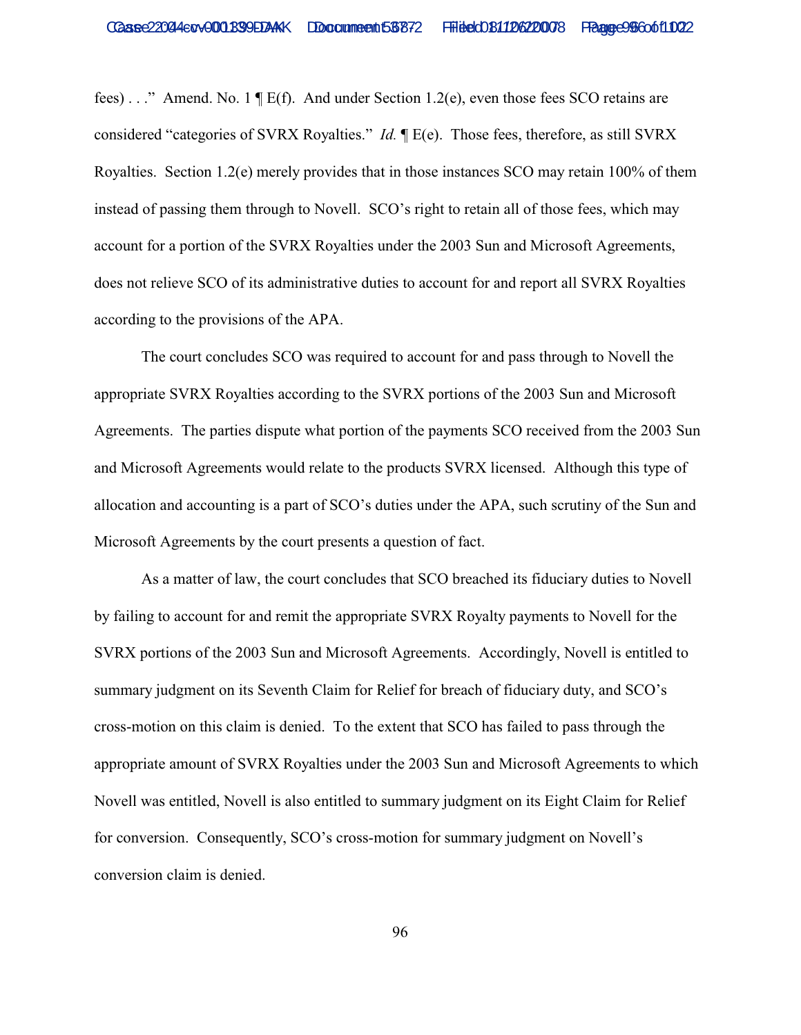fees) . . ." Amend. No. 1 ¶ E(f). And under Section 1.2(e), even those fees SCO retains are considered "categories of SVRX Royalties." *Id.* ¶ E(e). Those fees, therefore, as still SVRX Royalties. Section 1.2(e) merely provides that in those instances SCO may retain 100% of them instead of passing them through to Novell. SCO's right to retain all of those fees, which may account for a portion of the SVRX Royalties under the 2003 Sun and Microsoft Agreements, does not relieve SCO of its administrative duties to account for and report all SVRX Royalties according to the provisions of the APA.

The court concludes SCO was required to account for and pass through to Novell the appropriate SVRX Royalties according to the SVRX portions of the 2003 Sun and Microsoft Agreements. The parties dispute what portion of the payments SCO received from the 2003 Sun and Microsoft Agreements would relate to the products SVRX licensed. Although this type of allocation and accounting is a part of SCO's duties under the APA, such scrutiny of the Sun and Microsoft Agreements by the court presents a question of fact.

As a matter of law, the court concludes that SCO breached its fiduciary duties to Novell by failing to account for and remit the appropriate SVRX Royalty payments to Novell for the SVRX portions of the 2003 Sun and Microsoft Agreements. Accordingly, Novell is entitled to summary judgment on its Seventh Claim for Relief for breach of fiduciary duty, and SCO's cross-motion on this claim is denied. To the extent that SCO has failed to pass through the appropriate amount of SVRX Royalties under the 2003 Sun and Microsoft Agreements to which Novell was entitled, Novell is also entitled to summary judgment on its Eight Claim for Relief for conversion. Consequently, SCO's cross-motion for summary judgment on Novell's conversion claim is denied.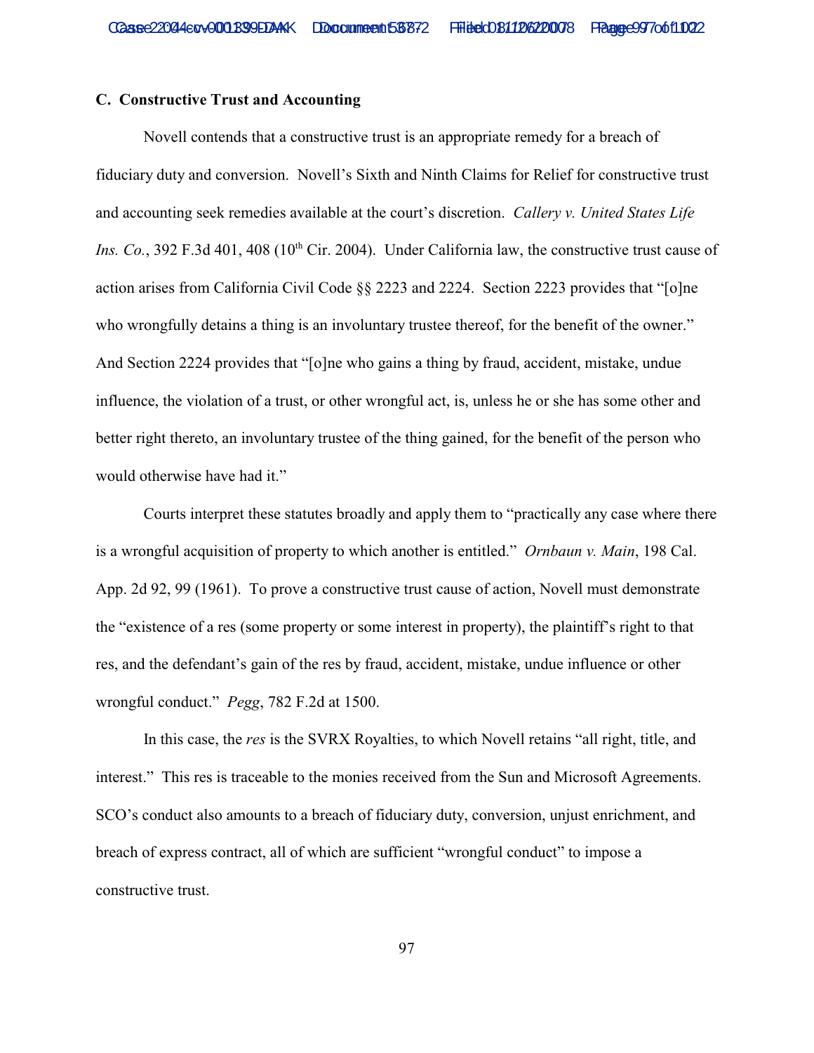### C. Constructive Trust and Accounting

Novell contends that a constructive trust is an appropriate remedy for a breach of fiduciary duty and conversion. Novell's Sixth and Ninth Claims for Relief for constructive trust and accounting seek remedies available at the court's discretion. *Callery v. United States Life Ins. Co.*, 392 F.3d 401, 408 (10th Cir. 2004). Under California law, the constructive trust cause of action arises from California Civil Code §§ 2223 and 2224. Section 2223 provides that "[o]ne who wrongfully detains a thing is an involuntary trustee thereof, for the benefit of the owner." And Section 2224 provides that "[o]ne who gains a thing by fraud, accident, mistake, undue influence, the violation of a trust, or other wrongful act, is, unless he or she has some other and better right thereto, an involuntary trustee of the thing gained, for the benefit of the person who would otherwise have had it."

Courts interpret these statutes broadly and apply them to "practically any case where there is a wrongful acquisition of property to which another is entitled." *Ornbaun v. Main*, 198 Cal. App. 2d 92, 99 (1961). To prove a constructive trust cause of action, Novell must demonstrate the "existence of a res (some property or some interest in property), the plaintiff's right to that res, and the defendant's gain of the res by fraud, accident, mistake, undue influence or other wrongful conduct." *Pegg*, 782 F.2d at 1500.

In this case, the *res* is the SVRX Royalties, to which Novell retains "all right, title, and interest." This res is traceable to the monies received from the Sun and Microsoft Agreements. SCO's conduct also amounts to a breach of fiduciary duty, conversion, unjust enrichment, and breach of express contract, all of which are sufficient "wrongful conduct" to impose a constructive trust.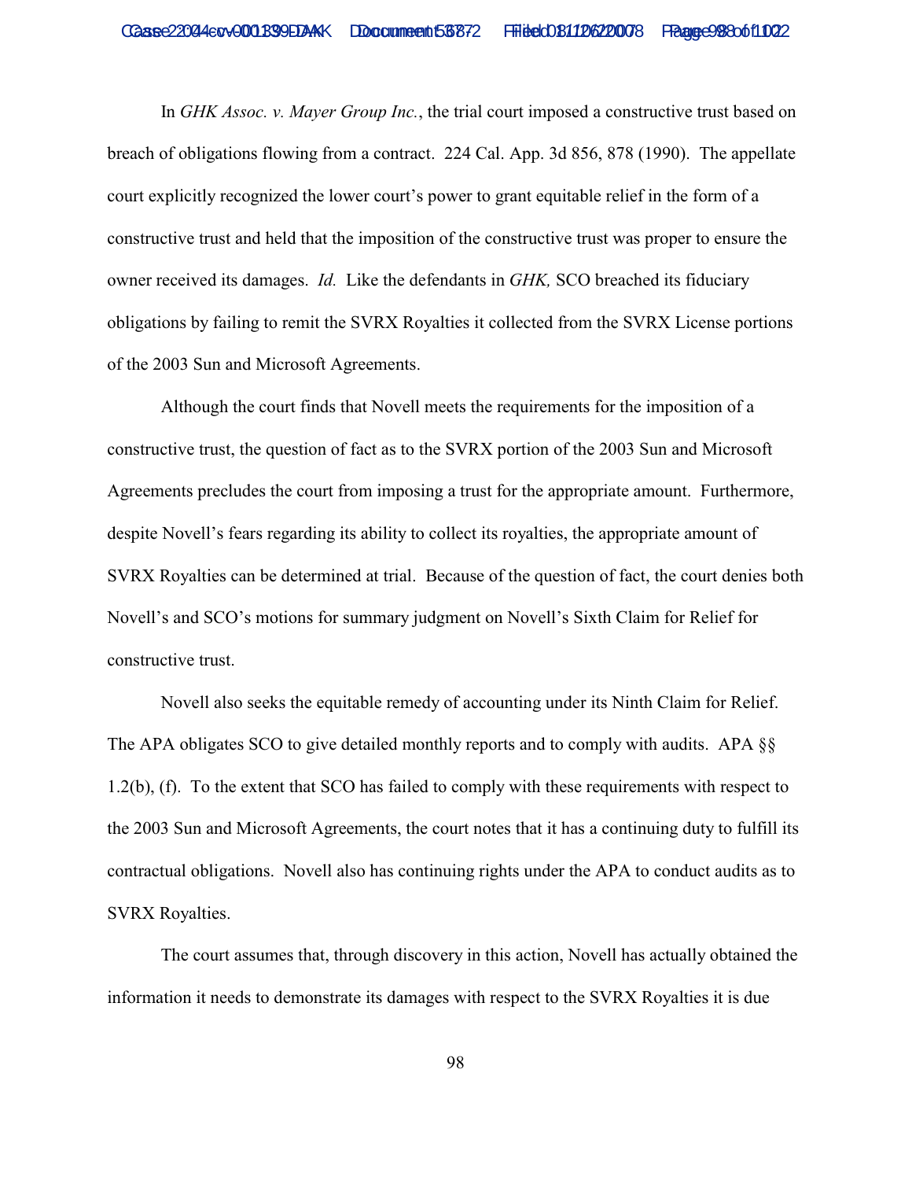In *GHK Assoc. v. Mayer Group Inc.*, the trial court imposed a constructive trust based on breach of obligations flowing from a contract. 224 Cal. App. 3d 856, 878 (1990). The appellate court explicitly recognized the lower court's power to grant equitable relief in the form of a constructive trust and held that the imposition of the constructive trust was proper to ensure the owner received its damages. *Id.* Like the defendants in *GHK,* SCO breached its fiduciary obligations by failing to remit the SVRX Royalties it collected from the SVRX License portions of the 2003 Sun and Microsoft Agreements.

Although the court finds that Novell meets the requirements for the imposition of a constructive trust, the question of fact as to the SVRX portion of the 2003 Sun and Microsoft Agreements precludes the court from imposing a trust for the appropriate amount. Furthermore, despite Novell's fears regarding its ability to collect its royalties, the appropriate amount of SVRX Royalties can be determined at trial. Because of the question of fact, the court denies both Novell's and SCO's motions for summary judgment on Novell's Sixth Claim for Relief for constructive trust.

Novell also seeks the equitable remedy of accounting under its Ninth Claim for Relief. The APA obligates SCO to give detailed monthly reports and to comply with audits. APA §§ 1.2(b), (f). To the extent that SCO has failed to comply with these requirements with respect to the 2003 Sun and Microsoft Agreements, the court notes that it has a continuing duty to fulfill its contractual obligations. Novell also has continuing rights under the APA to conduct audits as to SVRX Royalties.

The court assumes that, through discovery in this action, Novell has actually obtained the information it needs to demonstrate its damages with respect to the SVRX Royalties it is due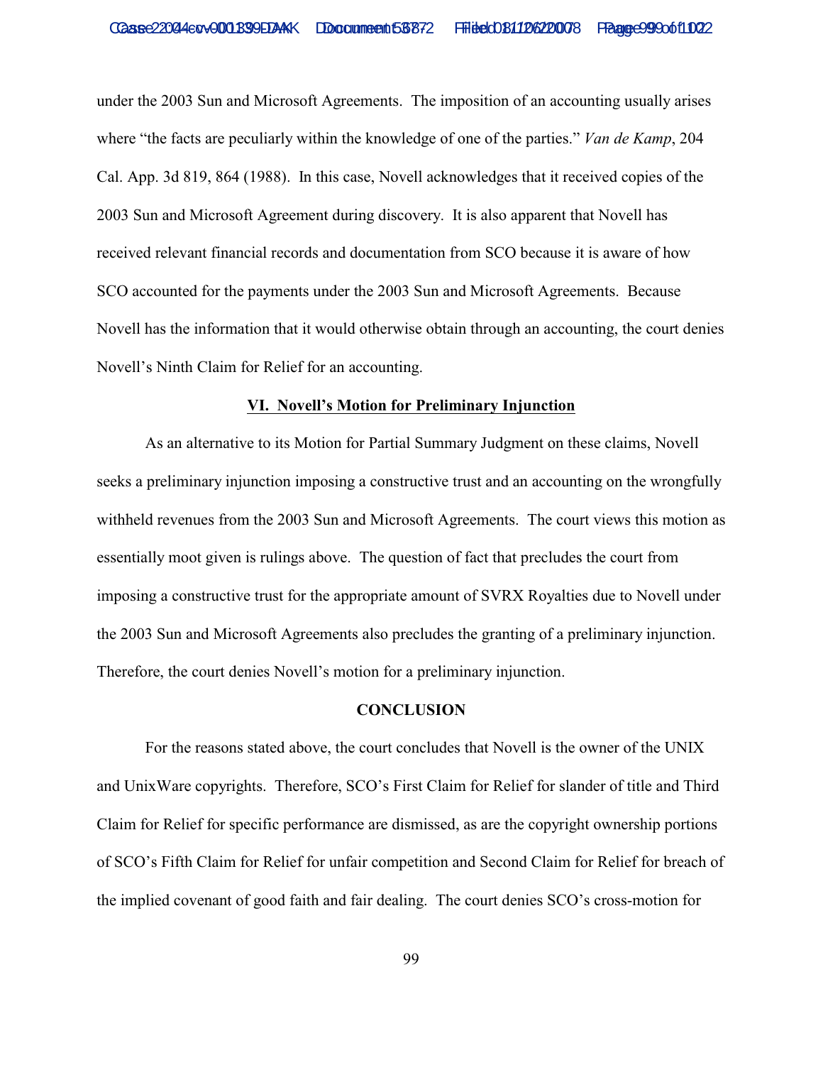under the 2003 Sun and Microsoft Agreements. The imposition of an accounting usually arises where "the facts are peculiarly within the knowledge of one of the parties." *Van de Kamp*, 204 Cal. App. 3d 819, 864 (1988). In this case, Novell acknowledges that it received copies of the 2003 Sun and Microsoft Agreement during discovery. It is also apparent that Novell has received relevant financial records and documentation from SCO because it is aware of how SCO accounted for the payments under the 2003 Sun and Microsoft Agreements. Because Novell has the information that it would otherwise obtain through an accounting, the court denies Novell's Ninth Claim for Relief for an accounting.

## VI. Novell's Motion for Preliminary Injunction

As an alternative to its Motion for Partial Summary Judgment on these claims, Novell seeks a preliminary injunction imposing a constructive trust and an accounting on the wrongfully withheld revenues from the 2003 Sun and Microsoft Agreements. The court views this motion as essentially moot given is rulings above. The question of fact that precludes the court from imposing a constructive trust for the appropriate amount of SVRX Royalties due to Novell under the 2003 Sun and Microsoft Agreements also precludes the granting of a preliminary injunction. Therefore, the court denies Novell's motion for a preliminary injunction.

## CONCLUSION

For the reasons stated above, the court concludes that Novell is the owner of the UNIX and UnixWare copyrights. Therefore, SCO's First Claim for Relief for slander of title and Third Claim for Relief for specific performance are dismissed, as are the copyright ownership portions of SCO's Fifth Claim for Relief for unfair competition and Second Claim for Relief for breach of the implied covenant of good faith and fair dealing. The court denies SCO's cross-motion for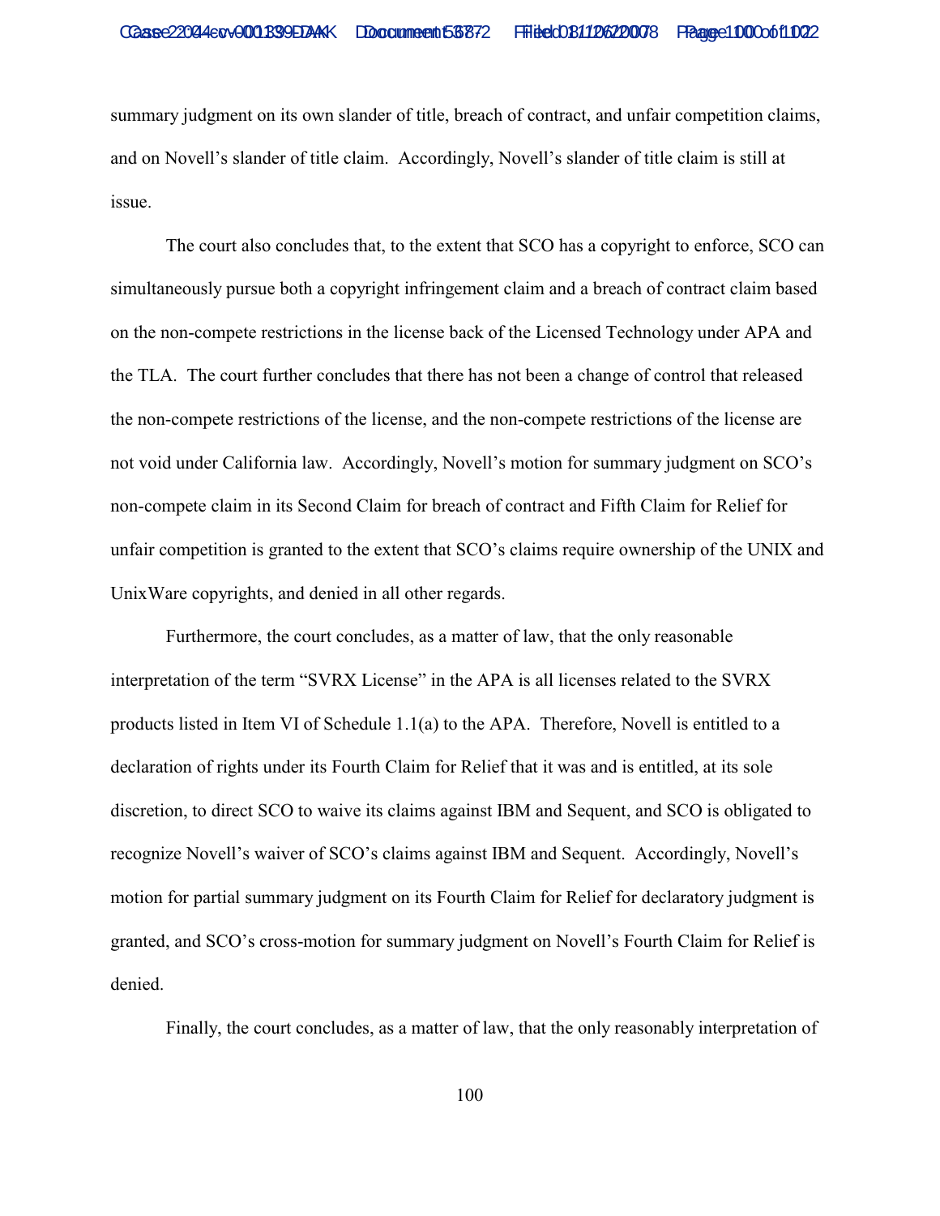summary judgment on its own slander of title, breach of contract, and unfair competition claims, and on Novell's slander of title claim. Accordingly, Novell's slander of title claim is still at issue.

The court also concludes that, to the extent that SCO has a copyright to enforce, SCO can simultaneously pursue both a copyright infringement claim and a breach of contract claim based on the non-compete restrictions in the license back of the Licensed Technology under APA and the TLA. The court further concludes that there has not been a change of control that released the non-compete restrictions of the license, and the non-compete restrictions of the license are not void under California law. Accordingly, Novell's motion for summary judgment on SCO's non-compete claim in its Second Claim for breach of contract and Fifth Claim for Relief for unfair competition is granted to the extent that SCO's claims require ownership of the UNIX and UnixWare copyrights, and denied in all other regards.

Furthermore, the court concludes, as a matter of law, that the only reasonable interpretation of the term "SVRX License" in the APA is all licenses related to the SVRX products listed in Item VI of Schedule 1.1(a) to the APA. Therefore, Novell is entitled to a declaration of rights under its Fourth Claim for Relief that it was and is entitled, at its sole discretion, to direct SCO to waive its claims against IBM and Sequent, and SCO is obligated to recognize Novell's waiver of SCO's claims against IBM and Sequent. Accordingly, Novell's motion for partial summary judgment on its Fourth Claim for Relief for declaratory judgment is granted, and SCO's cross-motion for summary judgment on Novell's Fourth Claim for Relief is denied.

Finally, the court concludes, as a matter of law, that the only reasonably interpretation of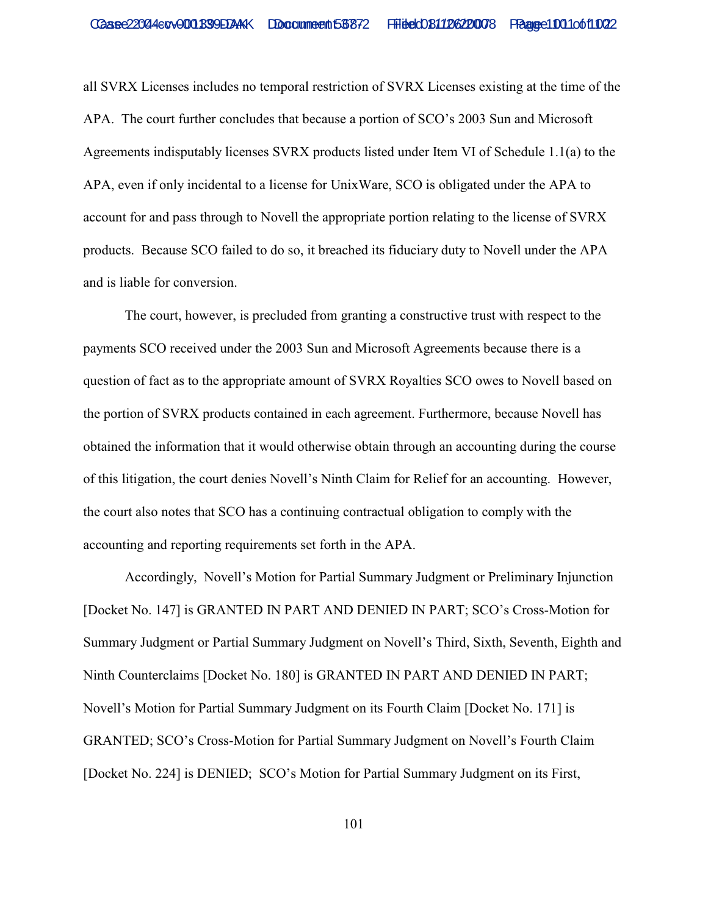all SVRX Licenses includes no temporal restriction of SVRX Licenses existing at the time of the APA. The court further concludes that because a portion of SCO's 2003 Sun and Microsoft Agreements indisputably licenses SVRX products listed under Item VI of Schedule 1.1(a) to the APA, even if only incidental to a license for UnixWare, SCO is obligated under the APA to account for and pass through to Novell the appropriate portion relating to the license of SVRX products. Because SCO failed to do so, it breached its fiduciary duty to Novell under the APA and is liable for conversion.

The court, however, is precluded from granting a constructive trust with respect to the payments SCO received under the 2003 Sun and Microsoft Agreements because there is a question of fact as to the appropriate amount of SVRX Royalties SCO owes to Novell based on the portion of SVRX products contained in each agreement. Furthermore, because Novell has obtained the information that it would otherwise obtain through an accounting during the course of this litigation, the court denies Novell's Ninth Claim for Relief for an accounting. However, the court also notes that SCO has a continuing contractual obligation to comply with the accounting and reporting requirements set forth in the APA.

Accordingly, Novell's Motion for Partial Summary Judgment or Preliminary Injunction [Docket No. 147] is GRANTED IN PART AND DENIED IN PART; SCO's Cross-Motion for Summary Judgment or Partial Summary Judgment on Novell's Third, Sixth, Seventh, Eighth and Ninth Counterclaims [Docket No. 180] is GRANTED IN PART AND DENIED IN PART; Novell's Motion for Partial Summary Judgment on its Fourth Claim [Docket No. 171] is GRANTED; SCO's Cross-Motion for Partial Summary Judgment on Novell's Fourth Claim [Docket No. 224] is DENIED; SCO's Motion for Partial Summary Judgment on its First,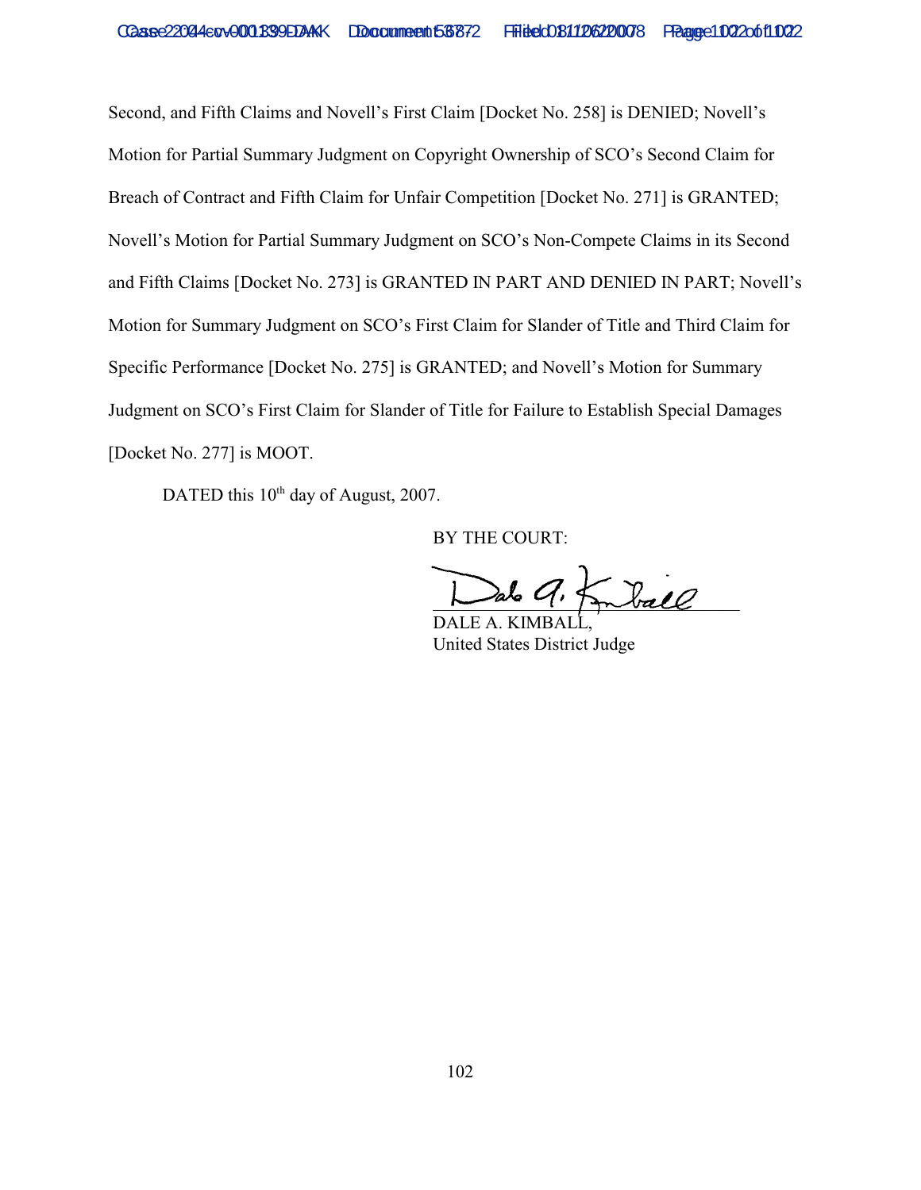Second, and Fifth Claims and Novell's First Claim [Docket No. 258] is DENIED; Novell's Motion for Partial Summary Judgment on Copyright Ownership of SCO's Second Claim for Breach of Contract and Fifth Claim for Unfair Competition [Docket No. 271] is GRANTED; Novell's Motion for Partial Summary Judgment on SCO's Non-Compete Claims in its Second and Fifth Claims [Docket No. 273] is GRANTED IN PART AND DENIED IN PART; Novell's Motion for Summary Judgment on SCO's First Claim for Slander of Title and Third Claim for Specific Performance [Docket No. 275] is GRANTED; and Novell's Motion for Summary Judgment on SCO's First Claim for Slander of Title for Failure to Establish Special Damages [Docket No. 277] is MOOT.

DATED this 10th day of August, 2007.

BY THE COURT:

DALE A. KIMBALL,
United States District Judge